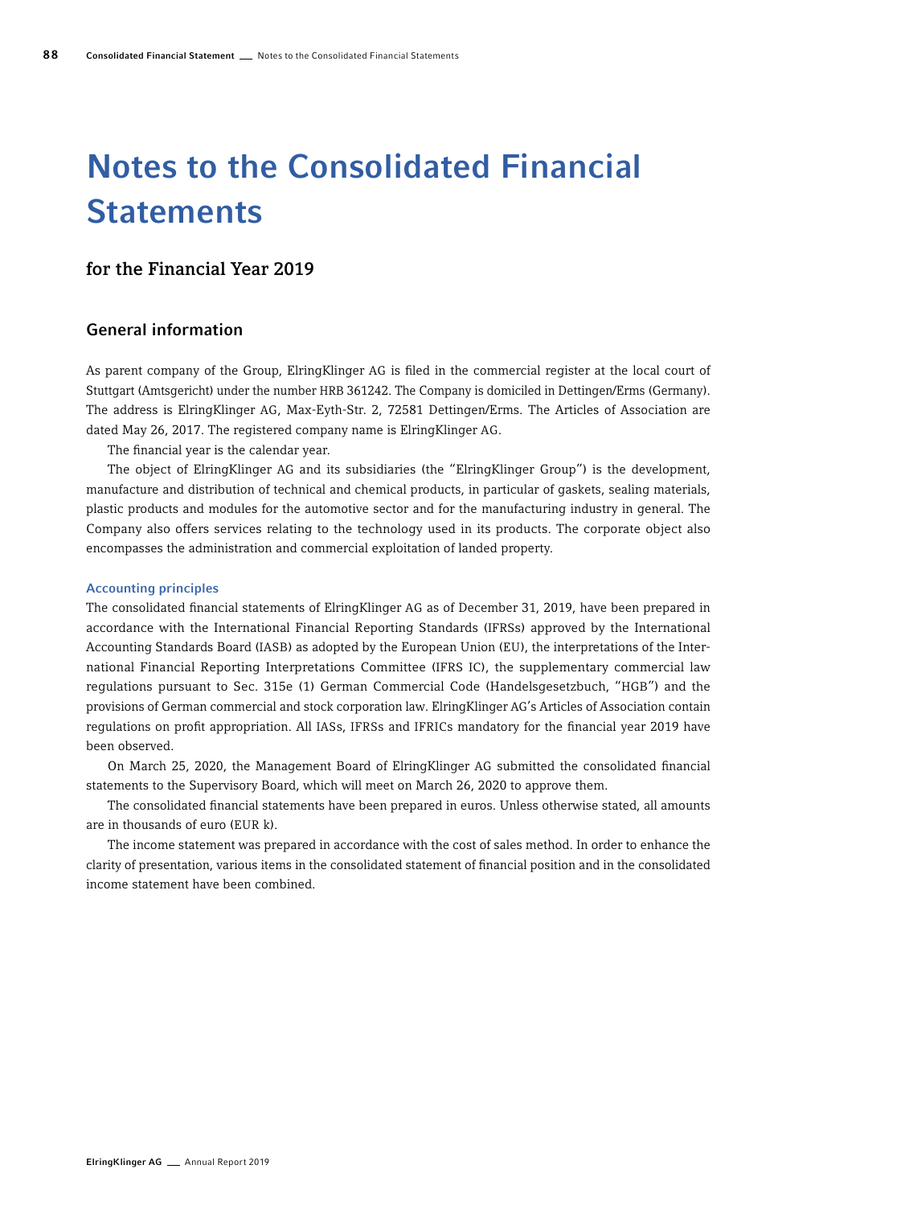# Notes to the Consolidated Financial Statements

## for the Financial Year 2019

## General information

As parent company of the Group, ElringKlinger AG is filed in the commercial register at the local court of Stuttgart (Amtsgericht) under the number HRB 361242. The Company is domiciled in Dettingen/Erms (Germany). The address is ElringKlinger AG, Max-Eyth-Str. 2, 72581 Dettingen/Erms. The Articles of Association are dated May 26, 2017. The registered company name is ElringKlinger AG.

The financial year is the calendar year.

The object of ElringKlinger AG and its subsidiaries (the "ElringKlinger Group") is the development, manufacture and distribution of technical and chemical products, in particular of gaskets, sealing materials, plastic products and modules for the automotive sector and for the manufacturing industry in general. The Company also offers services relating to the technology used in its products. The corporate object also encompasses the administration and commercial exploitation of landed property.

### Accounting principles

The consolidated financial statements of ElringKlinger AG as of December 31, 2019, have been prepared in accordance with the International Financial Reporting Standards (IFRSs) approved by the International Accounting Standards Board (IASB) as adopted by the European Union (EU), the interpretations of the International Financial Reporting Interpretations Committee (IFRS IC), the supplementary commercial law regulations pursuant to Sec. 315e (1) German Commercial Code (Handelsgesetzbuch, "HGB") and the provisions of German commercial and stock corporation law. ElringKlinger AG's Articles of Association contain regulations on profit appropriation. All IASs, IFRSs and IFRICs mandatory for the financial year 2019 have been observed.

On March 25, 2020, the Management Board of ElringKlinger AG submitted the consolidated financial statements to the Supervisory Board, which will meet on March 26, 2020 to approve them.

The consolidated financial statements have been prepared in euros. Unless otherwise stated, all amounts are in thousands of euro (EUR k).

The income statement was prepared in accordance with the cost of sales method. In order to enhance the clarity of presentation, various items in the consolidated statement of financial position and in the consolidated income statement have been combined.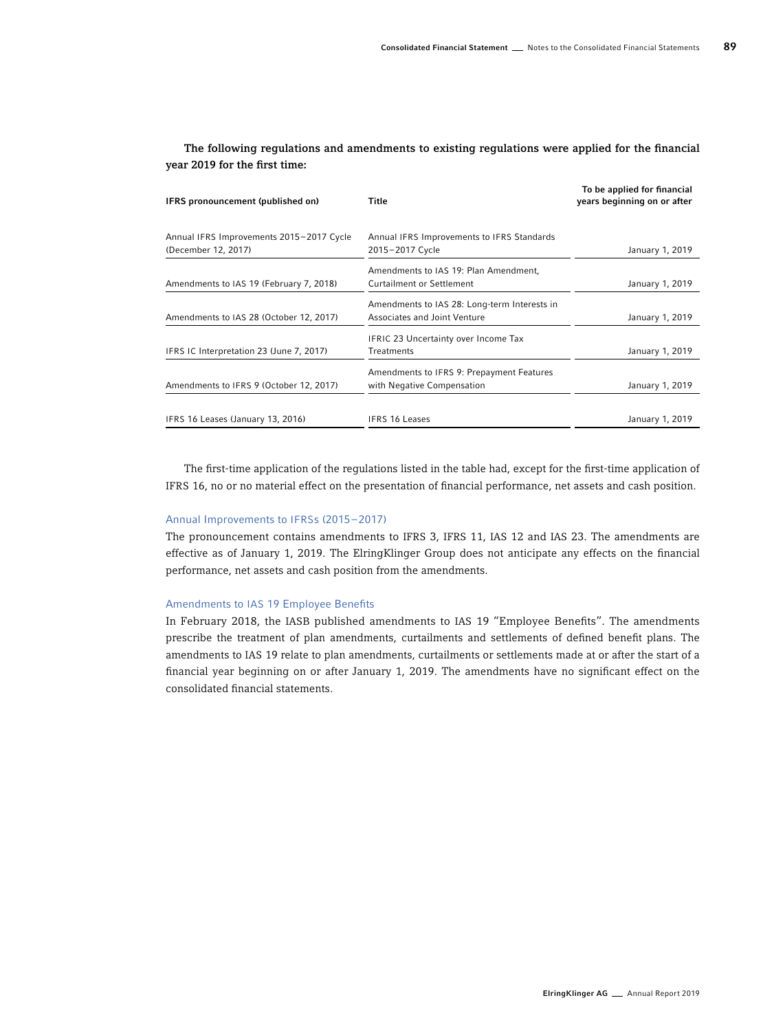**The following regulations and amendments to existing regulations were applied for the financial year 2019 for the first time:**

| IFRS pronouncement (published on) | Title | To be applied for financial years beginning on or after |
|---|---|---|
| Annual IFRS Improvements 2015–2017 Cycle (December 12, 2017) | Annual IFRS Improvements to IFRS Standards 2015–2017 Cycle | January 1, 2019 |
| Amendments to IAS 19 (February 7, 2018) | Amendments to IAS 19: Plan Amendment, Curtailment or Settlement | January 1, 2019 |
| Amendments to IAS 28 (October 12, 2017) | Amendments to IAS 28: Long-term Interests in Associates and Joint Venture | January 1, 2019 |
| IFRS IC Interpretation 23 (June 7, 2017) | IFRIC 23 Uncertainty over Income Tax Treatments | January 1, 2019 |
| Amendments to IFRS 9 (October 12, 2017) | Amendments to IFRS 9: Prepayment Features with Negative Compensation | January 1, 2019 |
| IFRS 16 Leases (January 13, 2016) | IFRS 16 Leases | January 1, 2019 |

The first-time application of the regulations listed in the table had, except for the first-time application of IFRS 16, no or no material effect on the presentation of financial performance, net assets and cash position.

### Annual Improvements to IFRSs (2015–2017)

The pronouncement contains amendments to IFRS 3, IFRS 11, IAS 12 and IAS 23. The amendments are effective as of January 1, 2019. The ElringKlinger Group does not anticipate any effects on the financial performance, net assets and cash position from the amendments.

### Amendments to IAS 19 Employee Benefits

In February 2018, the IASB published amendments to IAS 19 "Employee Benefits". The amendments prescribe the treatment of plan amendments, curtailments and settlements of defined benefit plans. The amendments to IAS 19 relate to plan amendments, curtailments or settlements made at or after the start of a financial year beginning on or after January 1, 2019. The amendments have no significant effect on the consolidated financial statements.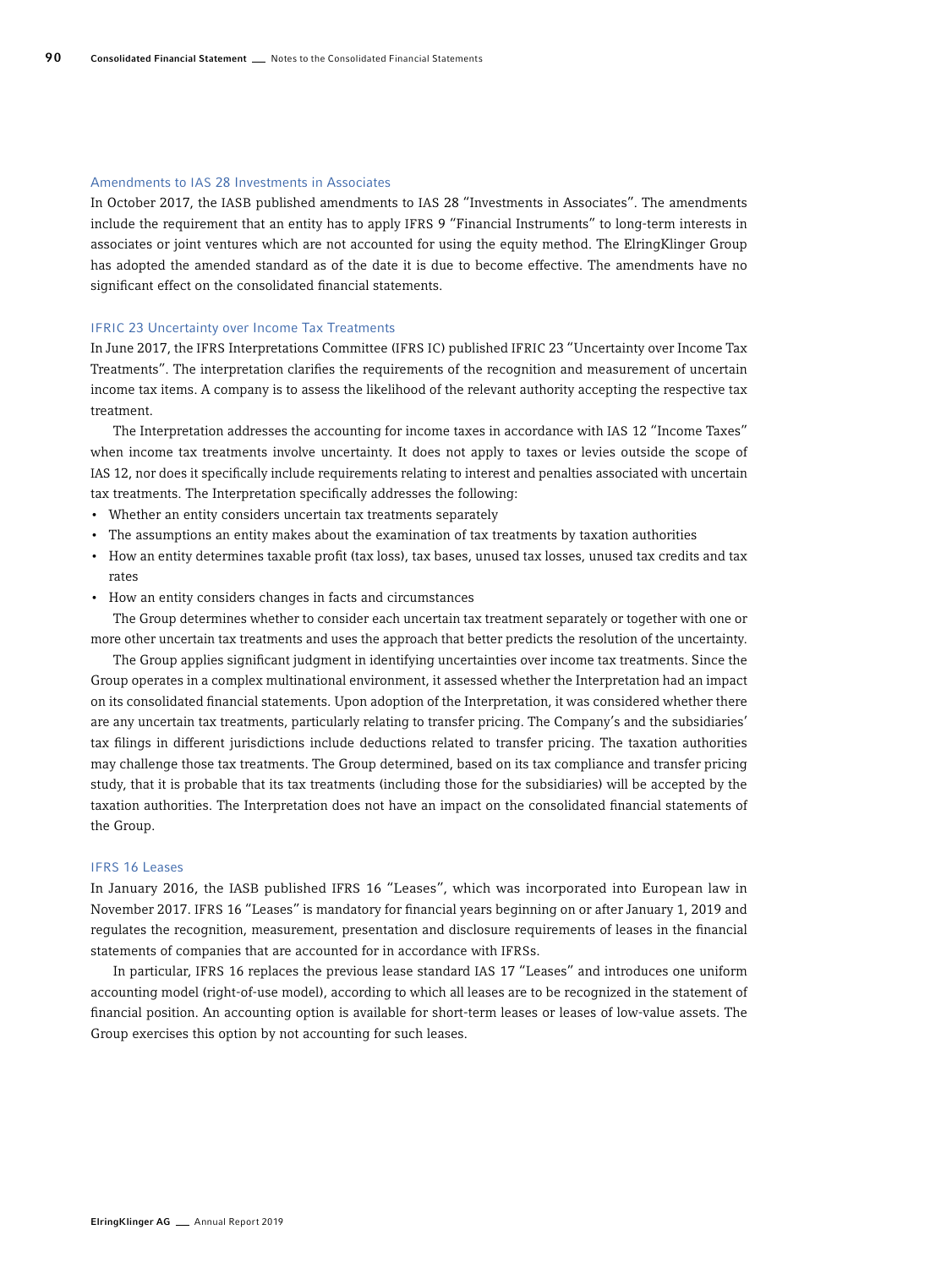### Amendments to IAS 28 Investments in Associates

In October 2017, the IASB published amendments to IAS 28 "Investments in Associates". The amendments include the requirement that an entity has to apply IFRS 9 "Financial Instruments" to long-term interests in associates or joint ventures which are not accounted for using the equity method. The ElringKlinger Group has adopted the amended standard as of the date it is due to become effective. The amendments have no significant effect on the consolidated financial statements.

### IFRIC 23 Uncertainty over Income Tax Treatments

In June 2017, the IFRS Interpretations Committee (IFRS IC) published IFRIC 23 "Uncertainty over Income Tax Treatments". The interpretation clarifies the requirements of the recognition and measurement of uncertain income tax items. A company is to assess the likelihood of the relevant authority accepting the respective tax treatment.

The Interpretation addresses the accounting for income taxes in accordance with IAS 12 "Income Taxes" when income tax treatments involve uncertainty. It does not apply to taxes or levies outside the scope of IAS 12, nor does it specifically include requirements relating to interest and penalties associated with uncertain tax treatments. The Interpretation specifically addresses the following:

- Whether an entity considers uncertain tax treatments separately
- The assumptions an entity makes about the examination of tax treatments by taxation authorities
- How an entity determines taxable profit (tax loss), tax bases, unused tax losses, unused tax credits and tax rates
- How an entity considers changes in facts and circumstances

The Group determines whether to consider each uncertain tax treatment separately or together with one or more other uncertain tax treatments and uses the approach that better predicts the resolution of the uncertainty.

The Group applies significant judgment in identifying uncertainties over income tax treatments. Since the Group operates in a complex multinational environment, it assessed whether the Interpretation had an impact on its consolidated financial statements. Upon adoption of the Interpretation, it was considered whether there are any uncertain tax treatments, particularly relating to transfer pricing. The Company's and the subsidiaries' tax filings in different jurisdictions include deductions related to transfer pricing. The taxation authorities may challenge those tax treatments. The Group determined, based on its tax compliance and transfer pricing study, that it is probable that its tax treatments (including those for the subsidiaries) will be accepted by the taxation authorities. The Interpretation does not have an impact on the consolidated financial statements of the Group.

### IFRS 16 Leases

In January 2016, the IASB published IFRS 16 "Leases", which was incorporated into European law in November 2017. IFRS 16 "Leases" is mandatory for financial years beginning on or after January 1, 2019 and regulates the recognition, measurement, presentation and disclosure requirements of leases in the financial statements of companies that are accounted for in accordance with IFRSs.

In particular, IFRS 16 replaces the previous lease standard IAS 17 "Leases" and introduces one uniform accounting model (right-of-use model), according to which all leases are to be recognized in the statement of financial position. An accounting option is available for short-term leases or leases of low-value assets. The Group exercises this option by not accounting for such leases.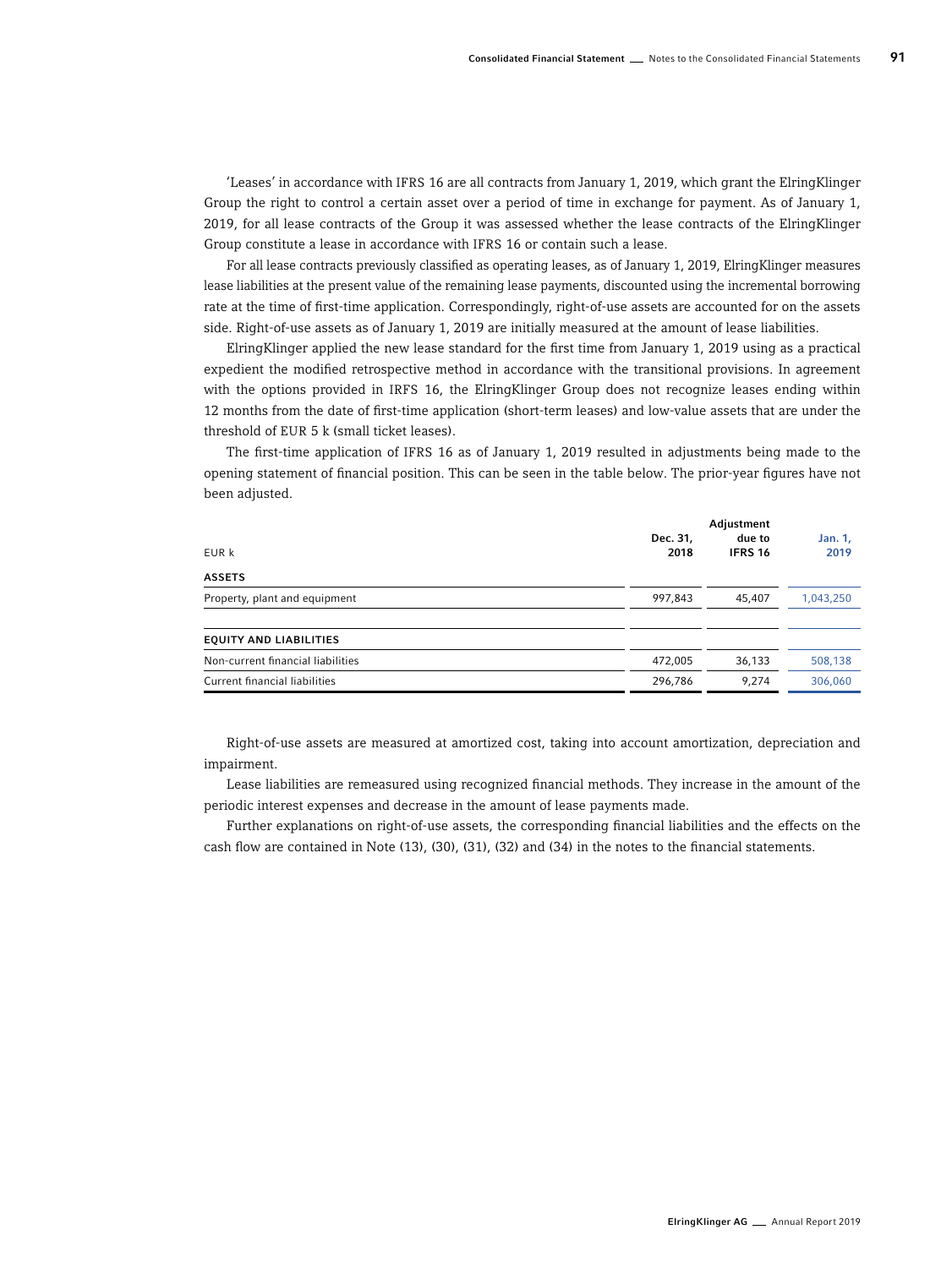'Leases' in accordance with IFRS 16 are all contracts from January 1, 2019, which grant the ElringKlinger Group the right to control a certain asset over a period of time in exchange for payment. As of January 1, 2019, for all lease contracts of the Group it was assessed whether the lease contracts of the ElringKlinger Group constitute a lease in accordance with IFRS 16 or contain such a lease.

For all lease contracts previously classified as operating leases, as of January 1, 2019, ElringKlinger measures lease liabilities at the present value of the remaining lease payments, discounted using the incremental borrowing rate at the time of first-time application. Correspondingly, right-of-use assets are accounted for on the assets side. Right-of-use assets as of January 1, 2019 are initially measured at the amount of lease liabilities.

ElringKlinger applied the new lease standard for the first time from January 1, 2019 using as a practical expedient the modified retrospective method in accordance with the transitional provisions. In agreement with the options provided in IRFS 16, the ElringKlinger Group does not recognize leases ending within 12 months from the date of first-time application (short-term leases) and low-value assets that are under the threshold of EUR 5 k (small ticket leases).

The first-time application of IFRS 16 as of January 1, 2019 resulted in adjustments being made to the opening statement of financial position. This can be seen in the table below. The prior-year figures have not been adjusted.

| EUR k | Dec. 31, 2018 | Adjustment due to IFRS 16 | Jan. 1, 2019 |
|---|---|---|---|
| **ASSETS** | | | |
| Property, plant and equipment | 997,843 | 45,407 | 1,043,250 |
| **EQUITY AND LIABILITIES** | | | |
| Non-current financial liabilities | 472,005 | 36,133 | 508,138 |
| Current financial liabilities | 296,786 | 9,274 | 306,060 |

Right-of-use assets are measured at amortized cost, taking into account amortization, depreciation and impairment.

Lease liabilities are remeasured using recognized financial methods. They increase in the amount of the periodic interest expenses and decrease in the amount of lease payments made.

Further explanations on right-of-use assets, the corresponding financial liabilities and the effects on the cash flow are contained in Note (13), (30), (31), (32) and (34) in the notes to the financial statements.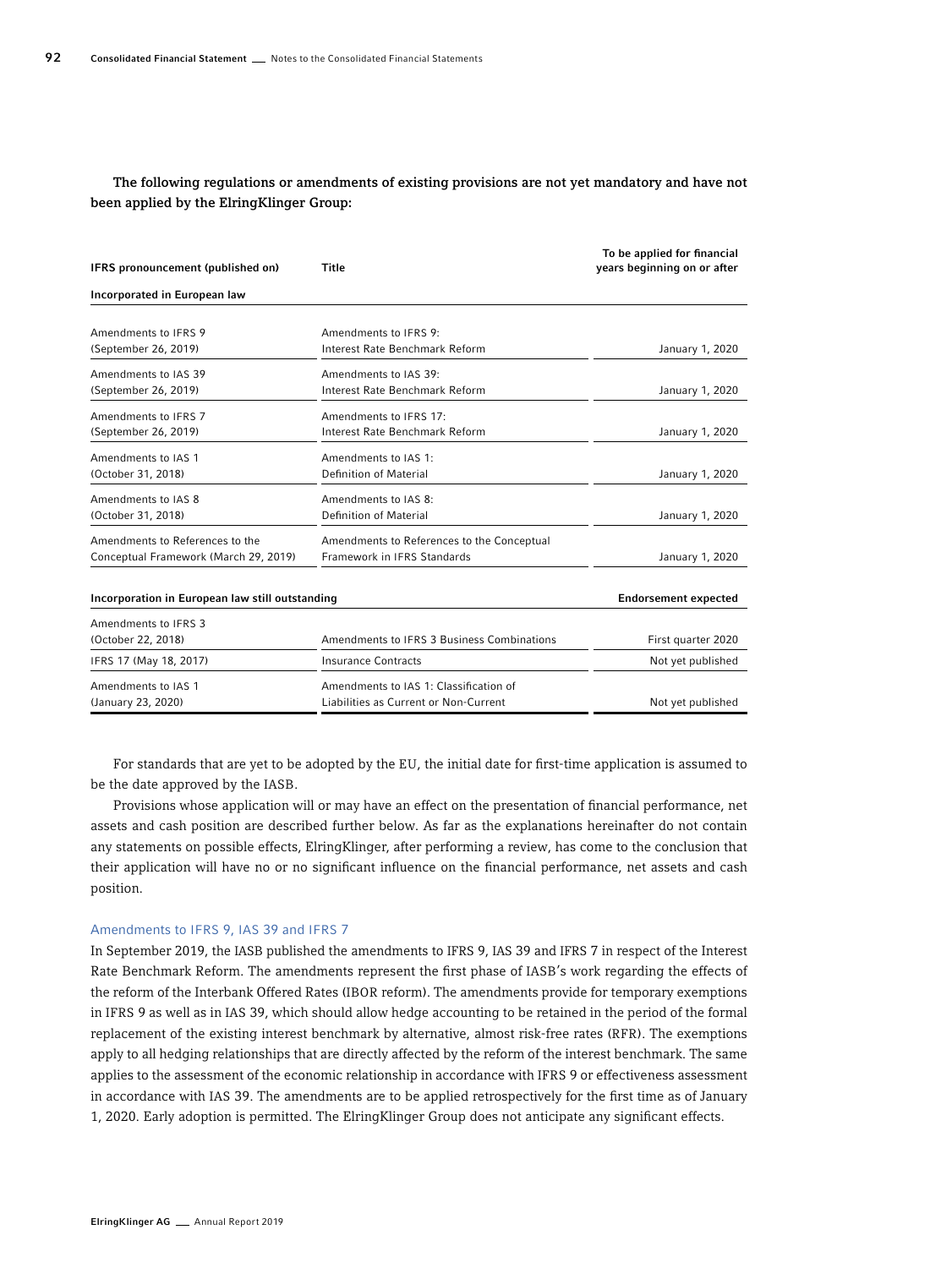The following regulations or amendments of existing provisions are not yet mandatory and have not been applied by the ElringKlinger Group:

| IFRS pronouncement (published on) | Title | To be applied for financial years beginning on or after |
|---|---|---|
| **Incorporated in European law** | | |
| Amendments to IFRS 9 (September 26, 2019) | Amendments to IFRS 9: Interest Rate Benchmark Reform | January 1, 2020 |
| Amendments to IAS 39 (September 26, 2019) | Amendments to IAS 39: Interest Rate Benchmark Reform | January 1, 2020 |
| Amendments to IFRS 7 (September 26, 2019) | Amendments to IFRS 17: Interest Rate Benchmark Reform | January 1, 2020 |
| Amendments to IAS 1 (October 31, 2018) | Amendments to IAS 1: Definition of Material | January 1, 2020 |
| Amendments to IAS 8 (October 31, 2018) | Amendments to IAS 8: Definition of Material | January 1, 2020 |
| Amendments to References to the Conceptual Framework (March 29, 2019) | Amendments to References to the Conceptual Framework in IFRS Standards | January 1, 2020 |
| **Incorporation in European law still outstanding** | | **Endorsement expected** |
| Amendments to IFRS 3 (October 22, 2018) | Amendments to IFRS 3 Business Combinations | First quarter 2020 |
| IFRS 17 (May 18, 2017) | Insurance Contracts | Not yet published |
| Amendments to IAS 1 (January 23, 2020) | Amendments to IAS 1: Classification of Liabilities as Current or Non-Current | Not yet published |

For standards that are yet to be adopted by the EU, the initial date for first-time application is assumed to be the date approved by the IASB.

Provisions whose application will or may have an effect on the presentation of financial performance, net assets and cash position are described further below. As far as the explanations hereinafter do not contain any statements on possible effects, ElringKlinger, after performing a review, has come to the conclusion that their application will have no or no significant influence on the financial performance, net assets and cash position.

### Amendments to IFRS 9, IAS 39 and IFRS 7

In September 2019, the IASB published the amendments to IFRS 9, IAS 39 and IFRS 7 in respect of the Interest Rate Benchmark Reform. The amendments represent the first phase of IASB's work regarding the effects of the reform of the Interbank Offered Rates (IBOR reform). The amendments provide for temporary exemptions in IFRS 9 as well as in IAS 39, which should allow hedge accounting to be retained in the period of the formal replacement of the existing interest benchmark by alternative, almost risk-free rates (RFR). The exemptions apply to all hedging relationships that are directly affected by the reform of the interest benchmark. The same applies to the assessment of the economic relationship in accordance with IFRS 9 or effectiveness assessment in accordance with IAS 39. The amendments are to be applied retrospectively for the first time as of January 1, 2020. Early adoption is permitted. The ElringKlinger Group does not anticipate any significant effects.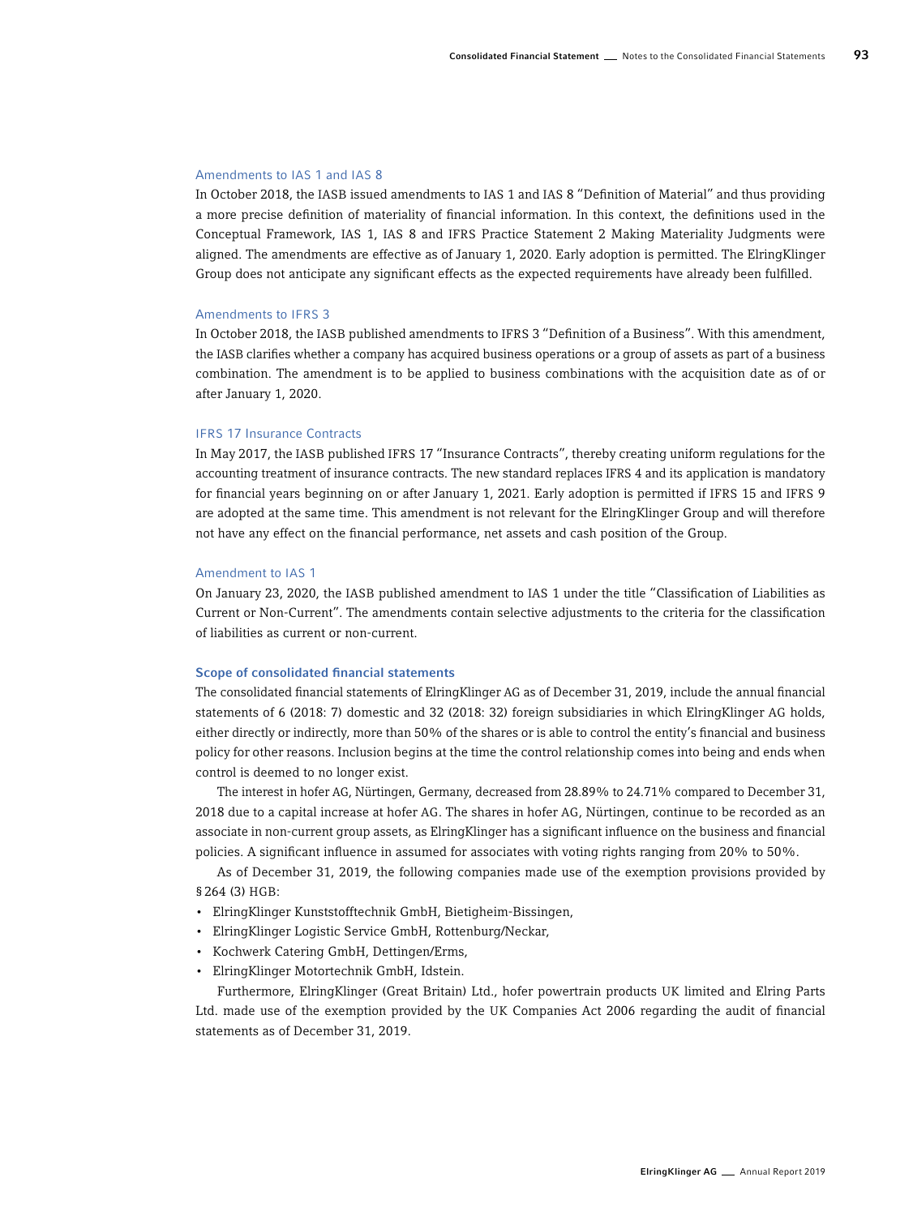### Amendments to IAS 1 and IAS 8

In October 2018, the IASB issued amendments to IAS 1 and IAS 8 "Definition of Material" and thus providing a more precise definition of materiality of financial information. In this context, the definitions used in the Conceptual Framework, IAS 1, IAS 8 and IFRS Practice Statement 2 Making Materiality Judgments were aligned. The amendments are effective as of January 1, 2020. Early adoption is permitted. The ElringKlinger Group does not anticipate any significant effects as the expected requirements have already been fulfilled.

### Amendments to IFRS 3

In October 2018, the IASB published amendments to IFRS 3 "Definition of a Business". With this amendment, the IASB clarifies whether a company has acquired business operations or a group of assets as part of a business combination. The amendment is to be applied to business combinations with the acquisition date as of or after January 1, 2020.

### IFRS 17 Insurance Contracts

In May 2017, the IASB published IFRS 17 "Insurance Contracts", thereby creating uniform regulations for the accounting treatment of insurance contracts. The new standard replaces IFRS 4 and its application is mandatory for financial years beginning on or after January 1, 2021. Early adoption is permitted if IFRS 15 and IFRS 9 are adopted at the same time. This amendment is not relevant for the ElringKlinger Group and will therefore not have any effect on the financial performance, net assets and cash position of the Group.

### Amendment to IAS 1

On January 23, 2020, the IASB published amendment to IAS 1 under the title "Classification of Liabilities as Current or Non-Current". The amendments contain selective adjustments to the criteria for the classification of liabilities as current or non-current.

## Scope of consolidated financial statements

The consolidated financial statements of ElringKlinger AG as of December 31, 2019, include the annual financial statements of 6 (2018: 7) domestic and 32 (2018: 32) foreign subsidiaries in which ElringKlinger AG holds, either directly or indirectly, more than 50% of the shares or is able to control the entity's financial and business policy for other reasons. Inclusion begins at the time the control relationship comes into being and ends when control is deemed to no longer exist.

The interest in hofer AG, Nürtingen, Germany, decreased from 28.89% to 24.71% compared to December 31, 2018 due to a capital increase at hofer AG. The shares in hofer AG, Nürtingen, continue to be recorded as an associate in non-current group assets, as ElringKlinger has a significant influence on the business and financial policies. A significant influence in assumed for associates with voting rights ranging from 20% to 50%.

As of December 31, 2019, the following companies made use of the exemption provisions provided by § 264 (3) HGB:

- ElringKlinger Kunststofftechnik GmbH, Bietigheim-Bissingen,
- ElringKlinger Logistic Service GmbH, Rottenburg/Neckar,
- Kochwerk Catering GmbH, Dettingen/Erms,
- ElringKlinger Motortechnik GmbH, Idstein.

Furthermore, ElringKlinger (Great Britain) Ltd., hofer powertrain products UK limited and Elring Parts Ltd. made use of the exemption provided by the UK Companies Act 2006 regarding the audit of financial statements as of December 31, 2019.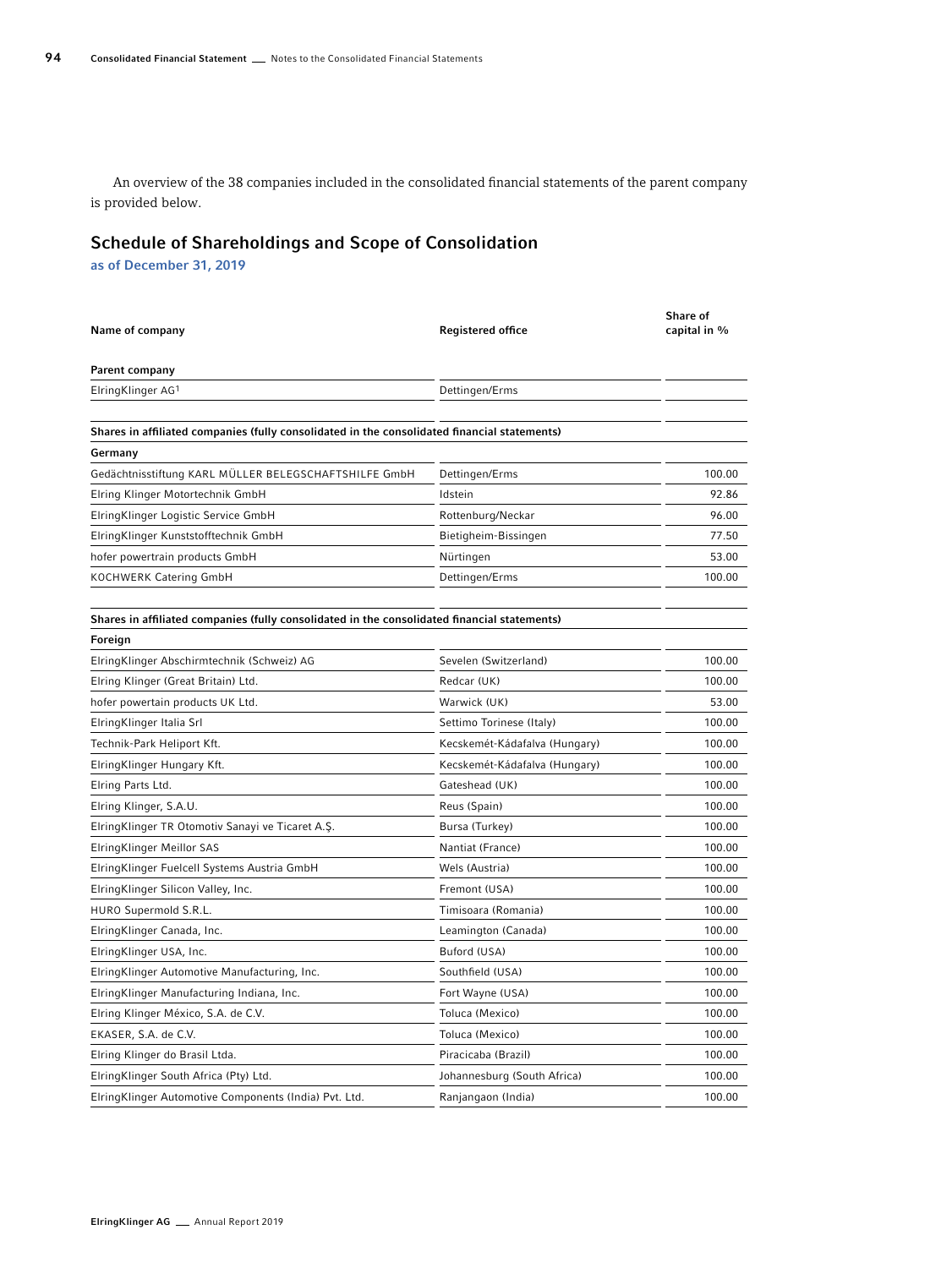An overview of the 38 companies included in the consolidated financial statements of the parent company is provided below.

## Schedule of Shareholdings and Scope of Consolidation

**as of December 31, 2019**

| Name of company | Registered office | Share of capital in % |
|---|---|---|
| **Parent company** | | |
| ElringKlinger AG[1] | Dettingen/Erms | |
| **Shares in affiliated companies (fully consolidated in the consolidated financial statements)** | | |
| **Germany** | | |
| Gedächtnisstiftung KARL MÜLLER BELEGSCHAFTSHILFE GmbH | Dettingen/Erms | 100.00 |
| Elring Klinger Motortechnik GmbH | Idstein | 92.86 |
| ElringKlinger Logistic Service GmbH | Rottenburg/Neckar | 96.00 |
| ElringKlinger Kunststofftechnik GmbH | Bietigheim-Bissingen | 77.50 |
| hofer powertrain products GmbH | Nürtingen | 53.00 |
| KOCHWERK Catering GmbH | Dettingen/Erms | 100.00 |
| **Shares in affiliated companies (fully consolidated in the consolidated financial statements)** | | |
| **Foreign** | | |
| ElringKlinger Abschirmtechnik (Schweiz) AG | Sevelen (Switzerland) | 100.00 |
| Elring Klinger (Great Britain) Ltd. | Redcar (UK) | 100.00 |
| hofer powertain products UK Ltd. | Warwick (UK) | 53.00 |
| ElringKlinger Italia Srl | Settimo Torinese (Italy) | 100.00 |
| Technik-Park Heliport Kft. | Kecskemét-Kádafalva (Hungary) | 100.00 |
| ElringKlinger Hungary Kft. | Kecskemét-Kádafalva (Hungary) | 100.00 |
| Elring Parts Ltd. | Gateshead (UK) | 100.00 |
| Elring Klinger, S.A.U. | Reus (Spain) | 100.00 |
| ElringKlinger TR Otomotiv Sanayi ve Ticaret A.Ş. | Bursa (Turkey) | 100.00 |
| ElringKlinger Meillor SAS | Nantiat (France) | 100.00 |
| ElringKlinger Fuelcell Systems Austria GmbH | Wels (Austria) | 100.00 |
| ElringKlinger Silicon Valley, Inc. | Fremont (USA) | 100.00 |
| HURO Supermold S.R.L. | Timisoara (Romania) | 100.00 |
| ElringKlinger Canada, Inc. | Leamington (Canada) | 100.00 |
| ElringKlinger USA, Inc. | Buford (USA) | 100.00 |
| ElringKlinger Automotive Manufacturing, Inc. | Southfield (USA) | 100.00 |
| ElringKlinger Manufacturing Indiana, Inc. | Fort Wayne (USA) | 100.00 |
| Elring Klinger México, S.A. de C.V. | Toluca (Mexico) | 100.00 |
| EKASER, S.A. de C.V. | Toluca (Mexico) | 100.00 |
| Elring Klinger do Brasil Ltda. | Piracicaba (Brazil) | 100.00 |
| ElringKlinger South Africa (Pty) Ltd. | Johannesburg (South Africa) | 100.00 |
| ElringKlinger Automotive Components (India) Pvt. Ltd. | Ranjangaon (India) | 100.00 |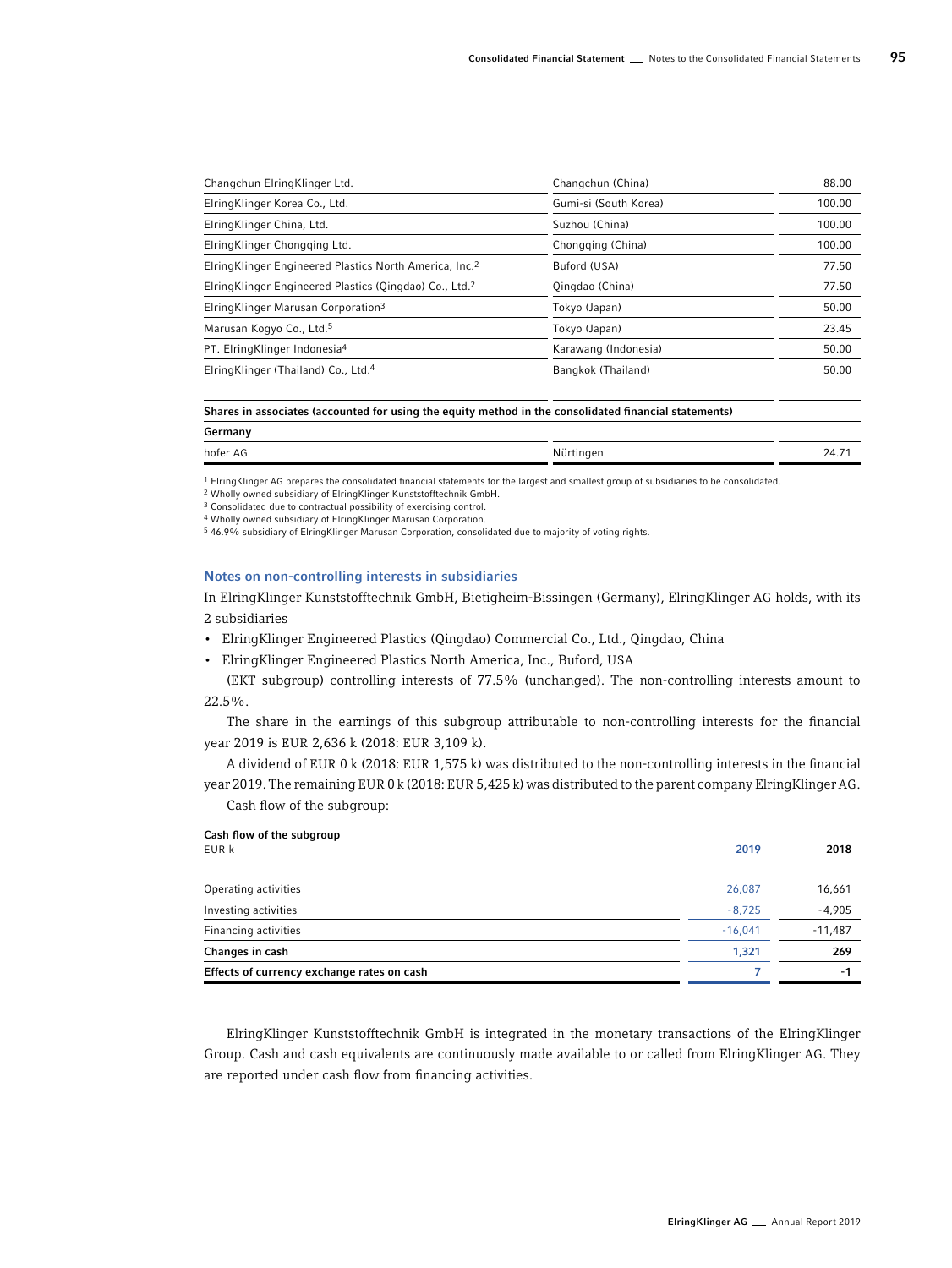| | | |
|---|---|---|
| Changchun ElringKlinger Ltd. | Changchun (China) | 88.00 |
| ElringKlinger Korea Co., Ltd. | Gumi-si (South Korea) | 100.00 |
| ElringKlinger China, Ltd. | Suzhou (China) | 100.00 |
| ElringKlinger Chongqing Ltd. | Chongqing (China) | 100.00 |
| ElringKlinger Engineered Plastics North America, Inc.[2] | Buford (USA) | 77.50 |
| ElringKlinger Engineered Plastics (Qingdao) Co., Ltd.[2] | Qingdao (China) | 77.50 |
| ElringKlinger Marusan Corporation[3] | Tokyo (Japan) | 50.00 |
| Marusan Kogyo Co., Ltd.[5] | Tokyo (Japan) | 23.45 |
| PT. ElringKlinger Indonesia[4] | Karawang (Indonesia) | 50.00 |
| ElringKlinger (Thailand) Co., Ltd.[4] | Bangkok (Thailand) | 50.00 |
| | | |
| **Shares in associates (accounted for using the equity method in the consolidated financial statements)** | | |
| **Germany** | | |
| hofer AG | Nürtingen | 24.71 |

[1] ElringKlinger AG prepares the consolidated financial statements for the largest and smallest group of subsidiaries to be consolidated.
[2] Wholly owned subsidiary of ElringKlinger Kunststofftechnik GmbH.
[3] Consolidated due to contractual possibility of exercising control.
[4] Wholly owned subsidiary of ElringKlinger Marusan Corporation.
[5] 46.9% subsidiary of ElringKlinger Marusan Corporation, consolidated due to majority of voting rights.

## Notes on non-controlling interests in subsidiaries

In ElringKlinger Kunststofftechnik GmbH, Bietigheim-Bissingen (Germany), ElringKlinger AG holds, with its 2 subsidiaries

- ElringKlinger Engineered Plastics (Qingdao) Commercial Co., Ltd., Qingdao, China
- ElringKlinger Engineered Plastics North America, Inc., Buford, USA

(EKT subgroup) controlling interests of 77.5% (unchanged). The non-controlling interests amount to 22.5%.

The share in the earnings of this subgroup attributable to non-controlling interests for the financial year 2019 is EUR 2,636 k (2018: EUR 3,109 k).

A dividend of EUR 0 k (2018: EUR 1,575 k) was distributed to the non-controlling interests in the financial year 2019. The remaining EUR 0 k (2018: EUR 5,425 k) was distributed to the parent company ElringKlinger AG.

Cash flow of the subgroup:

**Cash flow of the subgroup**

| EUR k | 2019 | 2018 |
|---|---|---|
| Operating activities | 26,087 | 16,661 |
| Investing activities | -8,725 | -4,905 |
| Financing activities | -16,041 | -11,487 |
| **Changes in cash** | **1,321** | **269** |
| **Effects of currency exchange rates on cash** | **7** | **-1** |

ElringKlinger Kunststofftechnik GmbH is integrated in the monetary transactions of the ElringKlinger Group. Cash and cash equivalents are continuously made available to or called from ElringKlinger AG. They are reported under cash flow from financing activities.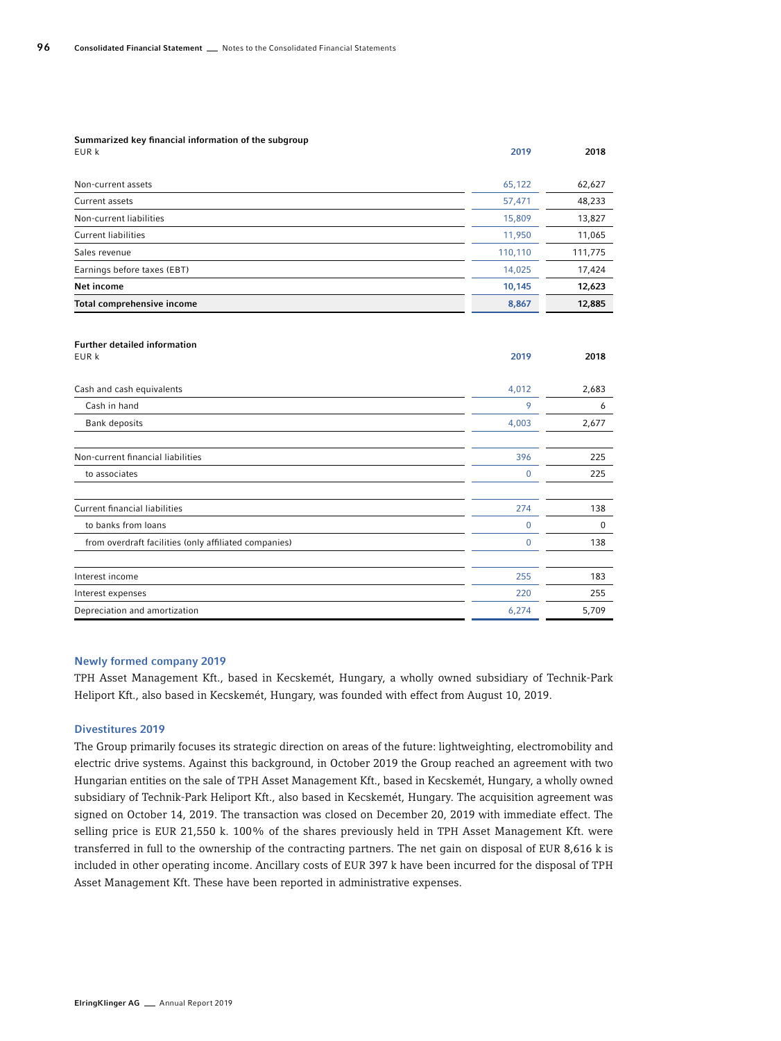**Summarized key financial information of the subgroup**

| EUR k | 2019 | 2018 |
|---|---|---|
| Non-current assets | 65,122 | 62,627 |
| Current assets | 57,471 | 48,233 |
| Non-current liabilities | 15,809 | 13,827 |
| Current liabilities | 11,950 | 11,065 |
| Sales revenue | 110,110 | 111,775 |
| Earnings before taxes (EBT) | 14,025 | 17,424 |
| **Net income** | **10,145** | **12,623** |
| **Total comprehensive income** | **8,867** | **12,885** |

**Further detailed information**

| EUR k | 2019 | 2018 |
|---|---|---|
| Cash and cash equivalents | 4,012 | 2,683 |
| Cash in hand | 9 | 6 |
| Bank deposits | 4,003 | 2,677 |
| | | |
| Non-current financial liabilities | 396 | 225 |
| to associates | 0 | 225 |
| | | |
| Current financial liabilities | 274 | 138 |
| to banks from loans | 0 | 0 |
| from overdraft facilities (only affiliated companies) | 0 | 138 |
| | | |
| Interest income | 255 | 183 |
| Interest expenses | 220 | 255 |
| Depreciation and amortization | 6,274 | 5,709 |

## Newly formed company 2019

TPH Asset Management Kft., based in Kecskemét, Hungary, a wholly owned subsidiary of Technik-Park Heliport Kft., also based in Kecskemét, Hungary, was founded with effect from August 10, 2019.

## Divestitures 2019

The Group primarily focuses its strategic direction on areas of the future: lightweighting, electromobility and electric drive systems. Against this background, in October 2019 the Group reached an agreement with two Hungarian entities on the sale of TPH Asset Management Kft., based in Kecskemét, Hungary, a wholly owned subsidiary of Technik-Park Heliport Kft., also based in Kecskemét, Hungary. The acquisition agreement was signed on October 14, 2019. The transaction was closed on December 20, 2019 with immediate effect. The selling price is EUR 21,550 k. 100% of the shares previously held in TPH Asset Management Kft. were transferred in full to the ownership of the contracting partners. The net gain on disposal of EUR 8,616 k is included in other operating income. Ancillary costs of EUR 397 k have been incurred for the disposal of TPH Asset Management Kft. These have been reported in administrative expenses.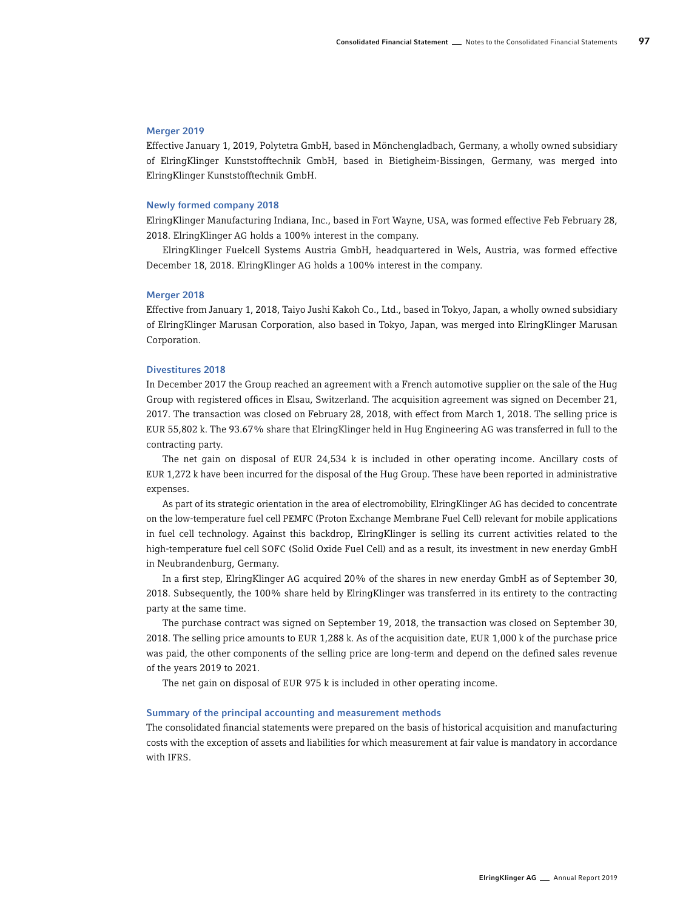### Merger 2019

Effective January 1, 2019, Polytetra GmbH, based in Mönchengladbach, Germany, a wholly owned subsidiary of ElringKlinger Kunststofftechnik GmbH, based in Bietigheim-Bissingen, Germany, was merged into ElringKlinger Kunststofftechnik GmbH.

### Newly formed company 2018

ElringKlinger Manufacturing Indiana, Inc., based in Fort Wayne, USA, was formed effective Feb February 28, 2018. ElringKlinger AG holds a 100% interest in the company.

ElringKlinger Fuelcell Systems Austria GmbH, headquartered in Wels, Austria, was formed effective December 18, 2018. ElringKlinger AG holds a 100% interest in the company.

### Merger 2018

Effective from January 1, 2018, Taiyo Jushi Kakoh Co., Ltd., based in Tokyo, Japan, a wholly owned subsidiary of ElringKlinger Marusan Corporation, also based in Tokyo, Japan, was merged into ElringKlinger Marusan Corporation.

### Divestitures 2018

In December 2017 the Group reached an agreement with a French automotive supplier on the sale of the Hug Group with registered offices in Elsau, Switzerland. The acquisition agreement was signed on December 21, 2017. The transaction was closed on February 28, 2018, with effect from March 1, 2018. The selling price is EUR 55,802 k. The 93.67% share that ElringKlinger held in Hug Engineering AG was transferred in full to the contracting party.

The net gain on disposal of EUR 24,534 k is included in other operating income. Ancillary costs of EUR 1,272 k have been incurred for the disposal of the Hug Group. These have been reported in administrative expenses.

As part of its strategic orientation in the area of electromobility, ElringKlinger AG has decided to concentrate on the low-temperature fuel cell PEMFC (Proton Exchange Membrane Fuel Cell) relevant for mobile applications in fuel cell technology. Against this backdrop, ElringKlinger is selling its current activities related to the high-temperature fuel cell SOFC (Solid Oxide Fuel Cell) and as a result, its investment in new enerday GmbH in Neubrandenburg, Germany.

In a first step, ElringKlinger AG acquired 20% of the shares in new enerday GmbH as of September 30, 2018. Subsequently, the 100% share held by ElringKlinger was transferred in its entirety to the contracting party at the same time.

The purchase contract was signed on September 19, 2018, the transaction was closed on September 30, 2018. The selling price amounts to EUR 1,288 k. As of the acquisition date, EUR 1,000 k of the purchase price was paid, the other components of the selling price are long-term and depend on the defined sales revenue of the years 2019 to 2021.

The net gain on disposal of EUR 975 k is included in other operating income.

### Summary of the principal accounting and measurement methods

The consolidated financial statements were prepared on the basis of historical acquisition and manufacturing costs with the exception of assets and liabilities for which measurement at fair value is mandatory in accordance with IFRS.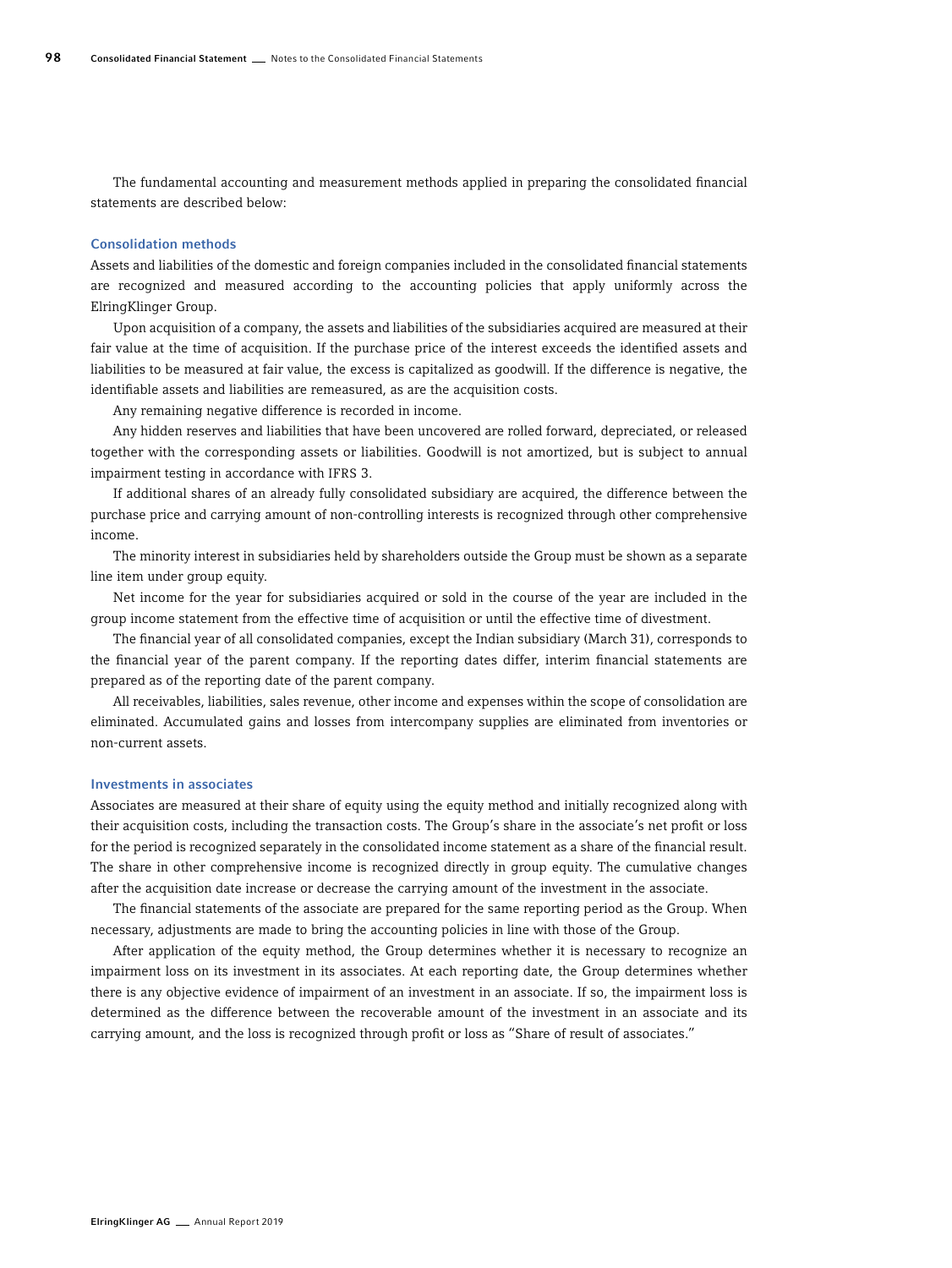The fundamental accounting and measurement methods applied in preparing the consolidated financial statements are described below:

### Consolidation methods

Assets and liabilities of the domestic and foreign companies included in the consolidated financial statements are recognized and measured according to the accounting policies that apply uniformly across the ElringKlinger Group.

Upon acquisition of a company, the assets and liabilities of the subsidiaries acquired are measured at their fair value at the time of acquisition. If the purchase price of the interest exceeds the identified assets and liabilities to be measured at fair value, the excess is capitalized as goodwill. If the difference is negative, the identifiable assets and liabilities are remeasured, as are the acquisition costs.

Any remaining negative difference is recorded in income.

Any hidden reserves and liabilities that have been uncovered are rolled forward, depreciated, or released together with the corresponding assets or liabilities. Goodwill is not amortized, but is subject to annual impairment testing in accordance with IFRS 3.

If additional shares of an already fully consolidated subsidiary are acquired, the difference between the purchase price and carrying amount of non-controlling interests is recognized through other comprehensive income.

The minority interest in subsidiaries held by shareholders outside the Group must be shown as a separate line item under group equity.

Net income for the year for subsidiaries acquired or sold in the course of the year are included in the group income statement from the effective time of acquisition or until the effective time of divestment.

The financial year of all consolidated companies, except the Indian subsidiary (March 31), corresponds to the financial year of the parent company. If the reporting dates differ, interim financial statements are prepared as of the reporting date of the parent company.

All receivables, liabilities, sales revenue, other income and expenses within the scope of consolidation are eliminated. Accumulated gains and losses from intercompany supplies are eliminated from inventories or non-current assets.

### Investments in associates

Associates are measured at their share of equity using the equity method and initially recognized along with their acquisition costs, including the transaction costs. The Group's share in the associate's net profit or loss for the period is recognized separately in the consolidated income statement as a share of the financial result. The share in other comprehensive income is recognized directly in group equity. The cumulative changes after the acquisition date increase or decrease the carrying amount of the investment in the associate.

The financial statements of the associate are prepared for the same reporting period as the Group. When necessary, adjustments are made to bring the accounting policies in line with those of the Group.

After application of the equity method, the Group determines whether it is necessary to recognize an impairment loss on its investment in its associates. At each reporting date, the Group determines whether there is any objective evidence of impairment of an investment in an associate. If so, the impairment loss is determined as the difference between the recoverable amount of the investment in an associate and its carrying amount, and the loss is recognized through profit or loss as "Share of result of associates."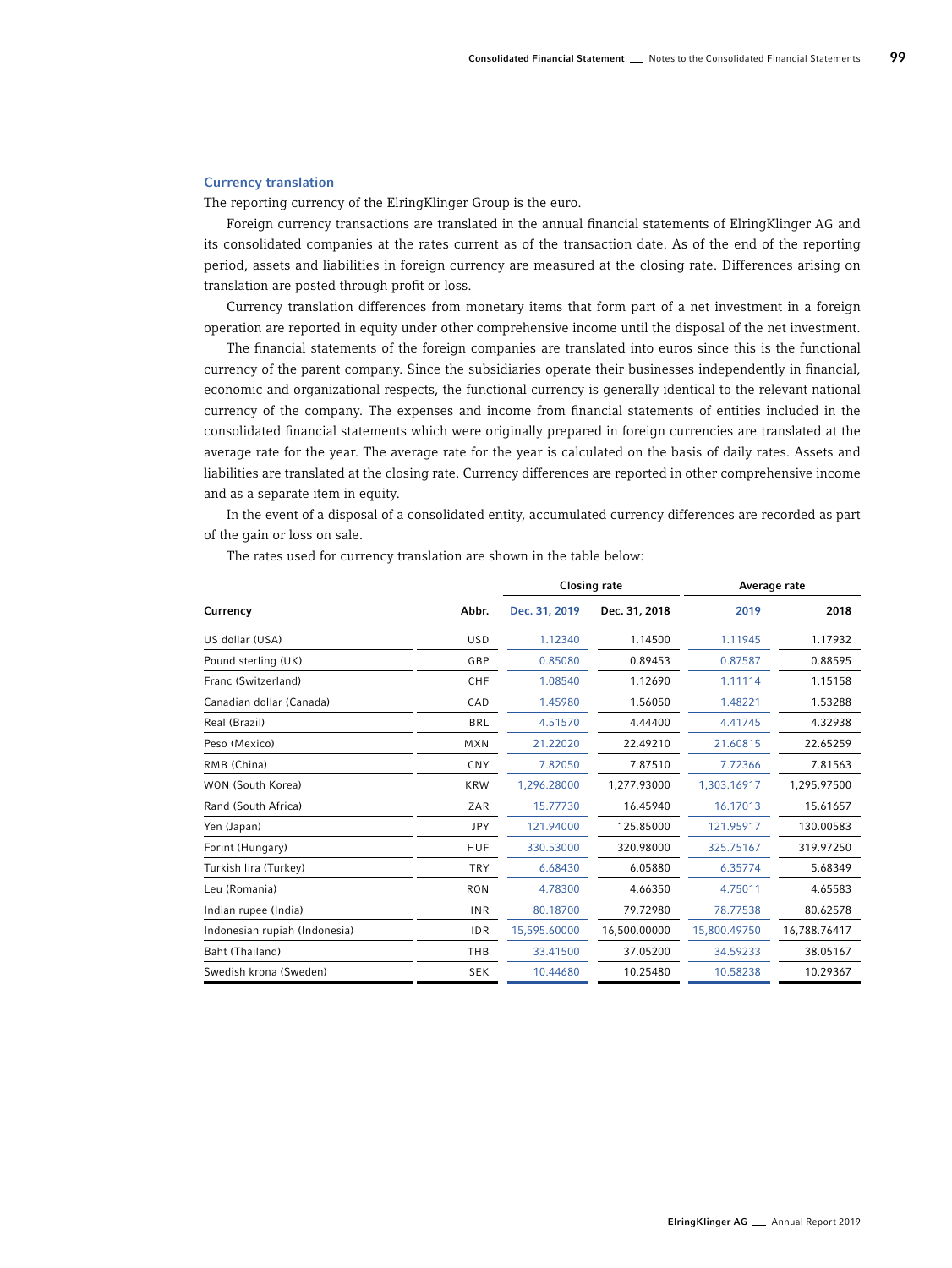## Currency translation

The reporting currency of the ElringKlinger Group is the euro.

Foreign currency transactions are translated in the annual financial statements of ElringKlinger AG and its consolidated companies at the rates current as of the transaction date. As of the end of the reporting period, assets and liabilities in foreign currency are measured at the closing rate. Differences arising on translation are posted through profit or loss.

Currency translation differences from monetary items that form part of a net investment in a foreign operation are reported in equity under other comprehensive income until the disposal of the net investment.

The financial statements of the foreign companies are translated into euros since this is the functional currency of the parent company. Since the subsidiaries operate their businesses independently in financial, economic and organizational respects, the functional currency is generally identical to the relevant national currency of the company. The expenses and income from financial statements of entities included in the consolidated financial statements which were originally prepared in foreign currencies are translated at the average rate for the year. The average rate for the year is calculated on the basis of daily rates. Assets and liabilities are translated at the closing rate. Currency differences are reported in other comprehensive income and as a separate item in equity.

In the event of a disposal of a consolidated entity, accumulated currency differences are recorded as part of the gain or loss on sale.

The rates used for currency translation are shown in the table below:

| | | Closing rate | | Average rate | |
|---|---|---|---|---|---|
| Currency | Abbr. | Dec. 31, 2019 | Dec. 31, 2018 | 2019 | 2018 |
| US dollar (USA) | USD | 1.12340 | 1.14500 | 1.11945 | 1.17932 |
| Pound sterling (UK) | GBP | 0.85080 | 0.89453 | 0.87587 | 0.88595 |
| Franc (Switzerland) | CHF | 1.08540 | 1.12690 | 1.11114 | 1.15158 |
| Canadian dollar (Canada) | CAD | 1.45980 | 1.56050 | 1.48221 | 1.53288 |
| Real (Brazil) | BRL | 4.51570 | 4.44400 | 4.41745 | 4.32938 |
| Peso (Mexico) | MXN | 21.22020 | 22.49210 | 21.60815 | 22.65259 |
| RMB (China) | CNY | 7.82050 | 7.87510 | 7.72366 | 7.81563 |
| WON (South Korea) | KRW | 1,296.28000 | 1,277.93000 | 1,303.16917 | 1,295.97500 |
| Rand (South Africa) | ZAR | 15.77730 | 16.45940 | 16.17013 | 15.61657 |
| Yen (Japan) | JPY | 121.94000 | 125.85000 | 121.95917 | 130.00583 |
| Forint (Hungary) | HUF | 330.53000 | 320.98000 | 325.75167 | 319.97250 |
| Turkish lira (Turkey) | TRY | 6.68430 | 6.05880 | 6.35774 | 5.68349 |
| Leu (Romania) | RON | 4.78300 | 4.66350 | 4.75011 | 4.65583 |
| Indian rupee (India) | INR | 80.18700 | 79.72980 | 78.77538 | 80.62578 |
| Indonesian rupiah (Indonesia) | IDR | 15,595.60000 | 16,500.00000 | 15,800.49750 | 16,788.76417 |
| Baht (Thailand) | THB | 33.41500 | 37.05200 | 34.59233 | 38.05167 |
| Swedish krona (Sweden) | SEK | 10.44680 | 10.25480 | 10.58238 | 10.29367 |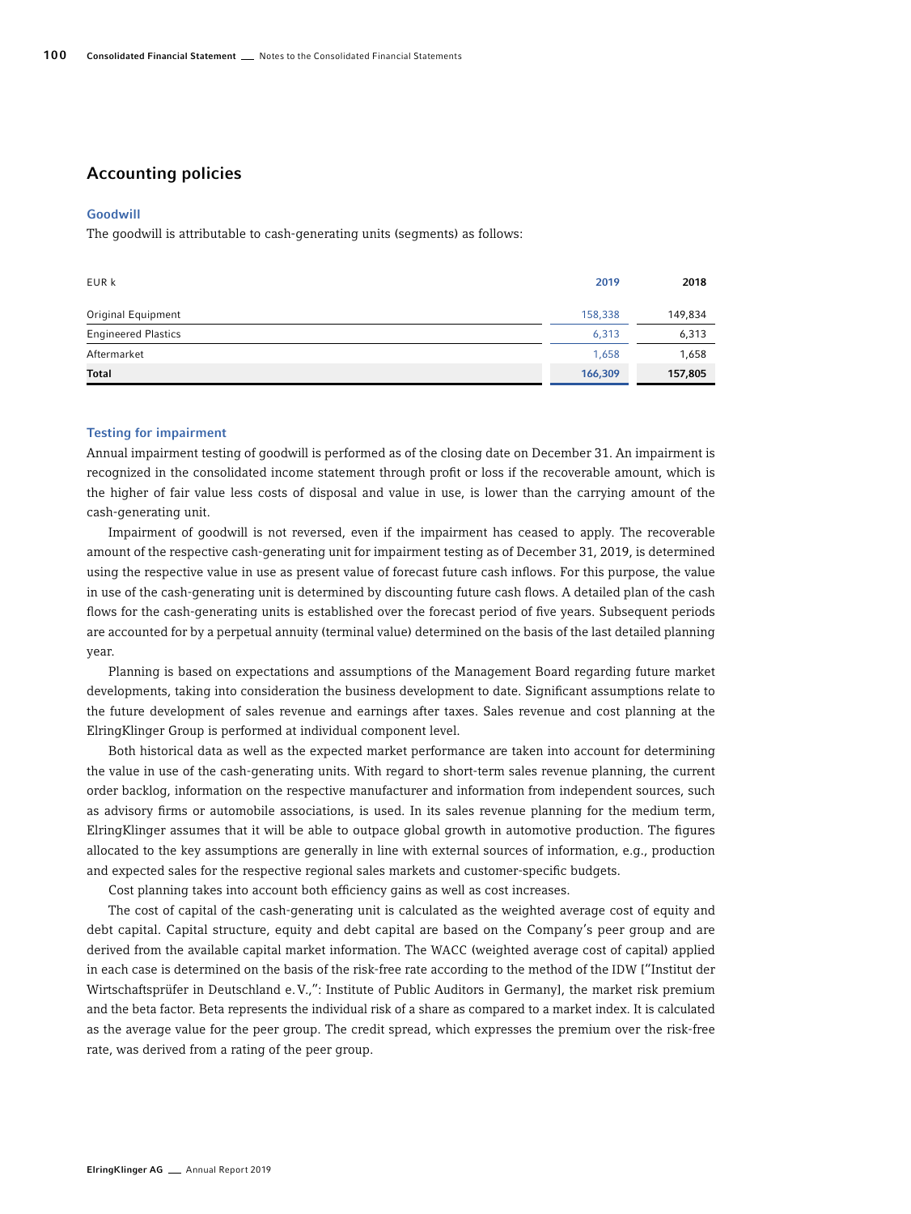## Accounting policies

### Goodwill

The goodwill is attributable to cash-generating units (segments) as follows:

| EUR k | 2019 | 2018 |
|---|---|---|
| Original Equipment | 158,338 | 149,834 |
| Engineered Plastics | 6,313 | 6,313 |
| Aftermarket | 1,658 | 1,658 |
| **Total** | **166,309** | **157,805** |

### Testing for impairment

Annual impairment testing of goodwill is performed as of the closing date on December 31. An impairment is recognized in the consolidated income statement through profit or loss if the recoverable amount, which is the higher of fair value less costs of disposal and value in use, is lower than the carrying amount of the cash-generating unit.

Impairment of goodwill is not reversed, even if the impairment has ceased to apply. The recoverable amount of the respective cash-generating unit for impairment testing as of December 31, 2019, is determined using the respective value in use as present value of forecast future cash inflows. For this purpose, the value in use of the cash-generating unit is determined by discounting future cash flows. A detailed plan of the cash flows for the cash-generating units is established over the forecast period of five years. Subsequent periods are accounted for by a perpetual annuity (terminal value) determined on the basis of the last detailed planning year.

Planning is based on expectations and assumptions of the Management Board regarding future market developments, taking into consideration the business development to date. Significant assumptions relate to the future development of sales revenue and earnings after taxes. Sales revenue and cost planning at the ElringKlinger Group is performed at individual component level.

Both historical data as well as the expected market performance are taken into account for determining the value in use of the cash-generating units. With regard to short-term sales revenue planning, the current order backlog, information on the respective manufacturer and information from independent sources, such as advisory firms or automobile associations, is used. In its sales revenue planning for the medium term, ElringKlinger assumes that it will be able to outpace global growth in automotive production. The figures allocated to the key assumptions are generally in line with external sources of information, e.g., production and expected sales for the respective regional sales markets and customer-specific budgets.

Cost planning takes into account both efficiency gains as well as cost increases.

The cost of capital of the cash-generating unit is calculated as the weighted average cost of equity and debt capital. Capital structure, equity and debt capital are based on the Company's peer group and are derived from the available capital market information. The WACC (weighted average cost of capital) applied in each case is determined on the basis of the risk-free rate according to the method of the IDW ["Institut der Wirtschaftsprüfer in Deutschland e.V.,": Institute of Public Auditors in Germany], the market risk premium and the beta factor. Beta represents the individual risk of a share as compared to a market index. It is calculated as the average value for the peer group. The credit spread, which expresses the premium over the risk-free rate, was derived from a rating of the peer group.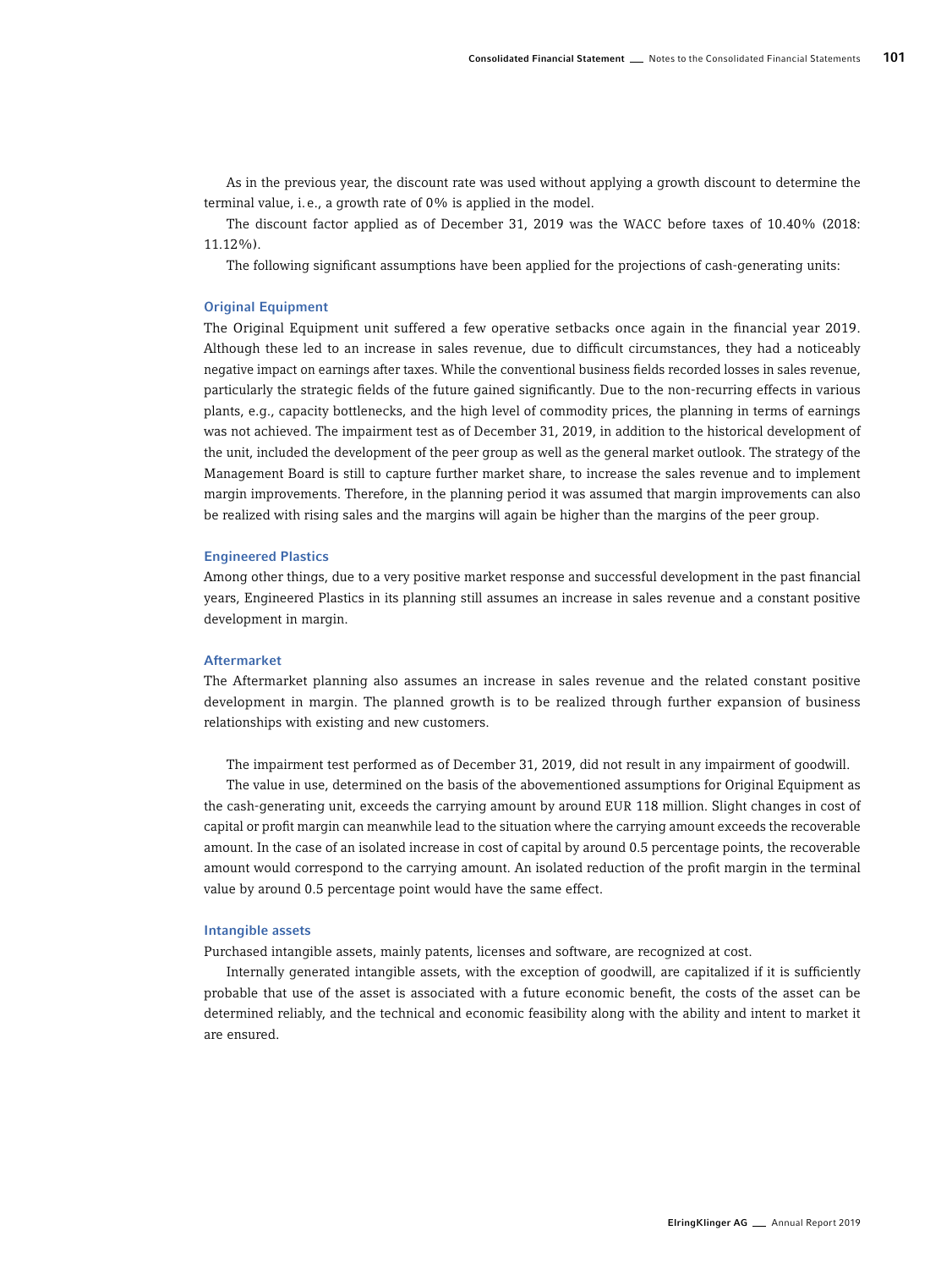As in the previous year, the discount rate was used without applying a growth discount to determine the terminal value, i.e., a growth rate of 0% is applied in the model.

The discount factor applied as of December 31, 2019 was the WACC before taxes of 10.40% (2018: 11.12%).

The following significant assumptions have been applied for the projections of cash-generating units:

### Original Equipment

The Original Equipment unit suffered a few operative setbacks once again in the financial year 2019. Although these led to an increase in sales revenue, due to difficult circumstances, they had a noticeably negative impact on earnings after taxes. While the conventional business fields recorded losses in sales revenue, particularly the strategic fields of the future gained significantly. Due to the non-recurring effects in various plants, e.g., capacity bottlenecks, and the high level of commodity prices, the planning in terms of earnings was not achieved. The impairment test as of December 31, 2019, in addition to the historical development of the unit, included the development of the peer group as well as the general market outlook. The strategy of the Management Board is still to capture further market share, to increase the sales revenue and to implement margin improvements. Therefore, in the planning period it was assumed that margin improvements can also be realized with rising sales and the margins will again be higher than the margins of the peer group.

### Engineered Plastics

Among other things, due to a very positive market response and successful development in the past financial years, Engineered Plastics in its planning still assumes an increase in sales revenue and a constant positive development in margin.

### Aftermarket

The Aftermarket planning also assumes an increase in sales revenue and the related constant positive development in margin. The planned growth is to be realized through further expansion of business relationships with existing and new customers.

The impairment test performed as of December 31, 2019, did not result in any impairment of goodwill.

The value in use, determined on the basis of the abovementioned assumptions for Original Equipment as the cash-generating unit, exceeds the carrying amount by around EUR 118 million. Slight changes in cost of capital or profit margin can meanwhile lead to the situation where the carrying amount exceeds the recoverable amount. In the case of an isolated increase in cost of capital by around 0.5 percentage points, the recoverable amount would correspond to the carrying amount. An isolated reduction of the profit margin in the terminal value by around 0.5 percentage point would have the same effect.

### Intangible assets

Purchased intangible assets, mainly patents, licenses and software, are recognized at cost.

Internally generated intangible assets, with the exception of goodwill, are capitalized if it is sufficiently probable that use of the asset is associated with a future economic benefit, the costs of the asset can be determined reliably, and the technical and economic feasibility along with the ability and intent to market it are ensured.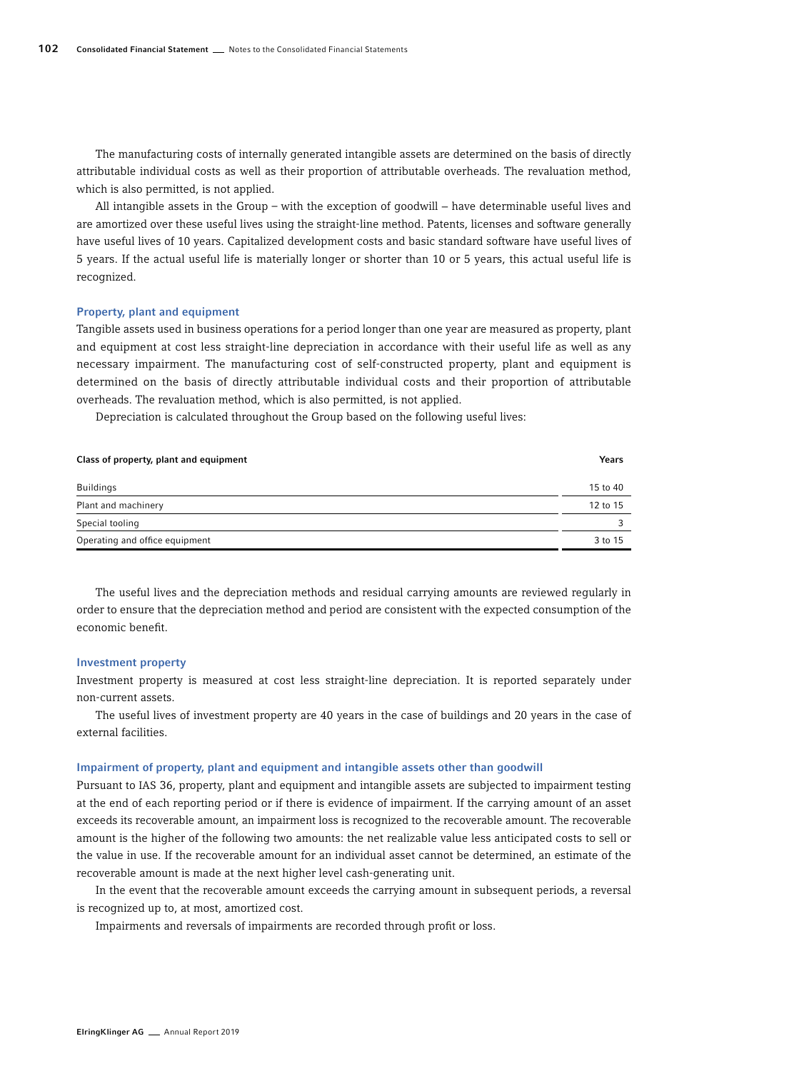The manufacturing costs of internally generated intangible assets are determined on the basis of directly attributable individual costs as well as their proportion of attributable overheads. The revaluation method, which is also permitted, is not applied.

All intangible assets in the Group – with the exception of goodwill – have determinable useful lives and are amortized over these useful lives using the straight-line method. Patents, licenses and software generally have useful lives of 10 years. Capitalized development costs and basic standard software have useful lives of 5 years. If the actual useful life is materially longer or shorter than 10 or 5 years, this actual useful life is recognized.

### Property, plant and equipment

Tangible assets used in business operations for a period longer than one year are measured as property, plant and equipment at cost less straight-line depreciation in accordance with their useful life as well as any necessary impairment. The manufacturing cost of self-constructed property, plant and equipment is determined on the basis of directly attributable individual costs and their proportion of attributable overheads. The revaluation method, which is also permitted, is not applied.

Depreciation is calculated throughout the Group based on the following useful lives:

| Class of property, plant and equipment | Years |
|---|---|
| Buildings | 15 to 40 |
| Plant and machinery | 12 to 15 |
| Special tooling | 3 |
| Operating and office equipment | 3 to 15 |

The useful lives and the depreciation methods and residual carrying amounts are reviewed regularly in order to ensure that the depreciation method and period are consistent with the expected consumption of the economic benefit.

### Investment property

Investment property is measured at cost less straight-line depreciation. It is reported separately under non-current assets.

The useful lives of investment property are 40 years in the case of buildings and 20 years in the case of external facilities.

### Impairment of property, plant and equipment and intangible assets other than goodwill

Pursuant to IAS 36, property, plant and equipment and intangible assets are subjected to impairment testing at the end of each reporting period or if there is evidence of impairment. If the carrying amount of an asset exceeds its recoverable amount, an impairment loss is recognized to the recoverable amount. The recoverable amount is the higher of the following two amounts: the net realizable value less anticipated costs to sell or the value in use. If the recoverable amount for an individual asset cannot be determined, an estimate of the recoverable amount is made at the next higher level cash-generating unit.

In the event that the recoverable amount exceeds the carrying amount in subsequent periods, a reversal is recognized up to, at most, amortized cost.

Impairments and reversals of impairments are recorded through profit or loss.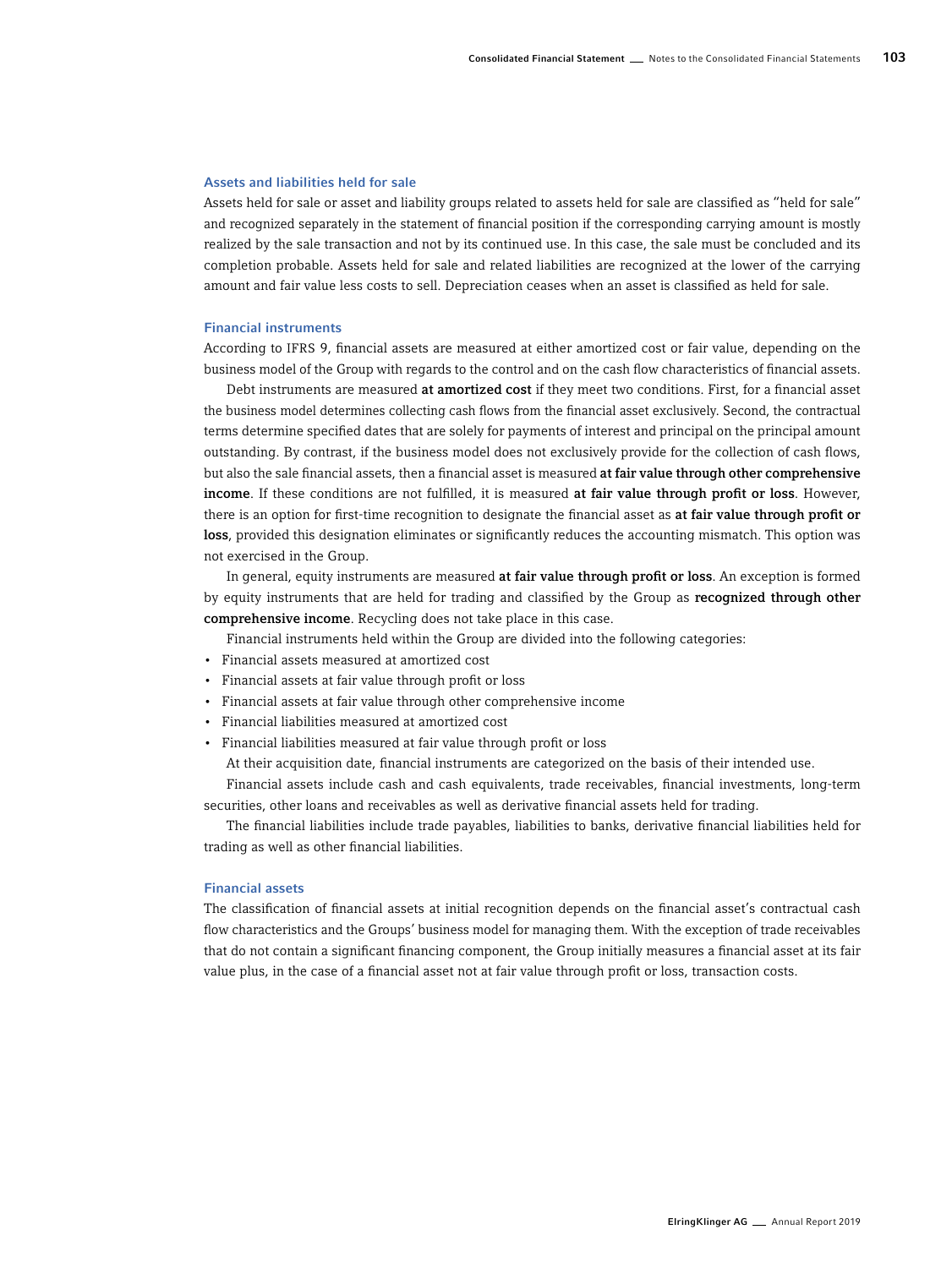### Assets and liabilities held for sale

Assets held for sale or asset and liability groups related to assets held for sale are classified as "held for sale" and recognized separately in the statement of financial position if the corresponding carrying amount is mostly realized by the sale transaction and not by its continued use. In this case, the sale must be concluded and its completion probable. Assets held for sale and related liabilities are recognized at the lower of the carrying amount and fair value less costs to sell. Depreciation ceases when an asset is classified as held for sale.

### Financial instruments

According to IFRS 9, financial assets are measured at either amortized cost or fair value, depending on the business model of the Group with regards to the control and on the cash flow characteristics of financial assets.

Debt instruments are measured **at amortized cost** if they meet two conditions. First, for a financial asset the business model determines collecting cash flows from the financial asset exclusively. Second, the contractual terms determine specified dates that are solely for payments of interest and principal on the principal amount outstanding. By contrast, if the business model does not exclusively provide for the collection of cash flows, but also the sale financial assets, then a financial asset is measured **at fair value through other comprehensive income**. If these conditions are not fulfilled, it is measured **at fair value through profit or loss**. However, there is an option for first-time recognition to designate the financial asset as **at fair value through profit or loss**, provided this designation eliminates or significantly reduces the accounting mismatch. This option was not exercised in the Group.

In general, equity instruments are measured **at fair value through profit or loss**. An exception is formed by equity instruments that are held for trading and classified by the Group as **recognized through other comprehensive income**. Recycling does not take place in this case.

Financial instruments held within the Group are divided into the following categories:

- Financial assets measured at amortized cost
- Financial assets at fair value through profit or loss
- Financial assets at fair value through other comprehensive income
- Financial liabilities measured at amortized cost
- Financial liabilities measured at fair value through profit or loss

At their acquisition date, financial instruments are categorized on the basis of their intended use.

Financial assets include cash and cash equivalents, trade receivables, financial investments, long-term securities, other loans and receivables as well as derivative financial assets held for trading.

The financial liabilities include trade payables, liabilities to banks, derivative financial liabilities held for trading as well as other financial liabilities.

### Financial assets

The classification of financial assets at initial recognition depends on the financial asset's contractual cash flow characteristics and the Groups' business model for managing them. With the exception of trade receivables that do not contain a significant financing component, the Group initially measures a financial asset at its fair value plus, in the case of a financial asset not at fair value through profit or loss, transaction costs.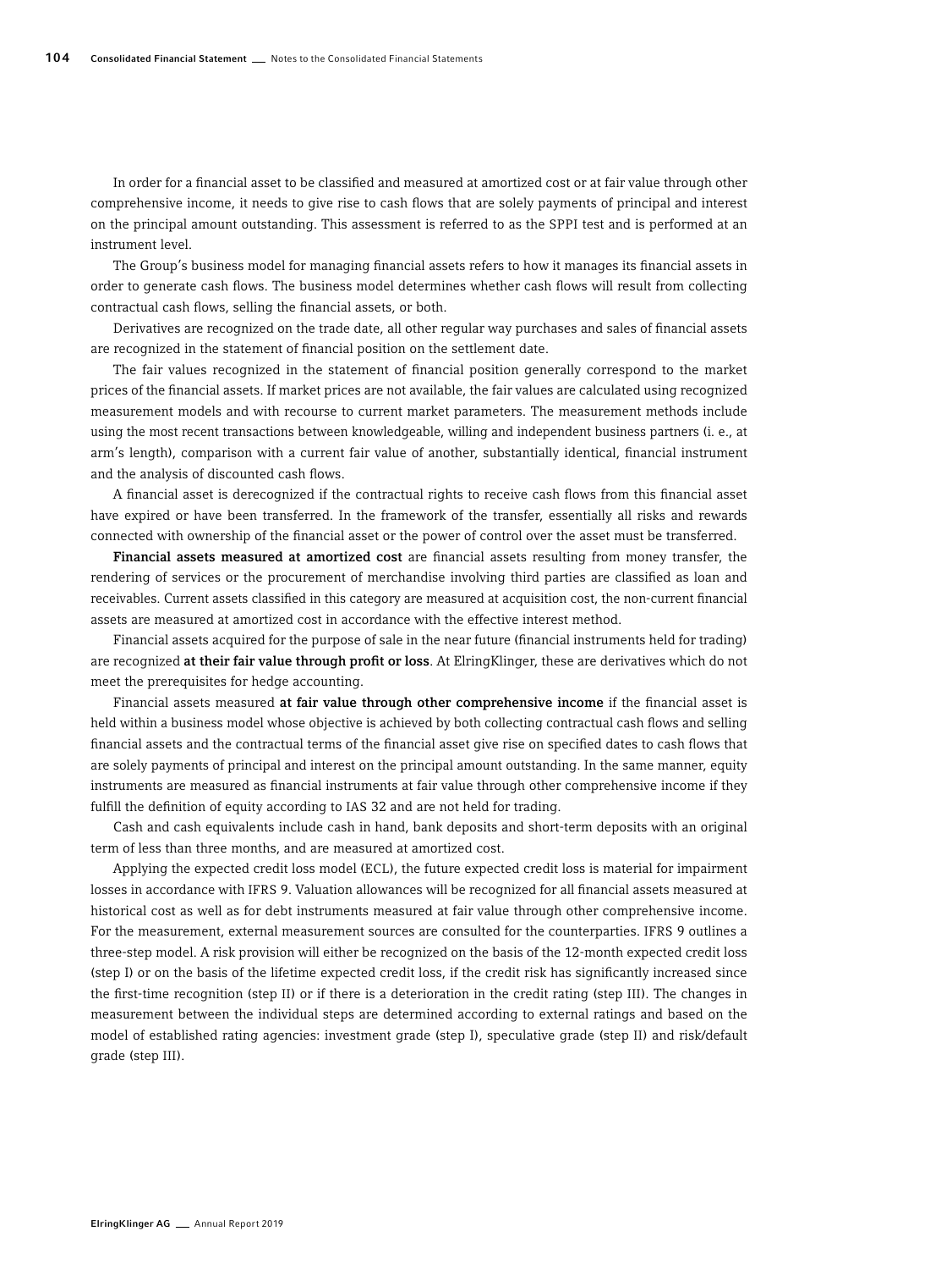In order for a financial asset to be classified and measured at amortized cost or at fair value through other comprehensive income, it needs to give rise to cash flows that are solely payments of principal and interest on the principal amount outstanding. This assessment is referred to as the SPPI test and is performed at an instrument level.

The Group's business model for managing financial assets refers to how it manages its financial assets in order to generate cash flows. The business model determines whether cash flows will result from collecting contractual cash flows, selling the financial assets, or both.

Derivatives are recognized on the trade date, all other regular way purchases and sales of financial assets are recognized in the statement of financial position on the settlement date.

The fair values recognized in the statement of financial position generally correspond to the market prices of the financial assets. If market prices are not available, the fair values are calculated using recognized measurement models and with recourse to current market parameters. The measurement methods include using the most recent transactions between knowledgeable, willing and independent business partners (i. e., at arm's length), comparison with a current fair value of another, substantially identical, financial instrument and the analysis of discounted cash flows.

A financial asset is derecognized if the contractual rights to receive cash flows from this financial asset have expired or have been transferred. In the framework of the transfer, essentially all risks and rewards connected with ownership of the financial asset or the power of control over the asset must be transferred.

**Financial assets measured at amortized cost** are financial assets resulting from money transfer, the rendering of services or the procurement of merchandise involving third parties are classified as loan and receivables. Current assets classified in this category are measured at acquisition cost, the non-current financial assets are measured at amortized cost in accordance with the effective interest method.

Financial assets acquired for the purpose of sale in the near future (financial instruments held for trading) are recognized **at their fair value through profit or loss**. At ElringKlinger, these are derivatives which do not meet the prerequisites for hedge accounting.

Financial assets measured **at fair value through other comprehensive income** if the financial asset is held within a business model whose objective is achieved by both collecting contractual cash flows and selling financial assets and the contractual terms of the financial asset give rise on specified dates to cash flows that are solely payments of principal and interest on the principal amount outstanding. In the same manner, equity instruments are measured as financial instruments at fair value through other comprehensive income if they fulfill the definition of equity according to IAS 32 and are not held for trading.

Cash and cash equivalents include cash in hand, bank deposits and short-term deposits with an original term of less than three months, and are measured at amortized cost.

Applying the expected credit loss model (ECL), the future expected credit loss is material for impairment losses in accordance with IFRS 9. Valuation allowances will be recognized for all financial assets measured at historical cost as well as for debt instruments measured at fair value through other comprehensive income. For the measurement, external measurement sources are consulted for the counterparties. IFRS 9 outlines a three-step model. A risk provision will either be recognized on the basis of the 12-month expected credit loss (step I) or on the basis of the lifetime expected credit loss, if the credit risk has significantly increased since the first-time recognition (step II) or if there is a deterioration in the credit rating (step III). The changes in measurement between the individual steps are determined according to external ratings and based on the model of established rating agencies: investment grade (step I), speculative grade (step II) and risk/default grade (step III).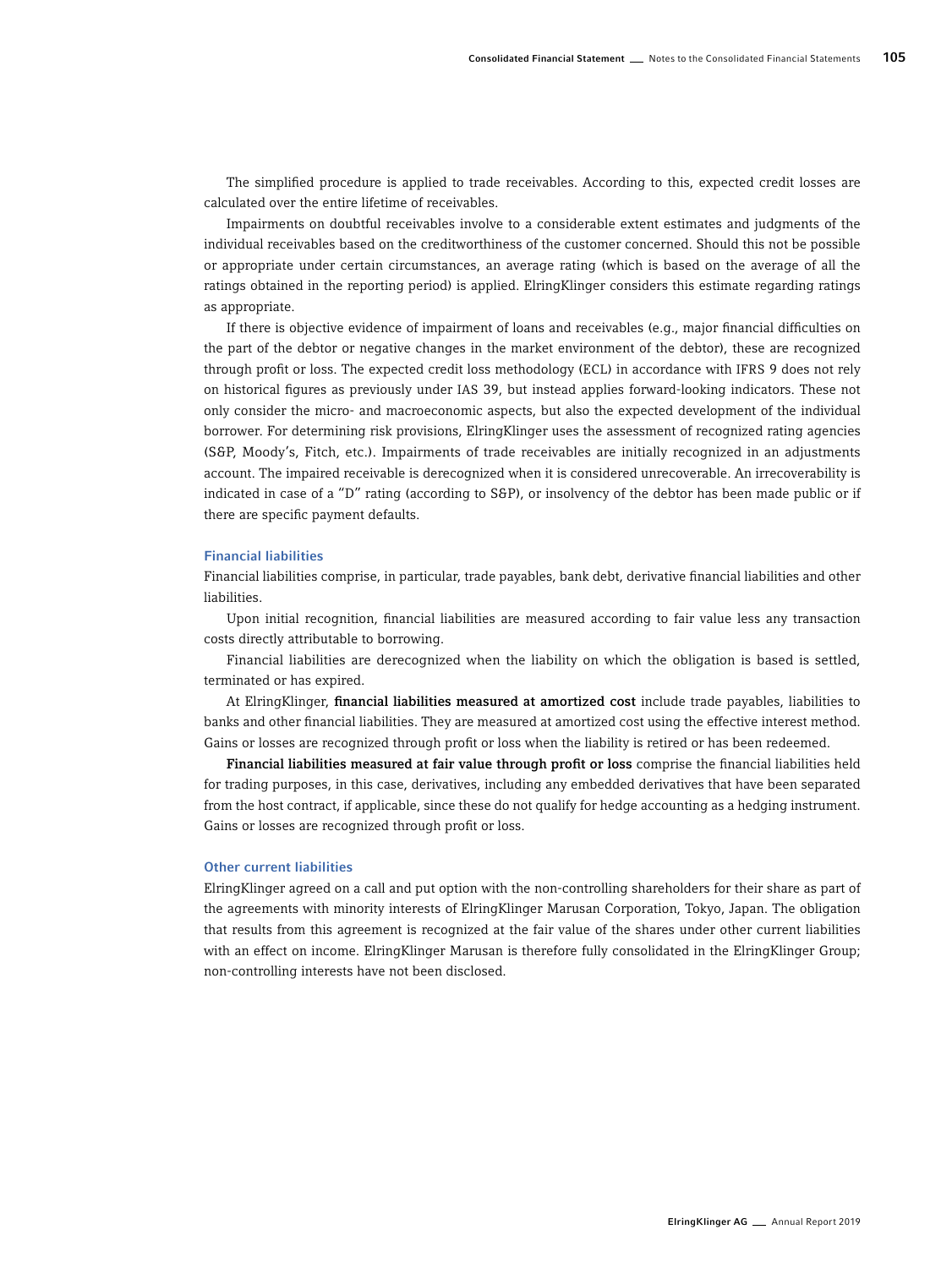The simplified procedure is applied to trade receivables. According to this, expected credit losses are calculated over the entire lifetime of receivables.

Impairments on doubtful receivables involve to a considerable extent estimates and judgments of the individual receivables based on the creditworthiness of the customer concerned. Should this not be possible or appropriate under certain circumstances, an average rating (which is based on the average of all the ratings obtained in the reporting period) is applied. ElringKlinger considers this estimate regarding ratings as appropriate.

If there is objective evidence of impairment of loans and receivables (e.g., major financial difficulties on the part of the debtor or negative changes in the market environment of the debtor), these are recognized through profit or loss. The expected credit loss methodology (ECL) in accordance with IFRS 9 does not rely on historical figures as previously under IAS 39, but instead applies forward-looking indicators. These not only consider the micro- and macroeconomic aspects, but also the expected development of the individual borrower. For determining risk provisions, ElringKlinger uses the assessment of recognized rating agencies (S&P, Moody's, Fitch, etc.). Impairments of trade receivables are initially recognized in an adjustments account. The impaired receivable is derecognized when it is considered unrecoverable. An irrecoverability is indicated in case of a "D" rating (according to S&P), or insolvency of the debtor has been made public or if there are specific payment defaults.

### Financial liabilities

Financial liabilities comprise, in particular, trade payables, bank debt, derivative financial liabilities and other liabilities.

Upon initial recognition, financial liabilities are measured according to fair value less any transaction costs directly attributable to borrowing.

Financial liabilities are derecognized when the liability on which the obligation is based is settled, terminated or has expired.

At ElringKlinger, **financial liabilities measured at amortized cost** include trade payables, liabilities to banks and other financial liabilities. They are measured at amortized cost using the effective interest method. Gains or losses are recognized through profit or loss when the liability is retired or has been redeemed.

**Financial liabilities measured at fair value through profit or loss** comprise the financial liabilities held for trading purposes, in this case, derivatives, including any embedded derivatives that have been separated from the host contract, if applicable, since these do not qualify for hedge accounting as a hedging instrument. Gains or losses are recognized through profit or loss.

### Other current liabilities

ElringKlinger agreed on a call and put option with the non-controlling shareholders for their share as part of the agreements with minority interests of ElringKlinger Marusan Corporation, Tokyo, Japan. The obligation that results from this agreement is recognized at the fair value of the shares under other current liabilities with an effect on income. ElringKlinger Marusan is therefore fully consolidated in the ElringKlinger Group; non-controlling interests have not been disclosed.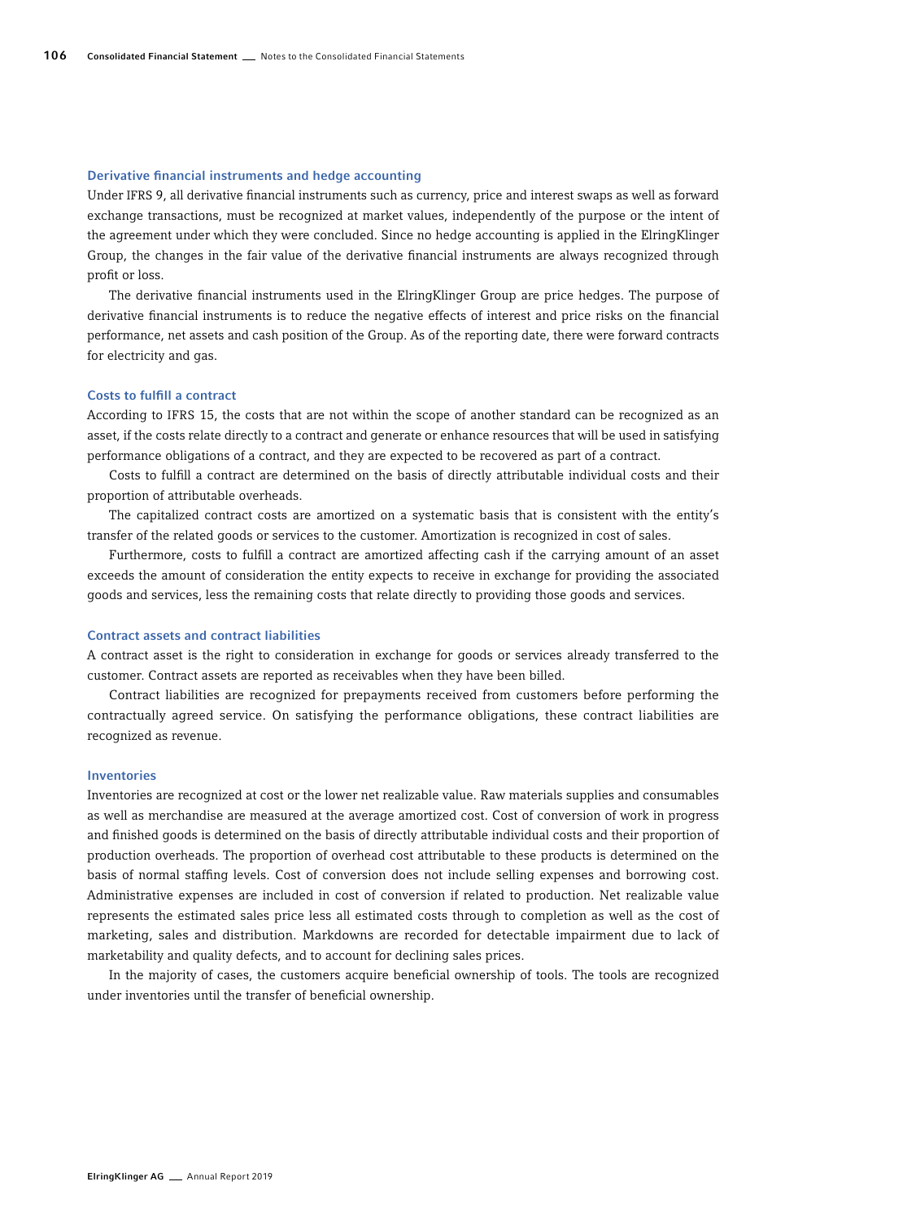### Derivative financial instruments and hedge accounting

Under IFRS 9, all derivative financial instruments such as currency, price and interest swaps as well as forward exchange transactions, must be recognized at market values, independently of the purpose or the intent of the agreement under which they were concluded. Since no hedge accounting is applied in the ElringKlinger Group, the changes in the fair value of the derivative financial instruments are always recognized through profit or loss.

The derivative financial instruments used in the ElringKlinger Group are price hedges. The purpose of derivative financial instruments is to reduce the negative effects of interest and price risks on the financial performance, net assets and cash position of the Group. As of the reporting date, there were forward contracts for electricity and gas.

### Costs to fulfill a contract

According to IFRS 15, the costs that are not within the scope of another standard can be recognized as an asset, if the costs relate directly to a contract and generate or enhance resources that will be used in satisfying performance obligations of a contract, and they are expected to be recovered as part of a contract.

Costs to fulfill a contract are determined on the basis of directly attributable individual costs and their proportion of attributable overheads.

The capitalized contract costs are amortized on a systematic basis that is consistent with the entity's transfer of the related goods or services to the customer. Amortization is recognized in cost of sales.

Furthermore, costs to fulfill a contract are amortized affecting cash if the carrying amount of an asset exceeds the amount of consideration the entity expects to receive in exchange for providing the associated goods and services, less the remaining costs that relate directly to providing those goods and services.

### Contract assets and contract liabilities

A contract asset is the right to consideration in exchange for goods or services already transferred to the customer. Contract assets are reported as receivables when they have been billed.

Contract liabilities are recognized for prepayments received from customers before performing the contractually agreed service. On satisfying the performance obligations, these contract liabilities are recognized as revenue.

### Inventories

Inventories are recognized at cost or the lower net realizable value. Raw materials supplies and consumables as well as merchandise are measured at the average amortized cost. Cost of conversion of work in progress and finished goods is determined on the basis of directly attributable individual costs and their proportion of production overheads. The proportion of overhead cost attributable to these products is determined on the basis of normal staffing levels. Cost of conversion does not include selling expenses and borrowing cost. Administrative expenses are included in cost of conversion if related to production. Net realizable value represents the estimated sales price less all estimated costs through to completion as well as the cost of marketing, sales and distribution. Markdowns are recorded for detectable impairment due to lack of marketability and quality defects, and to account for declining sales prices.

In the majority of cases, the customers acquire beneficial ownership of tools. The tools are recognized under inventories until the transfer of beneficial ownership.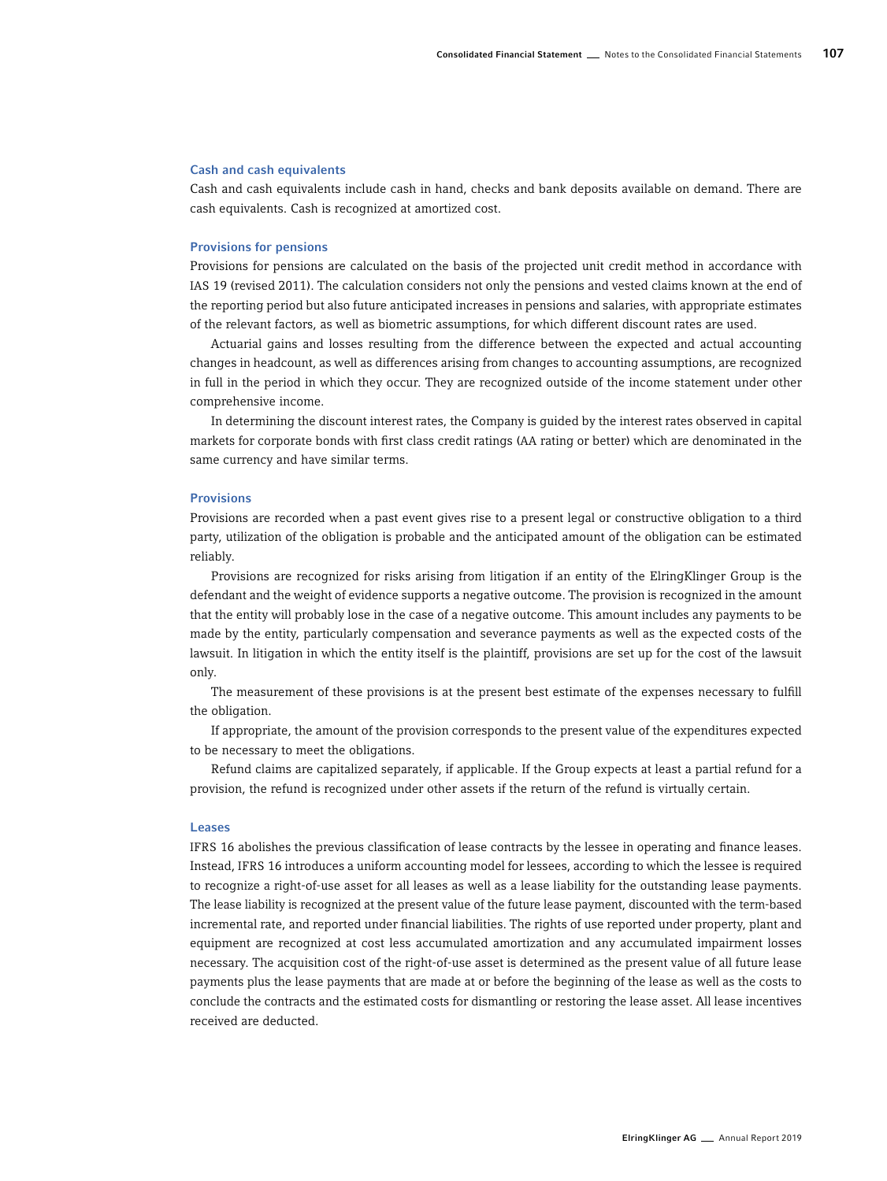### Cash and cash equivalents

Cash and cash equivalents include cash in hand, checks and bank deposits available on demand. There are cash equivalents. Cash is recognized at amortized cost.

### Provisions for pensions

Provisions for pensions are calculated on the basis of the projected unit credit method in accordance with IAS 19 (revised 2011). The calculation considers not only the pensions and vested claims known at the end of the reporting period but also future anticipated increases in pensions and salaries, with appropriate estimates of the relevant factors, as well as biometric assumptions, for which different discount rates are used.

Actuarial gains and losses resulting from the difference between the expected and actual accounting changes in headcount, as well as differences arising from changes to accounting assumptions, are recognized in full in the period in which they occur. They are recognized outside of the income statement under other comprehensive income.

In determining the discount interest rates, the Company is guided by the interest rates observed in capital markets for corporate bonds with first class credit ratings (AA rating or better) which are denominated in the same currency and have similar terms.

### Provisions

Provisions are recorded when a past event gives rise to a present legal or constructive obligation to a third party, utilization of the obligation is probable and the anticipated amount of the obligation can be estimated reliably.

Provisions are recognized for risks arising from litigation if an entity of the ElringKlinger Group is the defendant and the weight of evidence supports a negative outcome. The provision is recognized in the amount that the entity will probably lose in the case of a negative outcome. This amount includes any payments to be made by the entity, particularly compensation and severance payments as well as the expected costs of the lawsuit. In litigation in which the entity itself is the plaintiff, provisions are set up for the cost of the lawsuit only.

The measurement of these provisions is at the present best estimate of the expenses necessary to fulfill the obligation.

If appropriate, the amount of the provision corresponds to the present value of the expenditures expected to be necessary to meet the obligations.

Refund claims are capitalized separately, if applicable. If the Group expects at least a partial refund for a provision, the refund is recognized under other assets if the return of the refund is virtually certain.

### Leases

IFRS 16 abolishes the previous classification of lease contracts by the lessee in operating and finance leases. Instead, IFRS 16 introduces a uniform accounting model for lessees, according to which the lessee is required to recognize a right-of-use asset for all leases as well as a lease liability for the outstanding lease payments. The lease liability is recognized at the present value of the future lease payment, discounted with the term-based incremental rate, and reported under financial liabilities. The rights of use reported under property, plant and equipment are recognized at cost less accumulated amortization and any accumulated impairment losses necessary. The acquisition cost of the right-of-use asset is determined as the present value of all future lease payments plus the lease payments that are made at or before the beginning of the lease as well as the costs to conclude the contracts and the estimated costs for dismantling or restoring the lease asset. All lease incentives received are deducted.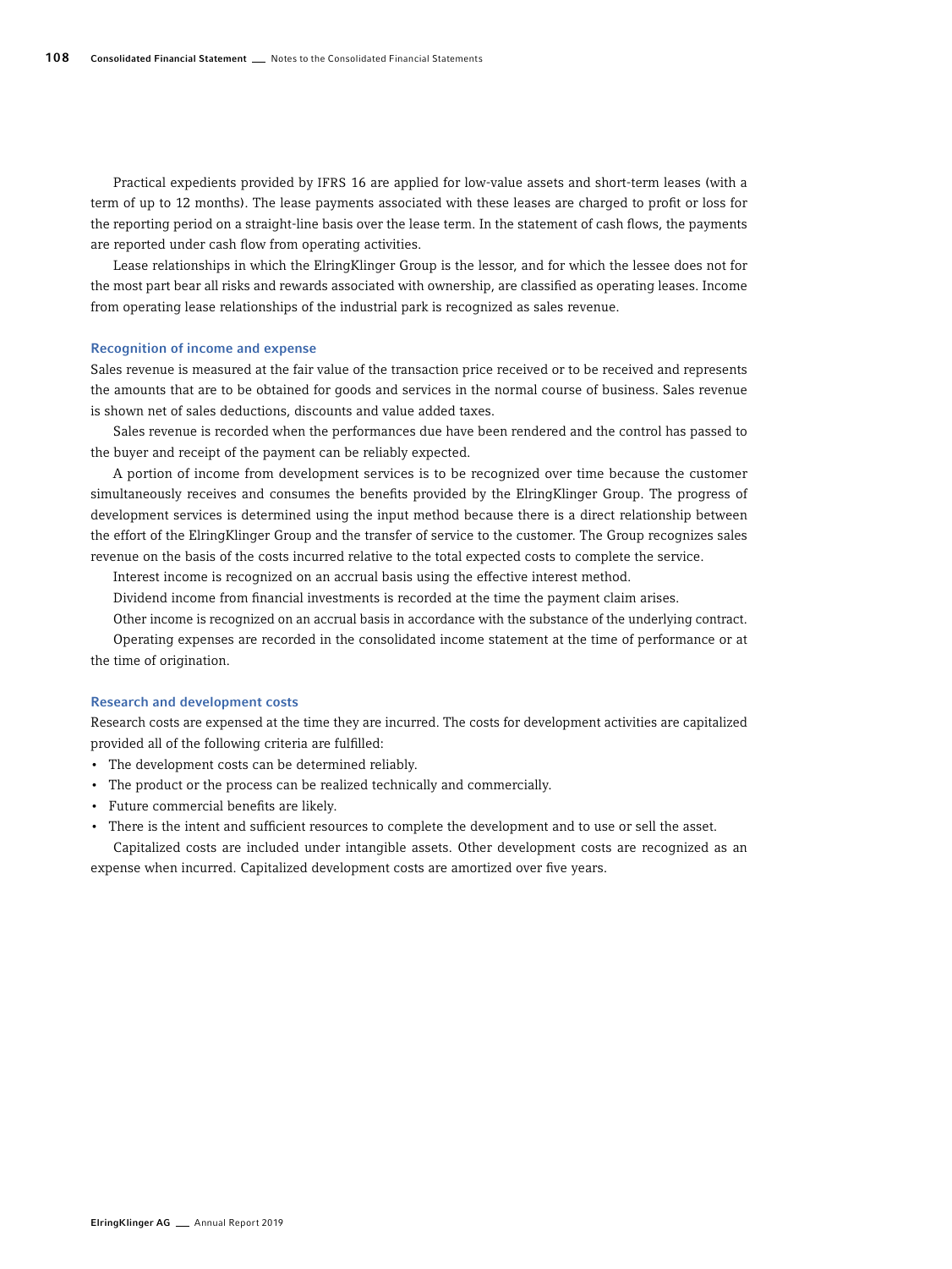Practical expedients provided by IFRS 16 are applied for low-value assets and short-term leases (with a term of up to 12 months). The lease payments associated with these leases are charged to profit or loss for the reporting period on a straight-line basis over the lease term. In the statement of cash flows, the payments are reported under cash flow from operating activities.

Lease relationships in which the ElringKlinger Group is the lessor, and for which the lessee does not for the most part bear all risks and rewards associated with ownership, are classified as operating leases. Income from operating lease relationships of the industrial park is recognized as sales revenue.

### Recognition of income and expense

Sales revenue is measured at the fair value of the transaction price received or to be received and represents the amounts that are to be obtained for goods and services in the normal course of business. Sales revenue is shown net of sales deductions, discounts and value added taxes.

Sales revenue is recorded when the performances due have been rendered and the control has passed to the buyer and receipt of the payment can be reliably expected.

A portion of income from development services is to be recognized over time because the customer simultaneously receives and consumes the benefits provided by the ElringKlinger Group. The progress of development services is determined using the input method because there is a direct relationship between the effort of the ElringKlinger Group and the transfer of service to the customer. The Group recognizes sales revenue on the basis of the costs incurred relative to the total expected costs to complete the service.

Interest income is recognized on an accrual basis using the effective interest method.

Dividend income from financial investments is recorded at the time the payment claim arises.

Other income is recognized on an accrual basis in accordance with the substance of the underlying contract.

Operating expenses are recorded in the consolidated income statement at the time of performance or at the time of origination.

### Research and development costs

Research costs are expensed at the time they are incurred. The costs for development activities are capitalized provided all of the following criteria are fulfilled:

- The development costs can be determined reliably.
- The product or the process can be realized technically and commercially.
- Future commercial benefits are likely.
- There is the intent and sufficient resources to complete the development and to use or sell the asset.

Capitalized costs are included under intangible assets. Other development costs are recognized as an expense when incurred. Capitalized development costs are amortized over five years.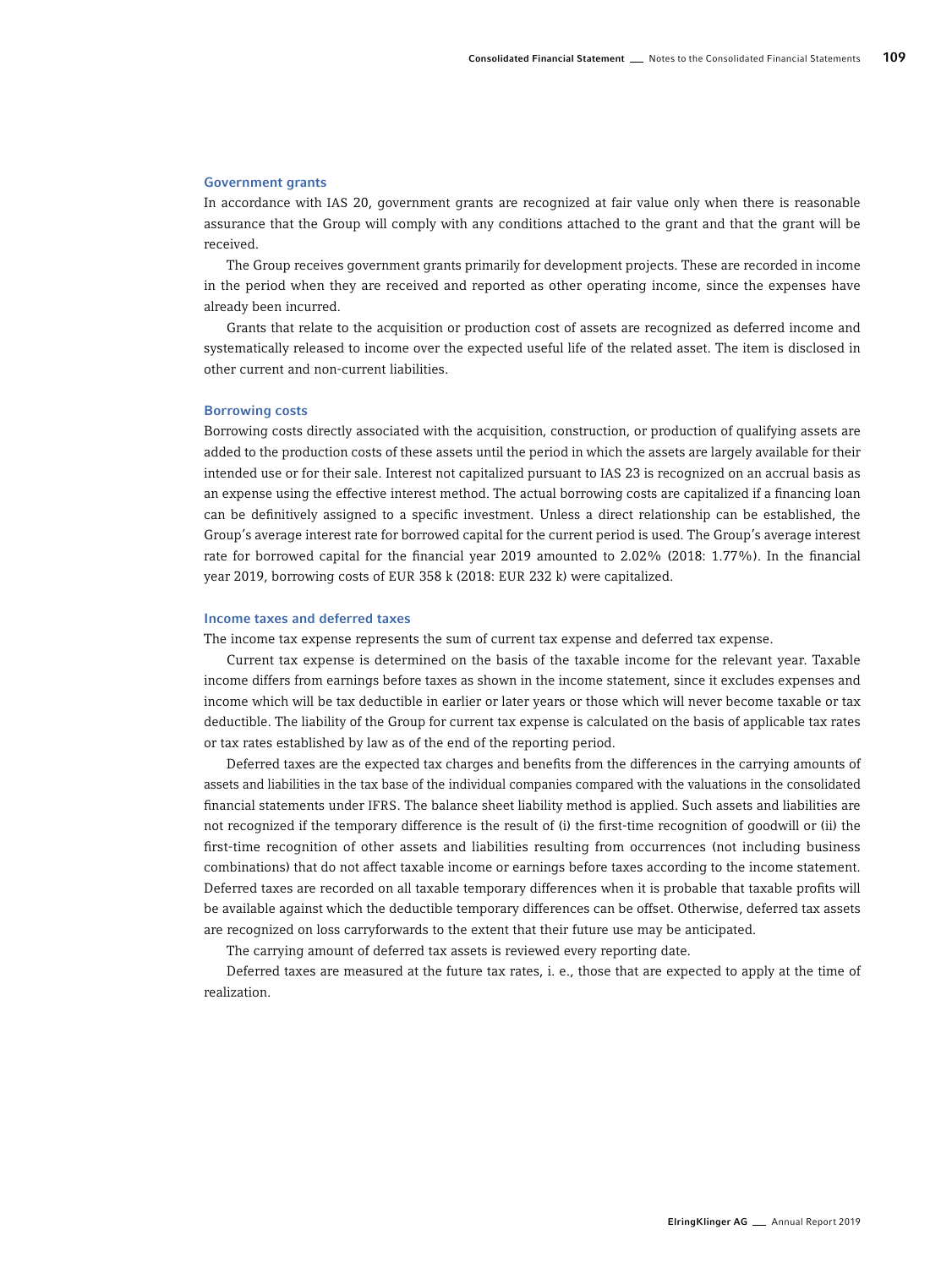### Government grants

In accordance with IAS 20, government grants are recognized at fair value only when there is reasonable assurance that the Group will comply with any conditions attached to the grant and that the grant will be received.

The Group receives government grants primarily for development projects. These are recorded in income in the period when they are received and reported as other operating income, since the expenses have already been incurred.

Grants that relate to the acquisition or production cost of assets are recognized as deferred income and systematically released to income over the expected useful life of the related asset. The item is disclosed in other current and non-current liabilities.

### Borrowing costs

Borrowing costs directly associated with the acquisition, construction, or production of qualifying assets are added to the production costs of these assets until the period in which the assets are largely available for their intended use or for their sale. Interest not capitalized pursuant to IAS 23 is recognized on an accrual basis as an expense using the effective interest method. The actual borrowing costs are capitalized if a financing loan can be definitively assigned to a specific investment. Unless a direct relationship can be established, the Group's average interest rate for borrowed capital for the current period is used. The Group's average interest rate for borrowed capital for the financial year 2019 amounted to 2.02% (2018: 1.77%). In the financial year 2019, borrowing costs of EUR 358 k (2018: EUR 232 k) were capitalized.

### Income taxes and deferred taxes

The income tax expense represents the sum of current tax expense and deferred tax expense.

Current tax expense is determined on the basis of the taxable income for the relevant year. Taxable income differs from earnings before taxes as shown in the income statement, since it excludes expenses and income which will be tax deductible in earlier or later years or those which will never become taxable or tax deductible. The liability of the Group for current tax expense is calculated on the basis of applicable tax rates or tax rates established by law as of the end of the reporting period.

Deferred taxes are the expected tax charges and benefits from the differences in the carrying amounts of assets and liabilities in the tax base of the individual companies compared with the valuations in the consolidated financial statements under IFRS. The balance sheet liability method is applied. Such assets and liabilities are not recognized if the temporary difference is the result of (i) the first-time recognition of goodwill or (ii) the first-time recognition of other assets and liabilities resulting from occurrences (not including business combinations) that do not affect taxable income or earnings before taxes according to the income statement. Deferred taxes are recorded on all taxable temporary differences when it is probable that taxable profits will be available against which the deductible temporary differences can be offset. Otherwise, deferred tax assets are recognized on loss carryforwards to the extent that their future use may be anticipated.

The carrying amount of deferred tax assets is reviewed every reporting date.

Deferred taxes are measured at the future tax rates, i. e., those that are expected to apply at the time of realization.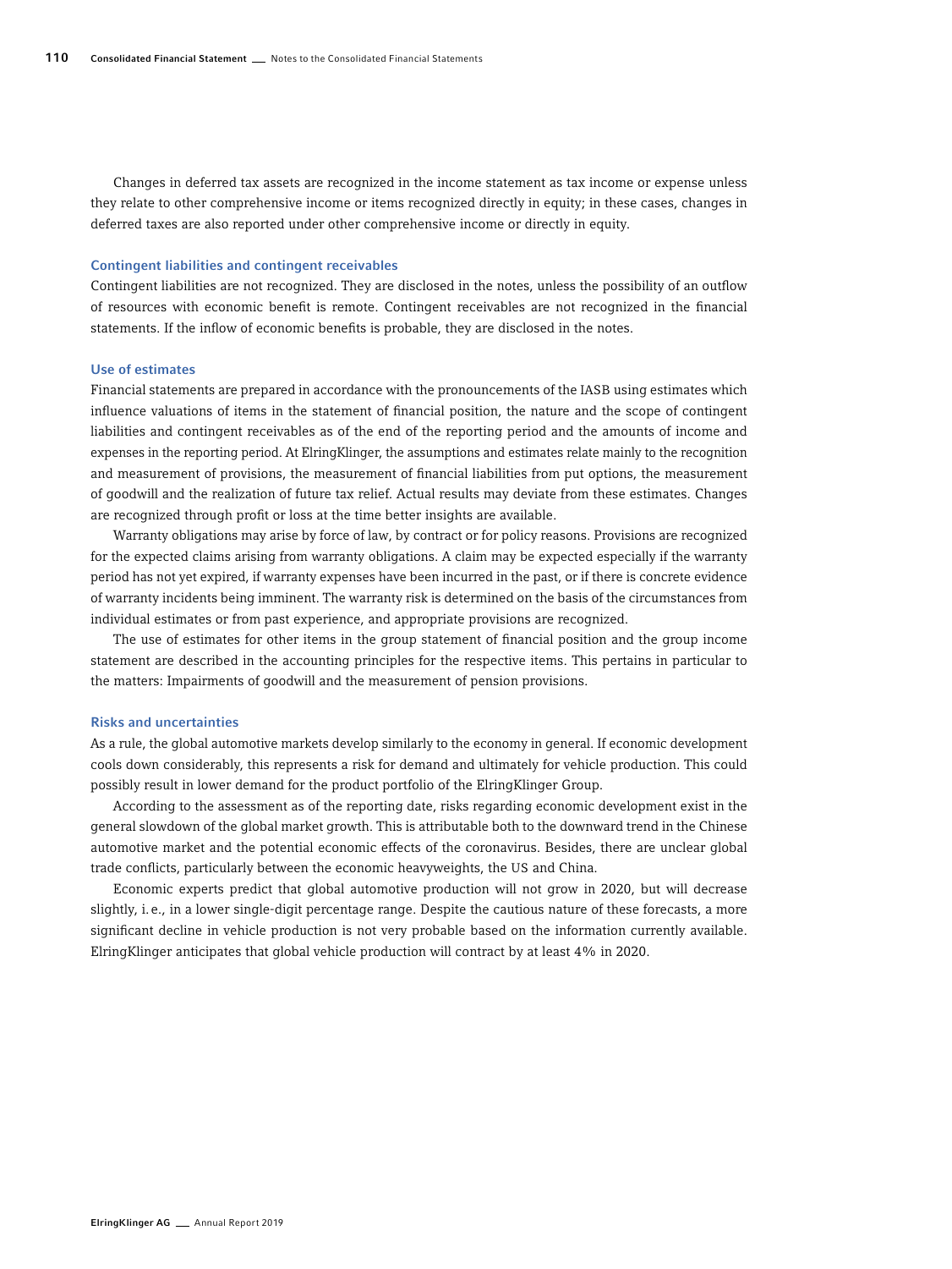Changes in deferred tax assets are recognized in the income statement as tax income or expense unless they relate to other comprehensive income or items recognized directly in equity; in these cases, changes in deferred taxes are also reported under other comprehensive income or directly in equity.

### Contingent liabilities and contingent receivables

Contingent liabilities are not recognized. They are disclosed in the notes, unless the possibility of an outflow of resources with economic benefit is remote. Contingent receivables are not recognized in the financial statements. If the inflow of economic benefits is probable, they are disclosed in the notes.

### Use of estimates

Financial statements are prepared in accordance with the pronouncements of the IASB using estimates which influence valuations of items in the statement of financial position, the nature and the scope of contingent liabilities and contingent receivables as of the end of the reporting period and the amounts of income and expenses in the reporting period. At ElringKlinger, the assumptions and estimates relate mainly to the recognition and measurement of provisions, the measurement of financial liabilities from put options, the measurement of goodwill and the realization of future tax relief. Actual results may deviate from these estimates. Changes are recognized through profit or loss at the time better insights are available.

Warranty obligations may arise by force of law, by contract or for policy reasons. Provisions are recognized for the expected claims arising from warranty obligations. A claim may be expected especially if the warranty period has not yet expired, if warranty expenses have been incurred in the past, or if there is concrete evidence of warranty incidents being imminent. The warranty risk is determined on the basis of the circumstances from individual estimates or from past experience, and appropriate provisions are recognized.

The use of estimates for other items in the group statement of financial position and the group income statement are described in the accounting principles for the respective items. This pertains in particular to the matters: Impairments of goodwill and the measurement of pension provisions.

### Risks and uncertainties

As a rule, the global automotive markets develop similarly to the economy in general. If economic development cools down considerably, this represents a risk for demand and ultimately for vehicle production. This could possibly result in lower demand for the product portfolio of the ElringKlinger Group.

According to the assessment as of the reporting date, risks regarding economic development exist in the general slowdown of the global market growth. This is attributable both to the downward trend in the Chinese automotive market and the potential economic effects of the coronavirus. Besides, there are unclear global trade conflicts, particularly between the economic heavyweights, the US and China.

Economic experts predict that global automotive production will not grow in 2020, but will decrease slightly, i.e., in a lower single-digit percentage range. Despite the cautious nature of these forecasts, a more significant decline in vehicle production is not very probable based on the information currently available. ElringKlinger anticipates that global vehicle production will contract by at least 4% in 2020.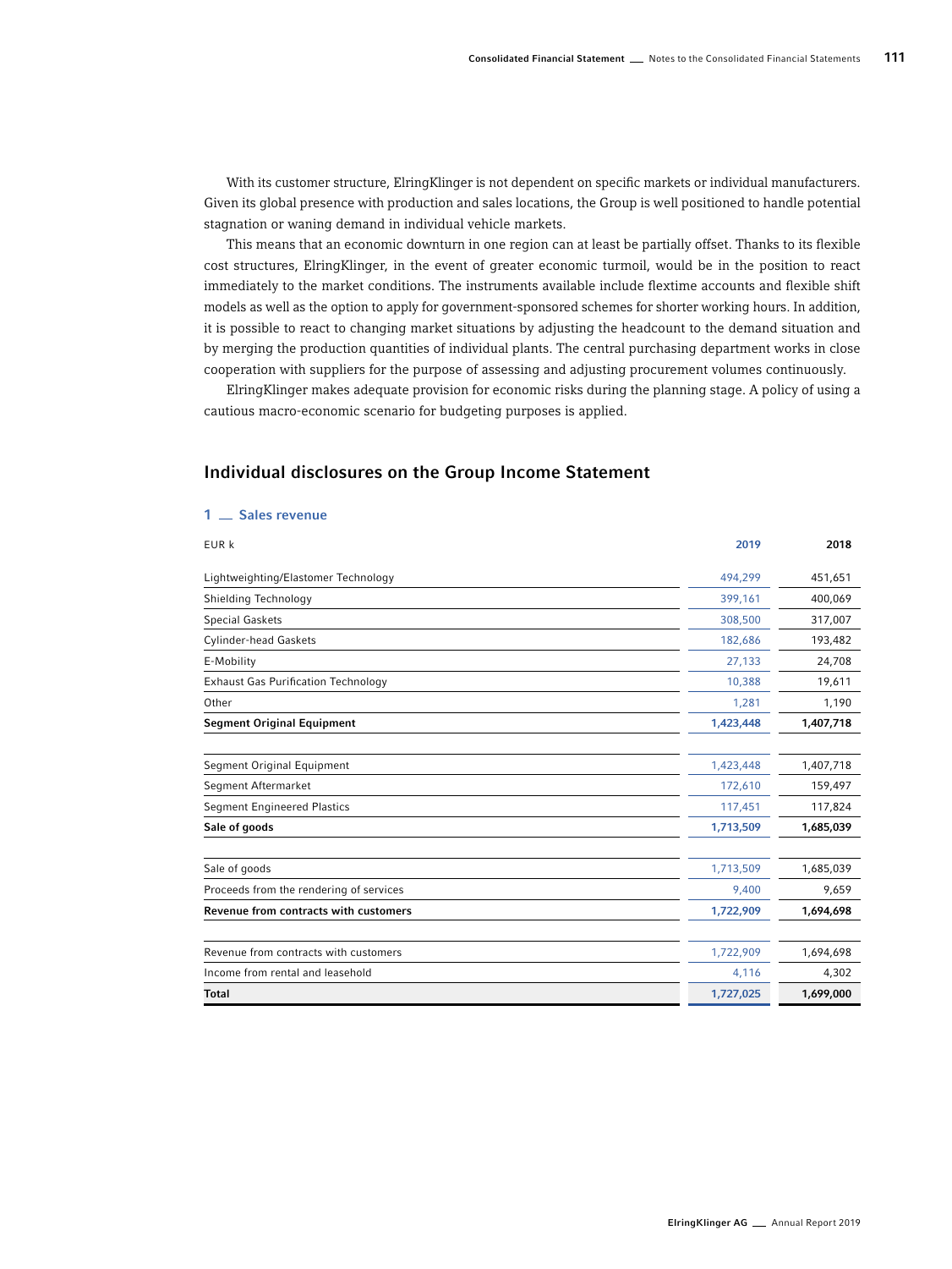With its customer structure, ElringKlinger is not dependent on specific markets or individual manufacturers. Given its global presence with production and sales locations, the Group is well positioned to handle potential stagnation or waning demand in individual vehicle markets.

This means that an economic downturn in one region can at least be partially offset. Thanks to its flexible cost structures, ElringKlinger, in the event of greater economic turmoil, would be in the position to react immediately to the market conditions. The instruments available include flextime accounts and flexible shift models as well as the option to apply for government-sponsored schemes for shorter working hours. In addition, it is possible to react to changing market situations by adjusting the headcount to the demand situation and by merging the production quantities of individual plants. The central purchasing department works in close cooperation with suppliers for the purpose of assessing and adjusting procurement volumes continuously.

ElringKlinger makes adequate provision for economic risks during the planning stage. A policy of using a cautious macro-economic scenario for budgeting purposes is applied.

## Individual disclosures on the Group Income Statement

### 1 __ Sales revenue

| EUR k | 2019 | 2018 |
|---|---|---|
| Lightweighting/Elastomer Technology | 494,299 | 451,651 |
| Shielding Technology | 399,161 | 400,069 |
| Special Gaskets | 308,500 | 317,007 |
| Cylinder-head Gaskets | 182,686 | 193,482 |
| E-Mobility | 27,133 | 24,708 |
| Exhaust Gas Purification Technology | 10,388 | 19,611 |
| Other | 1,281 | 1,190 |
| **Segment Original Equipment** | **1,423,448** | **1,407,718** |
| | | |
| Segment Original Equipment | 1,423,448 | 1,407,718 |
| Segment Aftermarket | 172,610 | 159,497 |
| Segment Engineered Plastics | 117,451 | 117,824 |
| **Sale of goods** | **1,713,509** | **1,685,039** |
| | | |
| Sale of goods | 1,713,509 | 1,685,039 |
| Proceeds from the rendering of services | 9,400 | 9,659 |
| **Revenue from contracts with customers** | **1,722,909** | **1,694,698** |
| | | |
| Revenue from contracts with customers | 1,722,909 | 1,694,698 |
| Income from rental and leasehold | 4,116 | 4,302 |
| **Total** | **1,727,025** | **1,699,000** |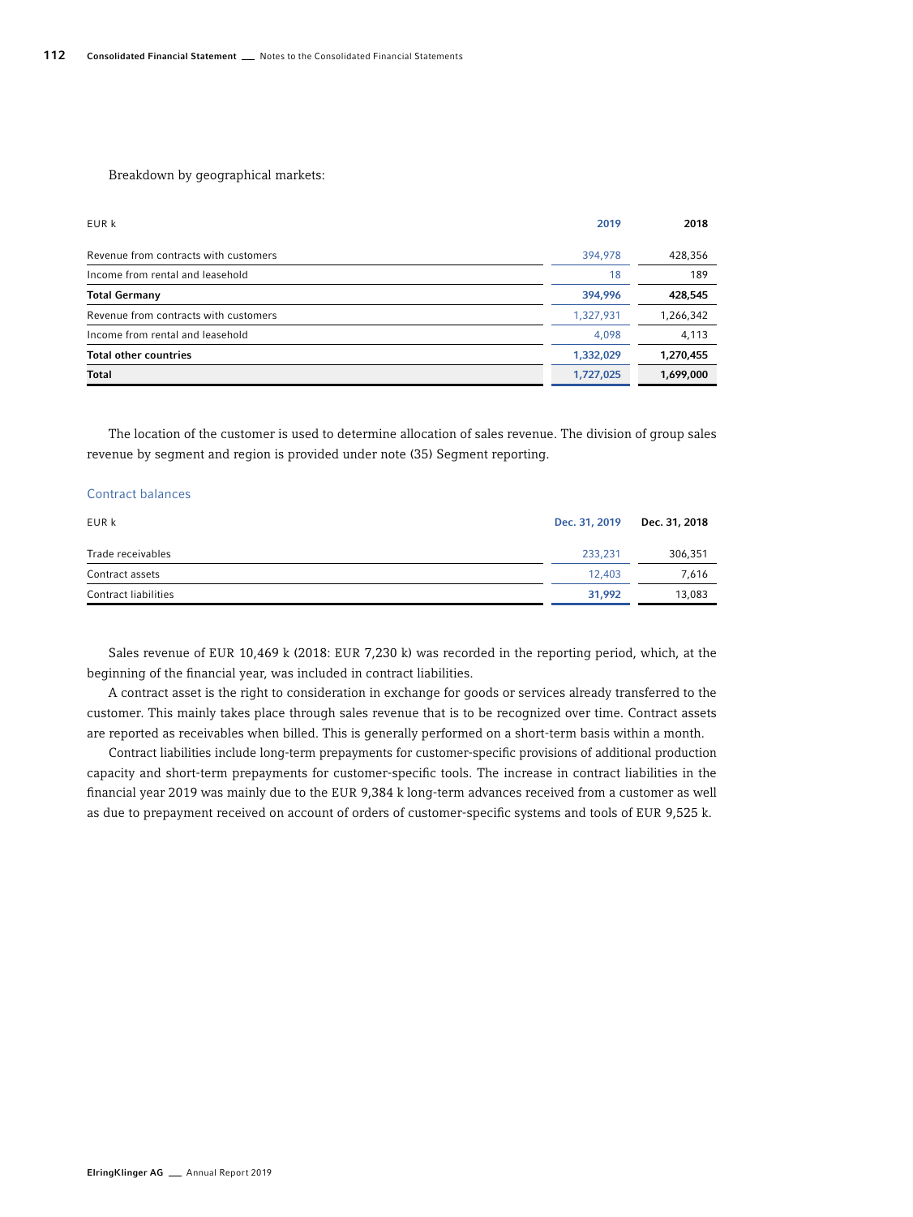Breakdown by geographical markets:

| EUR k | 2019 | 2018 |
|---|---|---|
| Revenue from contracts with customers | 394,978 | 428,356 |
| Income from rental and leasehold | 18 | 189 |
| **Total Germany** | **394,996** | **428,545** |
| Revenue from contracts with customers | 1,327,931 | 1,266,342 |
| Income from rental and leasehold | 4,098 | 4,113 |
| **Total other countries** | **1,332,029** | **1,270,455** |
| **Total** | **1,727,025** | **1,699,000** |

The location of the customer is used to determine allocation of sales revenue. The division of group sales revenue by segment and region is provided under note (35) Segment reporting.

### Contract balances

| EUR k | Dec. 31, 2019 | Dec. 31, 2018 |
|---|---|---|
| Trade receivables | 233,231 | 306,351 |
| Contract assets | 12,403 | 7,616 |
| Contract liabilities | **31,992** | 13,083 |

Sales revenue of EUR 10,469 k (2018: EUR 7,230 k) was recorded in the reporting period, which, at the beginning of the financial year, was included in contract liabilities.

A contract asset is the right to consideration in exchange for goods or services already transferred to the customer. This mainly takes place through sales revenue that is to be recognized over time. Contract assets are reported as receivables when billed. This is generally performed on a short-term basis within a month.

Contract liabilities include long-term prepayments for customer-specific provisions of additional production capacity and short-term prepayments for customer-specific tools. The increase in contract liabilities in the financial year 2019 was mainly due to the EUR 9,384 k long-term advances received from a customer as well as due to prepayment received on account of orders of customer-specific systems and tools of EUR 9,525 k.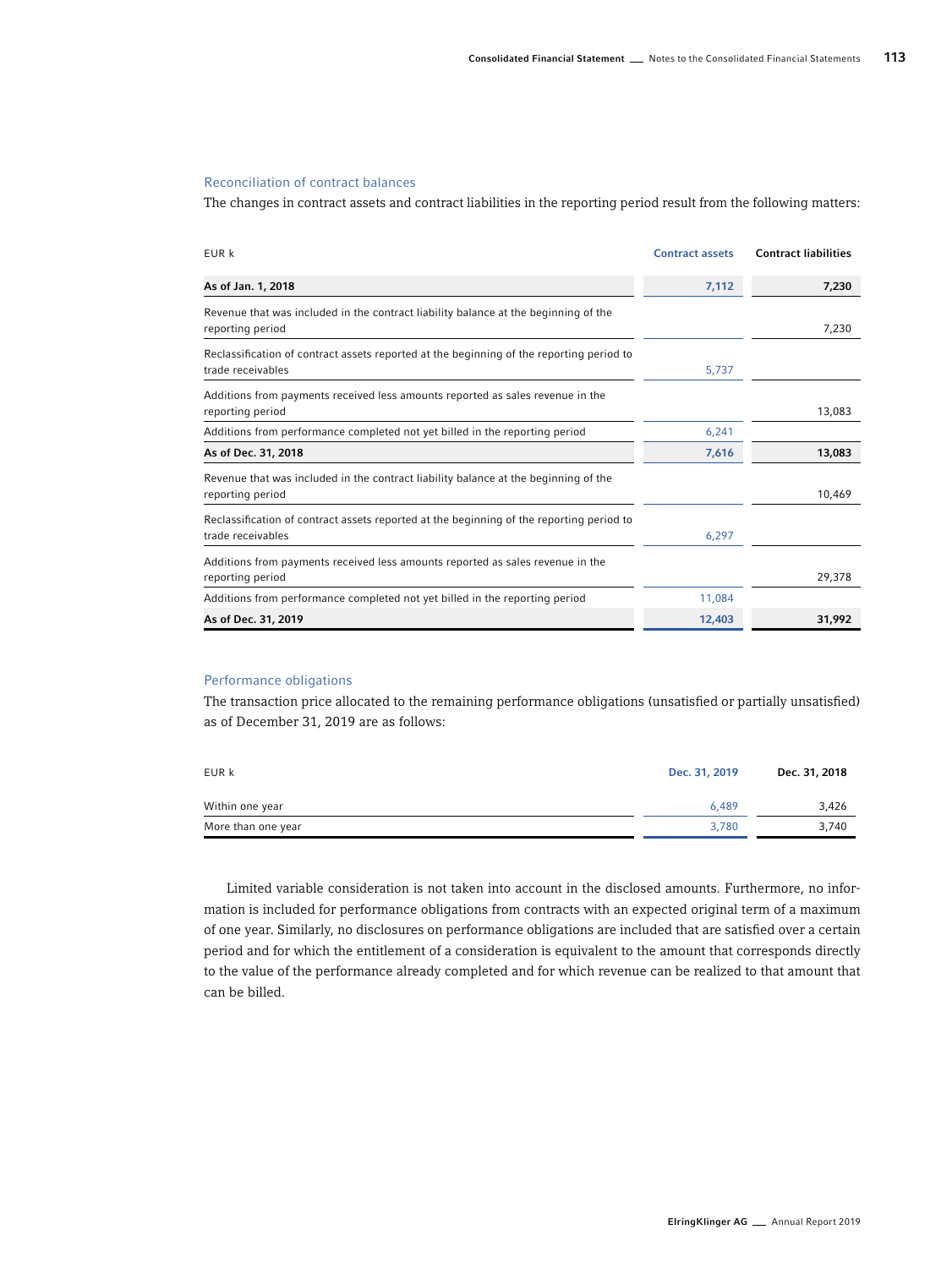### Reconciliation of contract balances

The changes in contract assets and contract liabilities in the reporting period result from the following matters:

| EUR k | Contract assets | Contract liabilities |
| --- | --- | --- |
| **As of Jan. 1, 2018** | **7,112** | **7,230** |
| Revenue that was included in the contract liability balance at the beginning of the reporting period | | 7,230 |
| Reclassification of contract assets reported at the beginning of the reporting period to trade receivables | 5,737 | |
| Additions from payments received less amounts reported as sales revenue in the reporting period | | 13,083 |
| Additions from performance completed not yet billed in the reporting period | 6,241 | |
| **As of Dec. 31, 2018** | **7,616** | **13,083** |
| Revenue that was included in the contract liability balance at the beginning of the reporting period | | 10,469 |
| Reclassification of contract assets reported at the beginning of the reporting period to trade receivables | 6,297 | |
| Additions from payments received less amounts reported as sales revenue in the reporting period | | 29,378 |
| Additions from performance completed not yet billed in the reporting period | 11,084 | |
| **As of Dec. 31, 2019** | **12,403** | **31,992** |

### Performance obligations

The transaction price allocated to the remaining performance obligations (unsatisfied or partially unsatisfied) as of December 31, 2019 are as follows:

| EUR k | Dec. 31, 2019 | Dec. 31, 2018 |
| --- | --- | --- |
| Within one year | 6,489 | 3,426 |
| More than one year | 3,780 | 3,740 |

Limited variable consideration is not taken into account in the disclosed amounts. Furthermore, no information is included for performance obligations from contracts with an expected original term of a maximum of one year. Similarly, no disclosures on performance obligations are included that are satisfied over a certain period and for which the entitlement of a consideration is equivalent to the amount that corresponds directly to the value of the performance already completed and for which revenue can be realized to that amount that can be billed.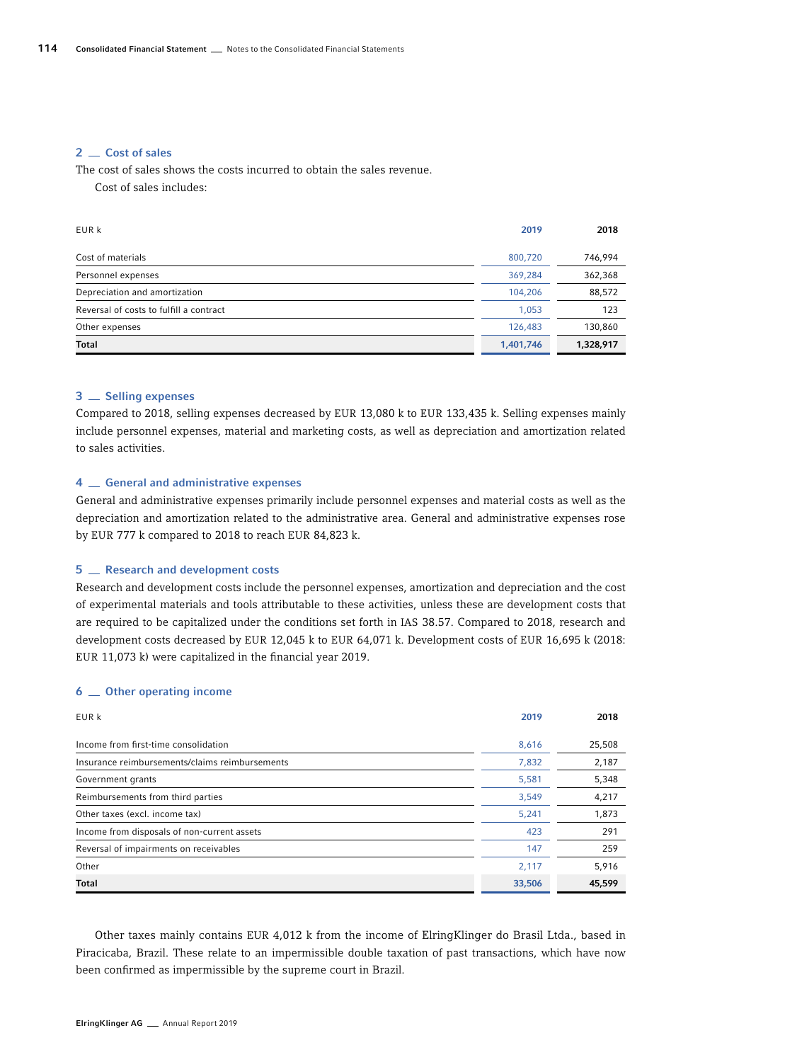## 2 Cost of sales

The cost of sales shows the costs incurred to obtain the sales revenue.

Cost of sales includes:

| EUR k | 2019 | 2018 |
|---|---|---|
| Cost of materials | 800,720 | 746,994 |
| Personnel expenses | 369,284 | 362,368 |
| Depreciation and amortization | 104,206 | 88,572 |
| Reversal of costs to fulfill a contract | 1,053 | 123 |
| Other expenses | 126,483 | 130,860 |
| **Total** | **1,401,746** | **1,328,917** |

## 3 Selling expenses

Compared to 2018, selling expenses decreased by EUR 13,080 k to EUR 133,435 k. Selling expenses mainly include personnel expenses, material and marketing costs, as well as depreciation and amortization related to sales activities.

## 4 General and administrative expenses

General and administrative expenses primarily include personnel expenses and material costs as well as the depreciation and amortization related to the administrative area. General and administrative expenses rose by EUR 777 k compared to 2018 to reach EUR 84,823 k.

## 5 Research and development costs

Research and development costs include the personnel expenses, amortization and depreciation and the cost of experimental materials and tools attributable to these activities, unless these are development costs that are required to be capitalized under the conditions set forth in IAS 38.57. Compared to 2018, research and development costs decreased by EUR 12,045 k to EUR 64,071 k. Development costs of EUR 16,695 k (2018: EUR 11,073 k) were capitalized in the financial year 2019.

## 6 Other operating income

| EUR k | 2019 | 2018 |
|---|---|---|
| Income from first-time consolidation | 8,616 | 25,508 |
| Insurance reimbursements/claims reimbursements | 7,832 | 2,187 |
| Government grants | 5,581 | 5,348 |
| Reimbursements from third parties | 3,549 | 4,217 |
| Other taxes (excl. income tax) | 5,241 | 1,873 |
| Income from disposals of non-current assets | 423 | 291 |
| Reversal of impairments on receivables | 147 | 259 |
| Other | 2,117 | 5,916 |
| **Total** | **33,506** | **45,599** |

Other taxes mainly contains EUR 4,012 k from the income of ElringKlinger do Brasil Ltda., based in Piracicaba, Brazil. These relate to an impermissible double taxation of past transactions, which have now been confirmed as impermissible by the supreme court in Brazil.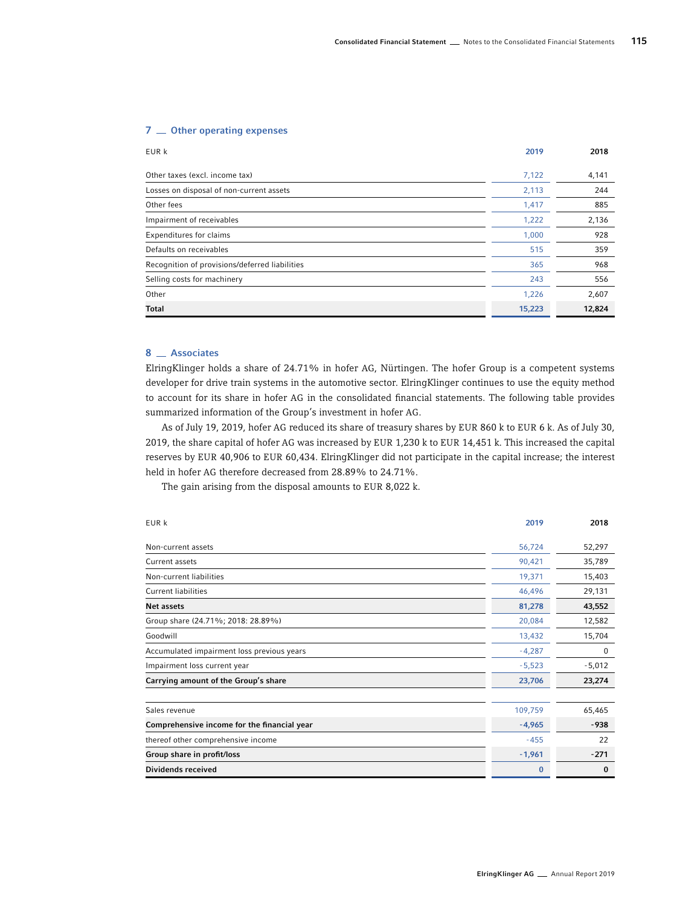## 7 — Other operating expenses

| EUR k | 2019 | 2018 |
|---|---|---|
| Other taxes (excl. income tax) | 7,122 | 4,141 |
| Losses on disposal of non-current assets | 2,113 | 244 |
| Other fees | 1,417 | 885 |
| Impairment of receivables | 1,222 | 2,136 |
| Expenditures for claims | 1,000 | 928 |
| Defaults on receivables | 515 | 359 |
| Recognition of provisions/deferred liabilities | 365 | 968 |
| Selling costs for machinery | 243 | 556 |
| Other | 1,226 | 2,607 |
| **Total** | **15,223** | **12,824** |

## 8 — Associates

ElringKlinger holds a share of 24.71% in hofer AG, Nürtingen. The hofer Group is a competent systems developer for drive train systems in the automotive sector. ElringKlinger continues to use the equity method to account for its share in hofer AG in the consolidated financial statements. The following table provides summarized information of the Group's investment in hofer AG.

As of July 19, 2019, hofer AG reduced its share of treasury shares by EUR 860 k to EUR 6 k. As of July 30, 2019, the share capital of hofer AG was increased by EUR 1,230 k to EUR 14,451 k. This increased the capital reserves by EUR 40,906 to EUR 60,434. ElringKlinger did not participate in the capital increase; the interest held in hofer AG therefore decreased from 28.89% to 24.71%.

The gain arising from the disposal amounts to EUR 8,022 k.

| EUR k | 2019 | 2018 |
|---|---|---|
| Non-current assets | 56,724 | 52,297 |
| Current assets | 90,421 | 35,789 |
| Non-current liabilities | 19,371 | 15,403 |
| Current liabilities | 46,496 | 29,131 |
| **Net assets** | **81,278** | **43,552** |
| Group share (24.71%; 2018: 28.89%) | 20,084 | 12,582 |
| Goodwill | 13,432 | 15,704 |
| Accumulated impairment loss previous years | -4,287 | 0 |
| Impairment loss current year | -5,523 | -5,012 |
| **Carrying amount of the Group's share** | **23,706** | **23,274** |
| | | |
| Sales revenue | 109,759 | 65,465 |
| **Comprehensive income for the financial year** | **-4,965** | **-938** |
| thereof other comprehensive income | -455 | 22 |
| **Group share in profit/loss** | **-1,961** | **-271** |
| **Dividends received** | **0** | **0** |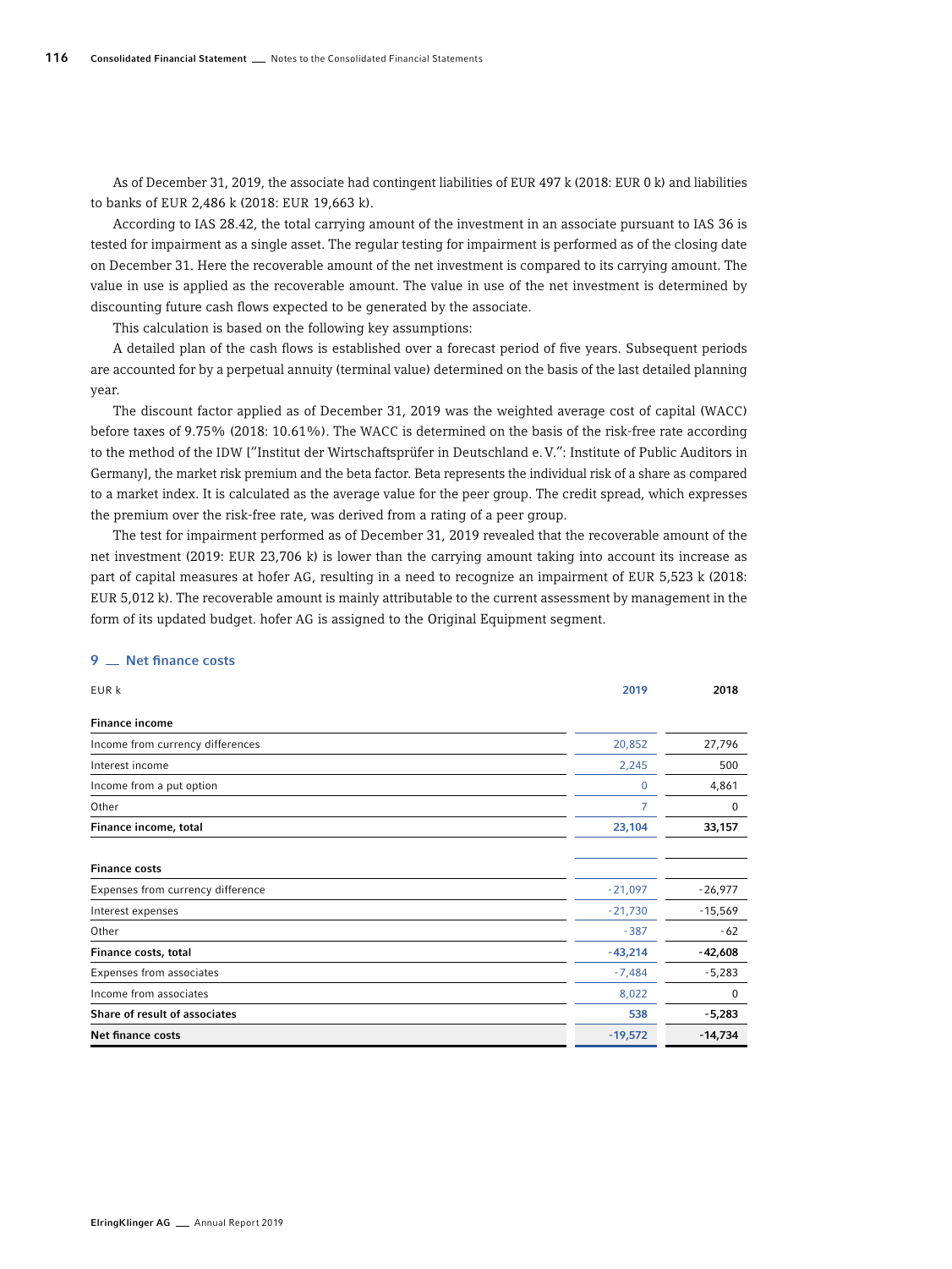As of December 31, 2019, the associate had contingent liabilities of EUR 497 k (2018: EUR 0 k) and liabilities to banks of EUR 2,486 k (2018: EUR 19,663 k).

According to IAS 28.42, the total carrying amount of the investment in an associate pursuant to IAS 36 is tested for impairment as a single asset. The regular testing for impairment is performed as of the closing date on December 31. Here the recoverable amount of the net investment is compared to its carrying amount. The value in use is applied as the recoverable amount. The value in use of the net investment is determined by discounting future cash flows expected to be generated by the associate.

This calculation is based on the following key assumptions:

A detailed plan of the cash flows is established over a forecast period of five years. Subsequent periods are accounted for by a perpetual annuity (terminal value) determined on the basis of the last detailed planning year.

The discount factor applied as of December 31, 2019 was the weighted average cost of capital (WACC) before taxes of 9.75% (2018: 10.61%). The WACC is determined on the basis of the risk-free rate according to the method of the IDW ["Institut der Wirtschaftsprüfer in Deutschland e. V.": Institute of Public Auditors in Germany], the market risk premium and the beta factor. Beta represents the individual risk of a share as compared to a market index. It is calculated as the average value for the peer group. The credit spread, which expresses the premium over the risk-free rate, was derived from a rating of a peer group.

The test for impairment performed as of December 31, 2019 revealed that the recoverable amount of the net investment (2019: EUR 23,706 k) is lower than the carrying amount taking into account its increase as part of capital measures at hofer AG, resulting in a need to recognize an impairment of EUR 5,523 k (2018: EUR 5,012 k). The recoverable amount is mainly attributable to the current assessment by management in the form of its updated budget. hofer AG is assigned to the Original Equipment segment.

## 9 Net finance costs

| EUR k | 2019 | 2018 |
|---|---|---|
| **Finance income** | | |
| Income from currency differences | 20,852 | 27,796 |
| Interest income | 2,245 | 500 |
| Income from a put option | 0 | 4,861 |
| Other | 7 | 0 |
| **Finance income, total** | **23,104** | **33,157** |
| **Finance costs** | | |
| Expenses from currency difference | -21,097 | -26,977 |
| Interest expenses | -21,730 | -15,569 |
| Other | -387 | -62 |
| **Finance costs, total** | **-43,214** | **-42,608** |
| Expenses from associates | -7,484 | -5,283 |
| Income from associates | 8,022 | 0 |
| **Share of result of associates** | **538** | **-5,283** |
| **Net finance costs** | **-19,572** | **-14,734** |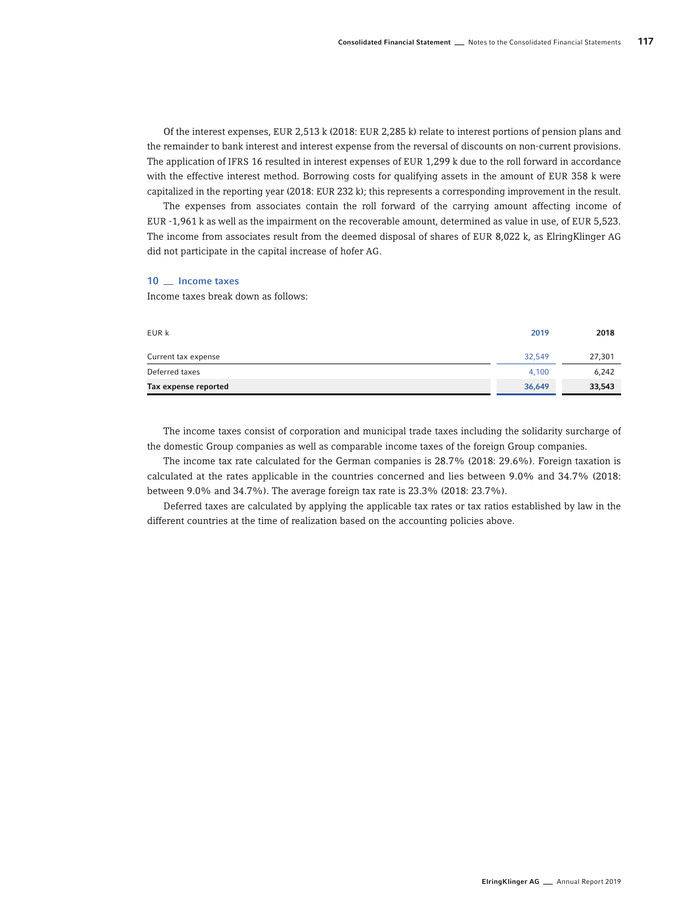Of the interest expenses, EUR 2,513 k (2018: EUR 2,285 k) relate to interest portions of pension plans and the remainder to bank interest and interest expense from the reversal of discounts on non-current provisions. The application of IFRS 16 resulted in interest expenses of EUR 1,299 k due to the roll forward in accordance with the effective interest method. Borrowing costs for qualifying assets in the amount of EUR 358 k were capitalized in the reporting year (2018: EUR 232 k); this represents a corresponding improvement in the result.

The expenses from associates contain the roll forward of the carrying amount affecting income of EUR -1,961 k as well as the impairment on the recoverable amount, determined as value in use, of EUR 5,523. The income from associates result from the deemed disposal of shares of EUR 8,022 k, as ElringKlinger AG did not participate in the capital increase of hofer AG.

## 10 __ Income taxes

Income taxes break down as follows:

| EUR k | 2019 | 2018 |
|---|---|---|
| Current tax expense | 32,549 | 27,301 |
| Deferred taxes | 4,100 | 6,242 |
| **Tax expense reported** | **36,649** | **33,543** |

The income taxes consist of corporation and municipal trade taxes including the solidarity surcharge of the domestic Group companies as well as comparable income taxes of the foreign Group companies.

The income tax rate calculated for the German companies is 28.7% (2018: 29.6%). Foreign taxation is calculated at the rates applicable in the countries concerned and lies between 9.0% and 34.7% (2018: between 9.0% and 34.7%). The average foreign tax rate is 23.3% (2018: 23.7%).

Deferred taxes are calculated by applying the applicable tax rates or tax ratios established by law in the different countries at the time of realization based on the accounting policies above.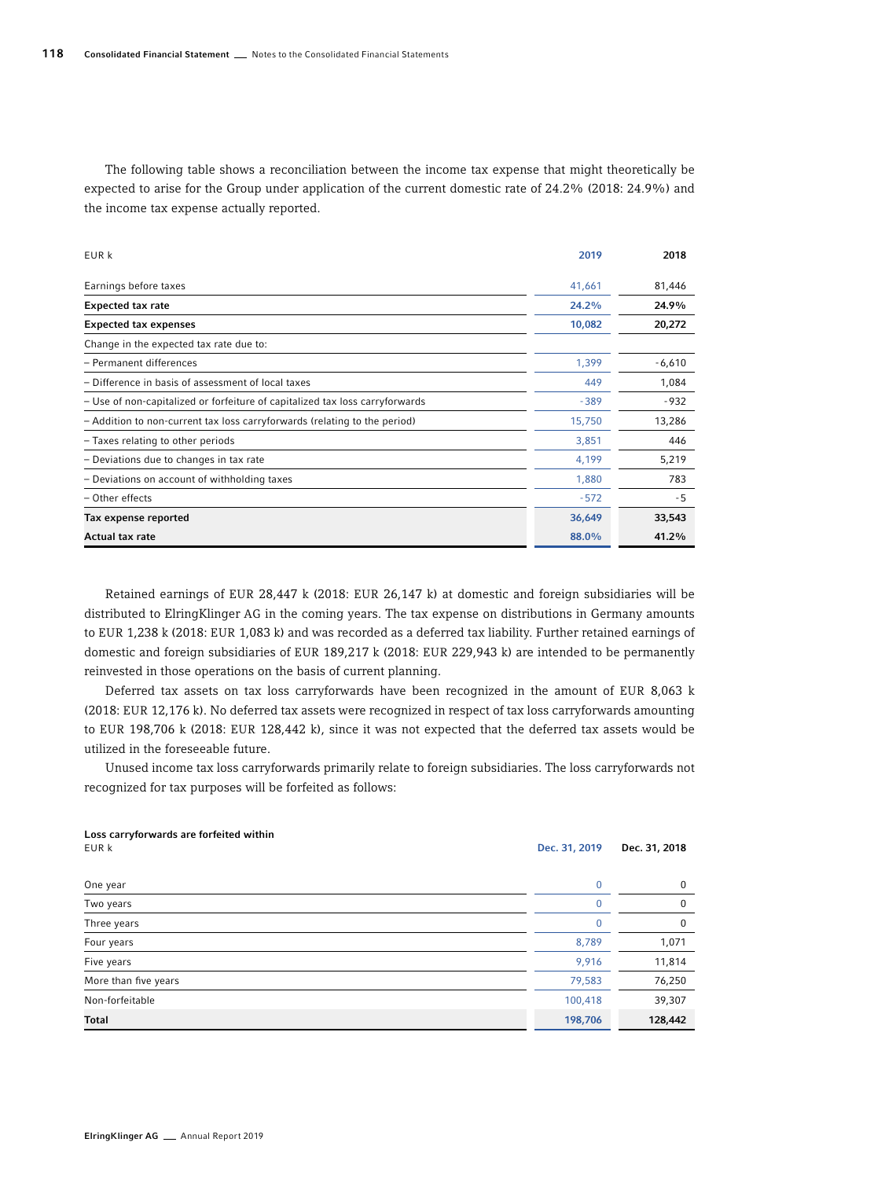The following table shows a reconciliation between the income tax expense that might theoretically be expected to arise for the Group under application of the current domestic rate of 24.2% (2018: 24.9%) and the income tax expense actually reported.

| EUR k | 2019 | 2018 |
|---|---|---|
| Earnings before taxes | 41,661 | 81,446 |
| **Expected tax rate** | **24.2%** | **24.9%** |
| **Expected tax expenses** | **10,082** | **20,272** |
| Change in the expected tax rate due to: | | |
| – Permanent differences | 1,399 | -6,610 |
| – Difference in basis of assessment of local taxes | 449 | 1,084 |
| – Use of non-capitalized or forfeiture of capitalized tax loss carryforwards | -389 | -932 |
| – Addition to non-current tax loss carryforwards (relating to the period) | 15,750 | 13,286 |
| – Taxes relating to other periods | 3,851 | 446 |
| – Deviations due to changes in tax rate | 4,199 | 5,219 |
| – Deviations on account of withholding taxes | 1,880 | 783 |
| – Other effects | -572 | -5 |
| **Tax expense reported** | **36,649** | **33,543** |
| **Actual tax rate** | **88.0%** | **41.2%** |

Retained earnings of EUR 28,447 k (2018: EUR 26,147 k) at domestic and foreign subsidiaries will be distributed to ElringKlinger AG in the coming years. The tax expense on distributions in Germany amounts to EUR 1,238 k (2018: EUR 1,083 k) and was recorded as a deferred tax liability. Further retained earnings of domestic and foreign subsidiaries of EUR 189,217 k (2018: EUR 229,943 k) are intended to be permanently reinvested in those operations on the basis of current planning.

Deferred tax assets on tax loss carryforwards have been recognized in the amount of EUR 8,063 k (2018: EUR 12,176 k). No deferred tax assets were recognized in respect of tax loss carryforwards amounting to EUR 198,706 k (2018: EUR 128,442 k), since it was not expected that the deferred tax assets would be utilized in the foreseeable future.

Unused income tax loss carryforwards primarily relate to foreign subsidiaries. The loss carryforwards not recognized for tax purposes will be forfeited as follows:

| **Loss carryforwards are forfeited within**<br>EUR k | Dec. 31, 2019 | Dec. 31, 2018 |
|---|---|---|
| One year | 0 | 0 |
| Two years | 0 | 0 |
| Three years | 0 | 0 |
| Four years | 8,789 | 1,071 |
| Five years | 9,916 | 11,814 |
| More than five years | 79,583 | 76,250 |
| Non-forfeitable | 100,418 | 39,307 |
| **Total** | **198,706** | **128,442** |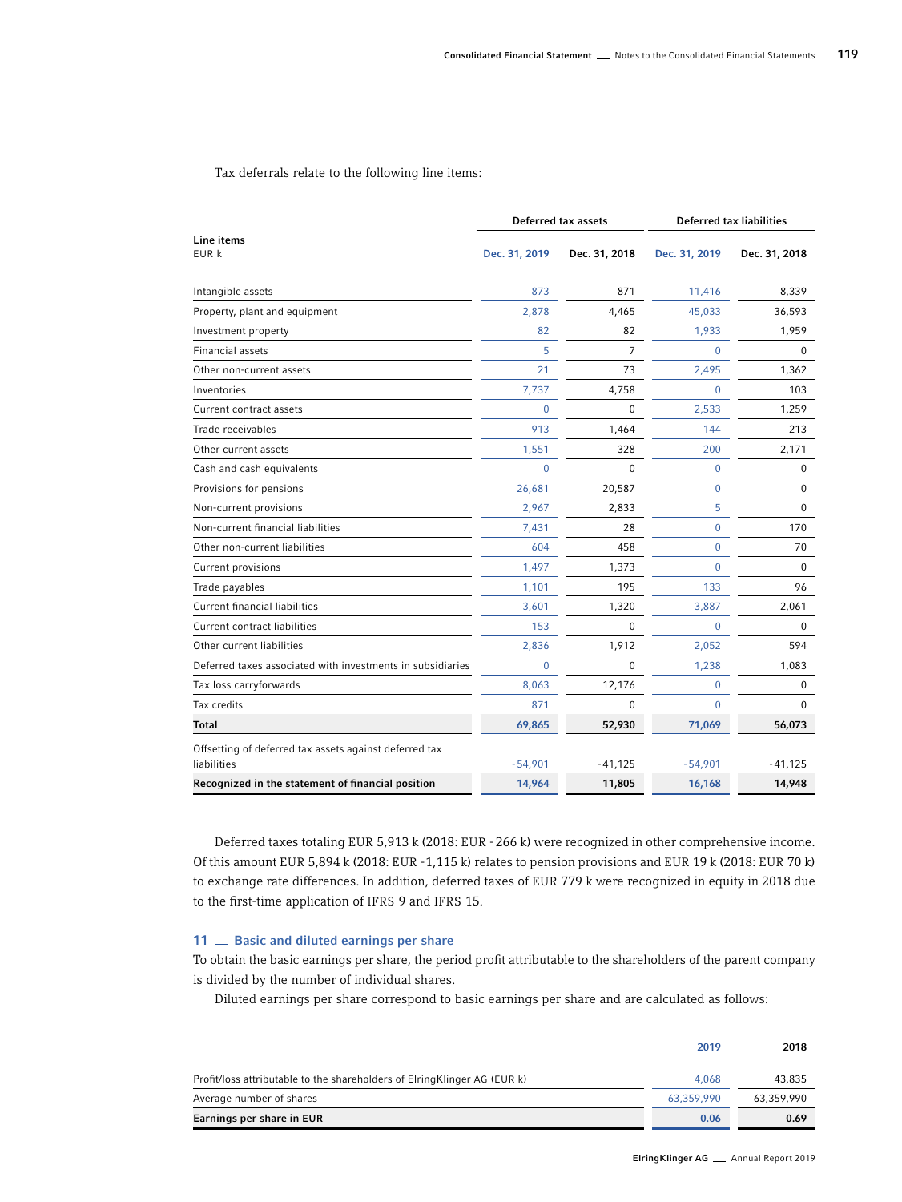Tax deferrals relate to the following line items:

| Line items<br>EUR k | Deferred tax assets | | Deferred tax liabilities | |
|---|---|---|---|---|
| | Dec. 31, 2019 | Dec. 31, 2018 | Dec. 31, 2019 | Dec. 31, 2018 |
| Intangible assets | 873 | 871 | 11,416 | 8,339 |
| Property, plant and equipment | 2,878 | 4,465 | 45,033 | 36,593 |
| Investment property | 82 | 82 | 1,933 | 1,959 |
| Financial assets | 5 | 7 | 0 | 0 |
| Other non-current assets | 21 | 73 | 2,495 | 1,362 |
| Inventories | 7,737 | 4,758 | 0 | 103 |
| Current contract assets | 0 | 0 | 2,533 | 1,259 |
| Trade receivables | 913 | 1,464 | 144 | 213 |
| Other current assets | 1,551 | 328 | 200 | 2,171 |
| Cash and cash equivalents | 0 | 0 | 0 | 0 |
| Provisions for pensions | 26,681 | 20,587 | 0 | 0 |
| Non-current provisions | 2,967 | 2,833 | 5 | 0 |
| Non-current financial liabilities | 7,431 | 28 | 0 | 170 |
| Other non-current liabilities | 604 | 458 | 0 | 70 |
| Current provisions | 1,497 | 1,373 | 0 | 0 |
| Trade payables | 1,101 | 195 | 133 | 96 |
| Current financial liabilities | 3,601 | 1,320 | 3,887 | 2,061 |
| Current contract liabilities | 153 | 0 | 0 | 0 |
| Other current liabilities | 2,836 | 1,912 | 2,052 | 594 |
| Deferred taxes associated with investments in subsidiaries | 0 | 0 | 1,238 | 1,083 |
| Tax loss carryforwards | 8,063 | 12,176 | 0 | 0 |
| Tax credits | 871 | 0 | 0 | 0 |
| **Total** | **69,865** | **52,930** | **71,069** | **56,073** |
| Offsetting of deferred tax assets against deferred tax liabilities | -54,901 | -41,125 | -54,901 | -41,125 |
| **Recognized in the statement of financial position** | **14,964** | **11,805** | **16,168** | **14,948** |

Deferred taxes totaling EUR 5,913 k (2018: EUR -266 k) were recognized in other comprehensive income. Of this amount EUR 5,894 k (2018: EUR -1,115 k) relates to pension provisions and EUR 19 k (2018: EUR 70 k) to exchange rate differences. In addition, deferred taxes of EUR 779 k were recognized in equity in 2018 due to the first-time application of IFRS 9 and IFRS 15.

## 11 — Basic and diluted earnings per share

To obtain the basic earnings per share, the period profit attributable to the shareholders of the parent company is divided by the number of individual shares.

Diluted earnings per share correspond to basic earnings per share and are calculated as follows:

| | 2019 | 2018 |
|---|---|---|
| Profit/loss attributable to the shareholders of ElringKlinger AG (EUR k) | 4,068 | 43,835 |
| Average number of shares | 63,359,990 | 63,359,990 |
| **Earnings per share in EUR** | **0.06** | **0.69** |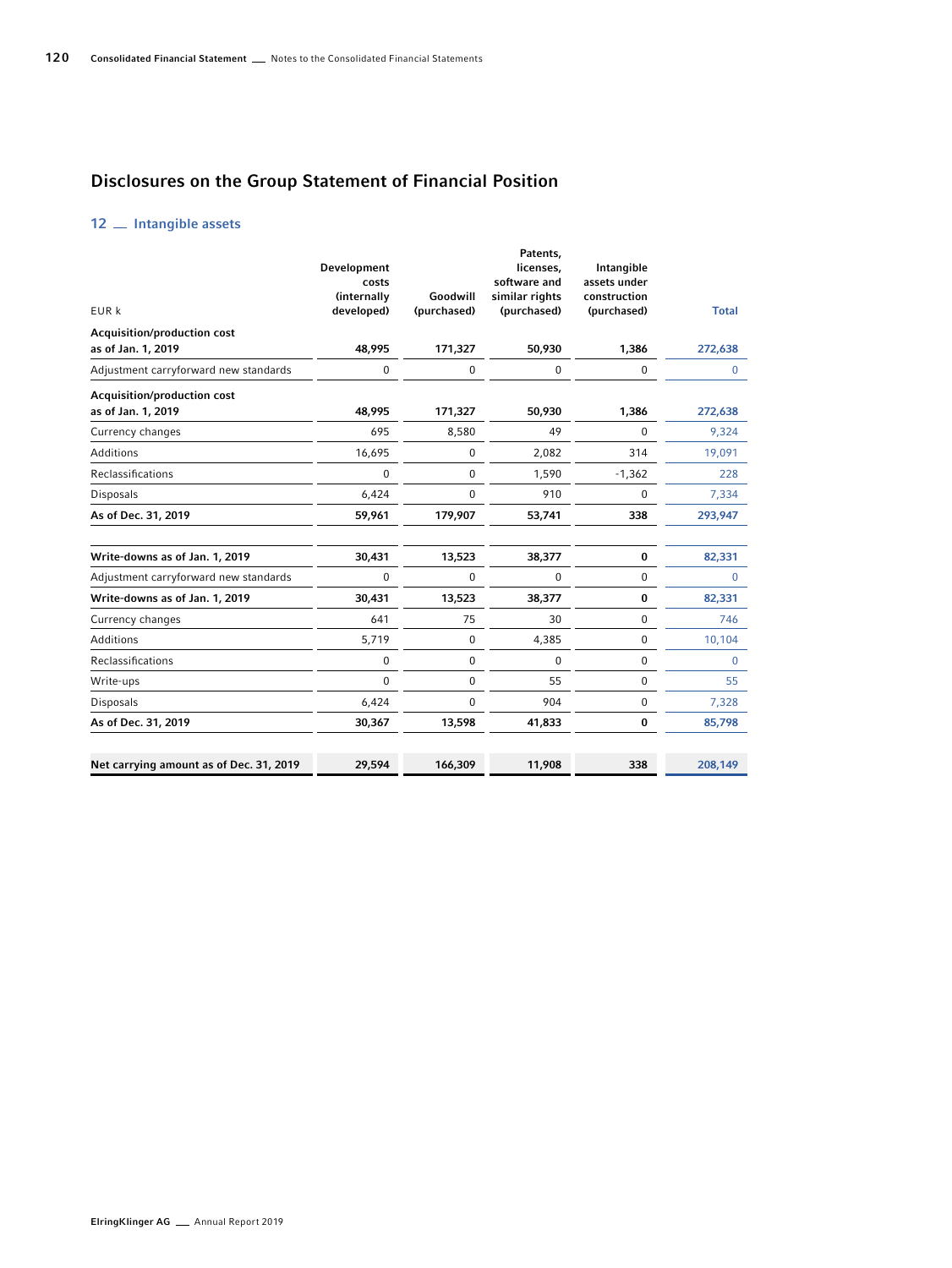## Disclosures on the Group Statement of Financial Position

### 12 — Intangible assets

| EUR k | Development costs (internally developed) | Goodwill (purchased) | Patents, licenses, software and similar rights (purchased) | Intangible assets under construction (purchased) | Total |
|---|---|---|---|---|---|
| **Acquisition/production cost as of Jan. 1, 2019** | **48,995** | **171,327** | **50,930** | **1,386** | **272,638** |
| Adjustment carryforward new standards | 0 | 0 | 0 | 0 | 0 |
| **Acquisition/production cost as of Jan. 1, 2019** | **48,995** | **171,327** | **50,930** | **1,386** | **272,638** |
| Currency changes | 695 | 8,580 | 49 | 0 | 9,324 |
| Additions | 16,695 | 0 | 2,082 | 314 | 19,091 |
| Reclassifications | 0 | 0 | 1,590 | -1,362 | 228 |
| Disposals | 6,424 | 0 | 910 | 0 | 7,334 |
| **As of Dec. 31, 2019** | **59,961** | **179,907** | **53,741** | **338** | **293,947** |
| | | | | | |
| **Write-downs as of Jan. 1, 2019** | **30,431** | **13,523** | **38,377** | **0** | **82,331** |
| Adjustment carryforward new standards | 0 | 0 | 0 | 0 | 0 |
| **Write-downs as of Jan. 1, 2019** | **30,431** | **13,523** | **38,377** | **0** | **82,331** |
| Currency changes | 641 | 75 | 30 | 0 | 746 |
| Additions | 5,719 | 0 | 4,385 | 0 | 10,104 |
| Reclassifications | 0 | 0 | 0 | 0 | 0 |
| Write-ups | 0 | 0 | 55 | 0 | 55 |
| Disposals | 6,424 | 0 | 904 | 0 | 7,328 |
| **As of Dec. 31, 2019** | **30,367** | **13,598** | **41,833** | **0** | **85,798** |
| | | | | | |
| **Net carrying amount as of Dec. 31, 2019** | **29,594** | **166,309** | **11,908** | **338** | **208,149** |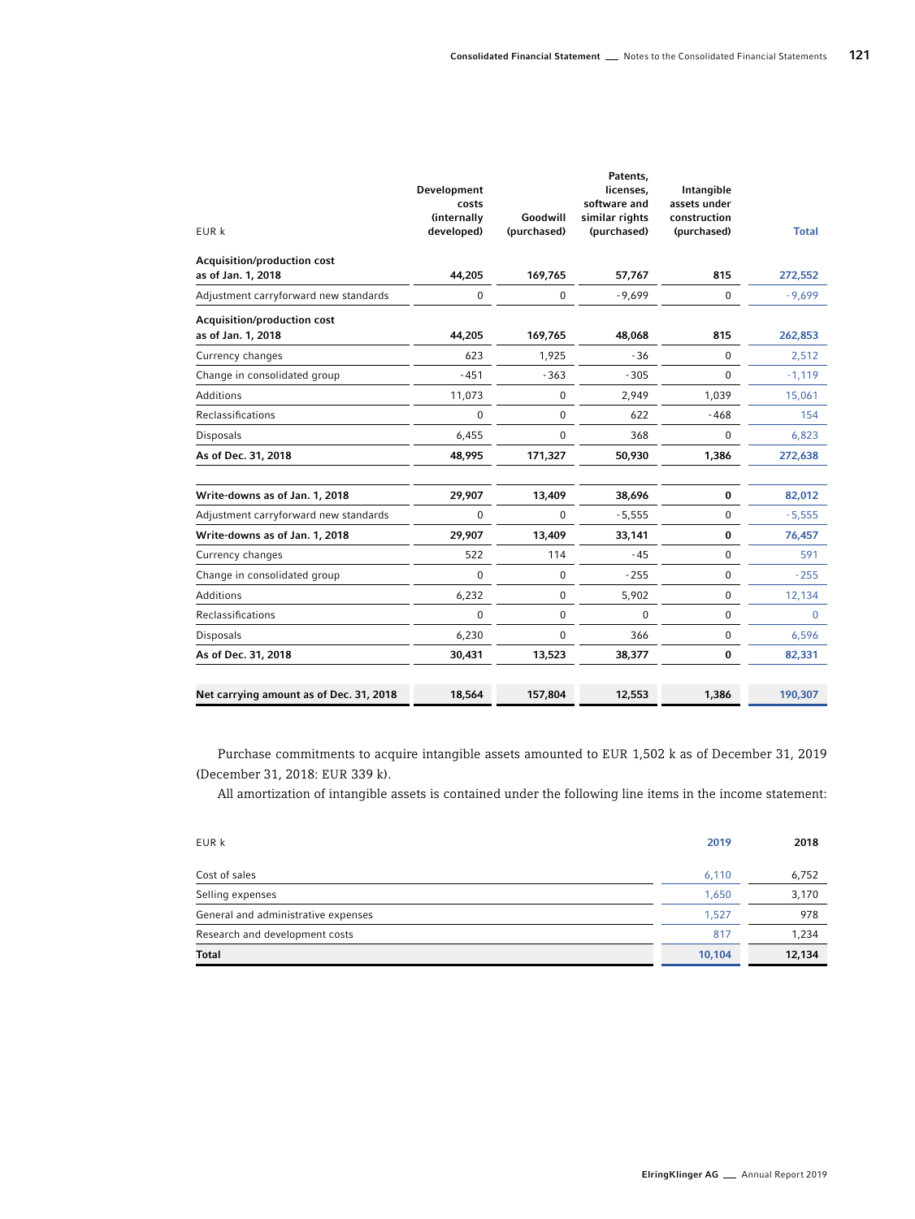| EUR k | Development costs (internally developed) | Goodwill (purchased) | Patents, licenses, software and similar rights (purchased) | Intangible assets under construction (purchased) | Total |
|---|---|---|---|---|---|
| **Acquisition/production cost as of Jan. 1, 2018** | **44,205** | **169,765** | **57,767** | **815** | **272,552** |
| Adjustment carryforward new standards | 0 | 0 | -9,699 | 0 | -9,699 |
| **Acquisition/production cost as of Jan. 1, 2018** | **44,205** | **169,765** | **48,068** | **815** | **262,853** |
| Currency changes | 623 | 1,925 | -36 | 0 | 2,512 |
| Change in consolidated group | -451 | -363 | -305 | 0 | -1,119 |
| Additions | 11,073 | 0 | 2,949 | 1,039 | 15,061 |
| Reclassifications | 0 | 0 | 622 | -468 | 154 |
| Disposals | 6,455 | 0 | 368 | 0 | 6,823 |
| **As of Dec. 31, 2018** | **48,995** | **171,327** | **50,930** | **1,386** | **272,638** |
| | | | | | |
| **Write-downs as of Jan. 1, 2018** | **29,907** | **13,409** | **38,696** | **0** | **82,012** |
| Adjustment carryforward new standards | 0 | 0 | -5,555 | 0 | -5,555 |
| **Write-downs as of Jan. 1, 2018** | **29,907** | **13,409** | **33,141** | **0** | **76,457** |
| Currency changes | 522 | 114 | -45 | 0 | 591 |
| Change in consolidated group | 0 | 0 | -255 | 0 | -255 |
| Additions | 6,232 | 0 | 5,902 | 0 | 12,134 |
| Reclassifications | 0 | 0 | 0 | 0 | 0 |
| Disposals | 6,230 | 0 | 366 | 0 | 6,596 |
| **As of Dec. 31, 2018** | **30,431** | **13,523** | **38,377** | **0** | **82,331** |
| | | | | | |
| **Net carrying amount as of Dec. 31, 2018** | **18,564** | **157,804** | **12,553** | **1,386** | **190,307** |

Purchase commitments to acquire intangible assets amounted to EUR 1,502 k as of December 31, 2019 (December 31, 2018: EUR 339 k).

All amortization of intangible assets is contained under the following line items in the income statement:

| EUR k | 2019 | 2018 |
|---|---|---|
| Cost of sales | 6,110 | 6,752 |
| Selling expenses | 1,650 | 3,170 |
| General and administrative expenses | 1,527 | 978 |
| Research and development costs | 817 | 1,234 |
| **Total** | **10,104** | **12,134** |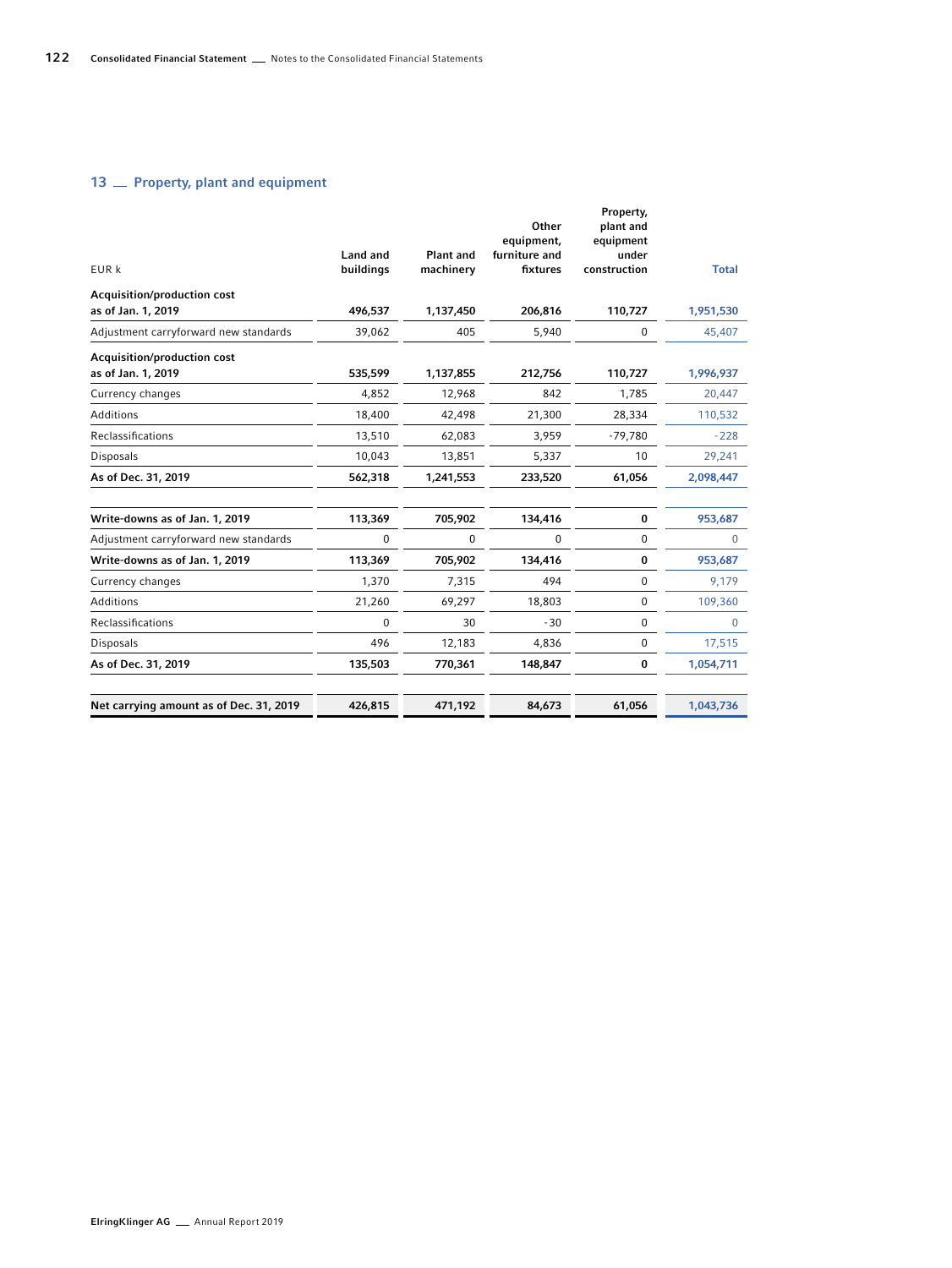## 13 — Property, plant and equipment

| EUR k | Land and buildings | Plant and machinery | Other equipment, furniture and fixtures | Property, plant and equipment under construction | Total |
|---|---|---|---|---|---|
| **Acquisition/production cost as of Jan. 1, 2019** | **496,537** | **1,137,450** | **206,816** | **110,727** | **1,951,530** |
| Adjustment carryforward new standards | 39,062 | 405 | 5,940 | 0 | 45,407 |
| **Acquisition/production cost as of Jan. 1, 2019** | **535,599** | **1,137,855** | **212,756** | **110,727** | **1,996,937** |
| Currency changes | 4,852 | 12,968 | 842 | 1,785 | 20,447 |
| Additions | 18,400 | 42,498 | 21,300 | 28,334 | 110,532 |
| Reclassifications | 13,510 | 62,083 | 3,959 | -79,780 | -228 |
| Disposals | 10,043 | 13,851 | 5,337 | 10 | 29,241 |
| **As of Dec. 31, 2019** | **562,318** | **1,241,553** | **233,520** | **61,056** | **2,098,447** |
| | | | | | |
| **Write-downs as of Jan. 1, 2019** | **113,369** | **705,902** | **134,416** | **0** | **953,687** |
| Adjustment carryforward new standards | 0 | 0 | 0 | 0 | 0 |
| **Write-downs as of Jan. 1, 2019** | **113,369** | **705,902** | **134,416** | **0** | **953,687** |
| Currency changes | 1,370 | 7,315 | 494 | 0 | 9,179 |
| Additions | 21,260 | 69,297 | 18,803 | 0 | 109,360 |
| Reclassifications | 0 | 30 | -30 | 0 | 0 |
| Disposals | 496 | 12,183 | 4,836 | 0 | 17,515 |
| **As of Dec. 31, 2019** | **135,503** | **770,361** | **148,847** | **0** | **1,054,711** |
| | | | | | |
| **Net carrying amount as of Dec. 31, 2019** | **426,815** | **471,192** | **84,673** | **61,056** | **1,043,736** |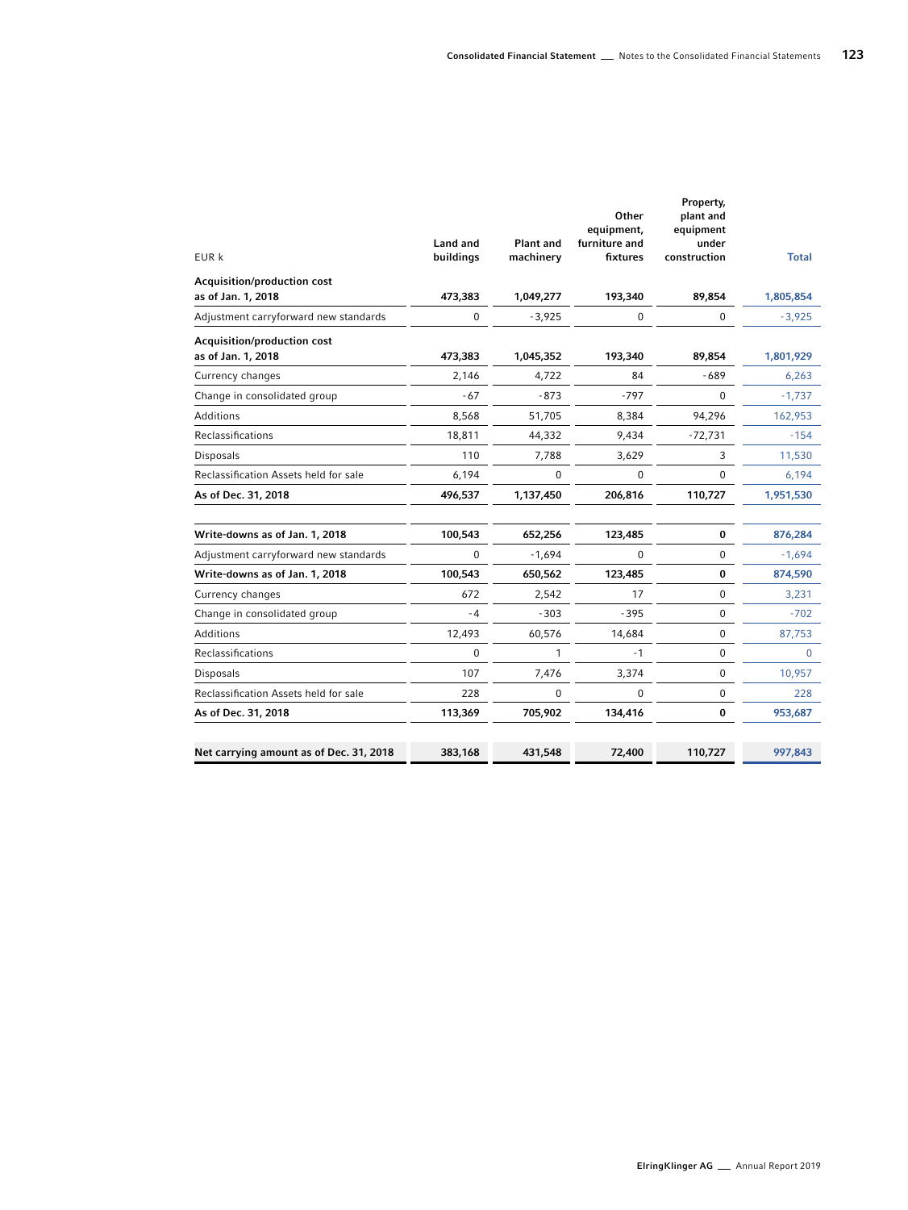| EUR k | Land and buildings | Plant and machinery | Other equipment, furniture and fixtures | Property, plant and equipment under construction | Total |
|---|---|---|---|---|---|
| **Acquisition/production cost as of Jan. 1, 2018** | **473,383** | **1,049,277** | **193,340** | **89,854** | **1,805,854** |
| Adjustment carryforward new standards | 0 | -3,925 | 0 | 0 | -3,925 |
| **Acquisition/production cost as of Jan. 1, 2018** | **473,383** | **1,045,352** | **193,340** | **89,854** | **1,801,929** |
| Currency changes | 2,146 | 4,722 | 84 | -689 | 6,263 |
| Change in consolidated group | -67 | -873 | -797 | 0 | -1,737 |
| Additions | 8,568 | 51,705 | 8,384 | 94,296 | 162,953 |
| Reclassifications | 18,811 | 44,332 | 9,434 | -72,731 | -154 |
| Disposals | 110 | 7,788 | 3,629 | 3 | 11,530 |
| Reclassification Assets held for sale | 6,194 | 0 | 0 | 0 | 6,194 |
| **As of Dec. 31, 2018** | **496,537** | **1,137,450** | **206,816** | **110,727** | **1,951,530** |
| | | | | | |
| **Write-downs as of Jan. 1, 2018** | **100,543** | **652,256** | **123,485** | **0** | **876,284** |
| Adjustment carryforward new standards | 0 | -1,694 | 0 | 0 | -1,694 |
| **Write-downs as of Jan. 1, 2018** | **100,543** | **650,562** | **123,485** | **0** | **874,590** |
| Currency changes | 672 | 2,542 | 17 | 0 | 3,231 |
| Change in consolidated group | -4 | -303 | -395 | 0 | -702 |
| Additions | 12,493 | 60,576 | 14,684 | 0 | 87,753 |
| Reclassifications | 0 | 1 | -1 | 0 | 0 |
| Disposals | 107 | 7,476 | 3,374 | 0 | 10,957 |
| Reclassification Assets held for sale | 228 | 0 | 0 | 0 | 228 |
| **As of Dec. 31, 2018** | **113,369** | **705,902** | **134,416** | **0** | **953,687** |
| | | | | | |
| **Net carrying amount as of Dec. 31, 2018** | **383,168** | **431,548** | **72,400** | **110,727** | **997,843** |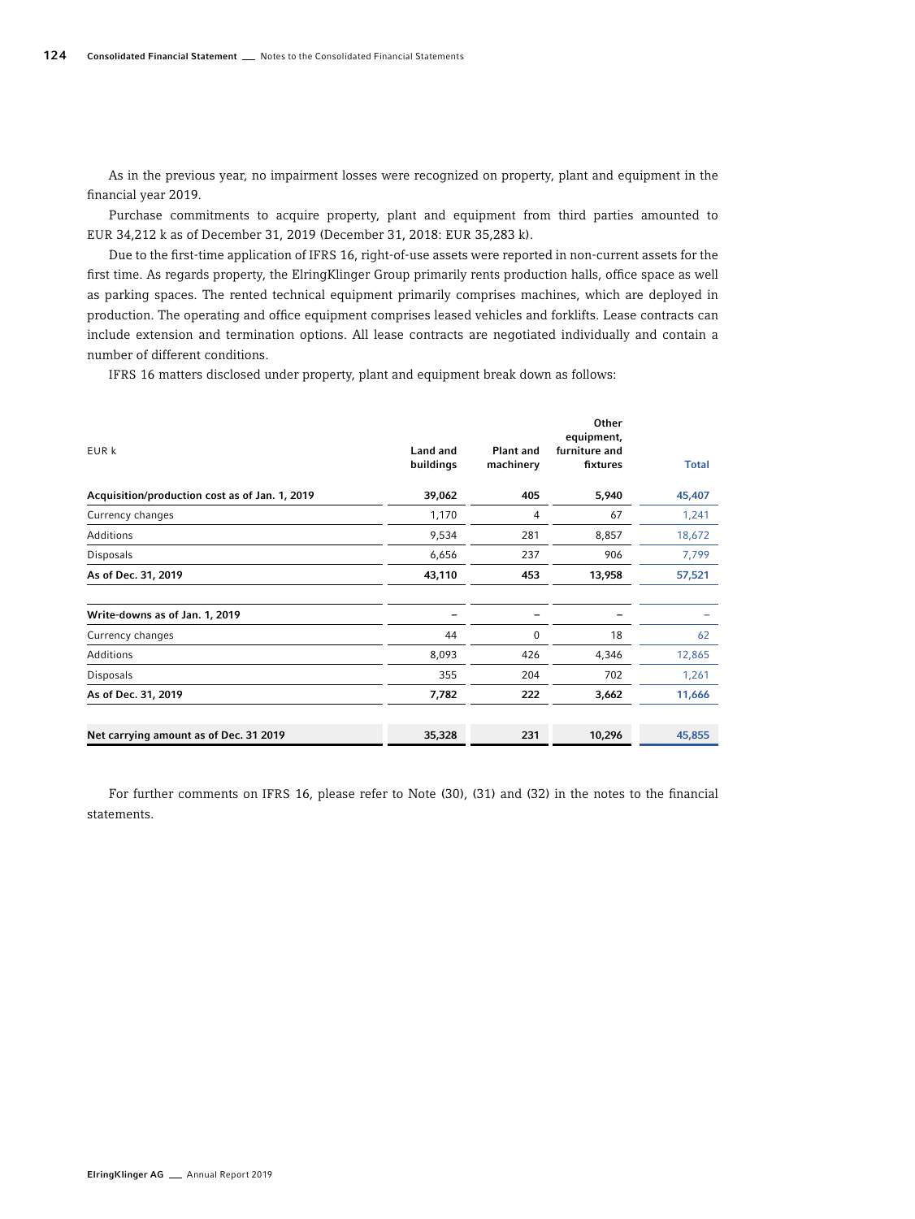As in the previous year, no impairment losses were recognized on property, plant and equipment in the financial year 2019.

Purchase commitments to acquire property, plant and equipment from third parties amounted to EUR 34,212 k as of December 31, 2019 (December 31, 2018: EUR 35,283 k).

Due to the first-time application of IFRS 16, right-of-use assets were reported in non-current assets for the first time. As regards property, the ElringKlinger Group primarily rents production halls, office space as well as parking spaces. The rented technical equipment primarily comprises machines, which are deployed in production. The operating and office equipment comprises leased vehicles and forklifts. Lease contracts can include extension and termination options. All lease contracts are negotiated individually and contain a number of different conditions.

IFRS 16 matters disclosed under property, plant and equipment break down as follows:

| EUR k | Land and buildings | Plant and machinery | Other equipment, furniture and fixtures | Total |
|---|---|---|---|---|
| **Acquisition/production cost as of Jan. 1, 2019** | **39,062** | **405** | **5,940** | **45,407** |
| Currency changes | 1,170 | 4 | 67 | 1,241 |
| Additions | 9,534 | 281 | 8,857 | 18,672 |
| Disposals | 6,656 | 237 | 906 | 7,799 |
| **As of Dec. 31, 2019** | **43,110** | **453** | **13,958** | **57,521** |
| | | | | |
| **Write-downs as of Jan. 1, 2019** | – | – | – | – |
| Currency changes | 44 | 0 | 18 | 62 |
| Additions | 8,093 | 426 | 4,346 | 12,865 |
| Disposals | 355 | 204 | 702 | 1,261 |
| **As of Dec. 31, 2019** | **7,782** | **222** | **3,662** | **11,666** |
| | | | | |
| **Net carrying amount as of Dec. 31 2019** | **35,328** | **231** | **10,296** | **45,855** |

For further comments on IFRS 16, please refer to Note (30), (31) and (32) in the notes to the financial statements.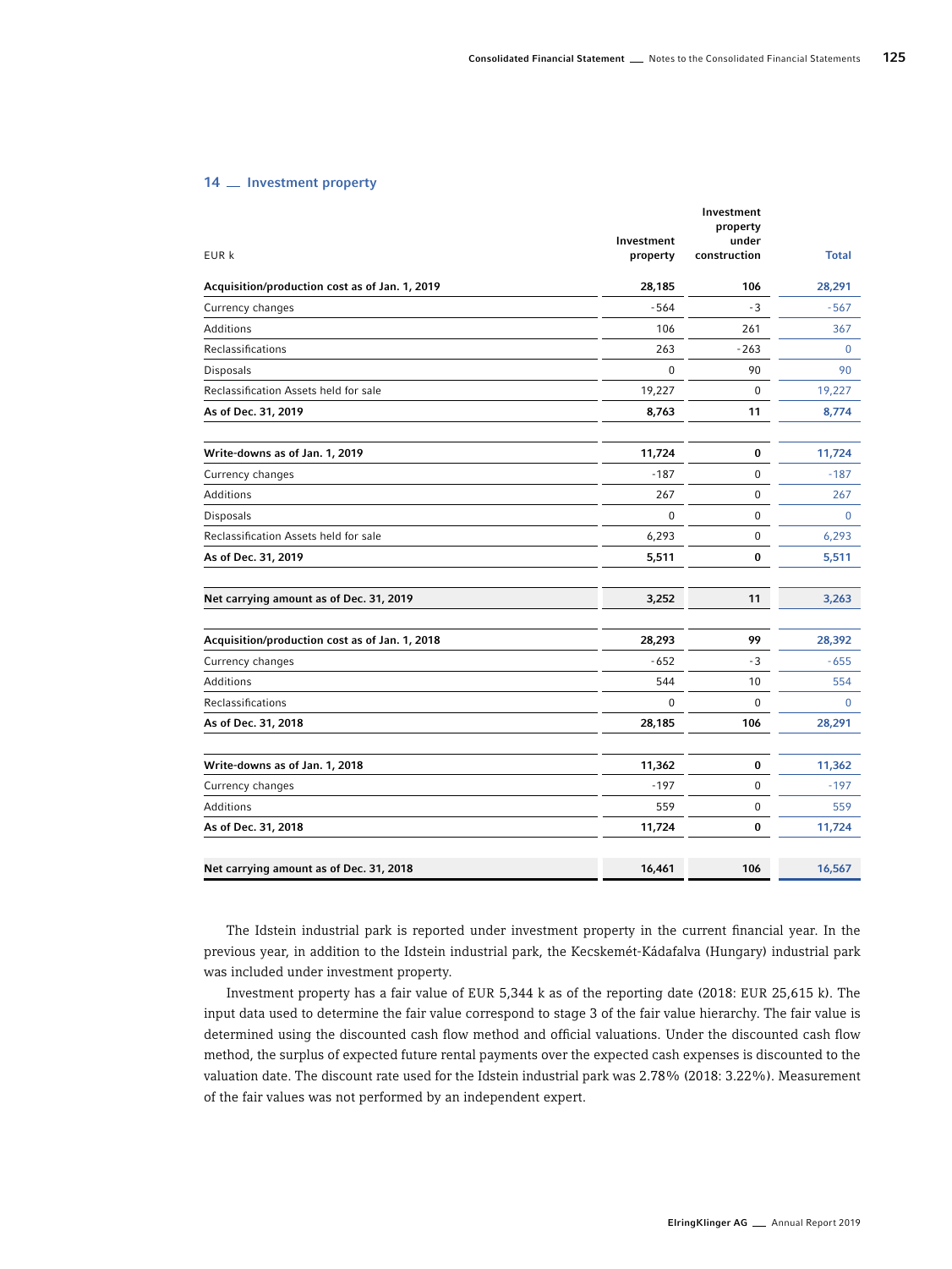## 14 — Investment property

| EUR k | Investment property | Investment property under construction | Total |
|---|---|---|---|
| **Acquisition/production cost as of Jan. 1, 2019** | **28,185** | **106** | **28,291** |
| Currency changes | -564 | -3 | -567 |
| Additions | 106 | 261 | 367 |
| Reclassifications | 263 | -263 | 0 |
| Disposals | 0 | 90 | 90 |
| Reclassification Assets held for sale | 19,227 | 0 | 19,227 |
| **As of Dec. 31, 2019** | **8,763** | **11** | **8,774** |
| | | | |
| **Write-downs as of Jan. 1, 2019** | **11,724** | **0** | **11,724** |
| Currency changes | -187 | 0 | -187 |
| Additions | 267 | 0 | 267 |
| Disposals | 0 | 0 | 0 |
| Reclassification Assets held for sale | 6,293 | 0 | 6,293 |
| **As of Dec. 31, 2019** | **5,511** | **0** | **5,511** |
| | | | |
| **Net carrying amount as of Dec. 31, 2019** | **3,252** | **11** | **3,263** |
| | | | |
| **Acquisition/production cost as of Jan. 1, 2018** | **28,293** | **99** | **28,392** |
| Currency changes | -652 | -3 | -655 |
| Additions | 544 | 10 | 554 |
| Reclassifications | 0 | 0 | 0 |
| **As of Dec. 31, 2018** | **28,185** | **106** | **28,291** |
| | | | |
| **Write-downs as of Jan. 1, 2018** | **11,362** | **0** | **11,362** |
| Currency changes | -197 | 0 | -197 |
| Additions | 559 | 0 | 559 |
| **As of Dec. 31, 2018** | **11,724** | **0** | **11,724** |
| | | | |
| **Net carrying amount as of Dec. 31, 2018** | **16,461** | **106** | **16,567** |

The Idstein industrial park is reported under investment property in the current financial year. In the previous year, in addition to the Idstein industrial park, the Kecskemét-Kádafalva (Hungary) industrial park was included under investment property.

Investment property has a fair value of EUR 5,344 k as of the reporting date (2018: EUR 25,615 k). The input data used to determine the fair value correspond to stage 3 of the fair value hierarchy. The fair value is determined using the discounted cash flow method and official valuations. Under the discounted cash flow method, the surplus of expected future rental payments over the expected cash expenses is discounted to the valuation date. The discount rate used for the Idstein industrial park was 2.78% (2018: 3.22%). Measurement of the fair values was not performed by an independent expert.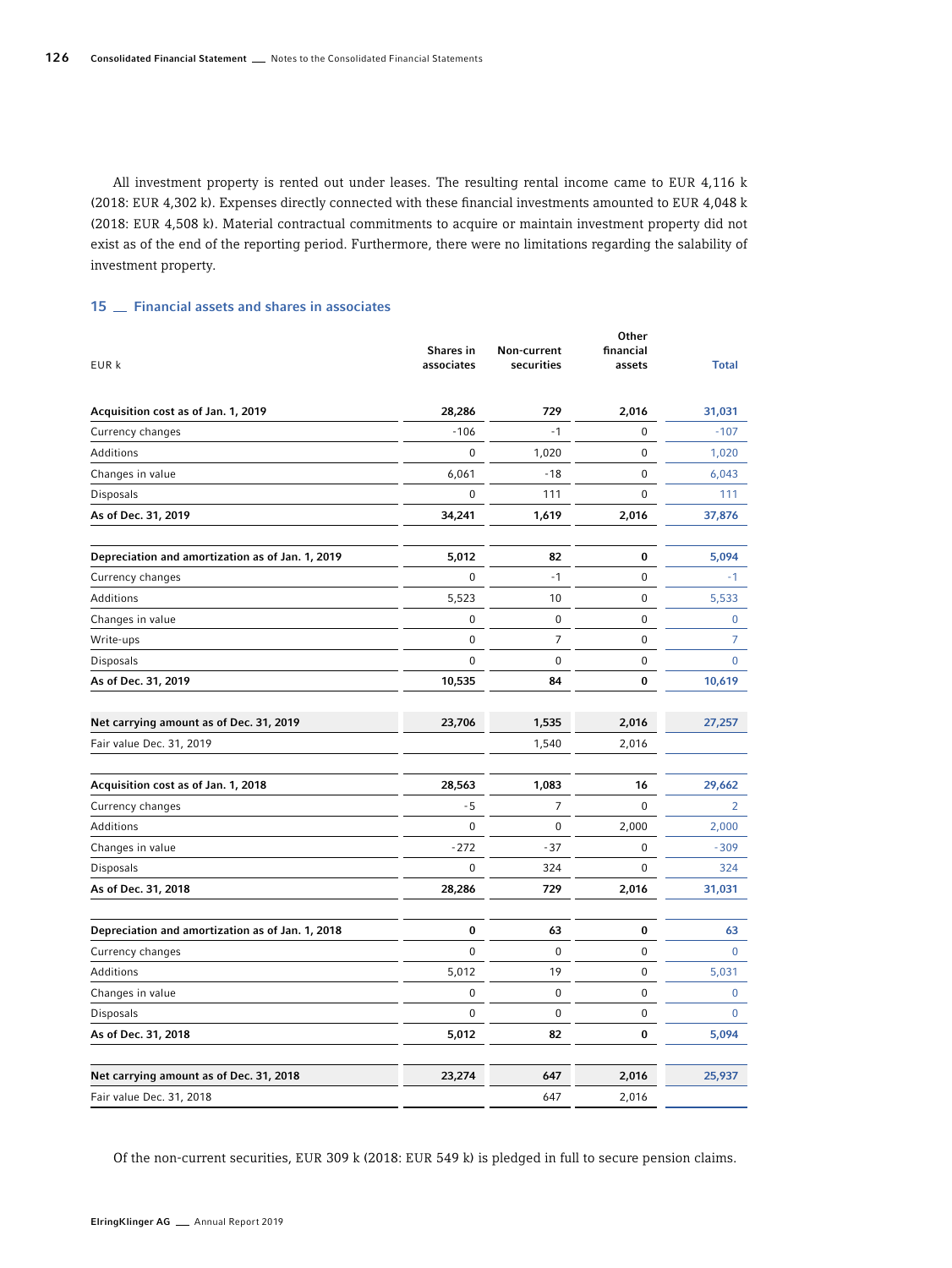All investment property is rented out under leases. The resulting rental income came to EUR 4,116 k (2018: EUR 4,302 k). Expenses directly connected with these financial investments amounted to EUR 4,048 k (2018: EUR 4,508 k). Material contractual commitments to acquire or maintain investment property did not exist as of the end of the reporting period. Furthermore, there were no limitations regarding the salability of investment property.

## 15 __ Financial assets and shares in associates

| EUR k | Shares in associates | Non-current securities | Other financial assets | Total |
|---|---|---|---|---|
| **Acquisition cost as of Jan. 1, 2019** | **28,286** | **729** | **2,016** | **31,031** |
| Currency changes | -106 | -1 | 0 | -107 |
| Additions | 0 | 1,020 | 0 | 1,020 |
| Changes in value | 6,061 | -18 | 0 | 6,043 |
| Disposals | 0 | 111 | 0 | 111 |
| **As of Dec. 31, 2019** | **34,241** | **1,619** | **2,016** | **37,876** |
| | | | | |
| **Depreciation and amortization as of Jan. 1, 2019** | **5,012** | **82** | **0** | **5,094** |
| Currency changes | 0 | -1 | 0 | -1 |
| Additions | 5,523 | 10 | 0 | 5,533 |
| Changes in value | 0 | 0 | 0 | 0 |
| Write-ups | 0 | 7 | 0 | 7 |
| Disposals | 0 | 0 | 0 | 0 |
| **As of Dec. 31, 2019** | **10,535** | **84** | **0** | **10,619** |
| | | | | |
| **Net carrying amount as of Dec. 31, 2019** | **23,706** | **1,535** | **2,016** | **27,257** |
| Fair value Dec. 31, 2019 | | 1,540 | 2,016 | |
| | | | | |
| **Acquisition cost as of Jan. 1, 2018** | **28,563** | **1,083** | **16** | **29,662** |
| Currency changes | -5 | 7 | 0 | 2 |
| Additions | 0 | 0 | 2,000 | 2,000 |
| Changes in value | -272 | -37 | 0 | -309 |
| Disposals | 0 | 324 | 0 | 324 |
| **As of Dec. 31, 2018** | **28,286** | **729** | **2,016** | **31,031** |
| | | | | |
| **Depreciation and amortization as of Jan. 1, 2018** | **0** | **63** | **0** | **63** |
| Currency changes | 0 | 0 | 0 | 0 |
| Additions | 5,012 | 19 | 0 | 5,031 |
| Changes in value | 0 | 0 | 0 | 0 |
| Disposals | 0 | 0 | 0 | 0 |
| **As of Dec. 31, 2018** | **5,012** | **82** | **0** | **5,094** |
| | | | | |
| **Net carrying amount as of Dec. 31, 2018** | **23,274** | **647** | **2,016** | **25,937** |
| Fair value Dec. 31, 2018 | | 647 | 2,016 | |

Of the non-current securities, EUR 309 k (2018: EUR 549 k) is pledged in full to secure pension claims.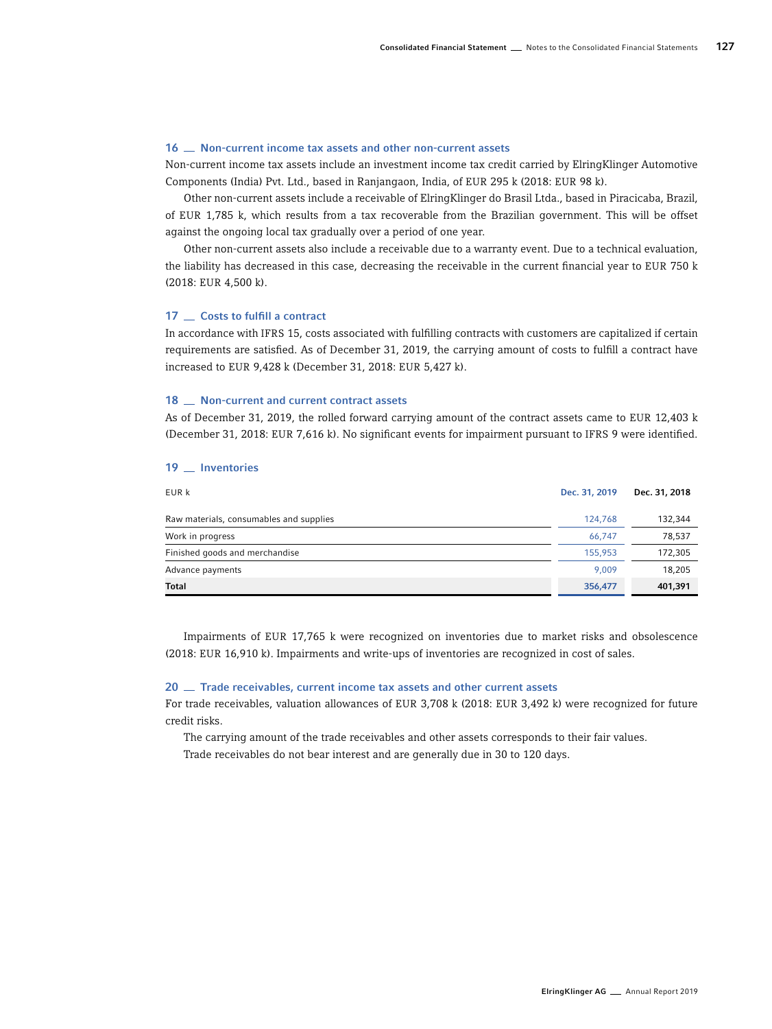## 16 __ Non-current income tax assets and other non-current assets

Non-current income tax assets include an investment income tax credit carried by ElringKlinger Automotive Components (India) Pvt. Ltd., based in Ranjangaon, India, of EUR 295 k (2018: EUR 98 k).

Other non-current assets include a receivable of ElringKlinger do Brasil Ltda., based in Piracicaba, Brazil, of EUR 1,785 k, which results from a tax recoverable from the Brazilian government. This will be offset against the ongoing local tax gradually over a period of one year.

Other non-current assets also include a receivable due to a warranty event. Due to a technical evaluation, the liability has decreased in this case, decreasing the receivable in the current financial year to EUR 750 k (2018: EUR 4,500 k).

## 17 __ Costs to fulfill a contract

In accordance with IFRS 15, costs associated with fulfilling contracts with customers are capitalized if certain requirements are satisfied. As of December 31, 2019, the carrying amount of costs to fulfill a contract have increased to EUR 9,428 k (December 31, 2018: EUR 5,427 k).

## 18 __ Non-current and current contract assets

As of December 31, 2019, the rolled forward carrying amount of the contract assets came to EUR 12,403 k (December 31, 2018: EUR 7,616 k). No significant events for impairment pursuant to IFRS 9 were identified.

## 19 __ Inventories

| EUR k | Dec. 31, 2019 | Dec. 31, 2018 |
|---|---|---|
| Raw materials, consumables and supplies | 124,768 | 132,344 |
| Work in progress | 66,747 | 78,537 |
| Finished goods and merchandise | 155,953 | 172,305 |
| Advance payments | 9,009 | 18,205 |
| **Total** | **356,477** | **401,391** |

Impairments of EUR 17,765 k were recognized on inventories due to market risks and obsolescence (2018: EUR 16,910 k). Impairments and write-ups of inventories are recognized in cost of sales.

## 20 __ Trade receivables, current income tax assets and other current assets

For trade receivables, valuation allowances of EUR 3,708 k (2018: EUR 3,492 k) were recognized for future credit risks.

The carrying amount of the trade receivables and other assets corresponds to their fair values.

Trade receivables do not bear interest and are generally due in 30 to 120 days.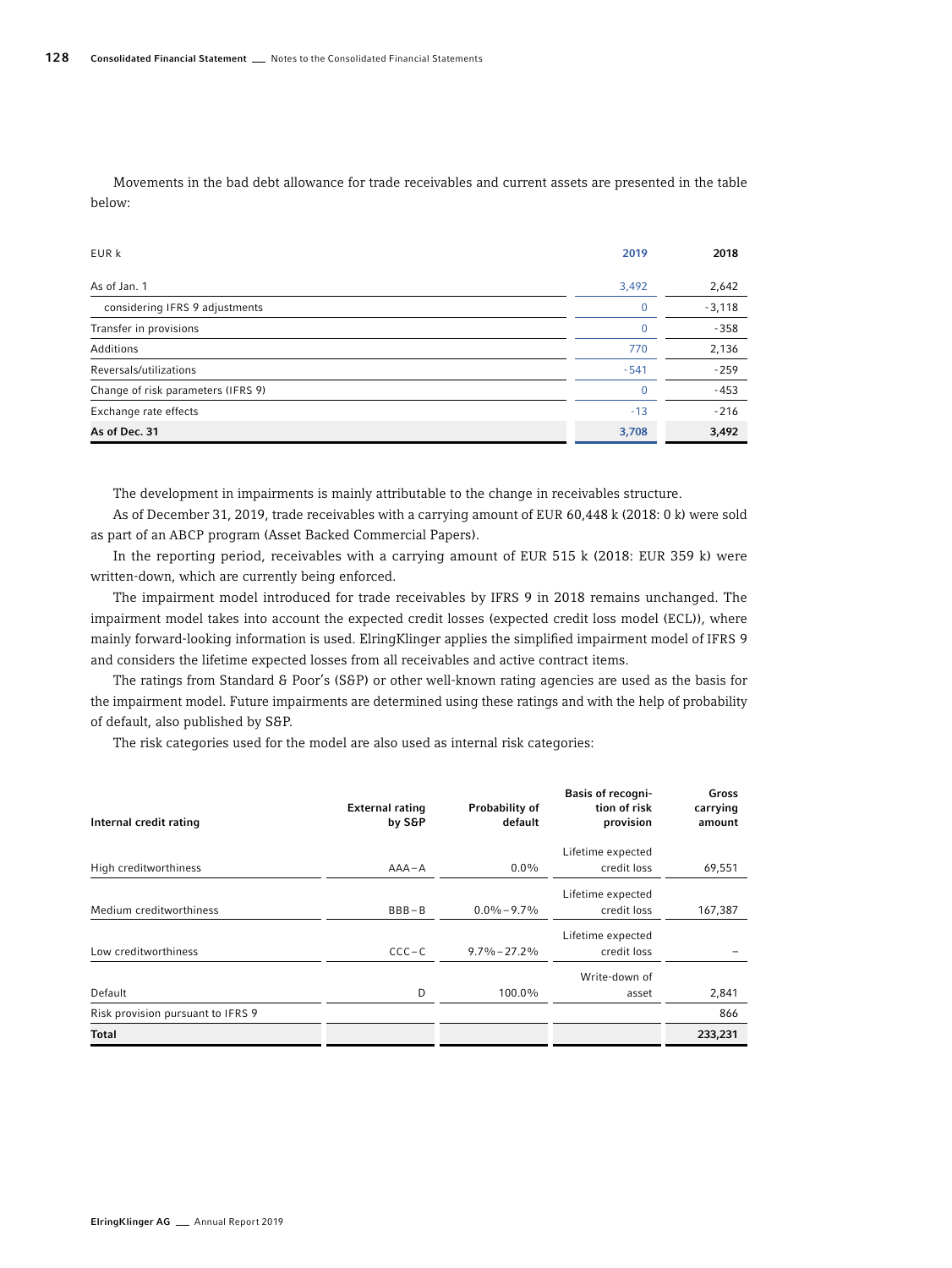Movements in the bad debt allowance for trade receivables and current assets are presented in the table below:

| EUR k | 2019 | 2018 |
|---|---|---|
| As of Jan. 1 | 3,492 | 2,642 |
| considering IFRS 9 adjustments | 0 | -3,118 |
| Transfer in provisions | 0 | -358 |
| Additions | 770 | 2,136 |
| Reversals/utilizations | -541 | -259 |
| Change of risk parameters (IFRS 9) | 0 | -453 |
| Exchange rate effects | -13 | -216 |
| **As of Dec. 31** | **3,708** | **3,492** |

The development in impairments is mainly attributable to the change in receivables structure.

As of December 31, 2019, trade receivables with a carrying amount of EUR 60,448 k (2018: 0 k) were sold as part of an ABCP program (Asset Backed Commercial Papers).

In the reporting period, receivables with a carrying amount of EUR 515 k (2018: EUR 359 k) were written-down, which are currently being enforced.

The impairment model introduced for trade receivables by IFRS 9 in 2018 remains unchanged. The impairment model takes into account the expected credit losses (expected credit loss model (ECL)), where mainly forward-looking information is used. ElringKlinger applies the simplified impairment model of IFRS 9 and considers the lifetime expected losses from all receivables and active contract items.

The ratings from Standard & Poor's (S&P) or other well-known rating agencies are used as the basis for the impairment model. Future impairments are determined using these ratings and with the help of probability of default, also published by S&P.

The risk categories used for the model are also used as internal risk categories:

| Internal credit rating | External rating by S&P | Probability of default | Basis of recognition of risk provision | Gross carrying amount |
|---|---|---|---|---|
| High creditworthiness | AAA–A | 0.0% | Lifetime expected credit loss | 69,551 |
| Medium creditworthiness | BBB–B | 0.0%–9.7% | Lifetime expected credit loss | 167,387 |
| Low creditworthiness | CCC–C | 9.7%–27.2% | Lifetime expected credit loss | – |
| Default | D | 100.0% | Write-down of asset | 2,841 |
| Risk provision pursuant to IFRS 9 | | | | 866 |
| **Total** | | | | **233,231** |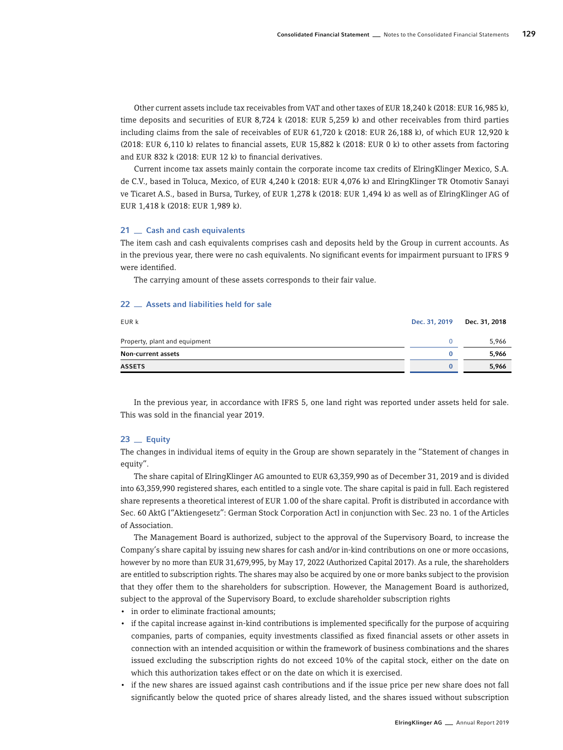Other current assets include tax receivables from VAT and other taxes of EUR 18,240 k (2018: EUR 16,985 k), time deposits and securities of EUR 8,724 k (2018: EUR 5,259 k) and other receivables from third parties including claims from the sale of receivables of EUR 61,720 k (2018: EUR 26,188 k), of which EUR 12,920 k (2018: EUR 6,110 k) relates to financial assets, EUR 15,882 k (2018: EUR 0 k) to other assets from factoring and EUR 832 k (2018: EUR 12 k) to financial derivatives.

Current income tax assets mainly contain the corporate income tax credits of ElringKlinger Mexico, S.A. de C.V., based in Toluca, Mexico, of EUR 4,240 k (2018: EUR 4,076 k) and ElringKlinger TR Otomotiv Sanayi ve Ticaret A.S., based in Bursa, Turkey, of EUR 1,278 k (2018: EUR 1,494 k) as well as of ElringKlinger AG of EUR 1,418 k (2018: EUR 1,989 k).

## 21 __ Cash and cash equivalents

The item cash and cash equivalents comprises cash and deposits held by the Group in current accounts. As in the previous year, there were no cash equivalents. No significant events for impairment pursuant to IFRS 9 were identified.

The carrying amount of these assets corresponds to their fair value.

## 22 __ Assets and liabilities held for sale

| EUR k | Dec. 31, 2019 | Dec. 31, 2018 |
|---|---|---|
| Property, plant and equipment | 0 | 5,966 |
| **Non-current assets** | **0** | **5,966** |
| **ASSETS** | **0** | **5,966** |

In the previous year, in accordance with IFRS 5, one land right was reported under assets held for sale. This was sold in the financial year 2019.

## 23 __ Equity

The changes in individual items of equity in the Group are shown separately in the "Statement of changes in equity".

The share capital of ElringKlinger AG amounted to EUR 63,359,990 as of December 31, 2019 and is divided into 63,359,990 registered shares, each entitled to a single vote. The share capital is paid in full. Each registered share represents a theoretical interest of EUR 1.00 of the share capital. Profit is distributed in accordance with Sec. 60 AktG ["Aktiengesetz": German Stock Corporation Act] in conjunction with Sec. 23 no. 1 of the Articles of Association.

The Management Board is authorized, subject to the approval of the Supervisory Board, to increase the Company's share capital by issuing new shares for cash and/or in-kind contributions on one or more occasions, however by no more than EUR 31,679,995, by May 17, 2022 (Authorized Capital 2017). As a rule, the shareholders are entitled to subscription rights. The shares may also be acquired by one or more banks subject to the provision that they offer them to the shareholders for subscription. However, the Management Board is authorized, subject to the approval of the Supervisory Board, to exclude shareholder subscription rights

- in order to eliminate fractional amounts;
- if the capital increase against in-kind contributions is implemented specifically for the purpose of acquiring companies, parts of companies, equity investments classified as fixed financial assets or other assets in connection with an intended acquisition or within the framework of business combinations and the shares issued excluding the subscription rights do not exceed 10% of the capital stock, either on the date on which this authorization takes effect or on the date on which it is exercised.
- if the new shares are issued against cash contributions and if the issue price per new share does not fall significantly below the quoted price of shares already listed, and the shares issued without subscription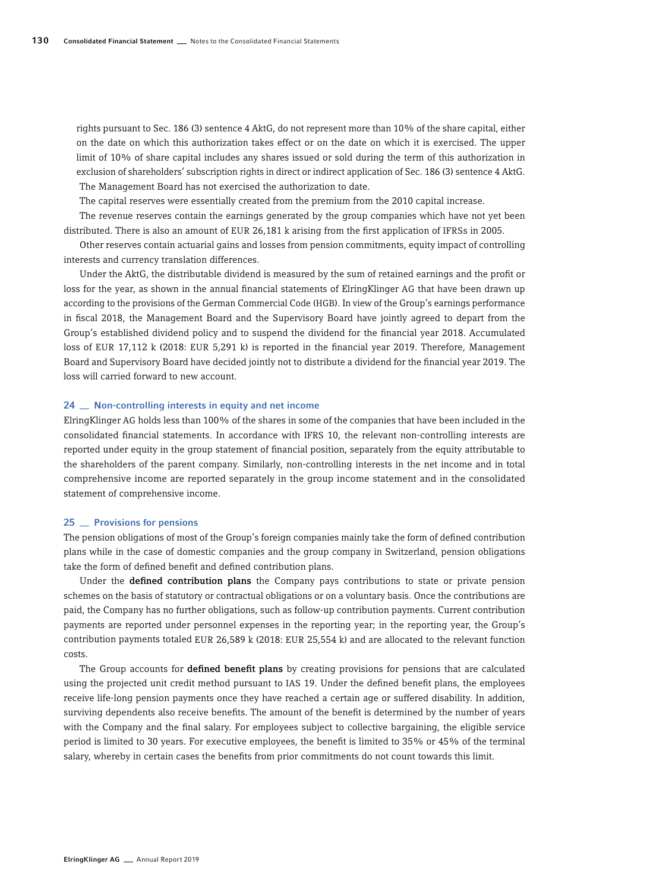rights pursuant to Sec. 186 (3) sentence 4 AktG, do not represent more than 10% of the share capital, either on the date on which this authorization takes effect or on the date on which it is exercised. The upper limit of 10% of share capital includes any shares issued or sold during the term of this authorization in exclusion of shareholders' subscription rights in direct or indirect application of Sec. 186 (3) sentence 4 AktG. The Management Board has not exercised the authorization to date.

The capital reserves were essentially created from the premium from the 2010 capital increase.

The revenue reserves contain the earnings generated by the group companies which have not yet been distributed. There is also an amount of EUR 26,181 k arising from the first application of IFRSs in 2005.

Other reserves contain actuarial gains and losses from pension commitments, equity impact of controlling interests and currency translation differences.

Under the AktG, the distributable dividend is measured by the sum of retained earnings and the profit or loss for the year, as shown in the annual financial statements of ElringKlinger AG that have been drawn up according to the provisions of the German Commercial Code (HGB). In view of the Group's earnings performance in fiscal 2018, the Management Board and the Supervisory Board have jointly agreed to depart from the Group's established dividend policy and to suspend the dividend for the financial year 2018. Accumulated loss of EUR 17,112 k (2018: EUR 5,291 k) is reported in the financial year 2019. Therefore, Management Board and Supervisory Board have decided jointly not to distribute a dividend for the financial year 2019. The loss will carried forward to new account.

## 24 __ Non-controlling interests in equity and net income

ElringKlinger AG holds less than 100% of the shares in some of the companies that have been included in the consolidated financial statements. In accordance with IFRS 10, the relevant non-controlling interests are reported under equity in the group statement of financial position, separately from the equity attributable to the shareholders of the parent company. Similarly, non-controlling interests in the net income and in total comprehensive income are reported separately in the group income statement and in the consolidated statement of comprehensive income.

## 25 __ Provisions for pensions

The pension obligations of most of the Group's foreign companies mainly take the form of defined contribution plans while in the case of domestic companies and the group company in Switzerland, pension obligations take the form of defined benefit and defined contribution plans.

Under the **defined contribution plans** the Company pays contributions to state or private pension schemes on the basis of statutory or contractual obligations or on a voluntary basis. Once the contributions are paid, the Company has no further obligations, such as follow-up contribution payments. Current contribution payments are reported under personnel expenses in the reporting year; in the reporting year, the Group's contribution payments totaled EUR 26,589 k (2018: EUR 25,554 k) and are allocated to the relevant function costs.

The Group accounts for **defined benefit plans** by creating provisions for pensions that are calculated using the projected unit credit method pursuant to IAS 19. Under the defined benefit plans, the employees receive life-long pension payments once they have reached a certain age or suffered disability. In addition, surviving dependents also receive benefits. The amount of the benefit is determined by the number of years with the Company and the final salary. For employees subject to collective bargaining, the eligible service period is limited to 30 years. For executive employees, the benefit is limited to 35% or 45% of the terminal salary, whereby in certain cases the benefits from prior commitments do not count towards this limit.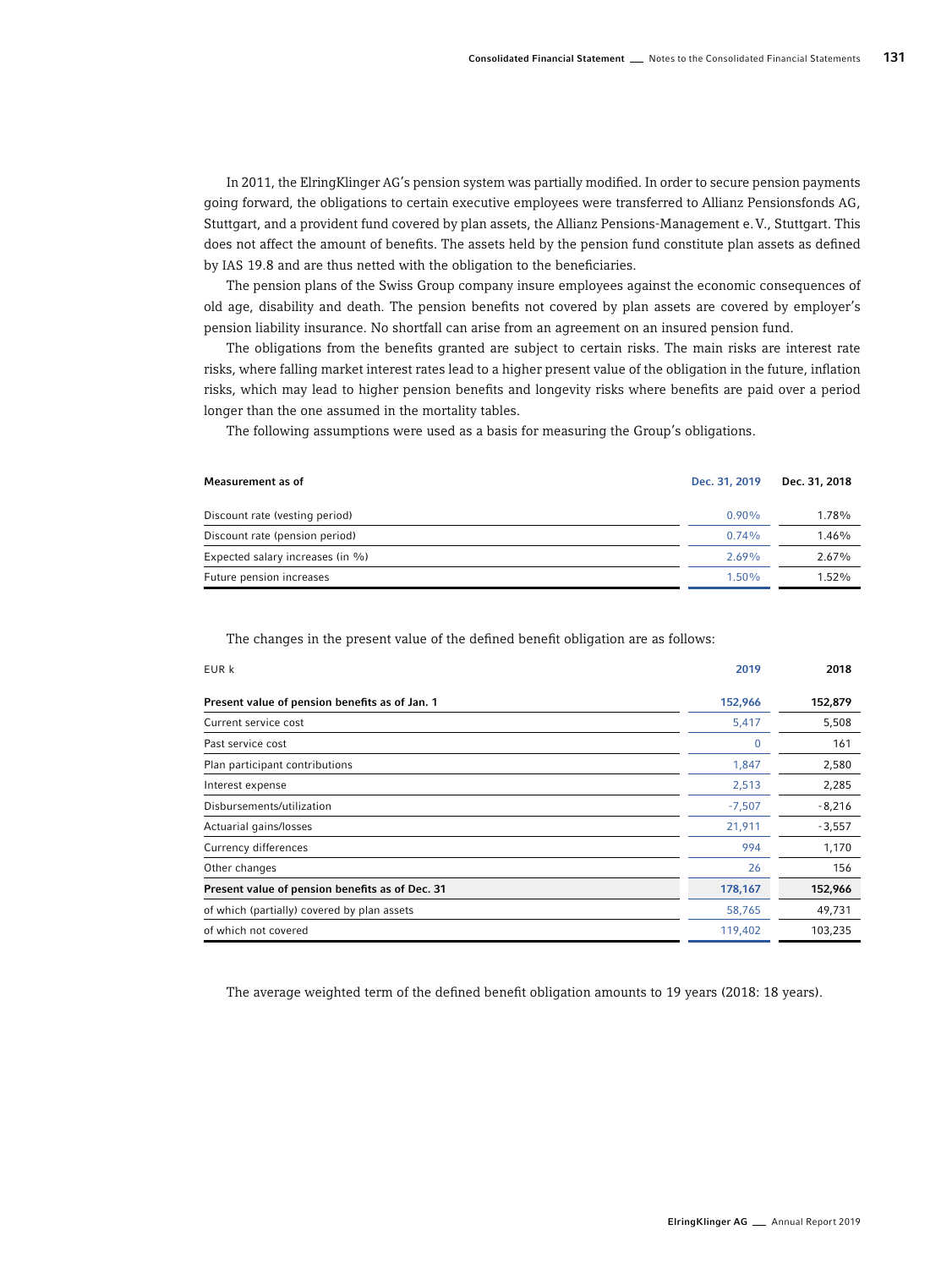In 2011, the ElringKlinger AG's pension system was partially modified. In order to secure pension payments going forward, the obligations to certain executive employees were transferred to Allianz Pensionsfonds AG, Stuttgart, and a provident fund covered by plan assets, the Allianz Pensions-Management e. V., Stuttgart. This does not affect the amount of benefits. The assets held by the pension fund constitute plan assets as defined by IAS 19.8 and are thus netted with the obligation to the beneficiaries.

The pension plans of the Swiss Group company insure employees against the economic consequences of old age, disability and death. The pension benefits not covered by plan assets are covered by employer's pension liability insurance. No shortfall can arise from an agreement on an insured pension fund.

The obligations from the benefits granted are subject to certain risks. The main risks are interest rate risks, where falling market interest rates lead to a higher present value of the obligation in the future, inflation risks, which may lead to higher pension benefits and longevity risks where benefits are paid over a period longer than the one assumed in the mortality tables.

The following assumptions were used as a basis for measuring the Group's obligations.

| Measurement as of | Dec. 31, 2019 | Dec. 31, 2018 |
|---|---|---|
| Discount rate (vesting period) | 0.90% | 1.78% |
| Discount rate (pension period) | 0.74% | 1.46% |
| Expected salary increases (in %) | 2.69% | 2.67% |
| Future pension increases | 1.50% | 1.52% |

The changes in the present value of the defined benefit obligation are as follows:

| EUR k | 2019 | 2018 |
|---|---|---|
| **Present value of pension benefits as of Jan. 1** | **152,966** | **152,879** |
| Current service cost | 5,417 | 5,508 |
| Past service cost | 0 | 161 |
| Plan participant contributions | 1,847 | 2,580 |
| Interest expense | 2,513 | 2,285 |
| Disbursements/utilization | -7,507 | -8,216 |
| Actuarial gains/losses | 21,911 | -3,557 |
| Currency differences | 994 | 1,170 |
| Other changes | 26 | 156 |
| **Present value of pension benefits as of Dec. 31** | **178,167** | **152,966** |
| of which (partially) covered by plan assets | 58,765 | 49,731 |
| of which not covered | 119,402 | 103,235 |

The average weighted term of the defined benefit obligation amounts to 19 years (2018: 18 years).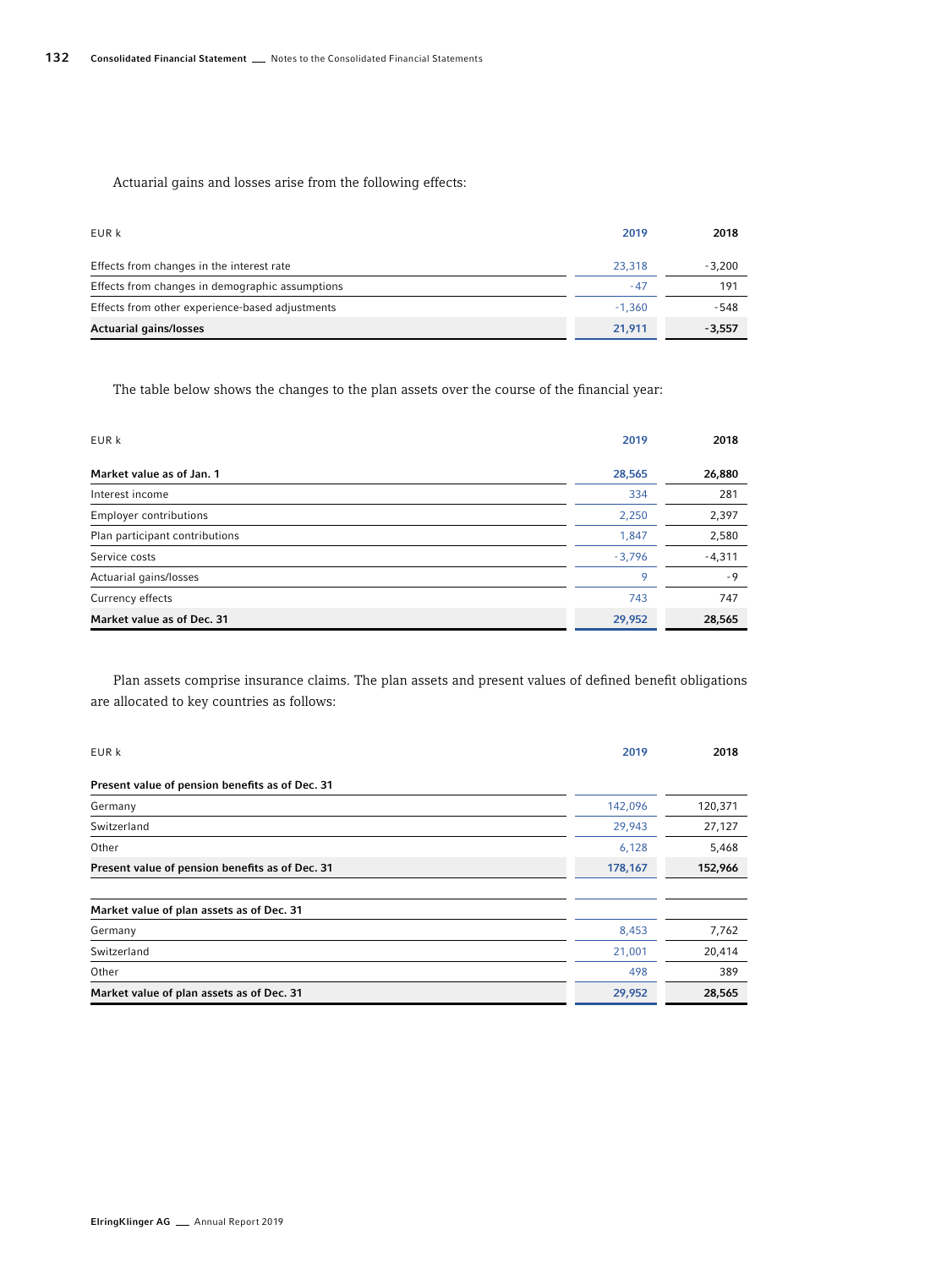Actuarial gains and losses arise from the following effects:

| EUR k | 2019 | 2018 |
|---|---|---|
| Effects from changes in the interest rate | 23,318 | -3,200 |
| Effects from changes in demographic assumptions | -47 | 191 |
| Effects from other experience-based adjustments | -1,360 | -548 |
| **Actuarial gains/losses** | **21,911** | **-3,557** |

The table below shows the changes to the plan assets over the course of the financial year:

| EUR k | 2019 | 2018 |
|---|---|---|
| **Market value as of Jan. 1** | **28,565** | **26,880** |
| Interest income | 334 | 281 |
| Employer contributions | 2,250 | 2,397 |
| Plan participant contributions | 1,847 | 2,580 |
| Service costs | -3,796 | -4,311 |
| Actuarial gains/losses | 9 | -9 |
| Currency effects | 743 | 747 |
| **Market value as of Dec. 31** | **29,952** | **28,565** |

Plan assets comprise insurance claims. The plan assets and present values of defined benefit obligations are allocated to key countries as follows:

| EUR k | 2019 | 2018 |
|---|---|---|
| **Present value of pension benefits as of Dec. 31** | | |
| Germany | 142,096 | 120,371 |
| Switzerland | 29,943 | 27,127 |
| Other | 6,128 | 5,468 |
| **Present value of pension benefits as of Dec. 31** | **178,167** | **152,966** |
| | | |
| **Market value of plan assets as of Dec. 31** | | |
| Germany | 8,453 | 7,762 |
| Switzerland | 21,001 | 20,414 |
| Other | 498 | 389 |
| **Market value of plan assets as of Dec. 31** | **29,952** | **28,565** |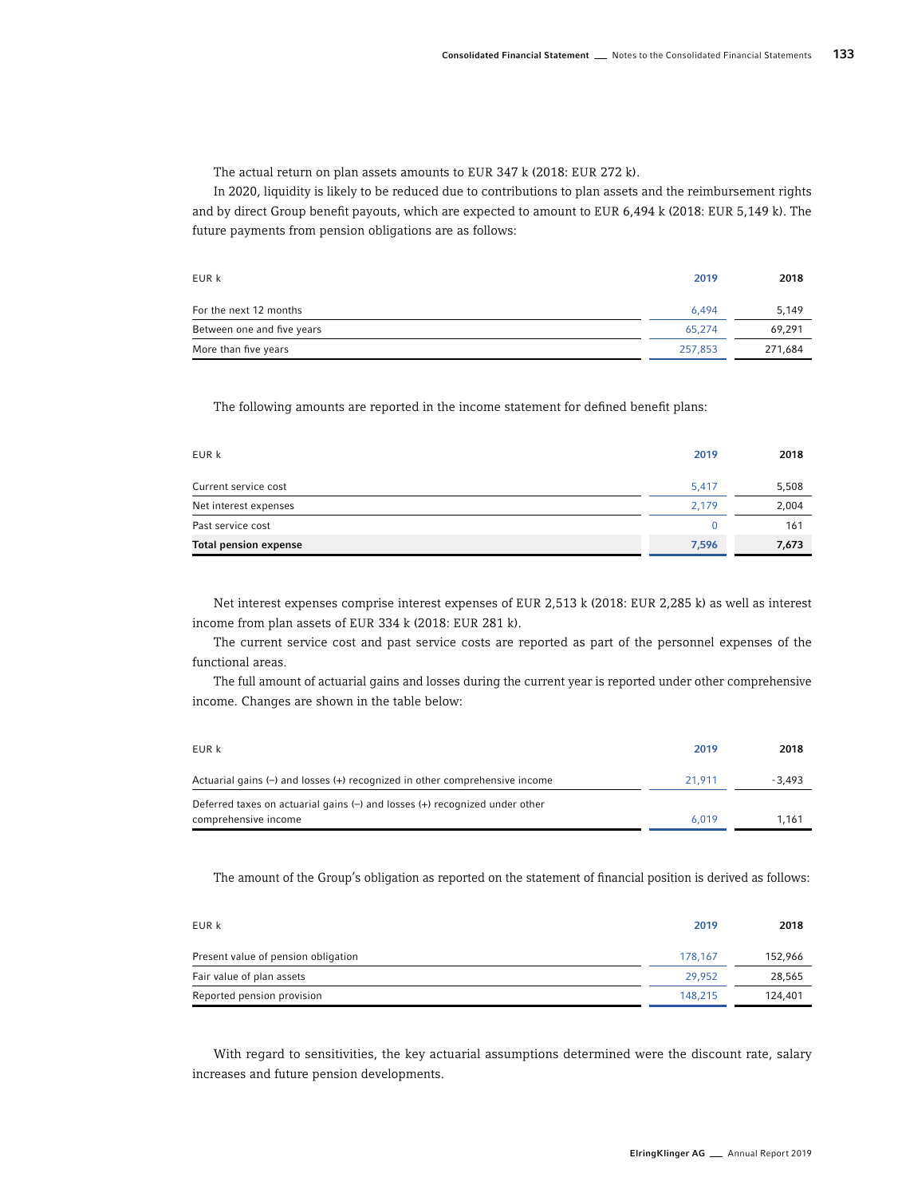The actual return on plan assets amounts to EUR 347 k (2018: EUR 272 k).

In 2020, liquidity is likely to be reduced due to contributions to plan assets and the reimbursement rights and by direct Group benefit payouts, which are expected to amount to EUR 6,494 k (2018: EUR 5,149 k). The future payments from pension obligations are as follows:

| EUR k | 2019 | 2018 |
|---|---|---|
| For the next 12 months | 6,494 | 5,149 |
| Between one and five years | 65,274 | 69,291 |
| More than five years | 257,853 | 271,684 |

The following amounts are reported in the income statement for defined benefit plans:

| EUR k | 2019 | 2018 |
|---|---|---|
| Current service cost | 5,417 | 5,508 |
| Net interest expenses | 2,179 | 2,004 |
| Past service cost | 0 | 161 |
| **Total pension expense** | **7,596** | **7,673** |

Net interest expenses comprise interest expenses of EUR 2,513 k (2018: EUR 2,285 k) as well as interest income from plan assets of EUR 334 k (2018: EUR 281 k).

The current service cost and past service costs are reported as part of the personnel expenses of the functional areas.

The full amount of actuarial gains and losses during the current year is reported under other comprehensive income. Changes are shown in the table below:

| EUR k | 2019 | 2018 |
|---|---|---|
| Actuarial gains (–) and losses (+) recognized in other comprehensive income | 21,911 | -3,493 |
| Deferred taxes on actuarial gains (–) and losses (+) recognized under other comprehensive income | 6,019 | 1,161 |

The amount of the Group's obligation as reported on the statement of financial position is derived as follows:

| EUR k | 2019 | 2018 |
|---|---|---|
| Present value of pension obligation | 178,167 | 152,966 |
| Fair value of plan assets | 29,952 | 28,565 |
| Reported pension provision | 148,215 | 124,401 |

With regard to sensitivities, the key actuarial assumptions determined were the discount rate, salary increases and future pension developments.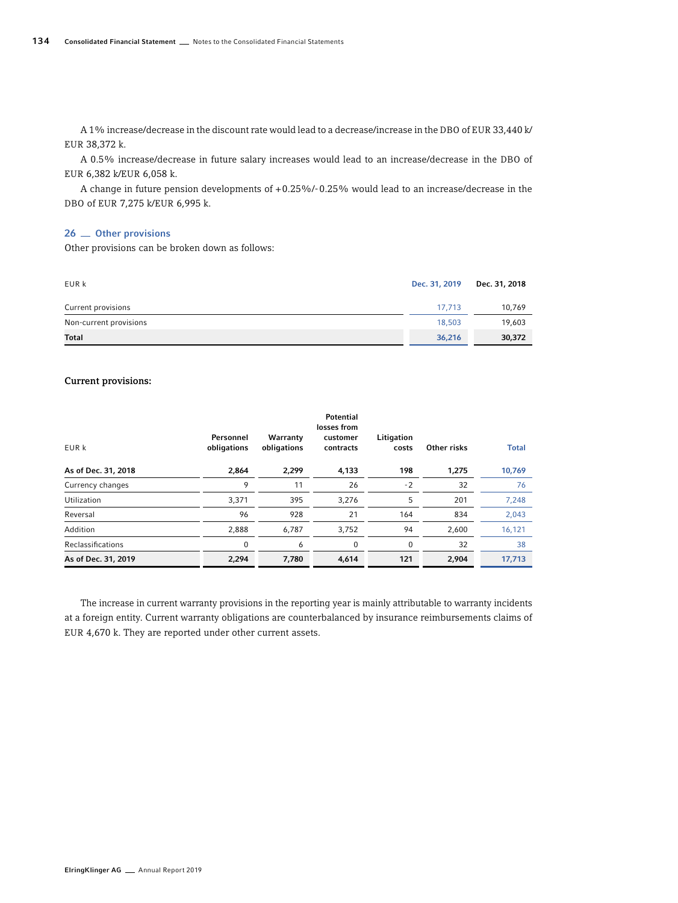A 1% increase/decrease in the discount rate would lead to a decrease/increase in the DBO of EUR 33,440 k/EUR 38,372 k.

A 0.5% increase/decrease in future salary increases would lead to an increase/decrease in the DBO of EUR 6,382 k/EUR 6,058 k.

A change in future pension developments of +0.25%/-0.25% would lead to an increase/decrease in the DBO of EUR 7,275 k/EUR 6,995 k.

## 26 — Other provisions

Other provisions can be broken down as follows:

| EUR k | Dec. 31, 2019 | Dec. 31, 2018 |
|---|---|---|
| Current provisions | 17,713 | 10,769 |
| Non-current provisions | 18,503 | 19,603 |
| **Total** | **36,216** | **30,372** |

**Current provisions:**

| EUR k | Personnel obligations | Warranty obligations | Potential losses from customer contracts | Litigation costs | Other risks | Total |
|---|---|---|---|---|---|---|
| **As of Dec. 31, 2018** | **2,864** | **2,299** | **4,133** | **198** | **1,275** | **10,769** |
| Currency changes | 9 | 11 | 26 | -2 | 32 | 76 |
| Utilization | 3,371 | 395 | 3,276 | 5 | 201 | 7,248 |
| Reversal | 96 | 928 | 21 | 164 | 834 | 2,043 |
| Addition | 2,888 | 6,787 | 3,752 | 94 | 2,600 | 16,121 |
| Reclassifications | 0 | 6 | 0 | 0 | 32 | 38 |
| **As of Dec. 31, 2019** | **2,294** | **7,780** | **4,614** | **121** | **2,904** | **17,713** |

The increase in current warranty provisions in the reporting year is mainly attributable to warranty incidents at a foreign entity. Current warranty obligations are counterbalanced by insurance reimbursements claims of EUR 4,670 k. They are reported under other current assets.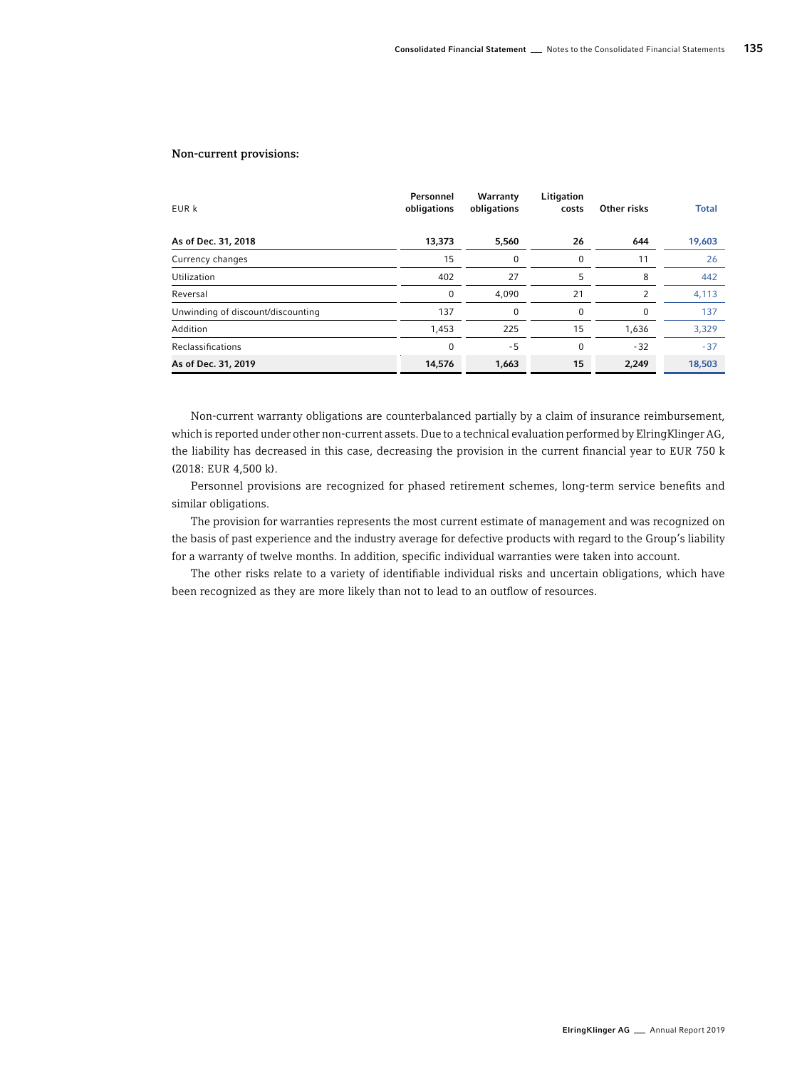### Non-current provisions:

| EUR k | Personnel obligations | Warranty obligations | Litigation costs | Other risks | Total |
|---|---|---|---|---|---|
| **As of Dec. 31, 2018** | **13,373** | **5,560** | **26** | **644** | **19,603** |
| Currency changes | 15 | 0 | 0 | 11 | 26 |
| Utilization | 402 | 27 | 5 | 8 | 442 |
| Reversal | 0 | 4,090 | 21 | 2 | 4,113 |
| Unwinding of discount/discounting | 137 | 0 | 0 | 0 | 137 |
| Addition | 1,453 | 225 | 15 | 1,636 | 3,329 |
| Reclassifications | 0 | -5 | 0 | -32 | -37 |
| **As of Dec. 31, 2019** | **14,576** | **1,663** | **15** | **2,249** | **18,503** |

Non-current warranty obligations are counterbalanced partially by a claim of insurance reimbursement, which is reported under other non-current assets. Due to a technical evaluation performed by ElringKlinger AG, the liability has decreased in this case, decreasing the provision in the current financial year to EUR 750 k (2018: EUR 4,500 k).

Personnel provisions are recognized for phased retirement schemes, long-term service benefits and similar obligations.

The provision for warranties represents the most current estimate of management and was recognized on the basis of past experience and the industry average for defective products with regard to the Group's liability for a warranty of twelve months. In addition, specific individual warranties were taken into account.

The other risks relate to a variety of identifiable individual risks and uncertain obligations, which have been recognized as they are more likely than not to lead to an outflow of resources.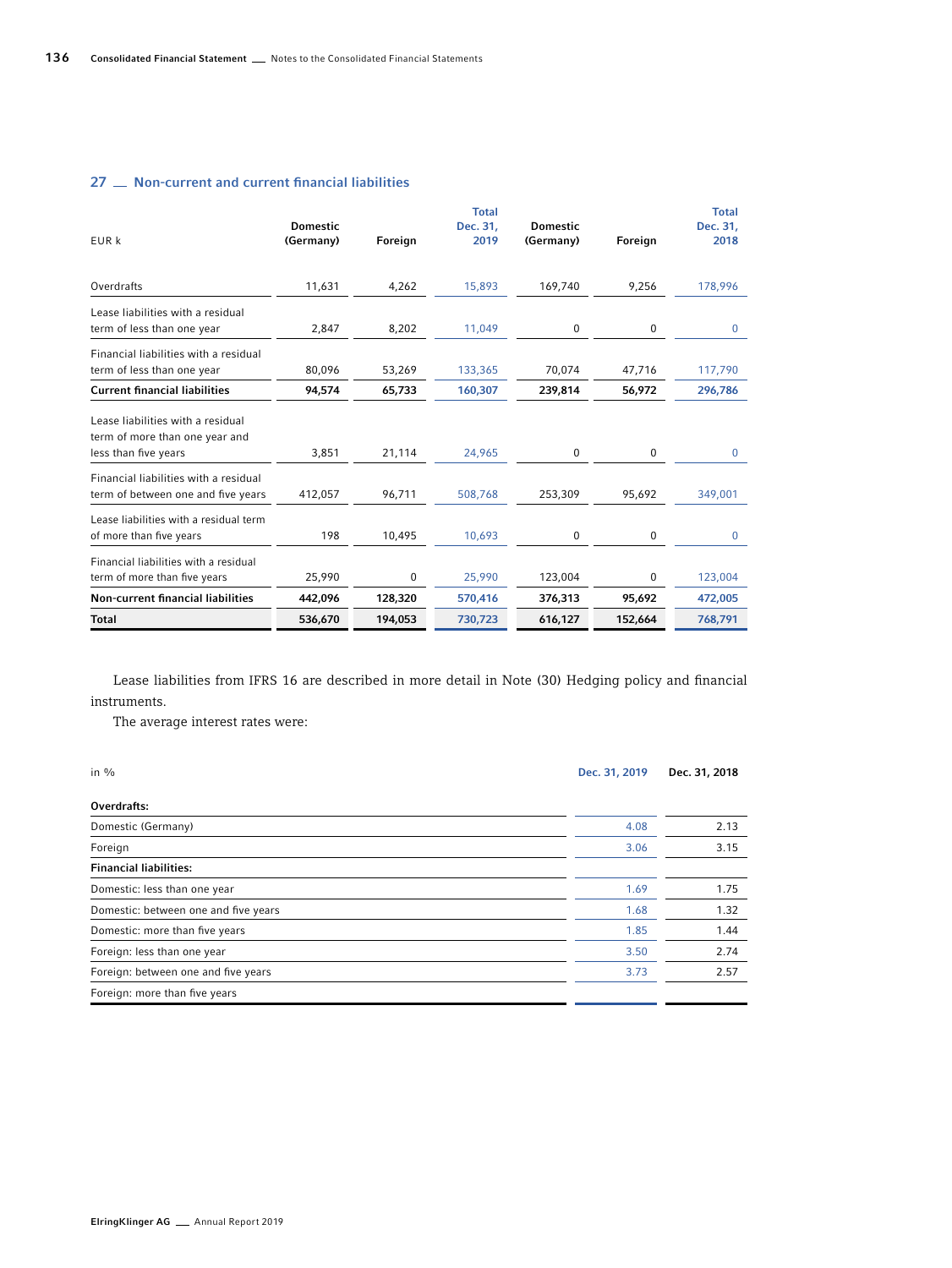## 27 — Non-current and current financial liabilities

| EUR k | Domestic (Germany) | Foreign | Total Dec. 31, 2019 | Domestic (Germany) | Foreign | Total Dec. 31, 2018 |
|---|---|---|---|---|---|---|
| Overdrafts | 11,631 | 4,262 | 15,893 | 169,740 | 9,256 | 178,996 |
| Lease liabilities with a residual term of less than one year | 2,847 | 8,202 | 11,049 | 0 | 0 | 0 |
| Financial liabilities with a residual term of less than one year | 80,096 | 53,269 | 133,365 | 70,074 | 47,716 | 117,790 |
| **Current financial liabilities** | **94,574** | **65,733** | **160,307** | **239,814** | **56,972** | **296,786** |
| Lease liabilities with a residual term of more than one year and less than five years | 3,851 | 21,114 | 24,965 | 0 | 0 | 0 |
| Financial liabilities with a residual term of between one and five years | 412,057 | 96,711 | 508,768 | 253,309 | 95,692 | 349,001 |
| Lease liabilities with a residual term of more than five years | 198 | 10,495 | 10,693 | 0 | 0 | 0 |
| Financial liabilities with a residual term of more than five years | 25,990 | 0 | 25,990 | 123,004 | 0 | 123,004 |
| **Non-current financial liabilities** | **442,096** | **128,320** | **570,416** | **376,313** | **95,692** | **472,005** |
| **Total** | **536,670** | **194,053** | **730,723** | **616,127** | **152,664** | **768,791** |

Lease liabilities from IFRS 16 are described in more detail in Note (30) Hedging policy and financial instruments.

The average interest rates were:

| in % | Dec. 31, 2019 | Dec. 31, 2018 |
|---|---|---|
| **Overdrafts:** | | |
| Domestic (Germany) | 4.08 | 2.13 |
| Foreign | 3.06 | 3.15 |
| **Financial liabilities:** | | |
| Domestic: less than one year | 1.69 | 1.75 |
| Domestic: between one and five years | 1.68 | 1.32 |
| Domestic: more than five years | 1.85 | 1.44 |
| Foreign: less than one year | 3.50 | 2.74 |
| Foreign: between one and five years | 3.73 | 2.57 |
| Foreign: more than five years | | |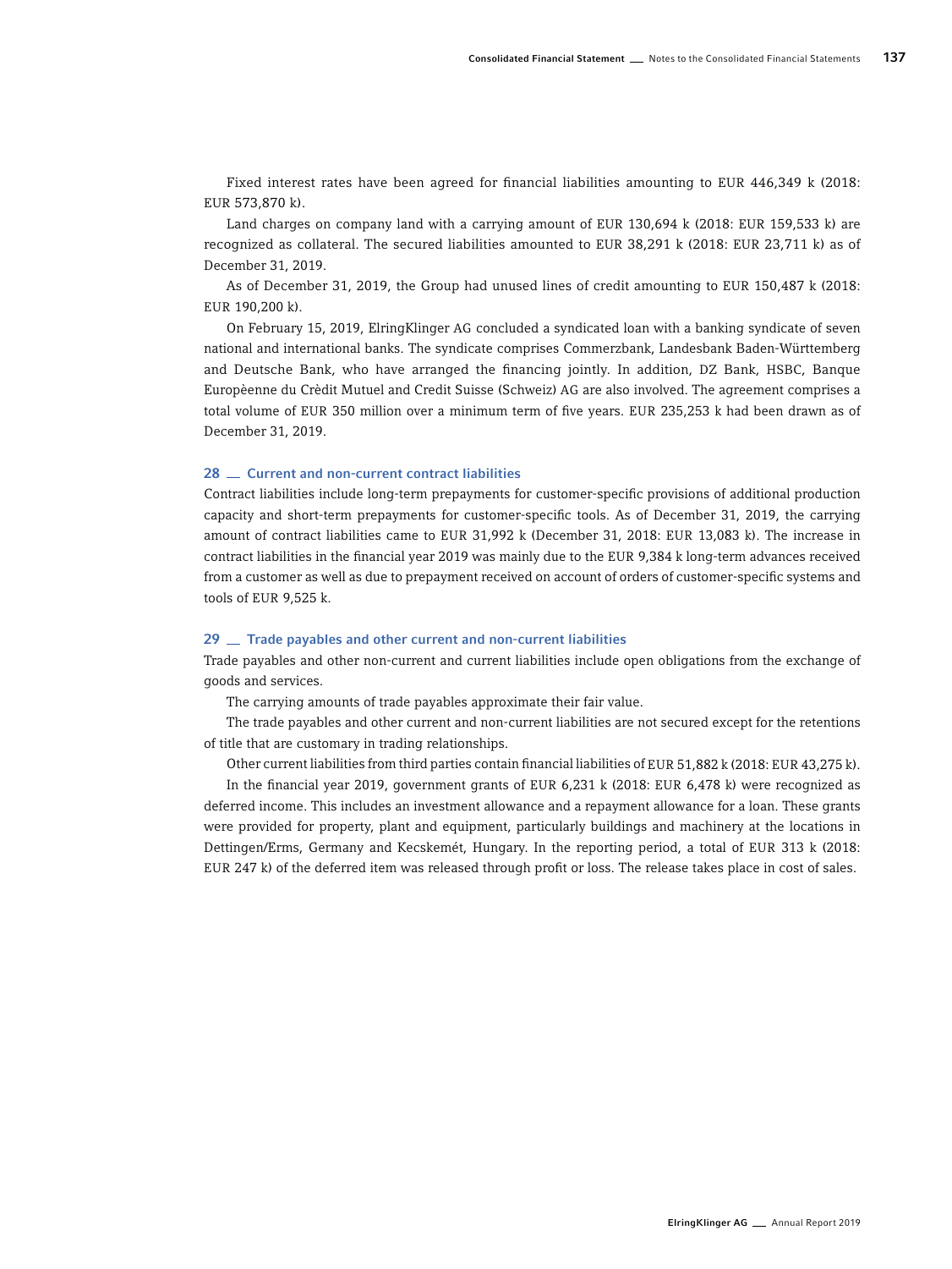Fixed interest rates have been agreed for financial liabilities amounting to EUR 446,349 k (2018: EUR 573,870 k).

Land charges on company land with a carrying amount of EUR 130,694 k (2018: EUR 159,533 k) are recognized as collateral. The secured liabilities amounted to EUR 38,291 k (2018: EUR 23,711 k) as of December 31, 2019.

As of December 31, 2019, the Group had unused lines of credit amounting to EUR 150,487 k (2018: EUR 190,200 k).

On February 15, 2019, ElringKlinger AG concluded a syndicated loan with a banking syndicate of seven national and international banks. The syndicate comprises Commerzbank, Landesbank Baden-Württemberg and Deutsche Bank, who have arranged the financing jointly. In addition, DZ Bank, HSBC, Banque Europèenne du Crèdit Mutuel and Credit Suisse (Schweiz) AG are also involved. The agreement comprises a total volume of EUR 350 million over a minimum term of five years. EUR 235,253 k had been drawn as of December 31, 2019.

## 28 Current and non-current contract liabilities

Contract liabilities include long-term prepayments for customer-specific provisions of additional production capacity and short-term prepayments for customer-specific tools. As of December 31, 2019, the carrying amount of contract liabilities came to EUR 31,992 k (December 31, 2018: EUR 13,083 k). The increase in contract liabilities in the financial year 2019 was mainly due to the EUR 9,384 k long-term advances received from a customer as well as due to prepayment received on account of orders of customer-specific systems and tools of EUR 9,525 k.

## 29 Trade payables and other current and non-current liabilities

Trade payables and other non-current and current liabilities include open obligations from the exchange of goods and services.

The carrying amounts of trade payables approximate their fair value.

The trade payables and other current and non-current liabilities are not secured except for the retentions of title that are customary in trading relationships.

Other current liabilities from third parties contain financial liabilities of EUR 51,882 k (2018: EUR 43,275 k).

In the financial year 2019, government grants of EUR 6,231 k (2018: EUR 6,478 k) were recognized as deferred income. This includes an investment allowance and a repayment allowance for a loan. These grants were provided for property, plant and equipment, particularly buildings and machinery at the locations in Dettingen/Erms, Germany and Kecskemét, Hungary. In the reporting period, a total of EUR 313 k (2018: EUR 247 k) of the deferred item was released through profit or loss. The release takes place in cost of sales.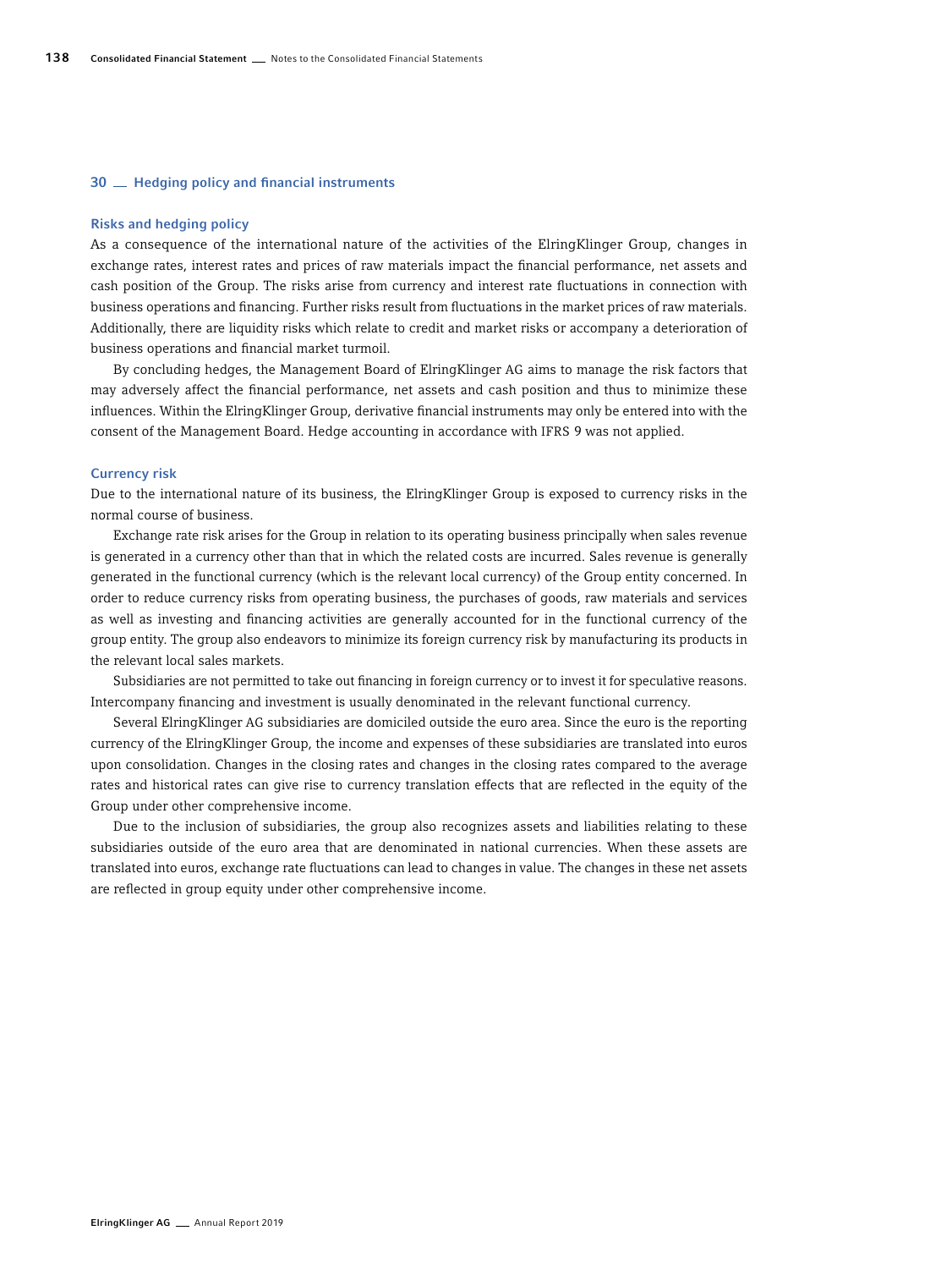## 30 — Hedging policy and financial instruments

### Risks and hedging policy

As a consequence of the international nature of the activities of the ElringKlinger Group, changes in exchange rates, interest rates and prices of raw materials impact the financial performance, net assets and cash position of the Group. The risks arise from currency and interest rate fluctuations in connection with business operations and financing. Further risks result from fluctuations in the market prices of raw materials. Additionally, there are liquidity risks which relate to credit and market risks or accompany a deterioration of business operations and financial market turmoil.

By concluding hedges, the Management Board of ElringKlinger AG aims to manage the risk factors that may adversely affect the financial performance, net assets and cash position and thus to minimize these influences. Within the ElringKlinger Group, derivative financial instruments may only be entered into with the consent of the Management Board. Hedge accounting in accordance with IFRS 9 was not applied.

### Currency risk

Due to the international nature of its business, the ElringKlinger Group is exposed to currency risks in the normal course of business.

Exchange rate risk arises for the Group in relation to its operating business principally when sales revenue is generated in a currency other than that in which the related costs are incurred. Sales revenue is generally generated in the functional currency (which is the relevant local currency) of the Group entity concerned. In order to reduce currency risks from operating business, the purchases of goods, raw materials and services as well as investing and financing activities are generally accounted for in the functional currency of the group entity. The group also endeavors to minimize its foreign currency risk by manufacturing its products in the relevant local sales markets.

Subsidiaries are not permitted to take out financing in foreign currency or to invest it for speculative reasons. Intercompany financing and investment is usually denominated in the relevant functional currency.

Several ElringKlinger AG subsidiaries are domiciled outside the euro area. Since the euro is the reporting currency of the ElringKlinger Group, the income and expenses of these subsidiaries are translated into euros upon consolidation. Changes in the closing rates and changes in the closing rates compared to the average rates and historical rates can give rise to currency translation effects that are reflected in the equity of the Group under other comprehensive income.

Due to the inclusion of subsidiaries, the group also recognizes assets and liabilities relating to these subsidiaries outside of the euro area that are denominated in national currencies. When these assets are translated into euros, exchange rate fluctuations can lead to changes in value. The changes in these net assets are reflected in group equity under other comprehensive income.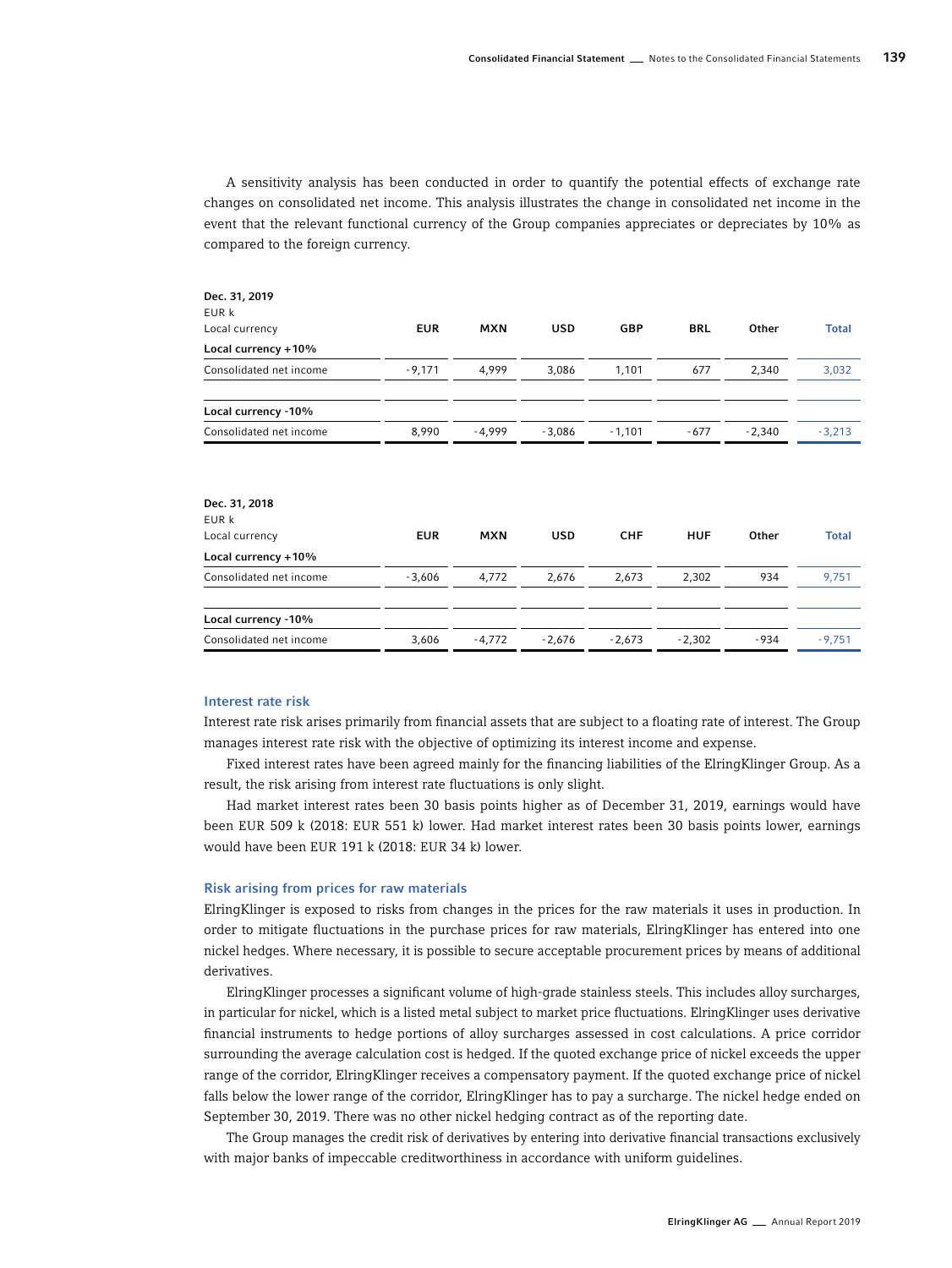A sensitivity analysis has been conducted in order to quantify the potential effects of exchange rate changes on consolidated net income. This analysis illustrates the change in consolidated net income in the event that the relevant functional currency of the Group companies appreciates or depreciates by 10% as compared to the foreign currency.

**Dec. 31, 2019**
EUR k

| Local currency | EUR | MXN | USD | GBP | BRL | Other | Total |
|---|---|---|---|---|---|---|---|
| **Local currency +10%** | | | | | | | |
| Consolidated net income | -9,171 | 4,999 | 3,086 | 1,101 | 677 | 2,340 | 3,032 |
| **Local currency -10%** | | | | | | | |
| Consolidated net income | 8,990 | -4,999 | -3,086 | -1,101 | -677 | -2,340 | -3,213 |

**Dec. 31, 2018**
EUR k

| Local currency | EUR | MXN | USD | CHF | HUF | Other | Total |
|---|---|---|---|---|---|---|---|
| **Local currency +10%** | | | | | | | |
| Consolidated net income | -3,606 | 4,772 | 2,676 | 2,673 | 2,302 | 934 | 9,751 |
| **Local currency -10%** | | | | | | | |
| Consolidated net income | 3,606 | -4,772 | -2,676 | -2,673 | -2,302 | -934 | -9,751 |

### Interest rate risk

Interest rate risk arises primarily from financial assets that are subject to a floating rate of interest. The Group manages interest rate risk with the objective of optimizing its interest income and expense.

Fixed interest rates have been agreed mainly for the financing liabilities of the ElringKlinger Group. As a result, the risk arising from interest rate fluctuations is only slight.

Had market interest rates been 30 basis points higher as of December 31, 2019, earnings would have been EUR 509 k (2018: EUR 551 k) lower. Had market interest rates been 30 basis points lower, earnings would have been EUR 191 k (2018: EUR 34 k) lower.

### Risk arising from prices for raw materials

ElringKlinger is exposed to risks from changes in the prices for the raw materials it uses in production. In order to mitigate fluctuations in the purchase prices for raw materials, ElringKlinger has entered into one nickel hedges. Where necessary, it is possible to secure acceptable procurement prices by means of additional derivatives.

ElringKlinger processes a significant volume of high-grade stainless steels. This includes alloy surcharges, in particular for nickel, which is a listed metal subject to market price fluctuations. ElringKlinger uses derivative financial instruments to hedge portions of alloy surcharges assessed in cost calculations. A price corridor surrounding the average calculation cost is hedged. If the quoted exchange price of nickel exceeds the upper range of the corridor, ElringKlinger receives a compensatory payment. If the quoted exchange price of nickel falls below the lower range of the corridor, ElringKlinger has to pay a surcharge. The nickel hedge ended on September 30, 2019. There was no other nickel hedging contract as of the reporting date.

The Group manages the credit risk of derivatives by entering into derivative financial transactions exclusively with major banks of impeccable creditworthiness in accordance with uniform guidelines.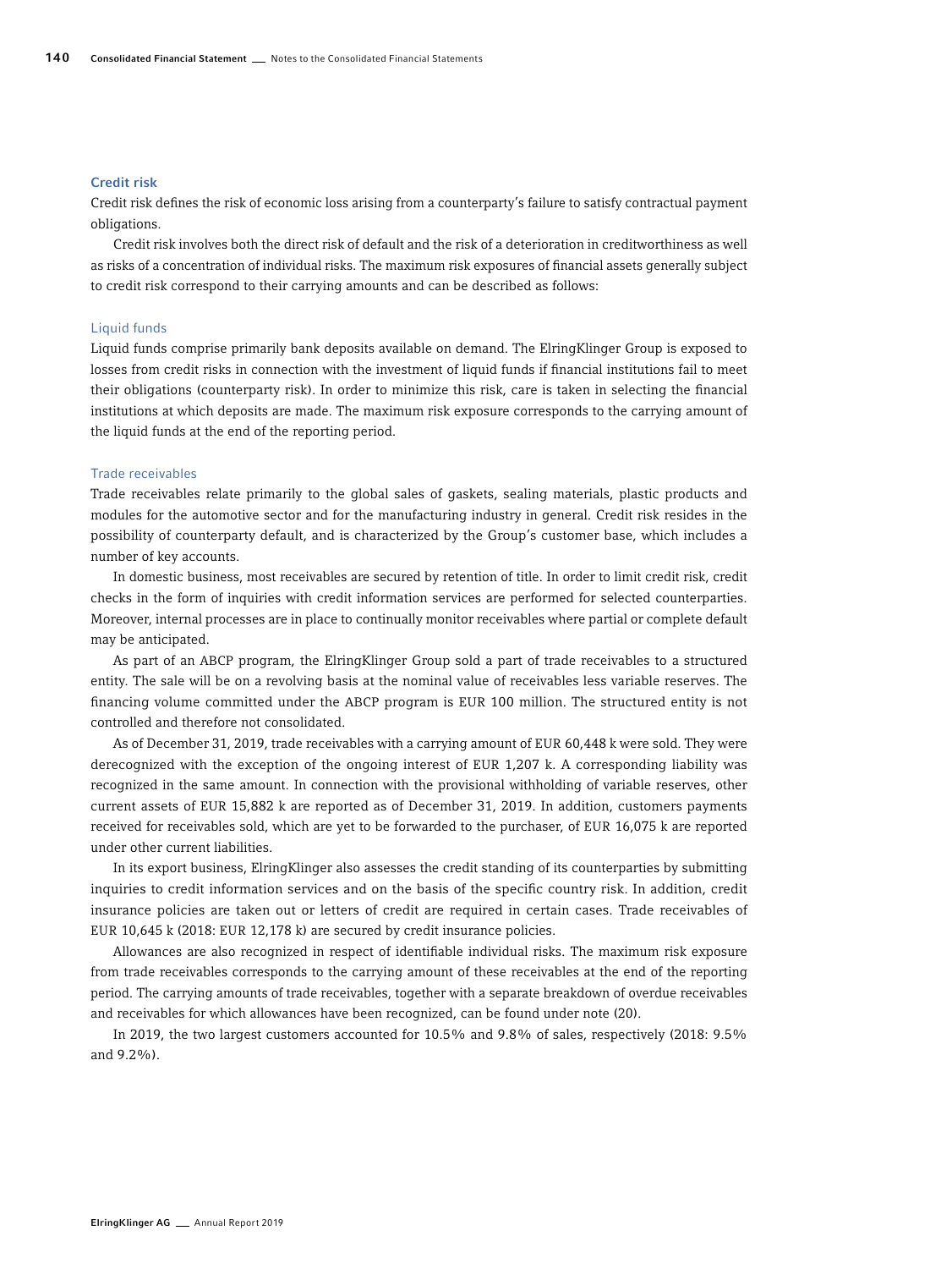### Credit risk

Credit risk defines the risk of economic loss arising from a counterparty's failure to satisfy contractual payment obligations.

Credit risk involves both the direct risk of default and the risk of a deterioration in creditworthiness as well as risks of a concentration of individual risks. The maximum risk exposures of financial assets generally subject to credit risk correspond to their carrying amounts and can be described as follows:

#### Liquid funds

Liquid funds comprise primarily bank deposits available on demand. The ElringKlinger Group is exposed to losses from credit risks in connection with the investment of liquid funds if financial institutions fail to meet their obligations (counterparty risk). In order to minimize this risk, care is taken in selecting the financial institutions at which deposits are made. The maximum risk exposure corresponds to the carrying amount of the liquid funds at the end of the reporting period.

#### Trade receivables

Trade receivables relate primarily to the global sales of gaskets, sealing materials, plastic products and modules for the automotive sector and for the manufacturing industry in general. Credit risk resides in the possibility of counterparty default, and is characterized by the Group's customer base, which includes a number of key accounts.

In domestic business, most receivables are secured by retention of title. In order to limit credit risk, credit checks in the form of inquiries with credit information services are performed for selected counterparties. Moreover, internal processes are in place to continually monitor receivables where partial or complete default may be anticipated.

As part of an ABCP program, the ElringKlinger Group sold a part of trade receivables to a structured entity. The sale will be on a revolving basis at the nominal value of receivables less variable reserves. The financing volume committed under the ABCP program is EUR 100 million. The structured entity is not controlled and therefore not consolidated.

As of December 31, 2019, trade receivables with a carrying amount of EUR 60,448 k were sold. They were derecognized with the exception of the ongoing interest of EUR 1,207 k. A corresponding liability was recognized in the same amount. In connection with the provisional withholding of variable reserves, other current assets of EUR 15,882 k are reported as of December 31, 2019. In addition, customers payments received for receivables sold, which are yet to be forwarded to the purchaser, of EUR 16,075 k are reported under other current liabilities.

In its export business, ElringKlinger also assesses the credit standing of its counterparties by submitting inquiries to credit information services and on the basis of the specific country risk. In addition, credit insurance policies are taken out or letters of credit are required in certain cases. Trade receivables of EUR 10,645 k (2018: EUR 12,178 k) are secured by credit insurance policies.

Allowances are also recognized in respect of identifiable individual risks. The maximum risk exposure from trade receivables corresponds to the carrying amount of these receivables at the end of the reporting period. The carrying amounts of trade receivables, together with a separate breakdown of overdue receivables and receivables for which allowances have been recognized, can be found under note (20).

In 2019, the two largest customers accounted for 10.5% and 9.8% of sales, respectively (2018: 9.5% and 9.2%).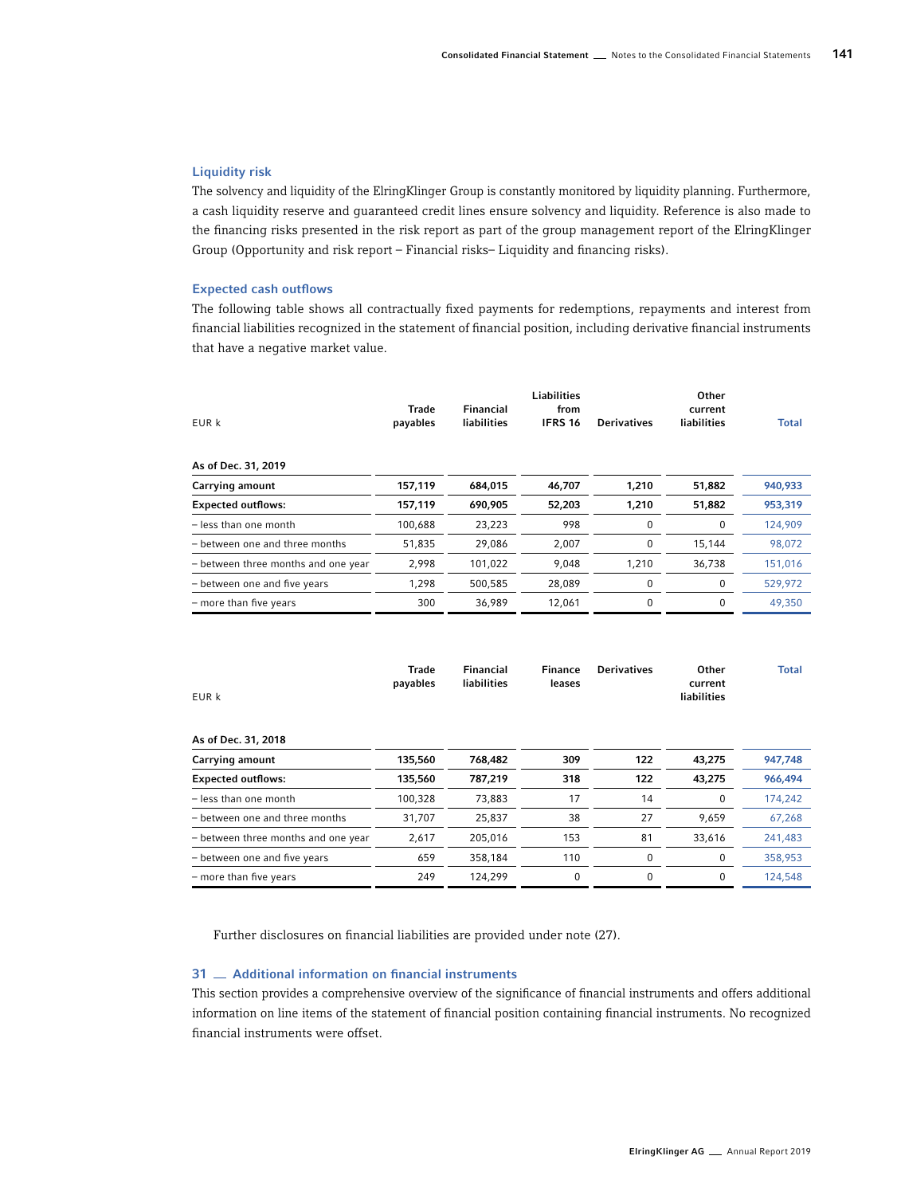### Liquidity risk

The solvency and liquidity of the ElringKlinger Group is constantly monitored by liquidity planning. Furthermore, a cash liquidity reserve and guaranteed credit lines ensure solvency and liquidity. Reference is also made to the financing risks presented in the risk report as part of the group management report of the ElringKlinger Group (Opportunity and risk report – Financial risks– Liquidity and financing risks).

### Expected cash outflows

The following table shows all contractually fixed payments for redemptions, repayments and interest from financial liabilities recognized in the statement of financial position, including derivative financial instruments that have a negative market value.

| EUR k | Trade payables | Financial liabilities | Liabilities from IFRS 16 | Derivatives | Other current liabilities | Total |
|---|---|---|---|---|---|---|
| **As of Dec. 31, 2019** | | | | | | |
| **Carrying amount** | **157,119** | **684,015** | **46,707** | **1,210** | **51,882** | **940,933** |
| **Expected outflows:** | **157,119** | **690,905** | **52,203** | **1,210** | **51,882** | **953,319** |
| – less than one month | 100,688 | 23,223 | 998 | 0 | 0 | 124,909 |
| – between one and three months | 51,835 | 29,086 | 2,007 | 0 | 15,144 | 98,072 |
| – between three months and one year | 2,998 | 101,022 | 9,048 | 1,210 | 36,738 | 151,016 |
| – between one and five years | 1,298 | 500,585 | 28,089 | 0 | 0 | 529,972 |
| – more than five years | 300 | 36,989 | 12,061 | 0 | 0 | 49,350 |

| EUR k | Trade payables | Financial liabilities | Finance leases | Derivatives | Other current liabilities | Total |
|---|---|---|---|---|---|---|
| **As of Dec. 31, 2018** | | | | | | |
| **Carrying amount** | **135,560** | **768,482** | **309** | **122** | **43,275** | **947,748** |
| **Expected outflows:** | **135,560** | **787,219** | **318** | **122** | **43,275** | **966,494** |
| – less than one month | 100,328 | 73,883 | 17 | 14 | 0 | 174,242 |
| – between one and three months | 31,707 | 25,837 | 38 | 27 | 9,659 | 67,268 |
| – between three months and one year | 2,617 | 205,016 | 153 | 81 | 33,616 | 241,483 |
| – between one and five years | 659 | 358,184 | 110 | 0 | 0 | 358,953 |
| – more than five years | 249 | 124,299 | 0 | 0 | 0 | 124,548 |

Further disclosures on financial liabilities are provided under note (27).

## 31 Additional information on financial instruments

This section provides a comprehensive overview of the significance of financial instruments and offers additional information on line items of the statement of financial position containing financial instruments. No recognized financial instruments were offset.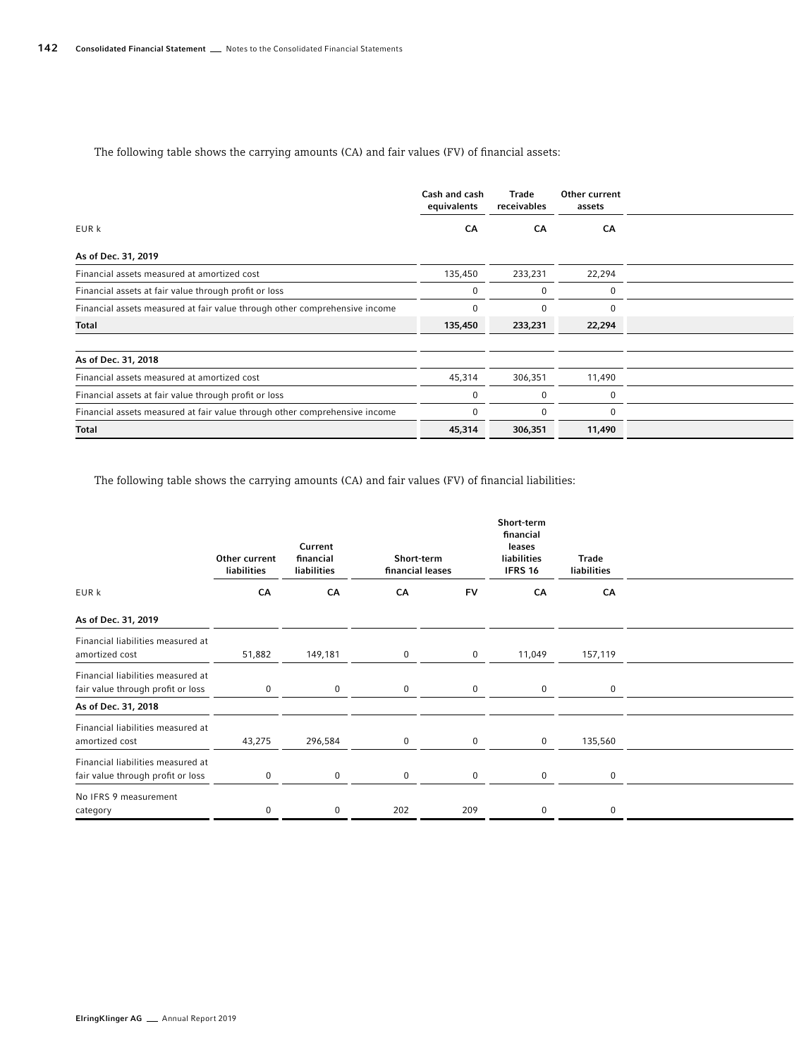The following table shows the carrying amounts (CA) and fair values (FV) of financial assets:

| | Cash and cash equivalents | Trade receivables | Other current assets |
|---|---|---|---|
| EUR k | CA | CA | CA |
| **As of Dec. 31, 2019** | | | |
| Financial assets measured at amortized cost | 135,450 | 233,231 | 22,294 |
| Financial assets at fair value through profit or loss | 0 | 0 | 0 |
| Financial assets measured at fair value through other comprehensive income | 0 | 0 | 0 |
| **Total** | **135,450** | **233,231** | **22,294** |
| **As of Dec. 31, 2018** | | | |
| Financial assets measured at amortized cost | 45,314 | 306,351 | 11,490 |
| Financial assets at fair value through profit or loss | 0 | 0 | 0 |
| Financial assets measured at fair value through other comprehensive income | 0 | 0 | 0 |
| **Total** | **45,314** | **306,351** | **11,490** |

The following table shows the carrying amounts (CA) and fair values (FV) of financial liabilities:

| | Other current liabilities | Current financial liabilities | Short-term financial leases | | Short-term financial leases liabilities IFRS 16 | Trade liabilities |
|---|---|---|---|---|---|---|
| EUR k | CA | CA | CA | FV | CA | CA |
| **As of Dec. 31, 2019** | | | | | | |
| Financial liabilities measured at amortized cost | 51,882 | 149,181 | 0 | 0 | 11,049 | 157,119 |
| Financial liabilities measured at fair value through profit or loss | 0 | 0 | 0 | 0 | 0 | 0 |
| **As of Dec. 31, 2018** | | | | | | |
| Financial liabilities measured at amortized cost | 43,275 | 296,584 | 0 | 0 | 0 | 135,560 |
| Financial liabilities measured at fair value through profit or loss | 0 | 0 | 0 | 0 | 0 | 0 |
| No IFRS 9 measurement category | 0 | 0 | 202 | 209 | 0 | 0 |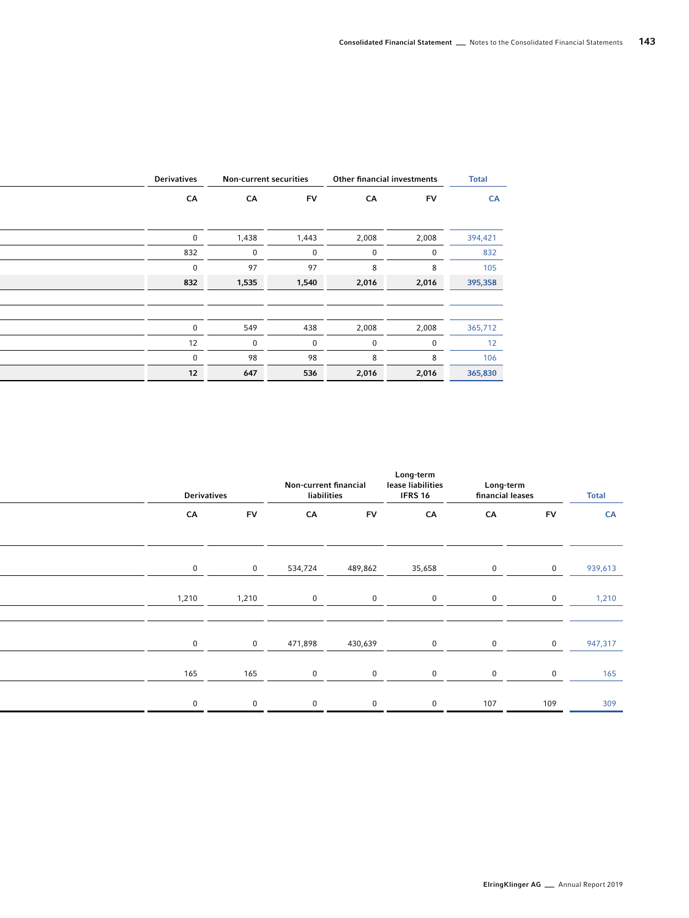| Derivatives | Non-current securities | | Other financial investments | | Total |
|---|---|---|---|---|---|
| CA | CA | FV | CA | FV | CA |
| | | | | | |
| 0 | 1,438 | 1,443 | 2,008 | 2,008 | 394,421 |
| 832 | 0 | 0 | 0 | 0 | 832 |
| 0 | 97 | 97 | 8 | 8 | 105 |
| **832** | **1,535** | **1,540** | **2,016** | **2,016** | **395,358** |
| | | | | | |
| | | | | | |
| 0 | 549 | 438 | 2,008 | 2,008 | 365,712 |
| 12 | 0 | 0 | 0 | 0 | 12 |
| 0 | 98 | 98 | 8 | 8 | 106 |
| **12** | **647** | **536** | **2,016** | **2,016** | **365,830** |

| Derivatives | | Non-current financial liabilities | | Long-term lease liabilities IFRS 16 | Long-term financial leases | | Total |
|---|---|---|---|---|---|---|---|
| CA | FV | CA | FV | CA | CA | FV | CA |
| | | | | | | | |
| 0 | 0 | 534,724 | 489,862 | 35,658 | 0 | 0 | 939,613 |
| 1,210 | 1,210 | 0 | 0 | 0 | 0 | 0 | 1,210 |
| | | | | | | | |
| 0 | 0 | 471,898 | 430,639 | 0 | 0 | 0 | 947,317 |
| 165 | 165 | 0 | 0 | 0 | 0 | 0 | 165 |
| 0 | 0 | 0 | 0 | 0 | 107 | 109 | 309 |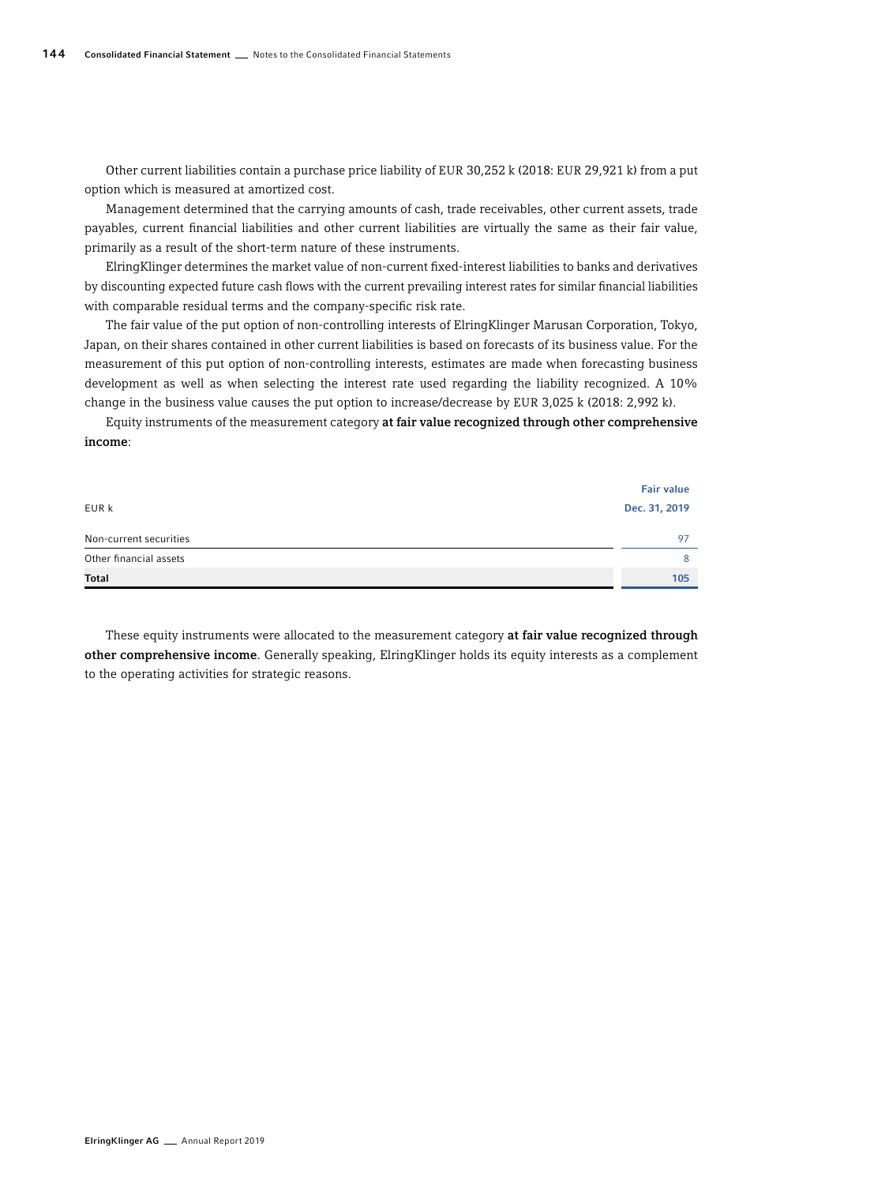Other current liabilities contain a purchase price liability of EUR 30,252 k (2018: EUR 29,921 k) from a put option which is measured at amortized cost.

Management determined that the carrying amounts of cash, trade receivables, other current assets, trade payables, current financial liabilities and other current liabilities are virtually the same as their fair value, primarily as a result of the short-term nature of these instruments.

ElringKlinger determines the market value of non-current fixed-interest liabilities to banks and derivatives by discounting expected future cash flows with the current prevailing interest rates for similar financial liabilities with comparable residual terms and the company-specific risk rate.

The fair value of the put option of non-controlling interests of ElringKlinger Marusan Corporation, Tokyo, Japan, on their shares contained in other current liabilities is based on forecasts of its business value. For the measurement of this put option of non-controlling interests, estimates are made when forecasting business development as well as when selecting the interest rate used regarding the liability recognized. A 10% change in the business value causes the put option to increase/decrease by EUR 3,025 k (2018: 2,992 k).

Equity instruments of the measurement category **at fair value recognized through other comprehensive income**:

| EUR k | Fair value Dec. 31, 2019 |
|---|---|
| Non-current securities | 97 |
| Other financial assets | 8 |
| **Total** | **105** |

These equity instruments were allocated to the measurement category **at fair value recognized through other comprehensive income**. Generally speaking, ElringKlinger holds its equity interests as a complement to the operating activities for strategic reasons.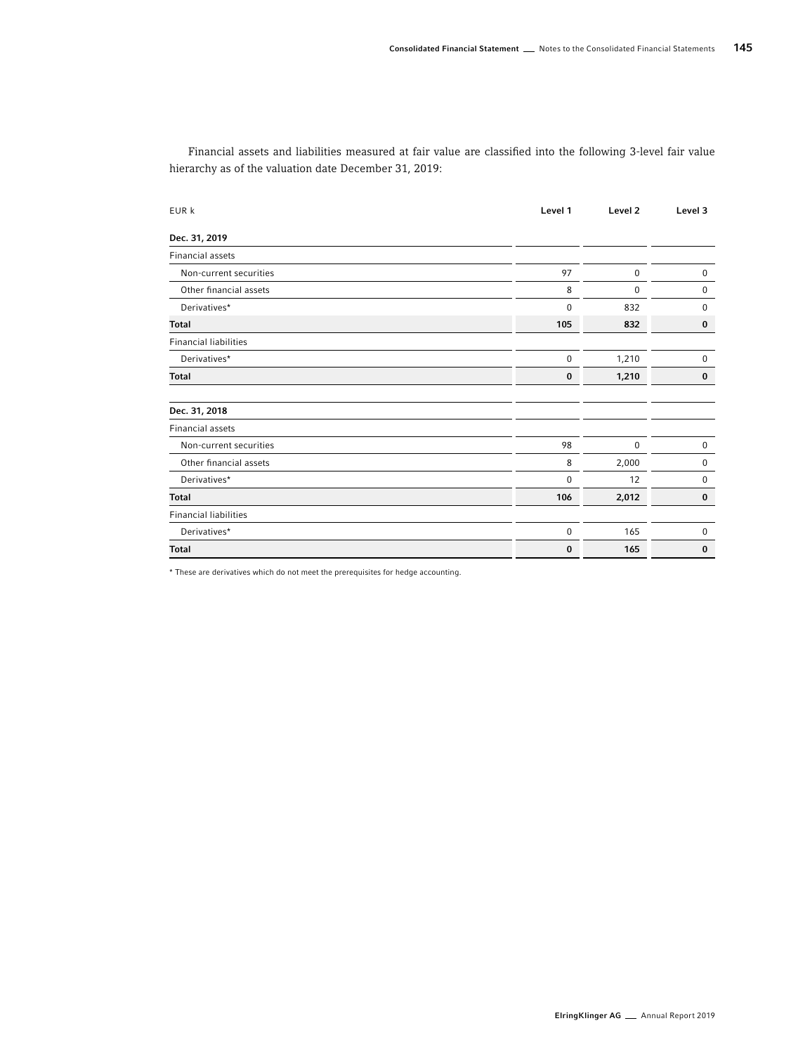Financial assets and liabilities measured at fair value are classified into the following 3-level fair value hierarchy as of the valuation date December 31, 2019:

| EUR k | Level 1 | Level 2 | Level 3 |
|---|---|---|---|
| **Dec. 31, 2019** | | | |
| Financial assets | | | |
| Non-current securities | 97 | 0 | 0 |
| Other financial assets | 8 | 0 | 0 |
| Derivatives* | 0 | 832 | 0 |
| **Total** | **105** | **832** | **0** |
| Financial liabilities | | | |
| Derivatives* | 0 | 1,210 | 0 |
| **Total** | **0** | **1,210** | **0** |
| **Dec. 31, 2018** | | | |
| Financial assets | | | |
| Non-current securities | 98 | 0 | 0 |
| Other financial assets | 8 | 2,000 | 0 |
| Derivatives* | 0 | 12 | 0 |
| **Total** | **106** | **2,012** | **0** |
| Financial liabilities | | | |
| Derivatives* | 0 | 165 | 0 |
| **Total** | **0** | **165** | **0** |

* These are derivatives which do not meet the prerequisites for hedge accounting.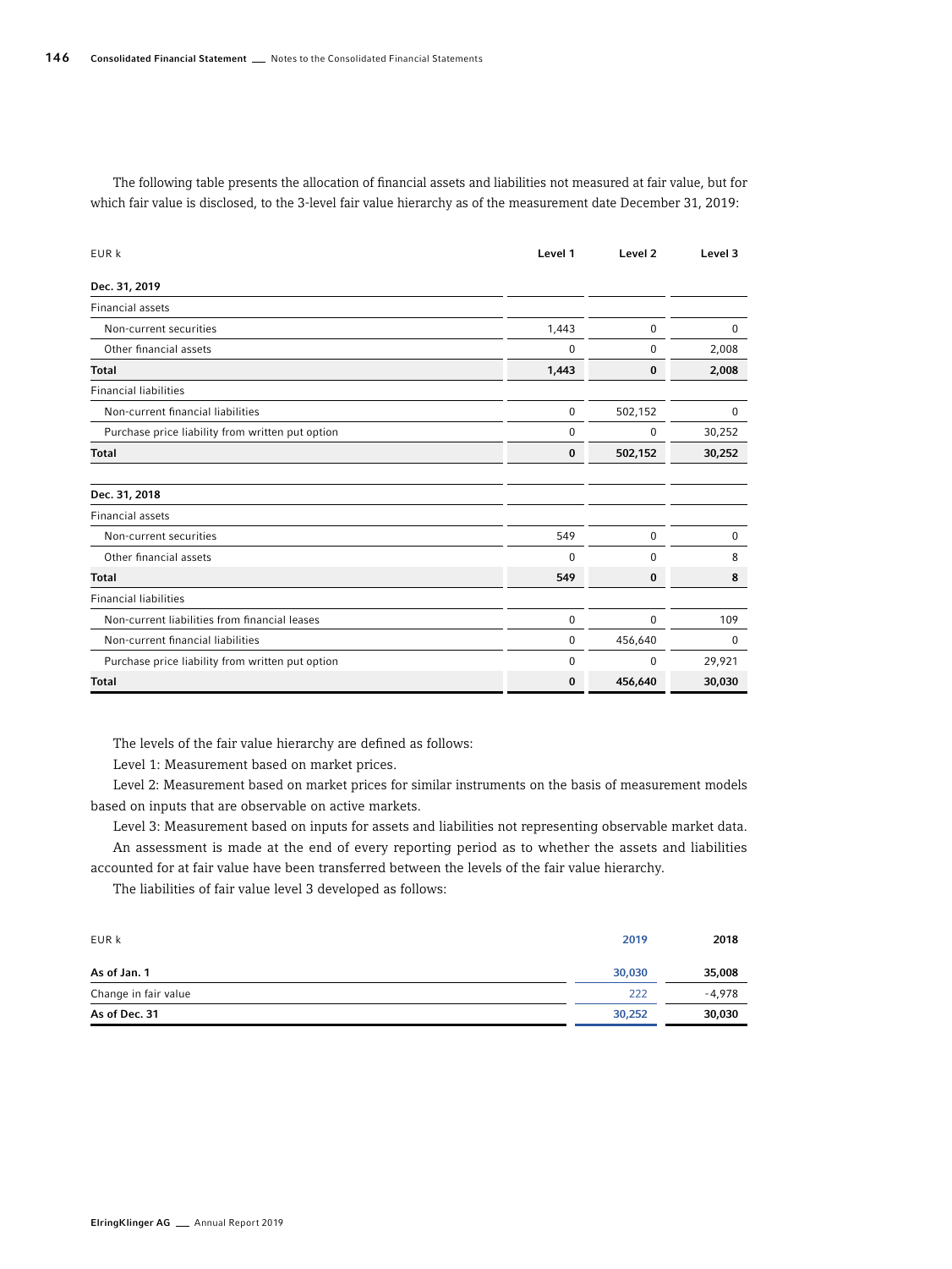The following table presents the allocation of financial assets and liabilities not measured at fair value, but for which fair value is disclosed, to the 3-level fair value hierarchy as of the measurement date December 31, 2019:

| EUR k | Level 1 | Level 2 | Level 3 |
|---|---|---|---|
| **Dec. 31, 2019** | | | |
| Financial assets | | | |
| Non-current securities | 1,443 | 0 | 0 |
| Other financial assets | 0 | 0 | 2,008 |
| **Total** | **1,443** | **0** | **2,008** |
| Financial liabilities | | | |
| Non-current financial liabilities | 0 | 502,152 | 0 |
| Purchase price liability from written put option | 0 | 0 | 30,252 |
| **Total** | **0** | **502,152** | **30,252** |
| **Dec. 31, 2018** | | | |
| Financial assets | | | |
| Non-current securities | 549 | 0 | 0 |
| Other financial assets | 0 | 0 | 8 |
| **Total** | **549** | **0** | **8** |
| Financial liabilities | | | |
| Non-current liabilities from financial leases | 0 | 0 | 109 |
| Non-current financial liabilities | 0 | 456,640 | 0 |
| Purchase price liability from written put option | 0 | 0 | 29,921 |
| **Total** | **0** | **456,640** | **30,030** |

The levels of the fair value hierarchy are defined as follows:

Level 1: Measurement based on market prices.

Level 2: Measurement based on market prices for similar instruments on the basis of measurement models based on inputs that are observable on active markets.

Level 3: Measurement based on inputs for assets and liabilities not representing observable market data.

An assessment is made at the end of every reporting period as to whether the assets and liabilities accounted for at fair value have been transferred between the levels of the fair value hierarchy.

The liabilities of fair value level 3 developed as follows:

| EUR k | 2019 | 2018 |
|---|---|---|
| **As of Jan. 1** | **30,030** | **35,008** |
| Change in fair value | 222 | -4,978 |
| **As of Dec. 31** | **30,252** | **30,030** |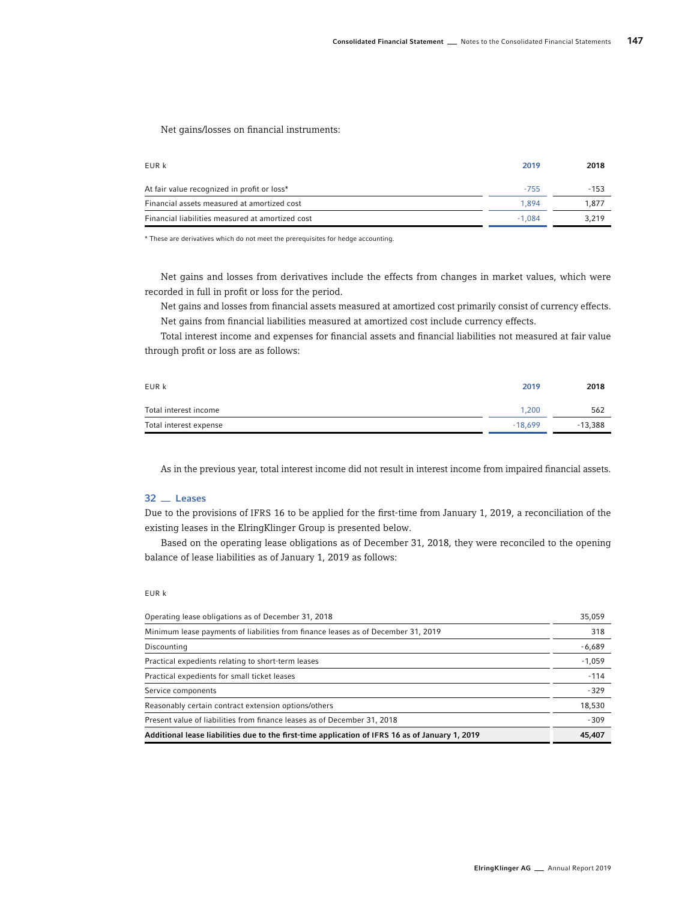Net gains/losses on financial instruments:

| EUR k | 2019 | 2018 |
|---|---|---|
| At fair value recognized in profit or loss* | -755 | -153 |
| Financial assets measured at amortized cost | 1,894 | 1,877 |
| Financial liabilities measured at amortized cost | -1,084 | 3,219 |

* These are derivatives which do not meet the prerequisites for hedge accounting.

Net gains and losses from derivatives include the effects from changes in market values, which were recorded in full in profit or loss for the period.

Net gains and losses from financial assets measured at amortized cost primarily consist of currency effects.

Net gains from financial liabilities measured at amortized cost include currency effects.

Total interest income and expenses for financial assets and financial liabilities not measured at fair value through profit or loss are as follows:

| EUR k | 2019 | 2018 |
|---|---|---|
| Total interest income | 1,200 | 562 |
| Total interest expense | -18,699 | -13,388 |

As in the previous year, total interest income did not result in interest income from impaired financial assets.

## 32 Leases

Due to the provisions of IFRS 16 to be applied for the first-time from January 1, 2019, a reconciliation of the existing leases in the ElringKlinger Group is presented below.

Based on the operating lease obligations as of December 31, 2018, they were reconciled to the opening balance of lease liabilities as of January 1, 2019 as follows:

| EUR k | |
|---|---|
| Operating lease obligations as of December 31, 2018 | 35,059 |
| Minimum lease payments of liabilities from finance leases as of December 31, 2019 | 318 |
| Discounting | -6,689 |
| Practical expedients relating to short-term leases | -1,059 |
| Practical expedients for small ticket leases | -114 |
| Service components | -329 |
| Reasonably certain contract extension options/others | 18,530 |
| Present value of liabilities from finance leases as of December 31, 2018 | -309 |
| **Additional lease liabilities due to the first-time application of IFRS 16 as of January 1, 2019** | **45,407** |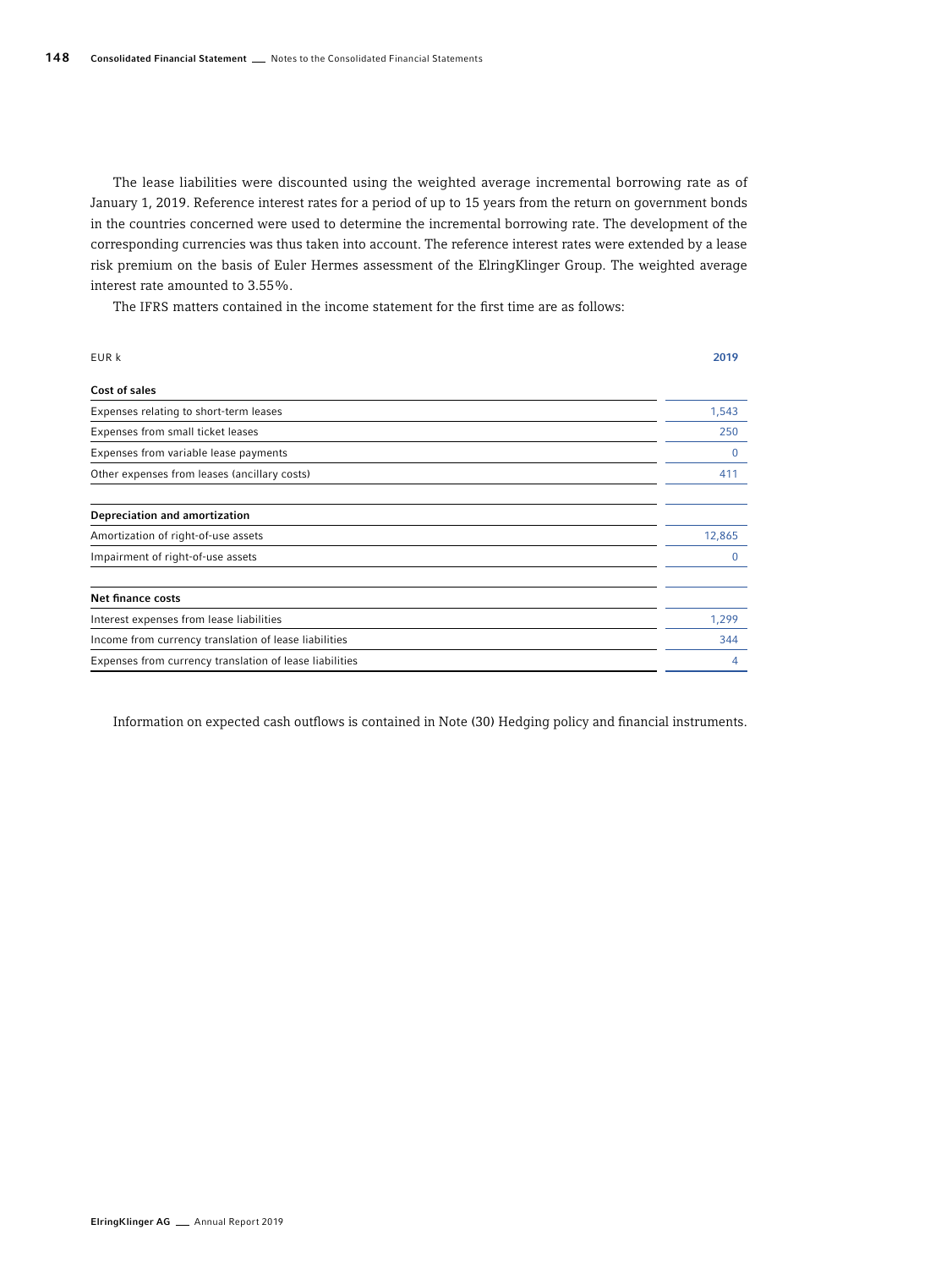The lease liabilities were discounted using the weighted average incremental borrowing rate as of January 1, 2019. Reference interest rates for a period of up to 15 years from the return on government bonds in the countries concerned were used to determine the incremental borrowing rate. The development of the corresponding currencies was thus taken into account. The reference interest rates were extended by a lease risk premium on the basis of Euler Hermes assessment of the ElringKlinger Group. The weighted average interest rate amounted to 3.55%.

The IFRS matters contained in the income statement for the first time are as follows:

| EUR k | 2019 |
| --- | --- |
| **Cost of sales** | |
| Expenses relating to short-term leases | 1,543 |
| Expenses from small ticket leases | 250 |
| Expenses from variable lease payments | 0 |
| Other expenses from leases (ancillary costs) | 411 |
| **Depreciation and amortization** | |
| Amortization of right-of-use assets | 12,865 |
| Impairment of right-of-use assets | 0 |
| **Net finance costs** | |
| Interest expenses from lease liabilities | 1,299 |
| Income from currency translation of lease liabilities | 344 |
| Expenses from currency translation of lease liabilities | 4 |

Information on expected cash outflows is contained in Note (30) Hedging policy and financial instruments.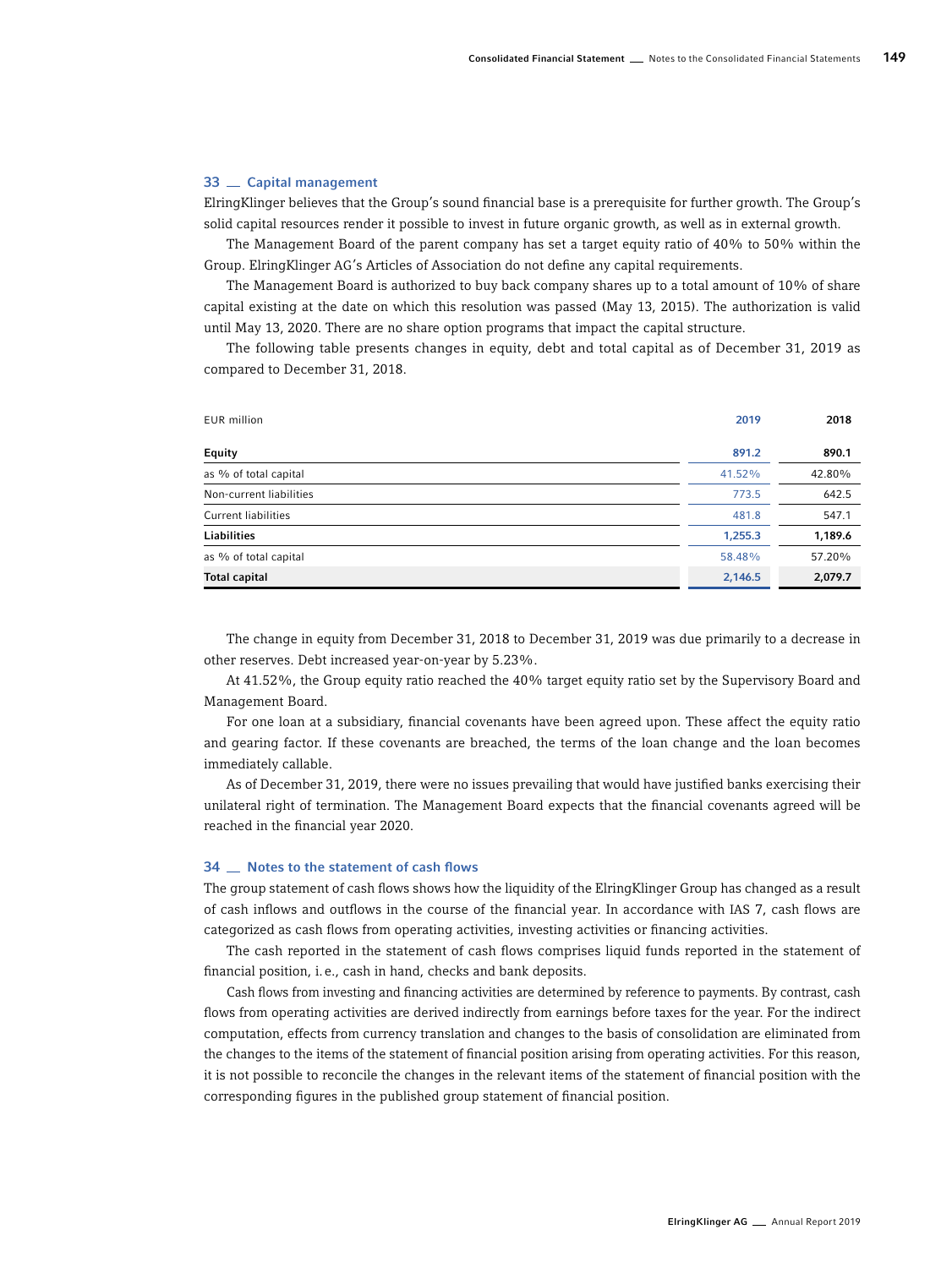## 33 Capital management

ElringKlinger believes that the Group's sound financial base is a prerequisite for further growth. The Group's solid capital resources render it possible to invest in future organic growth, as well as in external growth.

The Management Board of the parent company has set a target equity ratio of 40% to 50% within the Group. ElringKlinger AG's Articles of Association do not define any capital requirements.

The Management Board is authorized to buy back company shares up to a total amount of 10% of share capital existing at the date on which this resolution was passed (May 13, 2015). The authorization is valid until May 13, 2020. There are no share option programs that impact the capital structure.

The following table presents changes in equity, debt and total capital as of December 31, 2019 as compared to December 31, 2018.

| EUR million | 2019 | 2018 |
|---|---|---|
| **Equity** | **891.2** | **890.1** |
| as % of total capital | 41.52% | 42.80% |
| Non-current liabilities | 773.5 | 642.5 |
| Current liabilities | 481.8 | 547.1 |
| **Liabilities** | **1,255.3** | **1,189.6** |
| as % of total capital | 58.48% | 57.20% |
| **Total capital** | **2,146.5** | **2,079.7** |

The change in equity from December 31, 2018 to December 31, 2019 was due primarily to a decrease in other reserves. Debt increased year-on-year by 5.23%.

At 41.52%, the Group equity ratio reached the 40% target equity ratio set by the Supervisory Board and Management Board.

For one loan at a subsidiary, financial covenants have been agreed upon. These affect the equity ratio and gearing factor. If these covenants are breached, the terms of the loan change and the loan becomes immediately callable.

As of December 31, 2019, there were no issues prevailing that would have justified banks exercising their unilateral right of termination. The Management Board expects that the financial covenants agreed will be reached in the financial year 2020.

## 34 Notes to the statement of cash flows

The group statement of cash flows shows how the liquidity of the ElringKlinger Group has changed as a result of cash inflows and outflows in the course of the financial year. In accordance with IAS 7, cash flows are categorized as cash flows from operating activities, investing activities or financing activities.

The cash reported in the statement of cash flows comprises liquid funds reported in the statement of financial position, i. e., cash in hand, checks and bank deposits.

Cash flows from investing and financing activities are determined by reference to payments. By contrast, cash flows from operating activities are derived indirectly from earnings before taxes for the year. For the indirect computation, effects from currency translation and changes to the basis of consolidation are eliminated from the changes to the items of the statement of financial position arising from operating activities. For this reason, it is not possible to reconcile the changes in the relevant items of the statement of financial position with the corresponding figures in the published group statement of financial position.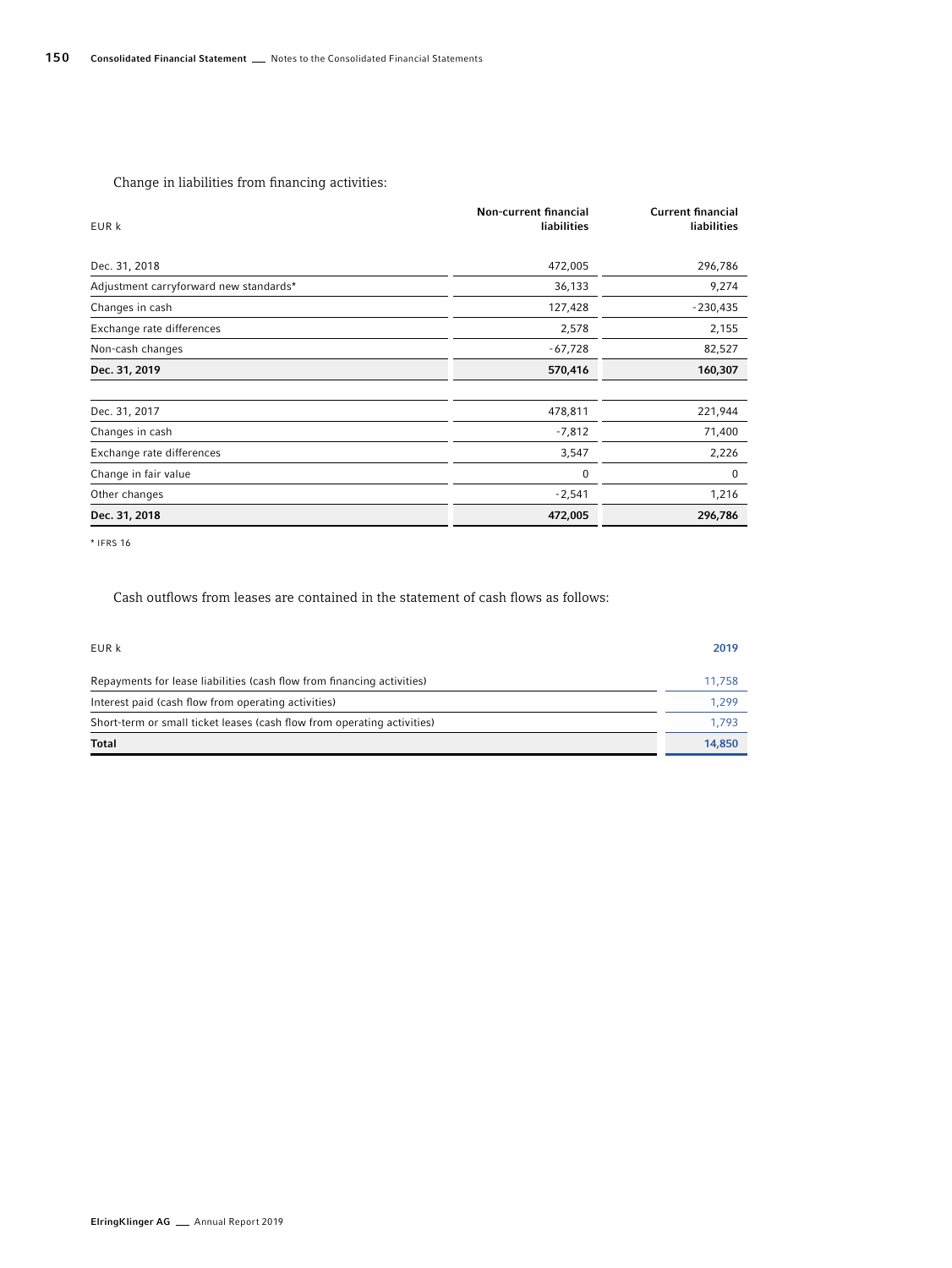Change in liabilities from financing activities:

| EUR k | Non-current financial liabilities | Current financial liabilities |
|---|---|---|
| Dec. 31, 2018 | 472,005 | 296,786 |
| Adjustment carryforward new standards* | 36,133 | 9,274 |
| Changes in cash | 127,428 | -230,435 |
| Exchange rate differences | 2,578 | 2,155 |
| Non-cash changes | -67,728 | 82,527 |
| **Dec. 31, 2019** | **570,416** | **160,307** |
| | | |
| Dec. 31, 2017 | 478,811 | 221,944 |
| Changes in cash | -7,812 | 71,400 |
| Exchange rate differences | 3,547 | 2,226 |
| Change in fair value | 0 | 0 |
| Other changes | -2,541 | 1,216 |
| **Dec. 31, 2018** | **472,005** | **296,786** |

* IFRS 16

Cash outflows from leases are contained in the statement of cash flows as follows:

| EUR k | 2019 |
|---|---|
| Repayments for lease liabilities (cash flow from financing activities) | 11,758 |
| Interest paid (cash flow from operating activities) | 1,299 |
| Short-term or small ticket leases (cash flow from operating activities) | 1,793 |
| **Total** | **14,850** |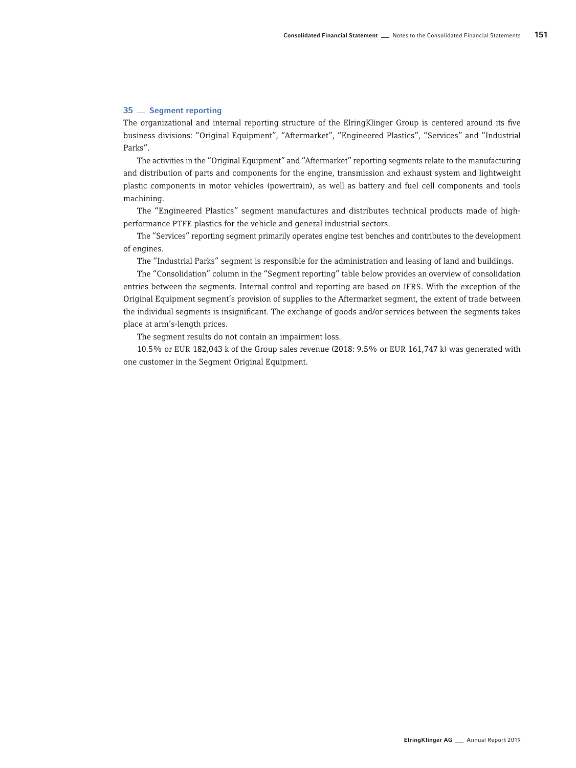## 35 — Segment reporting

The organizational and internal reporting structure of the ElringKlinger Group is centered around its five business divisions: "Original Equipment", "Aftermarket", "Engineered Plastics", "Services" and "Industrial Parks".

The activities in the "Original Equipment" and "Aftermarket" reporting segments relate to the manufacturing and distribution of parts and components for the engine, transmission and exhaust system and lightweight plastic components in motor vehicles (powertrain), as well as battery and fuel cell components and tools machining.

The "Engineered Plastics" segment manufactures and distributes technical products made of high-performance PTFE plastics for the vehicle and general industrial sectors.

The "Services" reporting segment primarily operates engine test benches and contributes to the development of engines.

The "Industrial Parks" segment is responsible for the administration and leasing of land and buildings.

The "Consolidation" column in the "Segment reporting" table below provides an overview of consolidation entries between the segments. Internal control and reporting are based on IFRS. With the exception of the Original Equipment segment's provision of supplies to the Aftermarket segment, the extent of trade between the individual segments is insignificant. The exchange of goods and/or services between the segments takes place at arm's-length prices.

The segment results do not contain an impairment loss.

10.5% or EUR 182,043 k of the Group sales revenue (2018: 9.5% or EUR 161,747 k) was generated with one customer in the Segment Original Equipment.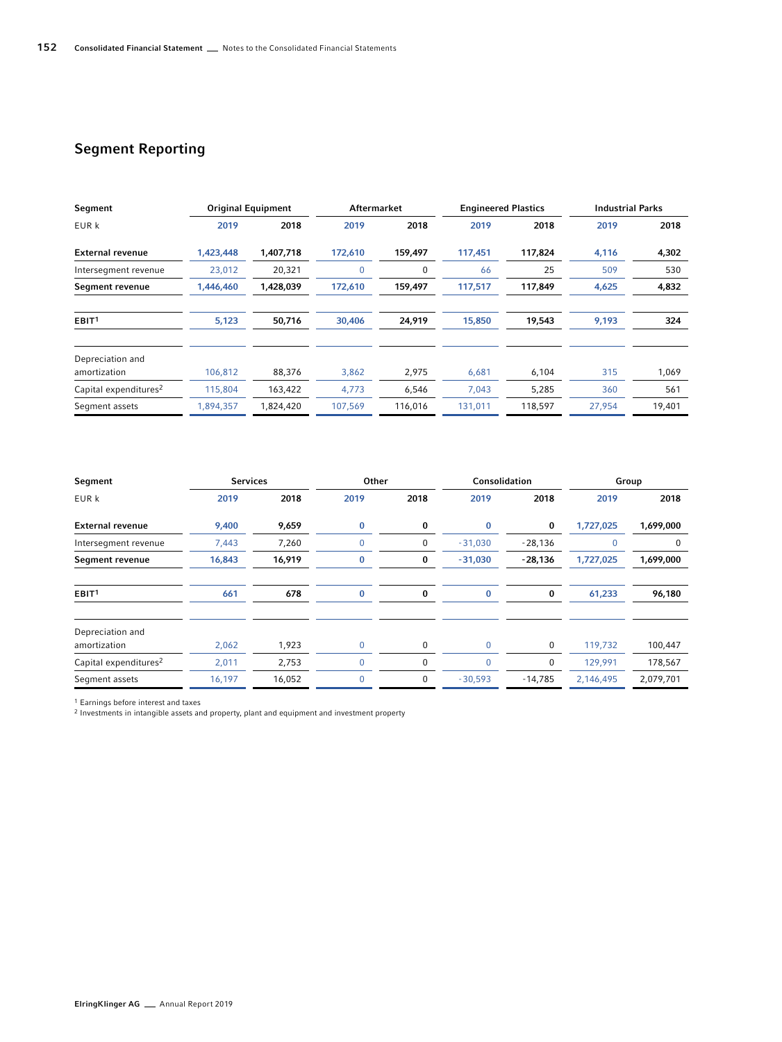## Segment Reporting

| Segment | Original Equipment | | Aftermarket | | Engineered Plastics | | Industrial Parks | |
|---|---|---|---|---|---|---|---|---|
| EUR k | 2019 | 2018 | 2019 | 2018 | 2019 | 2018 | 2019 | 2018 |
| **External revenue** | **1,423,448** | **1,407,718** | **172,610** | **159,497** | **117,451** | **117,824** | **4,116** | **4,302** |
| Intersegment revenue | 23,012 | 20,321 | 0 | 0 | 66 | 25 | 509 | 530 |
| **Segment revenue** | **1,446,460** | **1,428,039** | **172,610** | **159,497** | **117,517** | **117,849** | **4,625** | **4,832** |
| **EBIT**[1] | **5,123** | **50,716** | **30,406** | **24,919** | **15,850** | **19,543** | **9,193** | **324** |
| Depreciation and amortization | 106,812 | 88,376 | 3,862 | 2,975 | 6,681 | 6,104 | 315 | 1,069 |
| Capital expenditures[2] | 115,804 | 163,422 | 4,773 | 6,546 | 7,043 | 5,285 | 360 | 561 |
| Segment assets | 1,894,357 | 1,824,420 | 107,569 | 116,016 | 131,011 | 118,597 | 27,954 | 19,401 |

| Segment | Services | | Other | | Consolidation | | Group | |
|---|---|---|---|---|---|---|---|---|
| EUR k | 2019 | 2018 | 2019 | 2018 | 2019 | 2018 | 2019 | 2018 |
| **External revenue** | **9,400** | **9,659** | **0** | **0** | **0** | **0** | **1,727,025** | **1,699,000** |
| Intersegment revenue | 7,443 | 7,260 | 0 | 0 | -31,030 | -28,136 | 0 | 0 |
| **Segment revenue** | **16,843** | **16,919** | **0** | **0** | **-31,030** | **-28,136** | **1,727,025** | **1,699,000** |
| **EBIT**[1] | **661** | **678** | **0** | **0** | **0** | **0** | **61,233** | **96,180** |
| Depreciation and amortization | 2,062 | 1,923 | 0 | 0 | 0 | 0 | 119,732 | 100,447 |
| Capital expenditures[2] | 2,011 | 2,753 | 0 | 0 | 0 | 0 | 129,991 | 178,567 |
| Segment assets | 16,197 | 16,052 | 0 | 0 | -30,593 | -14,785 | 2,146,495 | 2,079,701 |

[1] Earnings before interest and taxes
[2] Investments in intangible assets and property, plant and equipment and investment property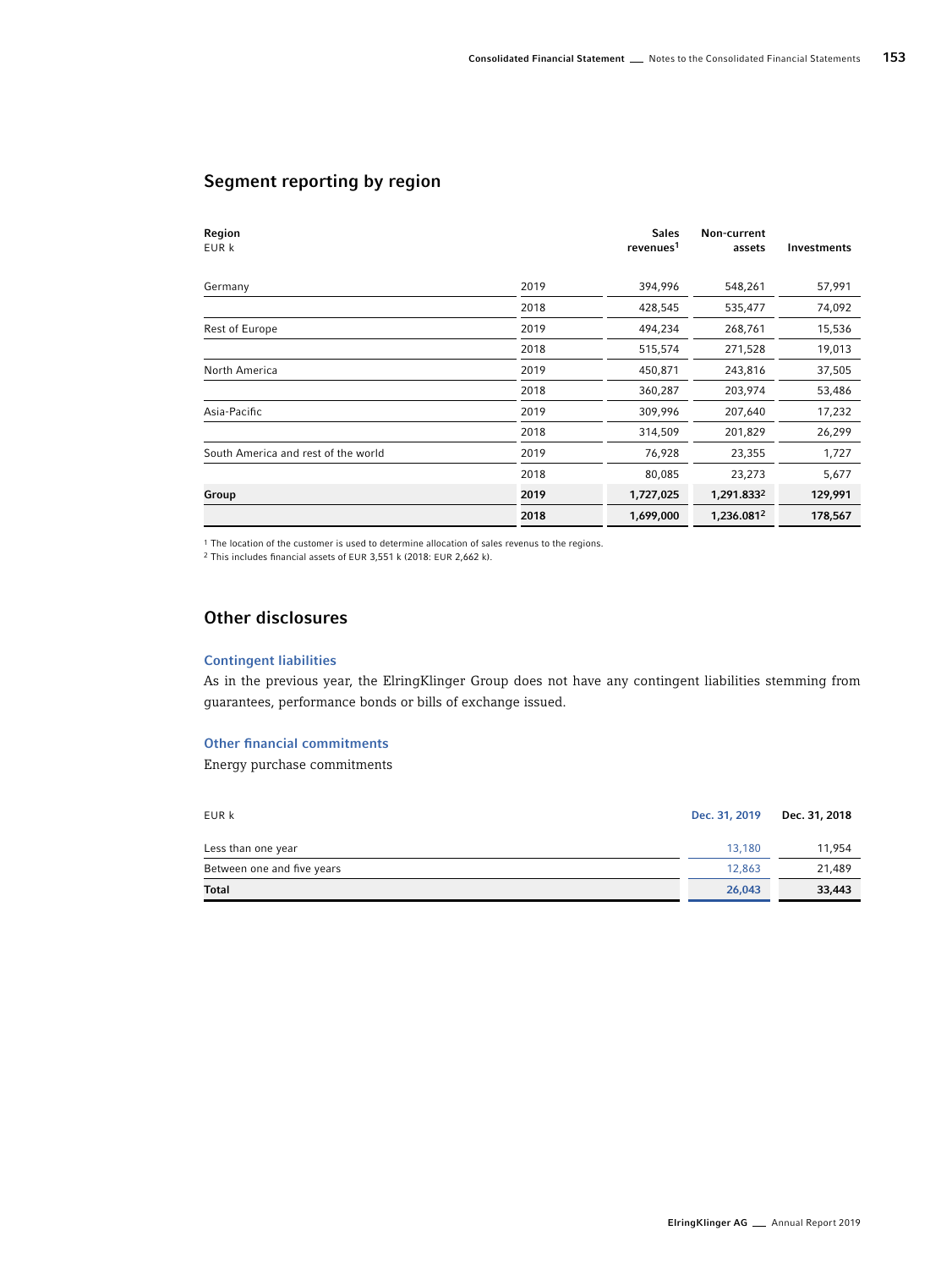## Segment reporting by region

| Region<br>EUR k | | Sales revenues[1] | Non-current assets | Investments |
|---|---|---|---|---|
| Germany | 2019 | 394,996 | 548,261 | 57,991 |
| | 2018 | 428,545 | 535,477 | 74,092 |
| Rest of Europe | 2019 | 494,234 | 268,761 | 15,536 |
| | 2018 | 515,574 | 271,528 | 19,013 |
| North America | 2019 | 450,871 | 243,816 | 37,505 |
| | 2018 | 360,287 | 203,974 | 53,486 |
| Asia-Pacific | 2019 | 309,996 | 207,640 | 17,232 |
| | 2018 | 314,509 | 201,829 | 26,299 |
| South America and rest of the world | 2019 | 76,928 | 23,355 | 1,727 |
| | 2018 | 80,085 | 23,273 | 5,677 |
| **Group** | **2019** | **1,727,025** | **1,291.833[2]** | **129,991** |
| | **2018** | **1,699,000** | **1,236.081[2]** | **178,567** |

[1] The location of the customer is used to determine allocation of sales revenus to the regions.
[2] This includes financial assets of EUR 3,551 k (2018: EUR 2,662 k).

## Other disclosures

### Contingent liabilities

As in the previous year, the ElringKlinger Group does not have any contingent liabilities stemming from guarantees, performance bonds or bills of exchange issued.

### Other financial commitments

Energy purchase commitments

| EUR k | Dec. 31, 2019 | Dec. 31, 2018 |
|---|---|---|
| Less than one year | 13,180 | 11,954 |
| Between one and five years | 12,863 | 21,489 |
| **Total** | **26,043** | **33,443** |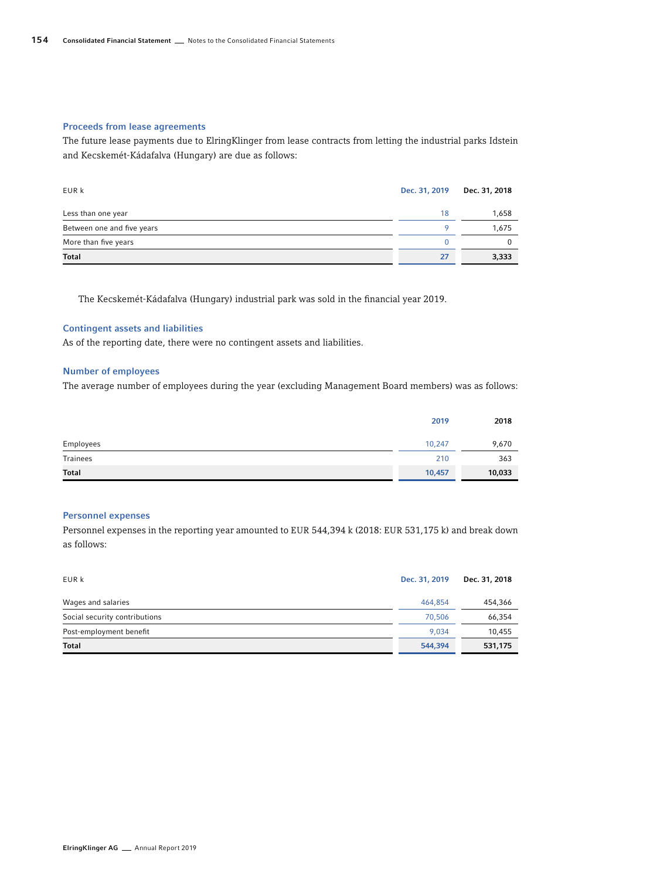### Proceeds from lease agreements

The future lease payments due to ElringKlinger from lease contracts from letting the industrial parks Idstein and Kecskemét-Kádafalva (Hungary) are due as follows:

| EUR k | Dec. 31, 2019 | Dec. 31, 2018 |
|---|---|---|
| Less than one year | 18 | 1,658 |
| Between one and five years | 9 | 1,675 |
| More than five years | 0 | 0 |
| **Total** | **27** | **3,333** |

The Kecskemét-Kádafalva (Hungary) industrial park was sold in the financial year 2019.

### Contingent assets and liabilities

As of the reporting date, there were no contingent assets and liabilities.

### Number of employees

The average number of employees during the year (excluding Management Board members) was as follows:

| | 2019 | 2018 |
|---|---|---|
| Employees | 10,247 | 9,670 |
| Trainees | 210 | 363 |
| **Total** | **10,457** | **10,033** |

### Personnel expenses

Personnel expenses in the reporting year amounted to EUR 544,394 k (2018: EUR 531,175 k) and break down as follows:

| EUR k | Dec. 31, 2019 | Dec. 31, 2018 |
|---|---|---|
| Wages and salaries | 464,854 | 454,366 |
| Social security contributions | 70,506 | 66,354 |
| Post-employment benefit | 9,034 | 10,455 |
| **Total** | **544,394** | **531,175** |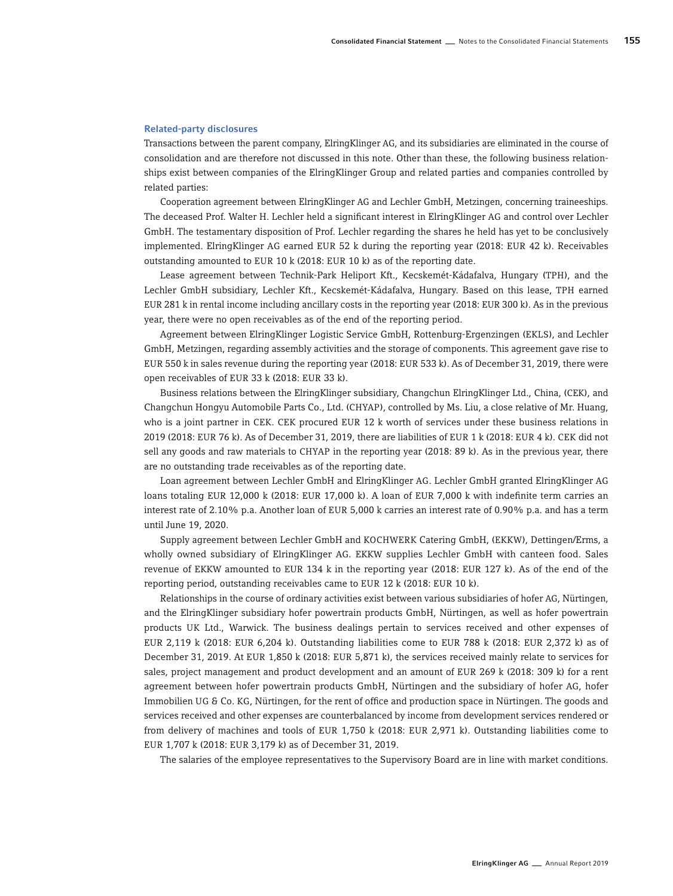### Related-party disclosures

Transactions between the parent company, ElringKlinger AG, and its subsidiaries are eliminated in the course of consolidation and are therefore not discussed in this note. Other than these, the following business relationships exist between companies of the ElringKlinger Group and related parties and companies controlled by related parties:

Cooperation agreement between ElringKlinger AG and Lechler GmbH, Metzingen, concerning traineeships. The deceased Prof. Walter H. Lechler held a significant interest in ElringKlinger AG and control over Lechler GmbH. The testamentary disposition of Prof. Lechler regarding the shares he held has yet to be conclusively implemented. ElringKlinger AG earned EUR 52 k during the reporting year (2018: EUR 42 k). Receivables outstanding amounted to EUR 10 k (2018: EUR 10 k) as of the reporting date.

Lease agreement between Technik-Park Heliport Kft., Kecskemét-Kádafalva, Hungary (TPH), and the Lechler GmbH subsidiary, Lechler Kft., Kecskemét-Kádafalva, Hungary. Based on this lease, TPH earned EUR 281 k in rental income including ancillary costs in the reporting year (2018: EUR 300 k). As in the previous year, there were no open receivables as of the end of the reporting period.

Agreement between ElringKlinger Logistic Service GmbH, Rottenburg-Ergenzingen (EKLS), and Lechler GmbH, Metzingen, regarding assembly activities and the storage of components. This agreement gave rise to EUR 550 k in sales revenue during the reporting year (2018: EUR 533 k). As of December 31, 2019, there were open receivables of EUR 33 k (2018: EUR 33 k).

Business relations between the ElringKlinger subsidiary, Changchun ElringKlinger Ltd., China, (CEK), and Changchun Hongyu Automobile Parts Co., Ltd. (CHYAP), controlled by Ms. Liu, a close relative of Mr. Huang, who is a joint partner in CEK. CEK procured EUR 12 k worth of services under these business relations in 2019 (2018: EUR 76 k). As of December 31, 2019, there are liabilities of EUR 1 k (2018: EUR 4 k). CEK did not sell any goods and raw materials to CHYAP in the reporting year (2018: 89 k). As in the previous year, there are no outstanding trade receivables as of the reporting date.

Loan agreement between Lechler GmbH and ElringKlinger AG. Lechler GmbH granted ElringKlinger AG loans totaling EUR 12,000 k (2018: EUR 17,000 k). A loan of EUR 7,000 k with indefinite term carries an interest rate of 2.10% p.a. Another loan of EUR 5,000 k carries an interest rate of 0.90% p.a. and has a term until June 19, 2020.

Supply agreement between Lechler GmbH and KOCHWERK Catering GmbH, (EKKW), Dettingen/Erms, a wholly owned subsidiary of ElringKlinger AG. EKKW supplies Lechler GmbH with canteen food. Sales revenue of EKKW amounted to EUR 134 k in the reporting year (2018: EUR 127 k). As of the end of the reporting period, outstanding receivables came to EUR 12 k (2018: EUR 10 k).

Relationships in the course of ordinary activities exist between various subsidiaries of hofer AG, Nürtingen, and the ElringKlinger subsidiary hofer powertrain products GmbH, Nürtingen, as well as hofer powertrain products UK Ltd., Warwick. The business dealings pertain to services received and other expenses of EUR 2,119 k (2018: EUR 6,204 k). Outstanding liabilities come to EUR 788 k (2018: EUR 2,372 k) as of December 31, 2019. At EUR 1,850 k (2018: EUR 5,871 k), the services received mainly relate to services for sales, project management and product development and an amount of EUR 269 k (2018: 309 k) for a rent agreement between hofer powertrain products GmbH, Nürtingen and the subsidiary of hofer AG, hofer Immobilien UG & Co. KG, Nürtingen, for the rent of office and production space in Nürtingen. The goods and services received and other expenses are counterbalanced by income from development services rendered or from delivery of machines and tools of EUR 1,750 k (2018: EUR 2,971 k). Outstanding liabilities come to EUR 1,707 k (2018: EUR 3,179 k) as of December 31, 2019.

The salaries of the employee representatives to the Supervisory Board are in line with market conditions.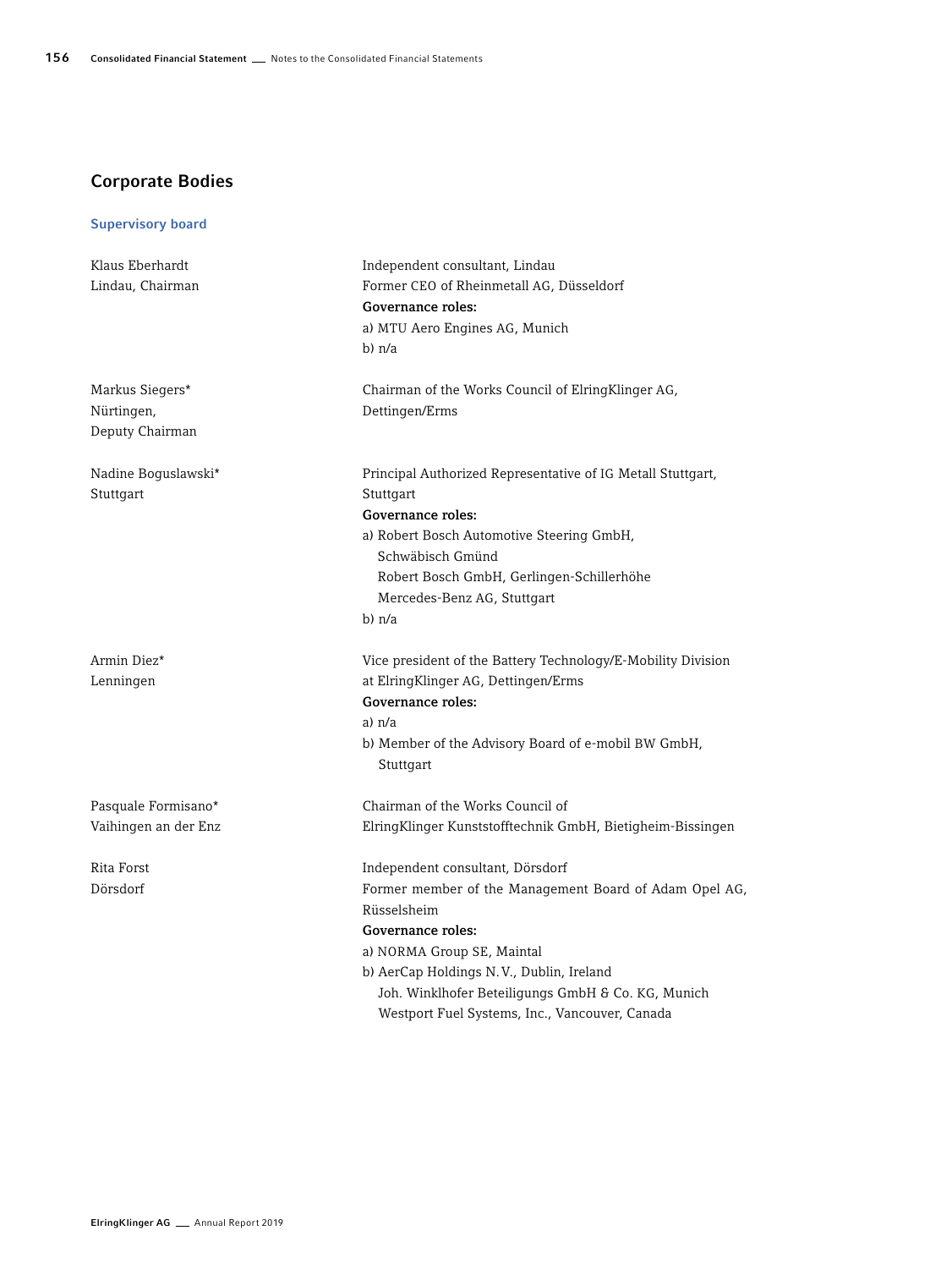## Corporate Bodies

### Supervisory board

| | |
|---|---|
| Klaus Eberhardt<br>Lindau, Chairman | Independent consultant, Lindau<br>Former CEO of Rheinmetall AG, Düsseldorf<br>**Governance roles:**<br>a) MTU Aero Engines AG, Munich<br>b) n/a |
| Markus Siegers*<br>Nürtingen,<br>Deputy Chairman | Chairman of the Works Council of ElringKlinger AG, Dettingen/Erms |
| Nadine Boguslawski*<br>Stuttgart | Principal Authorized Representative of IG Metall Stuttgart, Stuttgart<br>**Governance roles:**<br>a) Robert Bosch Automotive Steering GmbH, Schwäbisch Gmünd<br>Robert Bosch GmbH, Gerlingen-Schillerhöhe<br>Mercedes-Benz AG, Stuttgart<br>b) n/a |
| Armin Diez*<br>Lenningen | Vice president of the Battery Technology/E-Mobility Division at ElringKlinger AG, Dettingen/Erms<br>**Governance roles:**<br>a) n/a<br>b) Member of the Advisory Board of e-mobil BW GmbH, Stuttgart |
| Pasquale Formisano*<br>Vaihingen an der Enz | Chairman of the Works Council of ElringKlinger Kunststofftechnik GmbH, Bietigheim-Bissingen |
| Rita Forst<br>Dörsdorf | Independent consultant, Dörsdorf<br>Former member of the Management Board of Adam Opel AG, Rüsselsheim<br>**Governance roles:**<br>a) NORMA Group SE, Maintal<br>b) AerCap Holdings N.V., Dublin, Ireland<br>Joh. Winklhofer Beteiligungs GmbH & Co. KG, Munich<br>Westport Fuel Systems, Inc., Vancouver, Canada |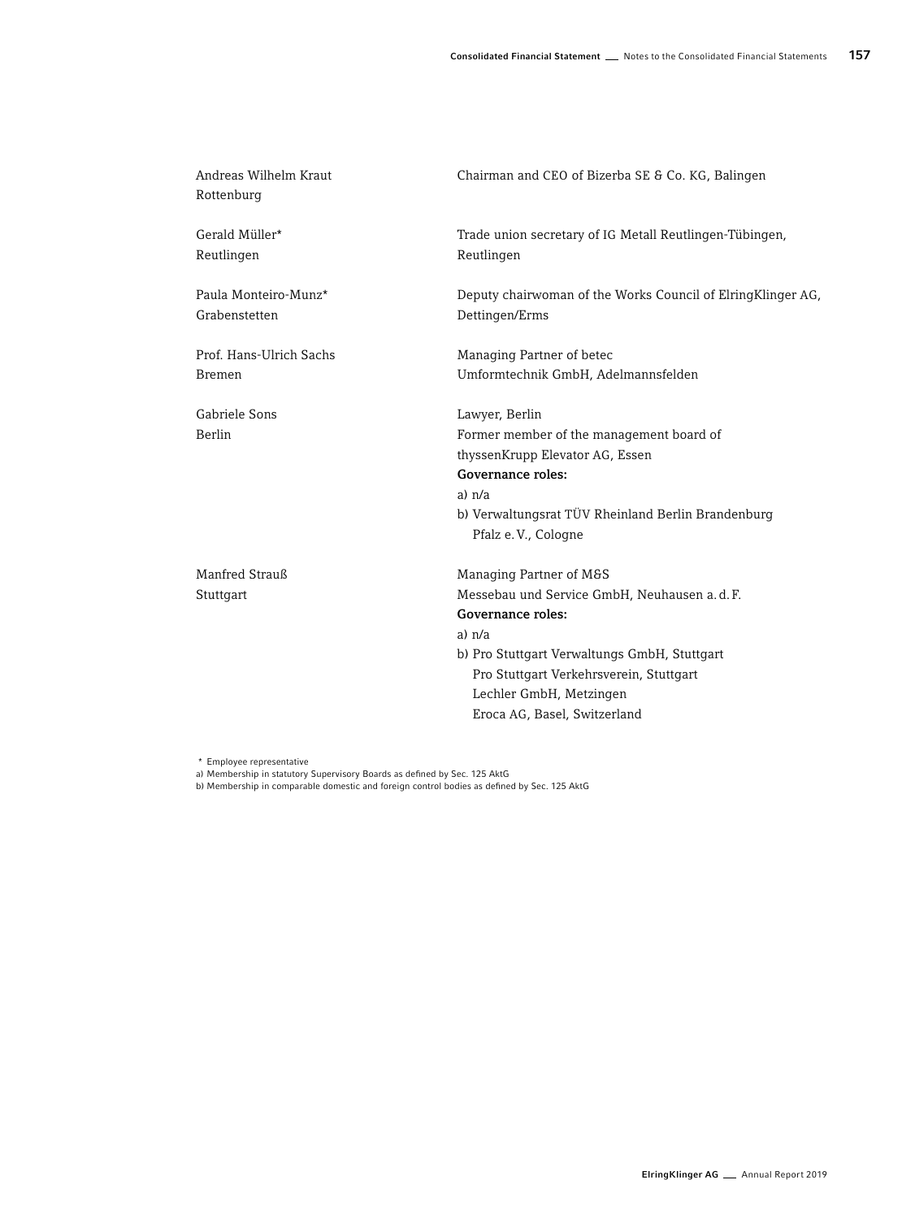| | |
|---|---|
| Andreas Wilhelm Kraut<br>Rottenburg | Chairman and CEO of Bizerba SE & Co. KG, Balingen |
| Gerald Müller*<br>Reutlingen | Trade union secretary of IG Metall Reutlingen-Tübingen, Reutlingen |
| Paula Monteiro-Munz*<br>Grabenstetten | Deputy chairwoman of the Works Council of ElringKlinger AG, Dettingen/Erms |
| Prof. Hans-Ulrich Sachs<br>Bremen | Managing Partner of betec Umformtechnik GmbH, Adelmannsfelden |
| Gabriele Sons<br>Berlin | Lawyer, Berlin<br>Former member of the management board of thyssenKrupp Elevator AG, Essen<br>**Governance roles:**<br>a) n/a<br>b) Verwaltungsrat TÜV Rheinland Berlin Brandenburg Pfalz e. V., Cologne |
| Manfred Strauß<br>Stuttgart | Managing Partner of M&S Messebau und Service GmbH, Neuhausen a. d. F.<br>**Governance roles:**<br>a) n/a<br>b) Pro Stuttgart Verwaltungs GmbH, Stuttgart<br>Pro Stuttgart Verkehrsverein, Stuttgart<br>Lechler GmbH, Metzingen<br>Eroca AG, Basel, Switzerland |

\* Employee representative
a) Membership in statutory Supervisory Boards as defined by Sec. 125 AktG
b) Membership in comparable domestic and foreign control bodies as defined by Sec. 125 AktG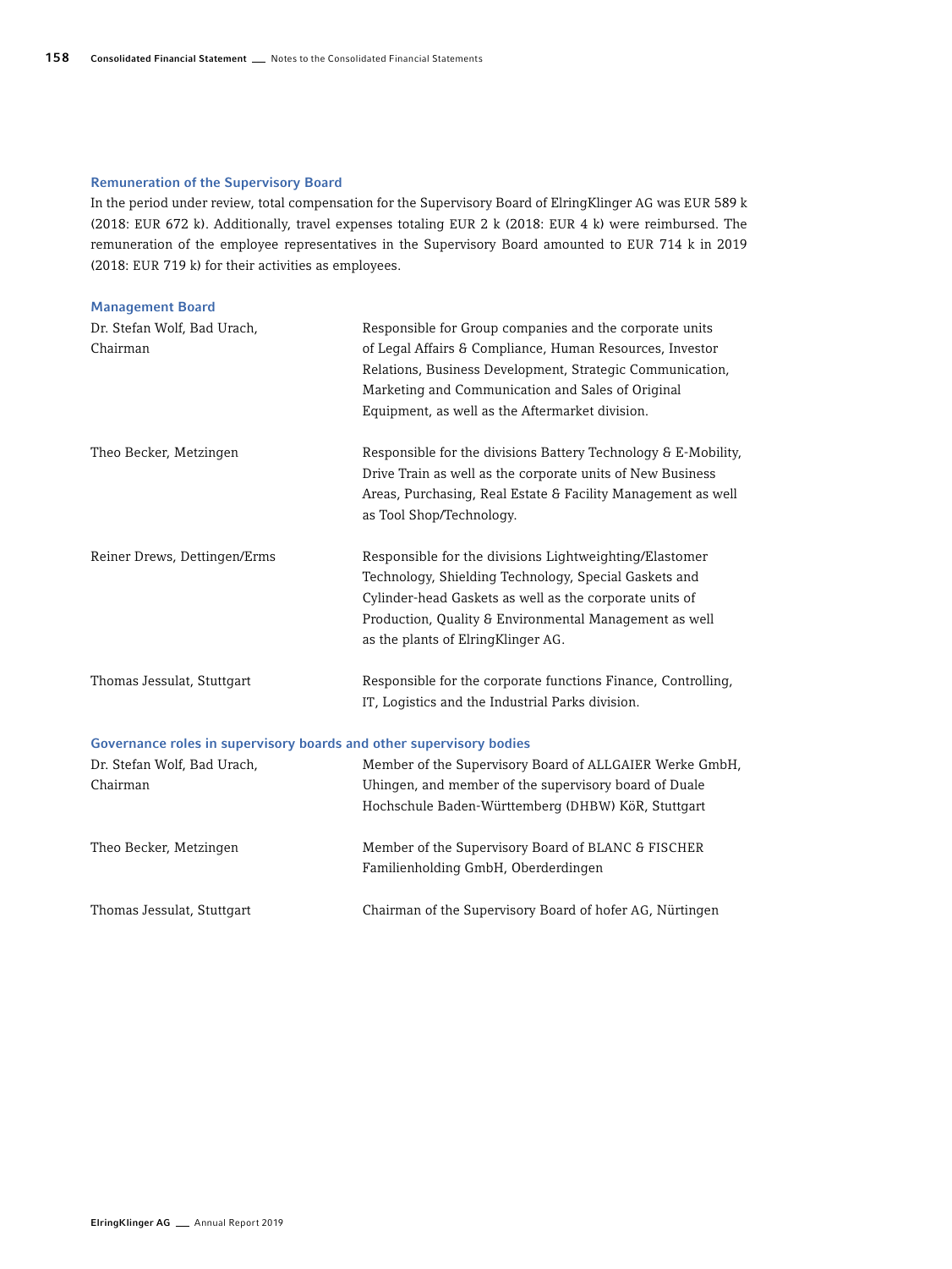### Remuneration of the Supervisory Board

In the period under review, total compensation for the Supervisory Board of ElringKlinger AG was EUR 589 k (2018: EUR 672 k). Additionally, travel expenses totaling EUR 2 k (2018: EUR 4 k) were reimbursed. The remuneration of the employee representatives in the Supervisory Board amounted to EUR 714 k in 2019 (2018: EUR 719 k) for their activities as employees.

### Management Board

| | |
|---|---|
| Dr. Stefan Wolf, Bad Urach, Chairman | Responsible for Group companies and the corporate units of Legal Affairs & Compliance, Human Resources, Investor Relations, Business Development, Strategic Communication, Marketing and Communication and Sales of Original Equipment, as well as the Aftermarket division. |
| Theo Becker, Metzingen | Responsible for the divisions Battery Technology & E-Mobility, Drive Train as well as the corporate units of New Business Areas, Purchasing, Real Estate & Facility Management as well as Tool Shop/Technology. |
| Reiner Drews, Dettingen/Erms | Responsible for the divisions Lightweighting/Elastomer Technology, Shielding Technology, Special Gaskets and Cylinder-head Gaskets as well as the corporate units of Production, Quality & Environmental Management as well as the plants of ElringKlinger AG. |
| Thomas Jessulat, Stuttgart | Responsible for the corporate functions Finance, Controlling, IT, Logistics and the Industrial Parks division. |

### Governance roles in supervisory boards and other supervisory bodies

| | |
|---|---|
| Dr. Stefan Wolf, Bad Urach, Chairman | Member of the Supervisory Board of ALLGAIER Werke GmbH, Uhingen, and member of the supervisory board of Duale Hochschule Baden-Württemberg (DHBW) KöR, Stuttgart |
| Theo Becker, Metzingen | Member of the Supervisory Board of BLANC & FISCHER Familienholding GmbH, Oberderdingen |
| Thomas Jessulat, Stuttgart | Chairman of the Supervisory Board of hofer AG, Nürtingen |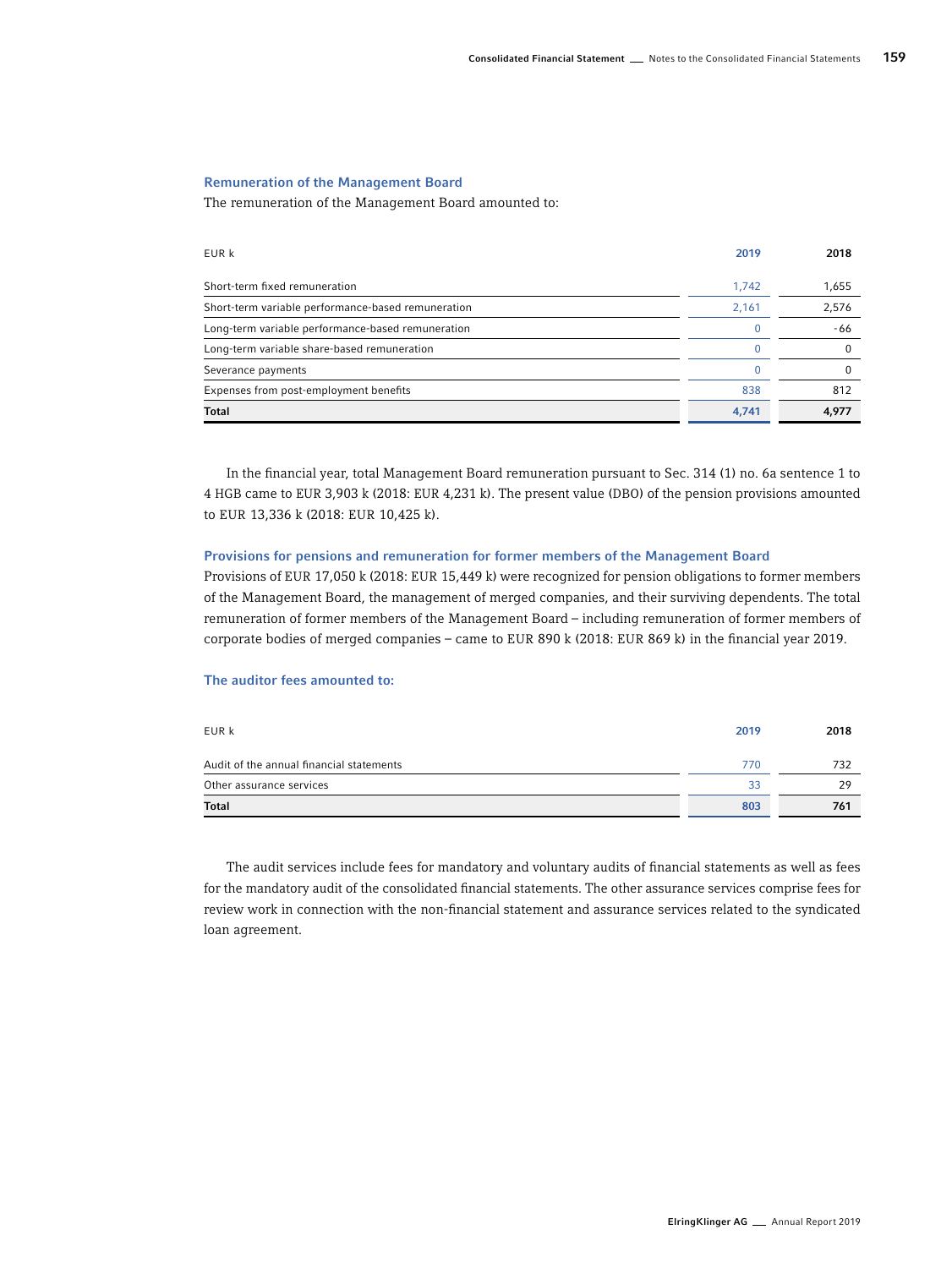### Remuneration of the Management Board

The remuneration of the Management Board amounted to:

| EUR k | 2019 | 2018 |
|---|---|---|
| Short-term fixed remuneration | 1,742 | 1,655 |
| Short-term variable performance-based remuneration | 2,161 | 2,576 |
| Long-term variable performance-based remuneration | 0 | -66 |
| Long-term variable share-based remuneration | 0 | 0 |
| Severance payments | 0 | 0 |
| Expenses from post-employment benefits | 838 | 812 |
| **Total** | **4,741** | **4,977** |

In the financial year, total Management Board remuneration pursuant to Sec. 314 (1) no. 6a sentence 1 to 4 HGB came to EUR 3,903 k (2018: EUR 4,231 k). The present value (DBO) of the pension provisions amounted to EUR 13,336 k (2018: EUR 10,425 k).

### Provisions for pensions and remuneration for former members of the Management Board

Provisions of EUR 17,050 k (2018: EUR 15,449 k) were recognized for pension obligations to former members of the Management Board, the management of merged companies, and their surviving dependents. The total remuneration of former members of the Management Board – including remuneration of former members of corporate bodies of merged companies – came to EUR 890 k (2018: EUR 869 k) in the financial year 2019.

### The auditor fees amounted to:

| EUR k | 2019 | 2018 |
|---|---|---|
| Audit of the annual financial statements | 770 | 732 |
| Other assurance services | 33 | 29 |
| **Total** | **803** | **761** |

The audit services include fees for mandatory and voluntary audits of financial statements as well as fees for the mandatory audit of the consolidated financial statements. The other assurance services comprise fees for review work in connection with the non-financial statement and assurance services related to the syndicated loan agreement.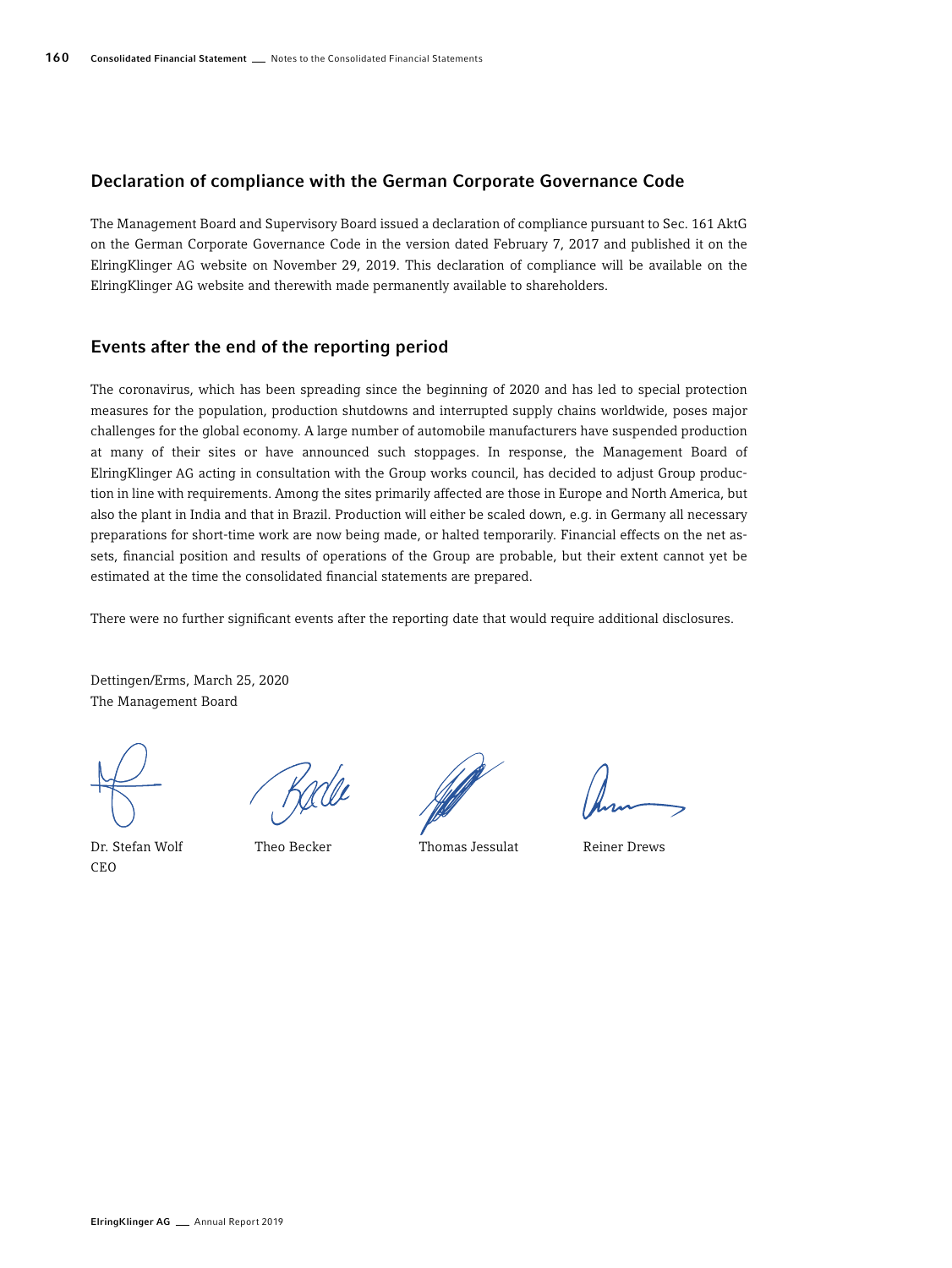## Declaration of compliance with the German Corporate Governance Code

The Management Board and Supervisory Board issued a declaration of compliance pursuant to Sec. 161 AktG on the German Corporate Governance Code in the version dated February 7, 2017 and published it on the ElringKlinger AG website on November 29, 2019. This declaration of compliance will be available on the ElringKlinger AG website and therewith made permanently available to shareholders.

## Events after the end of the reporting period

The coronavirus, which has been spreading since the beginning of 2020 and has led to special protection measures for the population, production shutdowns and interrupted supply chains worldwide, poses major challenges for the global economy. A large number of automobile manufacturers have suspended production at many of their sites or have announced such stoppages. In response, the Management Board of ElringKlinger AG acting in consultation with the Group works council, has decided to adjust Group production in line with requirements. Among the sites primarily affected are those in Europe and North America, but also the plant in India and that in Brazil. Production will either be scaled down, e.g. in Germany all necessary preparations for short-time work are now being made, or halted temporarily. Financial effects on the net assets, financial position and results of operations of the Group are probable, but their extent cannot yet be estimated at the time the consolidated financial statements are prepared.

There were no further significant events after the reporting date that would require additional disclosures.

Dettingen/Erms, March 25, 2020
The Management Board

| Dr. Stefan Wolf<br>CEO | Theo Becker | Thomas Jessulat | Reiner Drews |
|---|---|---|---|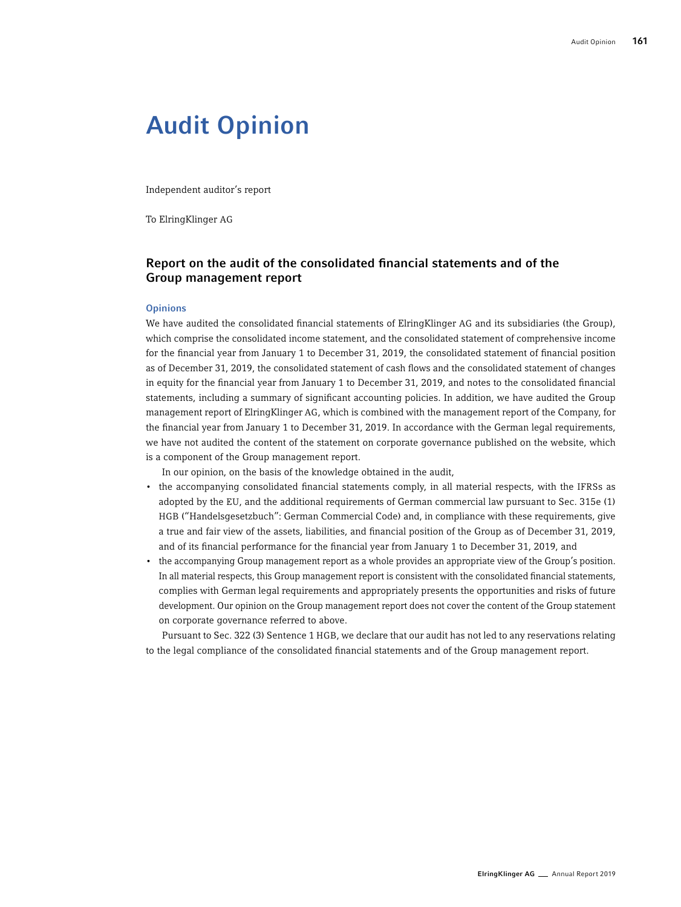# Audit Opinion

Independent auditor's report

To ElringKlinger AG

## Report on the audit of the consolidated financial statements and of the Group management report

### Opinions

We have audited the consolidated financial statements of ElringKlinger AG and its subsidiaries (the Group), which comprise the consolidated income statement, and the consolidated statement of comprehensive income for the financial year from January 1 to December 31, 2019, the consolidated statement of financial position as of December 31, 2019, the consolidated statement of cash flows and the consolidated statement of changes in equity for the financial year from January 1 to December 31, 2019, and notes to the consolidated financial statements, including a summary of significant accounting policies. In addition, we have audited the Group management report of ElringKlinger AG, which is combined with the management report of the Company, for the financial year from January 1 to December 31, 2019. In accordance with the German legal requirements, we have not audited the content of the statement on corporate governance published on the website, which is a component of the Group management report.

In our opinion, on the basis of the knowledge obtained in the audit,

- the accompanying consolidated financial statements comply, in all material respects, with the IFRSs as adopted by the EU, and the additional requirements of German commercial law pursuant to Sec. 315e (1) HGB ("Handelsgesetzbuch": German Commercial Code) and, in compliance with these requirements, give a true and fair view of the assets, liabilities, and financial position of the Group as of December 31, 2019, and of its financial performance for the financial year from January 1 to December 31, 2019, and
- the accompanying Group management report as a whole provides an appropriate view of the Group's position. In all material respects, this Group management report is consistent with the consolidated financial statements, complies with German legal requirements and appropriately presents the opportunities and risks of future development. Our opinion on the Group management report does not cover the content of the Group statement on corporate governance referred to above.

Pursuant to Sec. 322 (3) Sentence 1 HGB, we declare that our audit has not led to any reservations relating to the legal compliance of the consolidated financial statements and of the Group management report.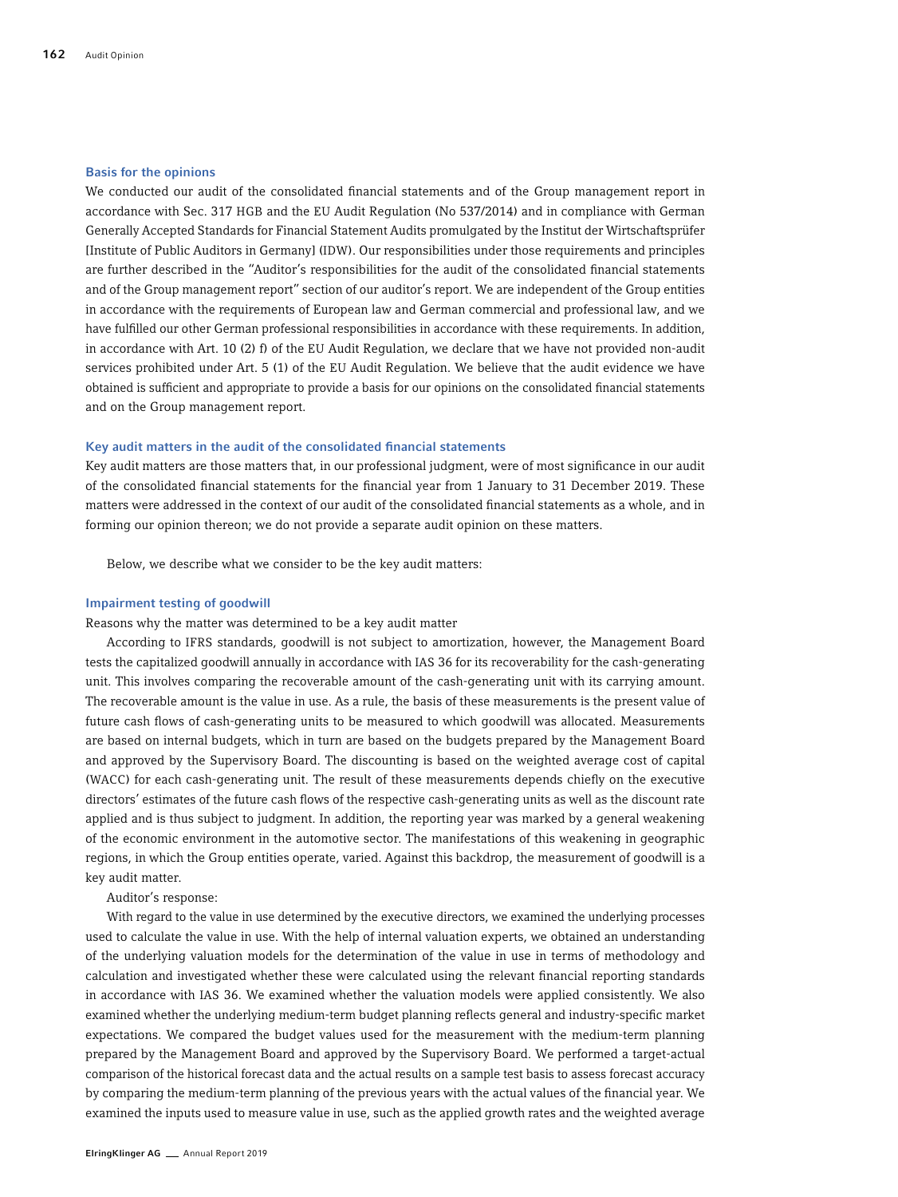### Basis for the opinions

We conducted our audit of the consolidated financial statements and of the Group management report in accordance with Sec. 317 HGB and the EU Audit Regulation (No 537/2014) and in compliance with German Generally Accepted Standards for Financial Statement Audits promulgated by the Institut der Wirtschaftsprüfer [Institute of Public Auditors in Germany] (IDW). Our responsibilities under those requirements and principles are further described in the "Auditor's responsibilities for the audit of the consolidated financial statements and of the Group management report" section of our auditor's report. We are independent of the Group entities in accordance with the requirements of European law and German commercial and professional law, and we have fulfilled our other German professional responsibilities in accordance with these requirements. In addition, in accordance with Art. 10 (2) f) of the EU Audit Regulation, we declare that we have not provided non-audit services prohibited under Art. 5 (1) of the EU Audit Regulation. We believe that the audit evidence we have obtained is sufficient and appropriate to provide a basis for our opinions on the consolidated financial statements and on the Group management report.

### Key audit matters in the audit of the consolidated financial statements

Key audit matters are those matters that, in our professional judgment, were of most significance in our audit of the consolidated financial statements for the financial year from 1 January to 31 December 2019. These matters were addressed in the context of our audit of the consolidated financial statements as a whole, and in forming our opinion thereon; we do not provide a separate audit opinion on these matters.

Below, we describe what we consider to be the key audit matters:

### Impairment testing of goodwill

Reasons why the matter was determined to be a key audit matter

According to IFRS standards, goodwill is not subject to amortization, however, the Management Board tests the capitalized goodwill annually in accordance with IAS 36 for its recoverability for the cash-generating unit. This involves comparing the recoverable amount of the cash-generating unit with its carrying amount. The recoverable amount is the value in use. As a rule, the basis of these measurements is the present value of future cash flows of cash-generating units to be measured to which goodwill was allocated. Measurements are based on internal budgets, which in turn are based on the budgets prepared by the Management Board and approved by the Supervisory Board. The discounting is based on the weighted average cost of capital (WACC) for each cash-generating unit. The result of these measurements depends chiefly on the executive directors' estimates of the future cash flows of the respective cash-generating units as well as the discount rate applied and is thus subject to judgment. In addition, the reporting year was marked by a general weakening of the economic environment in the automotive sector. The manifestations of this weakening in geographic regions, in which the Group entities operate, varied. Against this backdrop, the measurement of goodwill is a key audit matter.

Auditor's response:

With regard to the value in use determined by the executive directors, we examined the underlying processes used to calculate the value in use. With the help of internal valuation experts, we obtained an understanding of the underlying valuation models for the determination of the value in use in terms of methodology and calculation and investigated whether these were calculated using the relevant financial reporting standards in accordance with IAS 36. We examined whether the valuation models were applied consistently. We also examined whether the underlying medium-term budget planning reflects general and industry-specific market expectations. We compared the budget values used for the measurement with the medium-term planning prepared by the Management Board and approved by the Supervisory Board. We performed a target-actual comparison of the historical forecast data and the actual results on a sample test basis to assess forecast accuracy by comparing the medium-term planning of the previous years with the actual values of the financial year. We examined the inputs used to measure value in use, such as the applied growth rates and the weighted average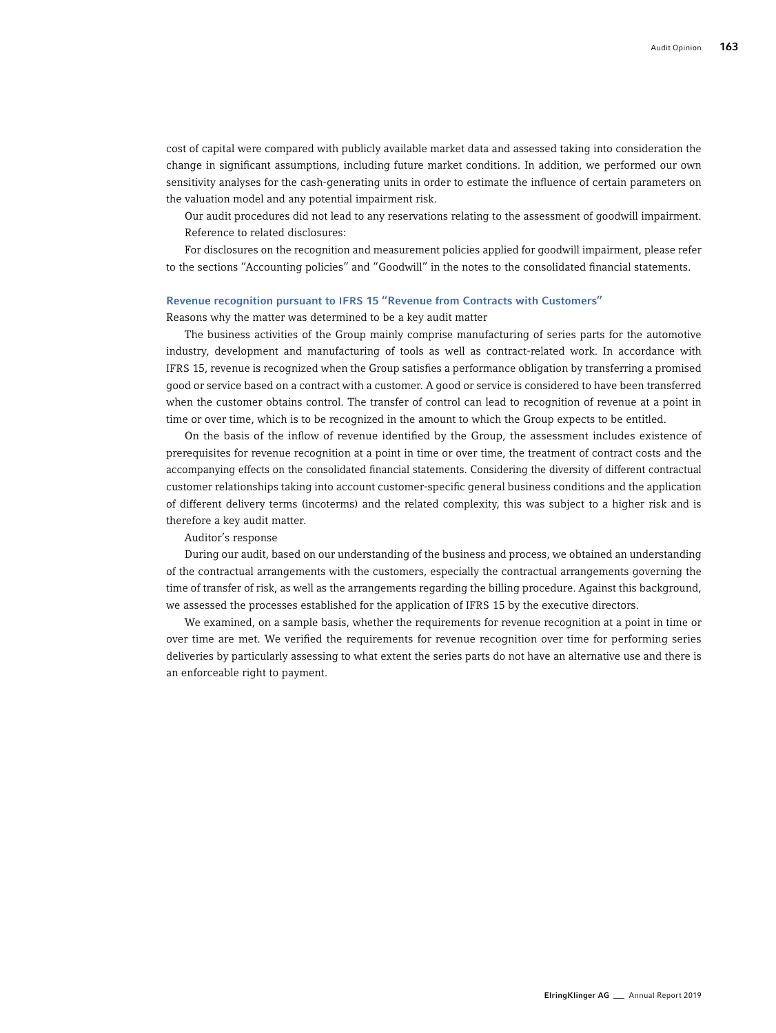cost of capital were compared with publicly available market data and assessed taking into consideration the change in significant assumptions, including future market conditions. In addition, we performed our own sensitivity analyses for the cash-generating units in order to estimate the influence of certain parameters on the valuation model and any potential impairment risk.

Our audit procedures did not lead to any reservations relating to the assessment of goodwill impairment.

Reference to related disclosures:

For disclosures on the recognition and measurement policies applied for goodwill impairment, please refer to the sections "Accounting policies" and "Goodwill" in the notes to the consolidated financial statements.

### Revenue recognition pursuant to IFRS 15 "Revenue from Contracts with Customers"

Reasons why the matter was determined to be a key audit matter

The business activities of the Group mainly comprise manufacturing of series parts for the automotive industry, development and manufacturing of tools as well as contract-related work. In accordance with IFRS 15, revenue is recognized when the Group satisfies a performance obligation by transferring a promised good or service based on a contract with a customer. A good or service is considered to have been transferred when the customer obtains control. The transfer of control can lead to recognition of revenue at a point in time or over time, which is to be recognized in the amount to which the Group expects to be entitled.

On the basis of the inflow of revenue identified by the Group, the assessment includes existence of prerequisites for revenue recognition at a point in time or over time, the treatment of contract costs and the accompanying effects on the consolidated financial statements. Considering the diversity of different contractual customer relationships taking into account customer-specific general business conditions and the application of different delivery terms (incoterms) and the related complexity, this was subject to a higher risk and is therefore a key audit matter.

Auditor's response

During our audit, based on our understanding of the business and process, we obtained an understanding of the contractual arrangements with the customers, especially the contractual arrangements governing the time of transfer of risk, as well as the arrangements regarding the billing procedure. Against this background, we assessed the processes established for the application of IFRS 15 by the executive directors.

We examined, on a sample basis, whether the requirements for revenue recognition at a point in time or over time are met. We verified the requirements for revenue recognition over time for performing series deliveries by particularly assessing to what extent the series parts do not have an alternative use and there is an enforceable right to payment.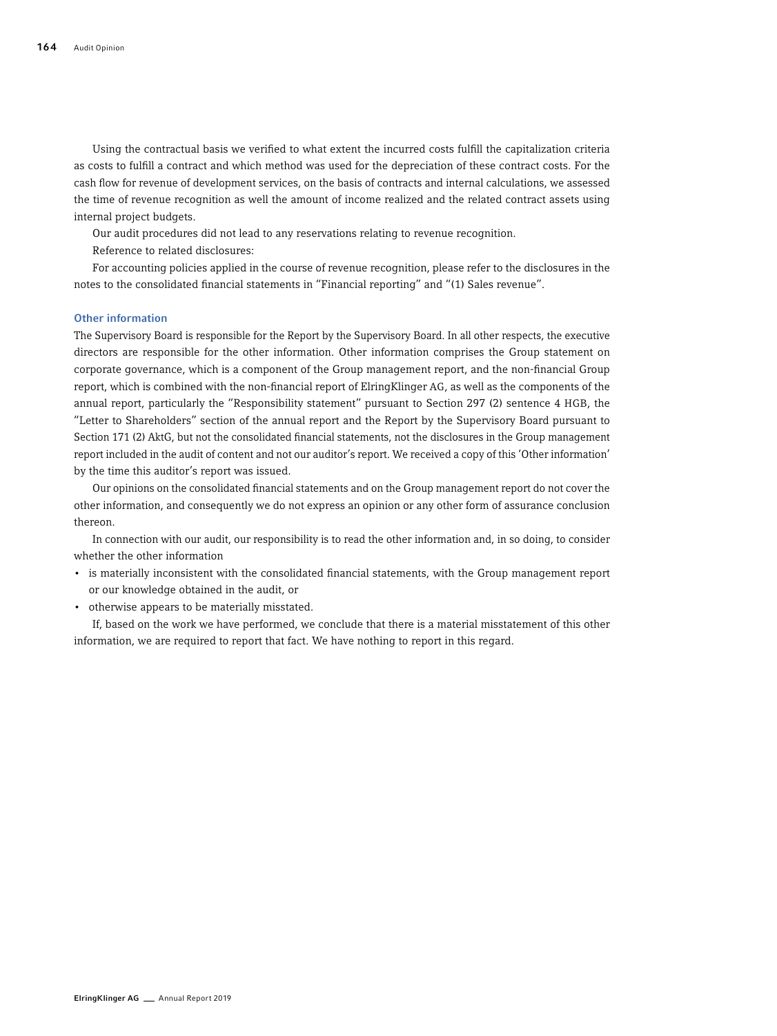Using the contractual basis we verified to what extent the incurred costs fulfill the capitalization criteria as costs to fulfill a contract and which method was used for the depreciation of these contract costs. For the cash flow for revenue of development services, on the basis of contracts and internal calculations, we assessed the time of revenue recognition as well the amount of income realized and the related contract assets using internal project budgets.

Our audit procedures did not lead to any reservations relating to revenue recognition.

Reference to related disclosures:

For accounting policies applied in the course of revenue recognition, please refer to the disclosures in the notes to the consolidated financial statements in "Financial reporting" and "(1) Sales revenue".

### Other information

The Supervisory Board is responsible for the Report by the Supervisory Board. In all other respects, the executive directors are responsible for the other information. Other information comprises the Group statement on corporate governance, which is a component of the Group management report, and the non-financial Group report, which is combined with the non-financial report of ElringKlinger AG, as well as the components of the annual report, particularly the "Responsibility statement" pursuant to Section 297 (2) sentence 4 HGB, the "Letter to Shareholders" section of the annual report and the Report by the Supervisory Board pursuant to Section 171 (2) AktG, but not the consolidated financial statements, not the disclosures in the Group management report included in the audit of content and not our auditor's report. We received a copy of this 'Other information' by the time this auditor's report was issued.

Our opinions on the consolidated financial statements and on the Group management report do not cover the other information, and consequently we do not express an opinion or any other form of assurance conclusion thereon.

In connection with our audit, our responsibility is to read the other information and, in so doing, to consider whether the other information

- is materially inconsistent with the consolidated financial statements, with the Group management report or our knowledge obtained in the audit, or
- otherwise appears to be materially misstated.

If, based on the work we have performed, we conclude that there is a material misstatement of this other information, we are required to report that fact. We have nothing to report in this regard.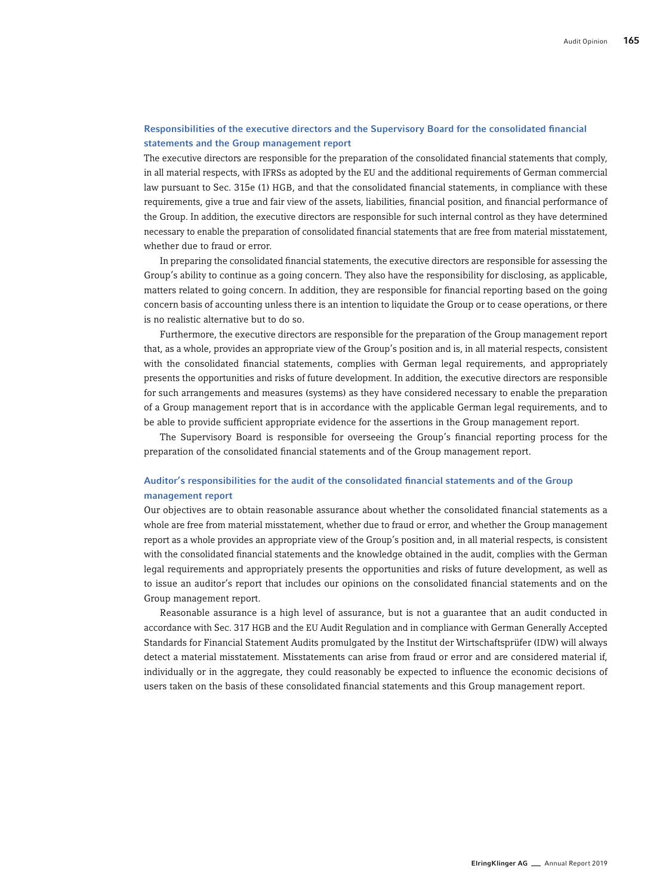### Responsibilities of the executive directors and the Supervisory Board for the consolidated financial statements and the Group management report

The executive directors are responsible for the preparation of the consolidated financial statements that comply, in all material respects, with IFRSs as adopted by the EU and the additional requirements of German commercial law pursuant to Sec. 315e (1) HGB, and that the consolidated financial statements, in compliance with these requirements, give a true and fair view of the assets, liabilities, financial position, and financial performance of the Group. In addition, the executive directors are responsible for such internal control as they have determined necessary to enable the preparation of consolidated financial statements that are free from material misstatement, whether due to fraud or error.

In preparing the consolidated financial statements, the executive directors are responsible for assessing the Group's ability to continue as a going concern. They also have the responsibility for disclosing, as applicable, matters related to going concern. In addition, they are responsible for financial reporting based on the going concern basis of accounting unless there is an intention to liquidate the Group or to cease operations, or there is no realistic alternative but to do so.

Furthermore, the executive directors are responsible for the preparation of the Group management report that, as a whole, provides an appropriate view of the Group's position and is, in all material respects, consistent with the consolidated financial statements, complies with German legal requirements, and appropriately presents the opportunities and risks of future development. In addition, the executive directors are responsible for such arrangements and measures (systems) as they have considered necessary to enable the preparation of a Group management report that is in accordance with the applicable German legal requirements, and to be able to provide sufficient appropriate evidence for the assertions in the Group management report.

The Supervisory Board is responsible for overseeing the Group's financial reporting process for the preparation of the consolidated financial statements and of the Group management report.

### Auditor's responsibilities for the audit of the consolidated financial statements and of the Group management report

Our objectives are to obtain reasonable assurance about whether the consolidated financial statements as a whole are free from material misstatement, whether due to fraud or error, and whether the Group management report as a whole provides an appropriate view of the Group's position and, in all material respects, is consistent with the consolidated financial statements and the knowledge obtained in the audit, complies with the German legal requirements and appropriately presents the opportunities and risks of future development, as well as to issue an auditor's report that includes our opinions on the consolidated financial statements and on the Group management report.

Reasonable assurance is a high level of assurance, but is not a guarantee that an audit conducted in accordance with Sec. 317 HGB and the EU Audit Regulation and in compliance with German Generally Accepted Standards for Financial Statement Audits promulgated by the Institut der Wirtschaftsprüfer (IDW) will always detect a material misstatement. Misstatements can arise from fraud or error and are considered material if, individually or in the aggregate, they could reasonably be expected to influence the economic decisions of users taken on the basis of these consolidated financial statements and this Group management report.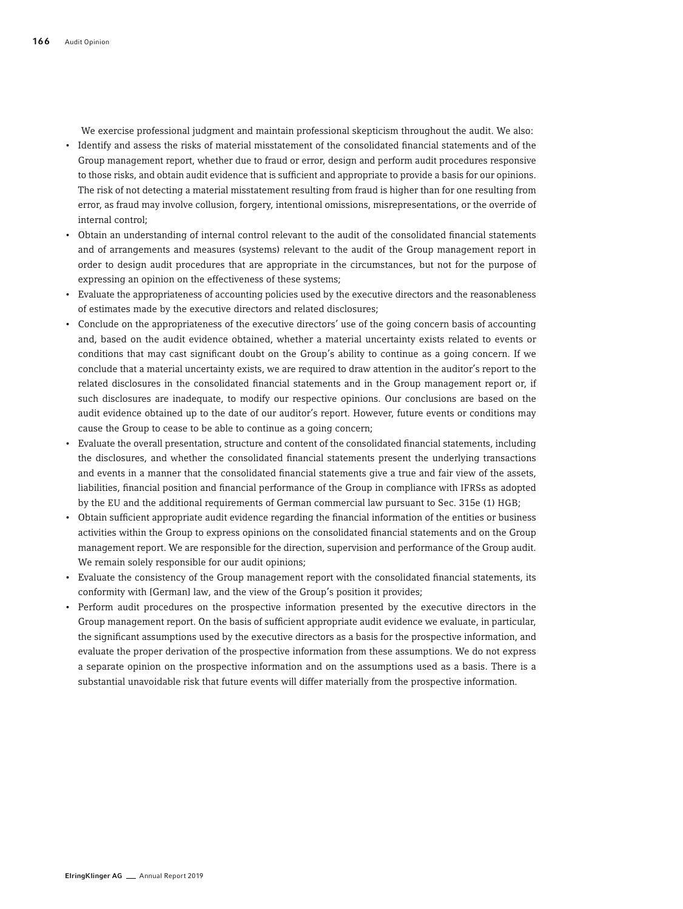We exercise professional judgment and maintain professional skepticism throughout the audit. We also:

- Identify and assess the risks of material misstatement of the consolidated financial statements and of the Group management report, whether due to fraud or error, design and perform audit procedures responsive to those risks, and obtain audit evidence that is sufficient and appropriate to provide a basis for our opinions. The risk of not detecting a material misstatement resulting from fraud is higher than for one resulting from error, as fraud may involve collusion, forgery, intentional omissions, misrepresentations, or the override of internal control;
- Obtain an understanding of internal control relevant to the audit of the consolidated financial statements and of arrangements and measures (systems) relevant to the audit of the Group management report in order to design audit procedures that are appropriate in the circumstances, but not for the purpose of expressing an opinion on the effectiveness of these systems;
- Evaluate the appropriateness of accounting policies used by the executive directors and the reasonableness of estimates made by the executive directors and related disclosures;
- Conclude on the appropriateness of the executive directors' use of the going concern basis of accounting and, based on the audit evidence obtained, whether a material uncertainty exists related to events or conditions that may cast significant doubt on the Group's ability to continue as a going concern. If we conclude that a material uncertainty exists, we are required to draw attention in the auditor's report to the related disclosures in the consolidated financial statements and in the Group management report or, if such disclosures are inadequate, to modify our respective opinions. Our conclusions are based on the audit evidence obtained up to the date of our auditor's report. However, future events or conditions may cause the Group to cease to be able to continue as a going concern;
- Evaluate the overall presentation, structure and content of the consolidated financial statements, including the disclosures, and whether the consolidated financial statements present the underlying transactions and events in a manner that the consolidated financial statements give a true and fair view of the assets, liabilities, financial position and financial performance of the Group in compliance with IFRSs as adopted by the EU and the additional requirements of German commercial law pursuant to Sec. 315e (1) HGB;
- Obtain sufficient appropriate audit evidence regarding the financial information of the entities or business activities within the Group to express opinions on the consolidated financial statements and on the Group management report. We are responsible for the direction, supervision and performance of the Group audit. We remain solely responsible for our audit opinions;
- Evaluate the consistency of the Group management report with the consolidated financial statements, its conformity with [German] law, and the view of the Group's position it provides;
- Perform audit procedures on the prospective information presented by the executive directors in the Group management report. On the basis of sufficient appropriate audit evidence we evaluate, in particular, the significant assumptions used by the executive directors as a basis for the prospective information, and evaluate the proper derivation of the prospective information from these assumptions. We do not express a separate opinion on the prospective information and on the assumptions used as a basis. There is a substantial unavoidable risk that future events will differ materially from the prospective information.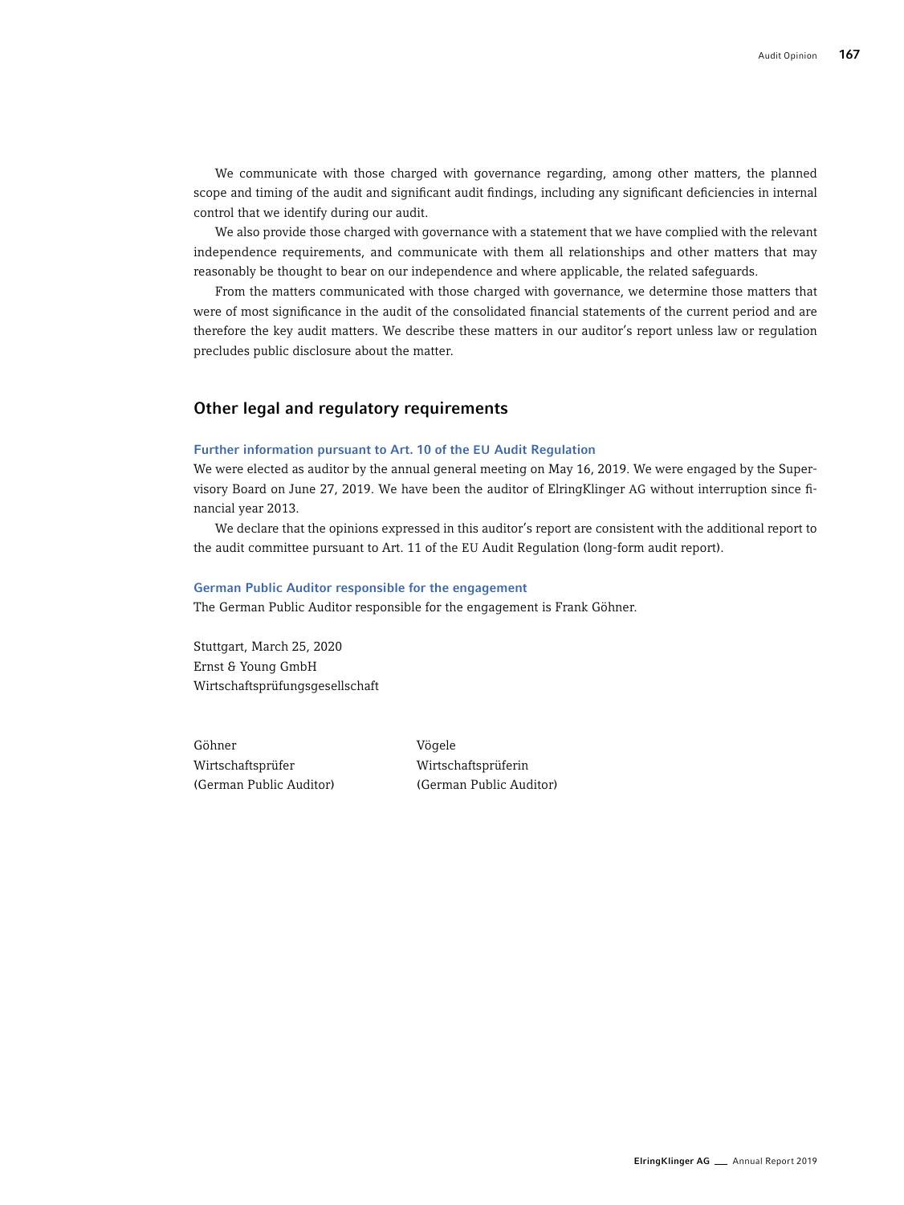We communicate with those charged with governance regarding, among other matters, the planned scope and timing of the audit and significant audit findings, including any significant deficiencies in internal control that we identify during our audit.

We also provide those charged with governance with a statement that we have complied with the relevant independence requirements, and communicate with them all relationships and other matters that may reasonably be thought to bear on our independence and where applicable, the related safeguards.

From the matters communicated with those charged with governance, we determine those matters that were of most significance in the audit of the consolidated financial statements of the current period and are therefore the key audit matters. We describe these matters in our auditor's report unless law or regulation precludes public disclosure about the matter.

## Other legal and regulatory requirements

### Further information pursuant to Art. 10 of the EU Audit Regulation

We were elected as auditor by the annual general meeting on May 16, 2019. We were engaged by the Supervisory Board on June 27, 2019. We have been the auditor of ElringKlinger AG without interruption since financial year 2013.

We declare that the opinions expressed in this auditor's report are consistent with the additional report to the audit committee pursuant to Art. 11 of the EU Audit Regulation (long-form audit report).

### German Public Auditor responsible for the engagement

The German Public Auditor responsible for the engagement is Frank Göhner.

Stuttgart, March 25, 2020
Ernst & Young GmbH
Wirtschaftsprüfungsgesellschaft

Göhner
Wirtschaftsprüfer
(German Public Auditor)

Vögele
Wirtschaftsprüferin
(German Public Auditor)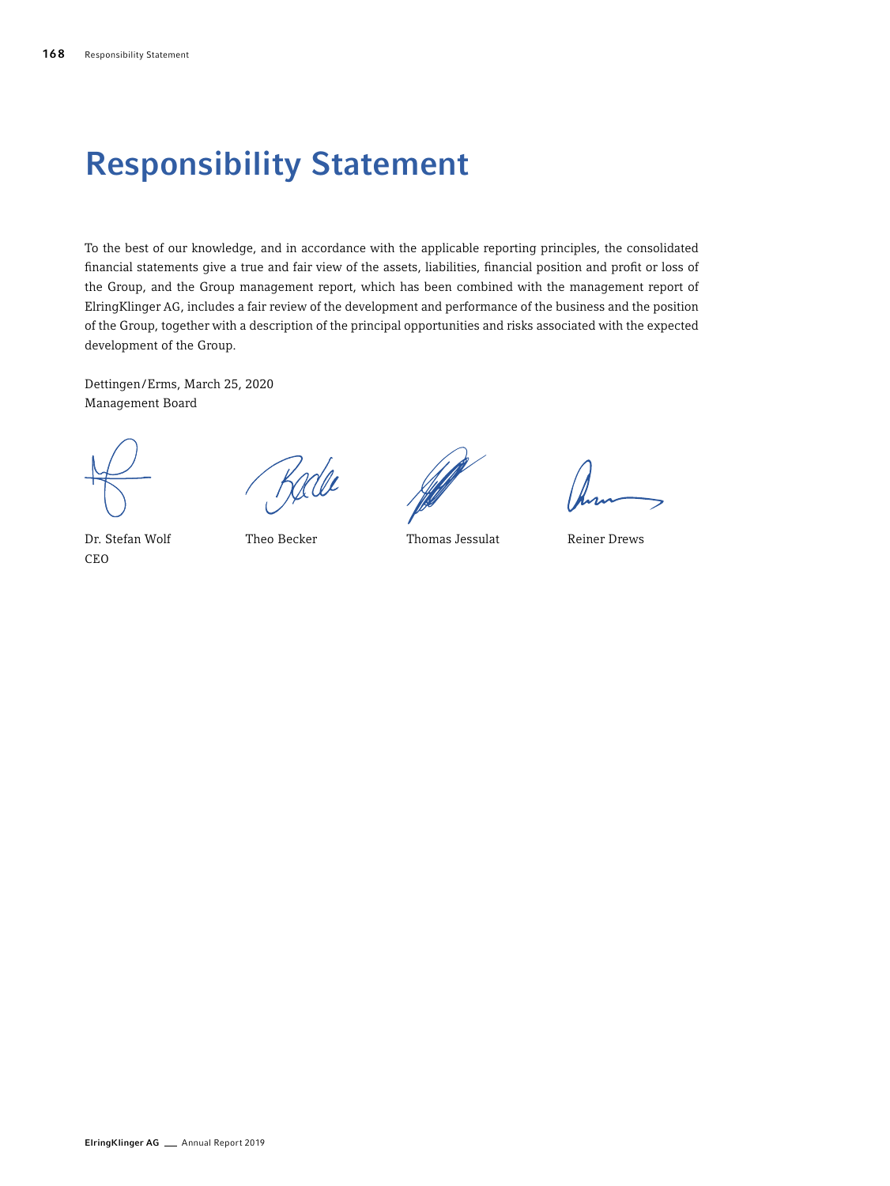# Responsibility Statement

To the best of our knowledge, and in accordance with the applicable reporting principles, the consolidated financial statements give a true and fair view of the assets, liabilities, financial position and profit or loss of the Group, and the Group management report, which has been combined with the management report of ElringKlinger AG, includes a fair review of the development and performance of the business and the position of the Group, together with a description of the principal opportunities and risks associated with the expected development of the Group.

Dettingen/Erms, March 25, 2020
Management Board

Dr. Stefan Wolf
CEO

Theo Becker

Thomas Jessulat

Reiner Drews